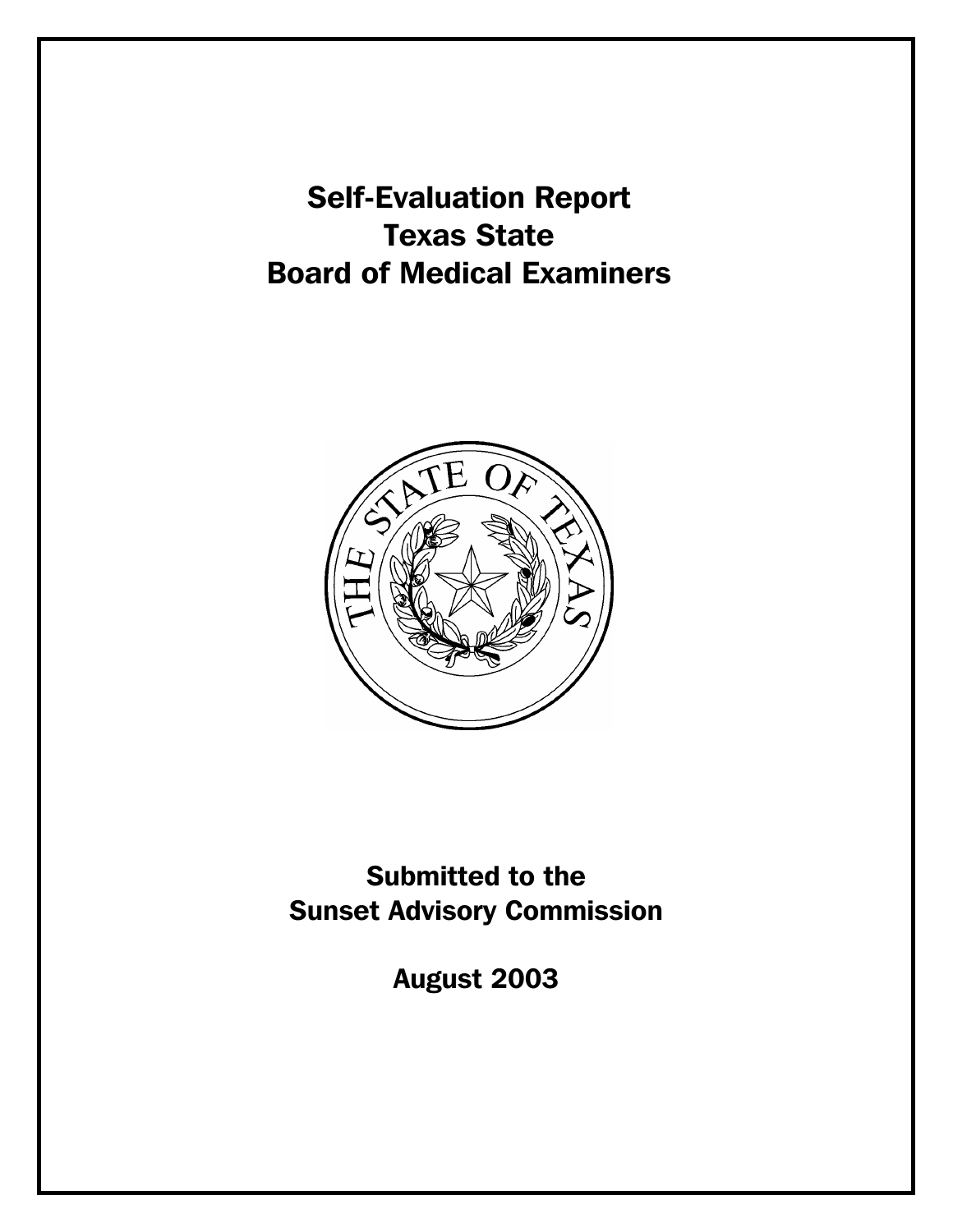# Self-Evaluation Report
# Texas State
# Board of Medical Examiners

## Submitted to the
## Sunset Advisory Commission

## August 2003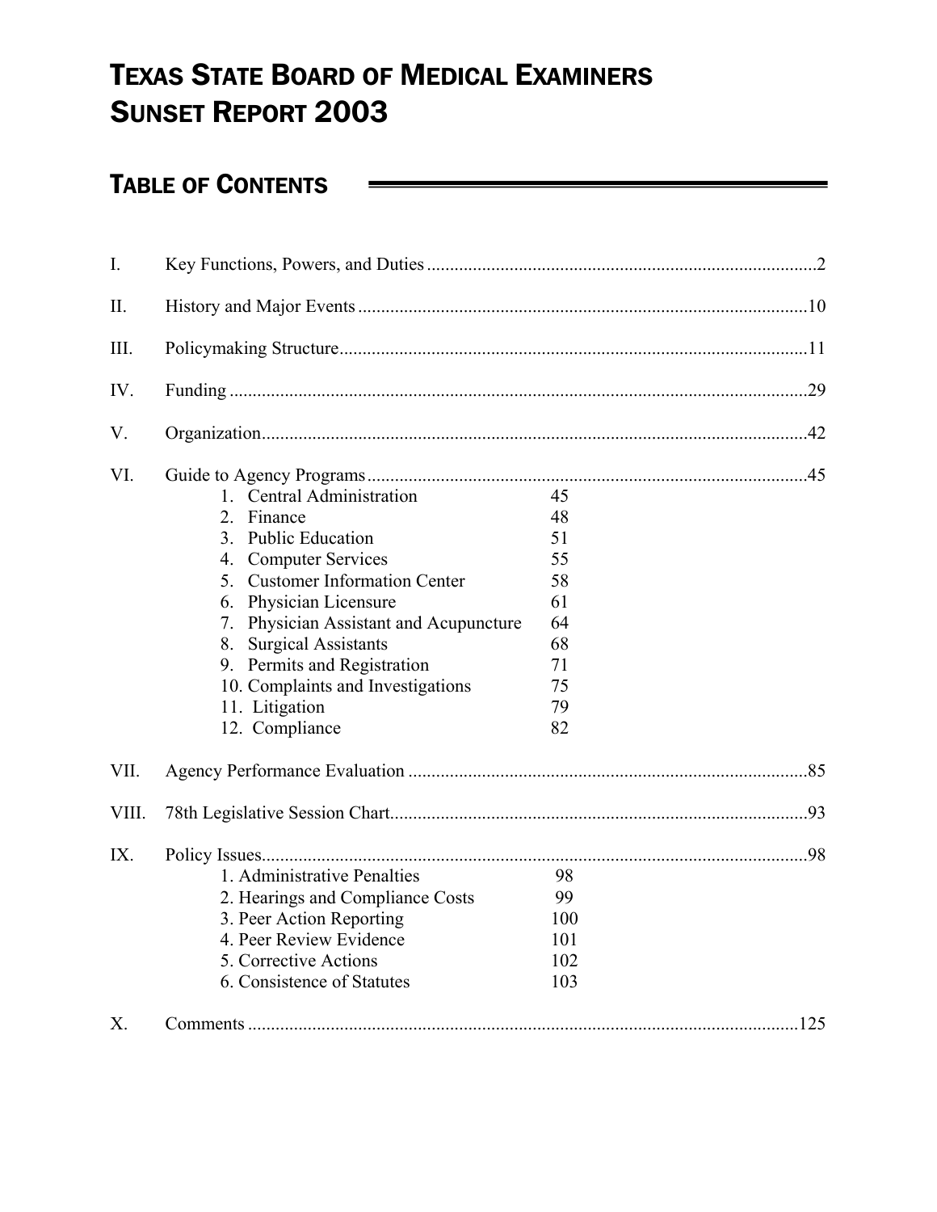# TEXAS STATE BOARD OF MEDICAL EXAMINERS SUNSET REPORT 2003

## TABLE OF CONTENTS

I. Key Functions, Powers, and Duties .....2

II. History and Major Events .....10

III. Policymaking Structure .....11

IV. Funding .....29

V. Organization .....42

VI. Guide to Agency Programs .....45

| | |
|---|---|
| 1. Central Administration | 45 |
| 2. Finance | 48 |
| 3. Public Education | 51 |
| 4. Computer Services | 55 |
| 5. Customer Information Center | 58 |
| 6. Physician Licensure | 61 |
| 7. Physician Assistant and Acupuncture | 64 |
| 8. Surgical Assistants | 68 |
| 9. Permits and Registration | 71 |
| 10. Complaints and Investigations | 75 |
| 11. Litigation | 79 |
| 12. Compliance | 82 |

VII. Agency Performance Evaluation .....85

VIII. 78th Legislative Session Chart .....93

IX. Policy Issues .....98

| | |
|---|---|
| 1. Administrative Penalties | 98 |
| 2. Hearings and Compliance Costs | 99 |
| 3. Peer Action Reporting | 100 |
| 4. Peer Review Evidence | 101 |
| 5. Corrective Actions | 102 |
| 6. Consistence of Statutes | 103 |

X. Comments .....125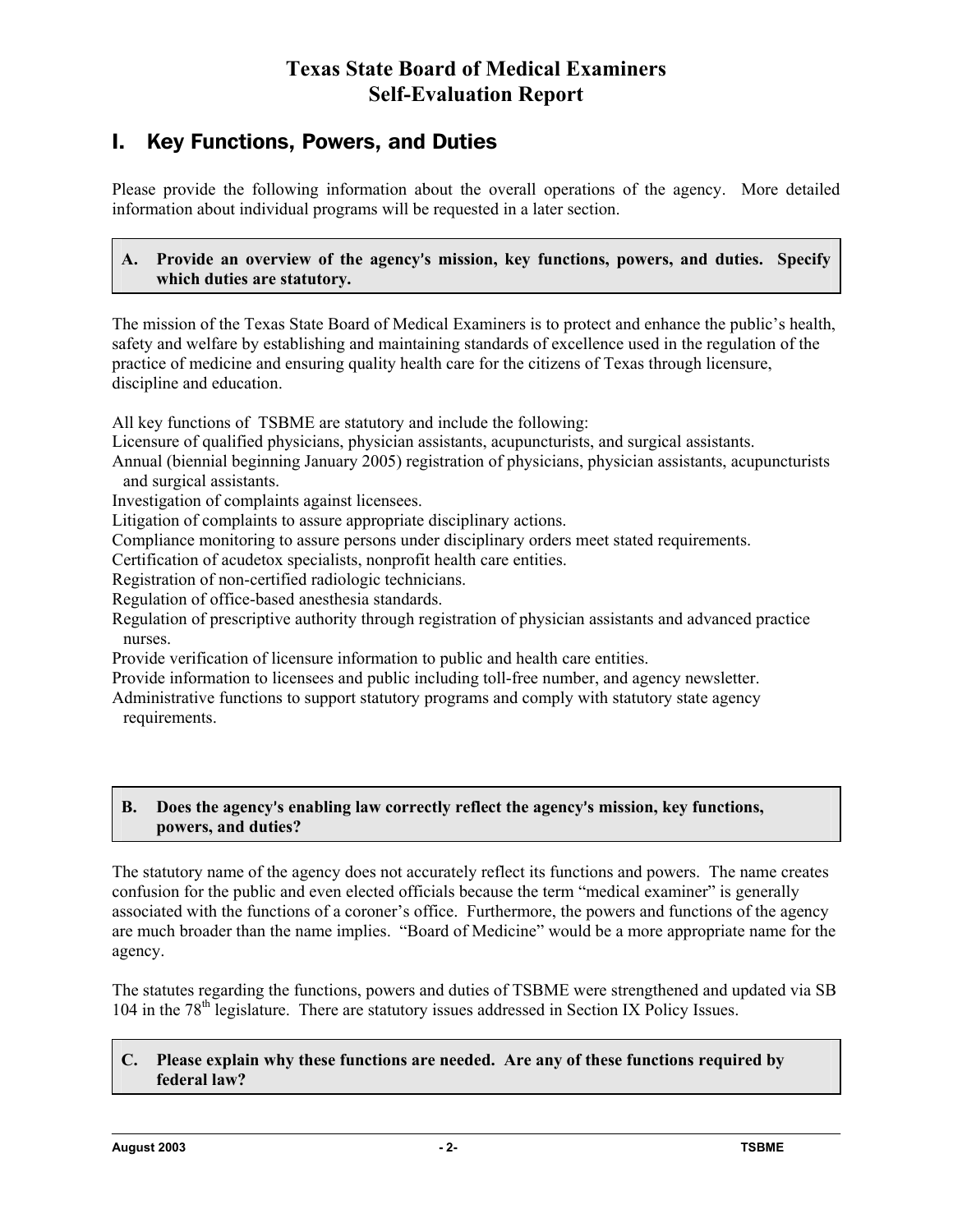# Texas State Board of Medical Examiners Self-Evaluation Report

## I. Key Functions, Powers, and Duties

Please provide the following information about the overall operations of the agency. More detailed information about individual programs will be requested in a later section.

**A. Provide an overview of the agency's mission, key functions, powers, and duties. Specify which duties are statutory.**

The mission of the Texas State Board of Medical Examiners is to protect and enhance the public's health, safety and welfare by establishing and maintaining standards of excellence used in the regulation of the practice of medicine and ensuring quality health care for the citizens of Texas through licensure, discipline and education.

All key functions of TSBME are statutory and include the following:

Licensure of qualified physicians, physician assistants, acupuncturists, and surgical assistants.

Annual (biennial beginning January 2005) registration of physicians, physician assistants, acupuncturists and surgical assistants.

Investigation of complaints against licensees.

Litigation of complaints to assure appropriate disciplinary actions.

Compliance monitoring to assure persons under disciplinary orders meet stated requirements.

Certification of acudetox specialists, nonprofit health care entities.

Registration of non-certified radiologic technicians.

Regulation of office-based anesthesia standards.

Regulation of prescriptive authority through registration of physician assistants and advanced practice nurses.

Provide verification of licensure information to public and health care entities.

Provide information to licensees and public including toll-free number, and agency newsletter.

Administrative functions to support statutory programs and comply with statutory state agency requirements.

**B. Does the agency's enabling law correctly reflect the agency's mission, key functions, powers, and duties?**

The statutory name of the agency does not accurately reflect its functions and powers. The name creates confusion for the public and even elected officials because the term "medical examiner" is generally associated with the functions of a coroner's office. Furthermore, the powers and functions of the agency are much broader than the name implies. "Board of Medicine" would be a more appropriate name for the agency.

The statutes regarding the functions, powers and duties of TSBME were strengthened and updated via SB 104 in the 78th legislature. There are statutory issues addressed in Section IX Policy Issues.

**C. Please explain why these functions are needed. Are any of these functions required by federal law?**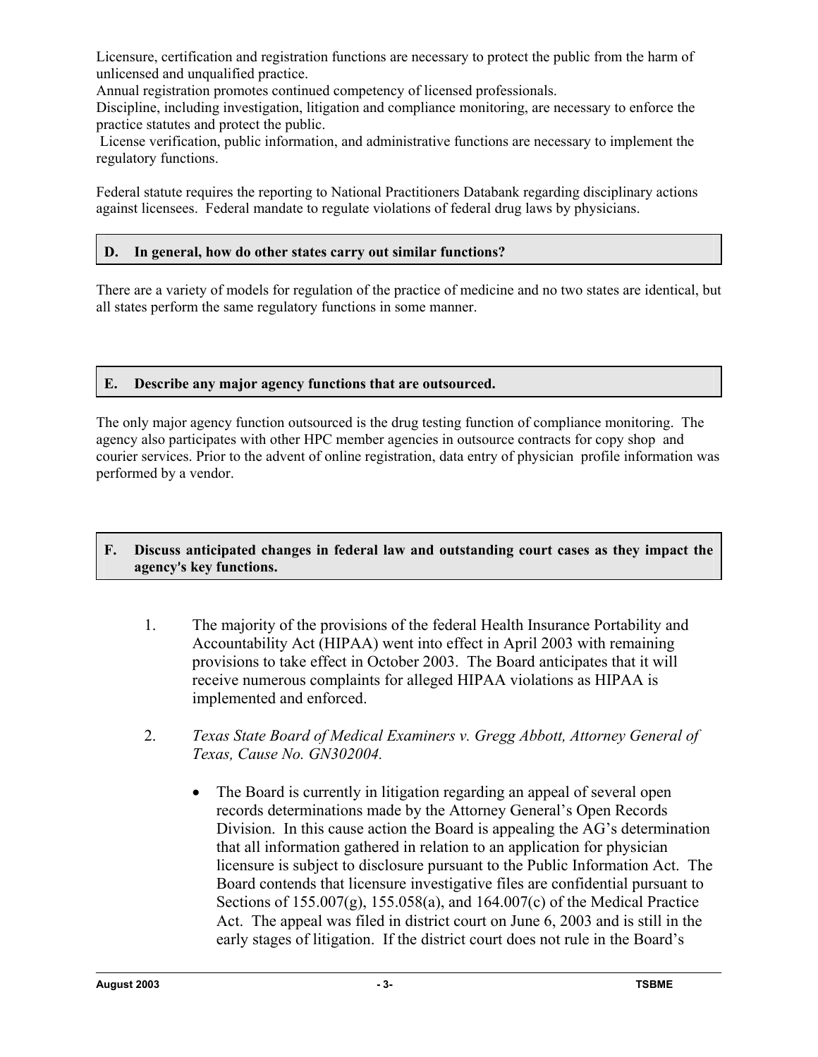Licensure, certification and registration functions are necessary to protect the public from the harm of unlicensed and unqualified practice.
Annual registration promotes continued competency of licensed professionals.
Discipline, including investigation, litigation and compliance monitoring, are necessary to enforce the practice statutes and protect the public.
License verification, public information, and administrative functions are necessary to implement the regulatory functions.

Federal statute requires the reporting to National Practitioners Databank regarding disciplinary actions against licensees. Federal mandate to regulate violations of federal drug laws by physicians.

### D. In general, how do other states carry out similar functions?

There are a variety of models for regulation of the practice of medicine and no two states are identical, but all states perform the same regulatory functions in some manner.

### E. Describe any major agency functions that are outsourced.

The only major agency function outsourced is the drug testing function of compliance monitoring. The agency also participates with other HPC member agencies in outsource contracts for copy shop and courier services. Prior to the advent of online registration, data entry of physician profile information was performed by a vendor.

### F. Discuss anticipated changes in federal law and outstanding court cases as they impact the agency's key functions.

1. The majority of the provisions of the federal Health Insurance Portability and Accountability Act (HIPAA) went into effect in April 2003 with remaining provisions to take effect in October 2003. The Board anticipates that it will receive numerous complaints for alleged HIPAA violations as HIPAA is implemented and enforced.

2. *Texas State Board of Medical Examiners v. Gregg Abbott, Attorney General of Texas, Cause No. GN302004.*

   - The Board is currently in litigation regarding an appeal of several open records determinations made by the Attorney General's Open Records Division. In this cause action the Board is appealing the AG's determination that all information gathered in relation to an application for physician licensure is subject to disclosure pursuant to the Public Information Act. The Board contends that licensure investigative files are confidential pursuant to Sections of 155.007(g), 155.058(a), and 164.007(c) of the Medical Practice Act. The appeal was filed in district court on June 6, 2003 and is still in the early stages of litigation. If the district court does not rule in the Board's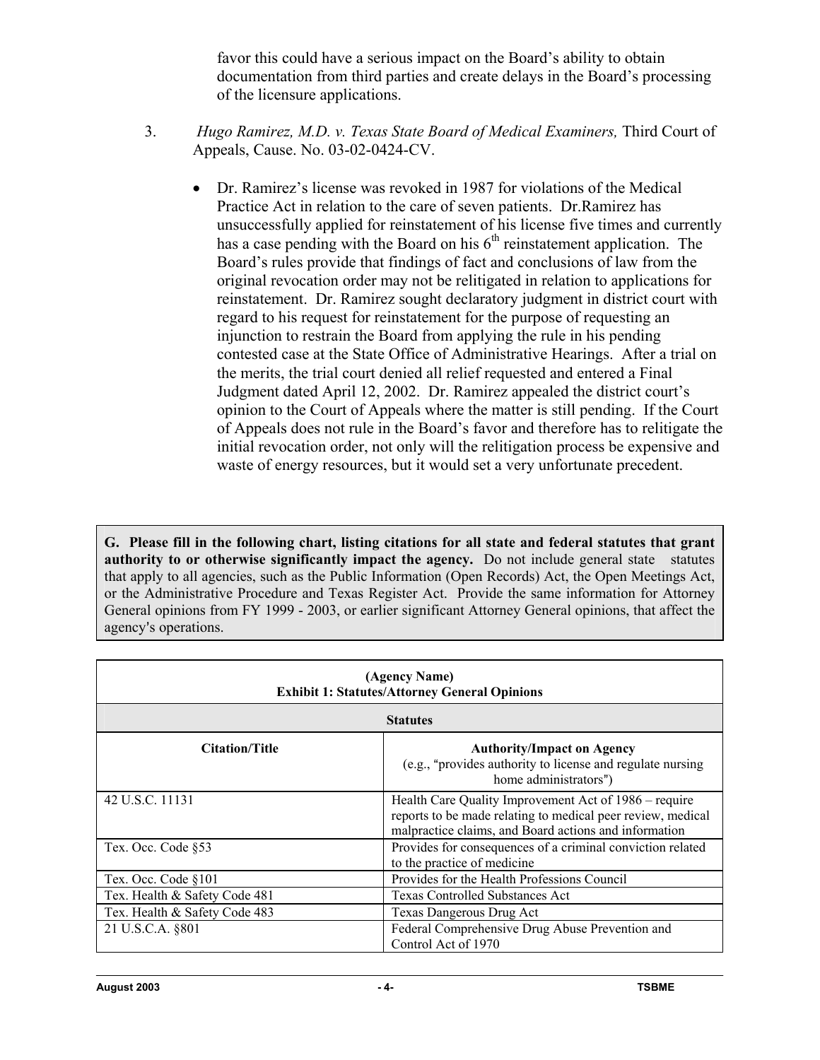favor this could have a serious impact on the Board's ability to obtain documentation from third parties and create delays in the Board's processing of the licensure applications.

3. *Hugo Ramirez, M.D. v. Texas State Board of Medical Examiners,* Third Court of Appeals, Cause. No. 03-02-0424-CV.

   - Dr. Ramirez's license was revoked in 1987 for violations of the Medical Practice Act in relation to the care of seven patients. Dr.Ramirez has unsuccessfully applied for reinstatement of his license five times and currently has a case pending with the Board on his 6th reinstatement application. The Board's rules provide that findings of fact and conclusions of law from the original revocation order may not be relitigated in relation to applications for reinstatement. Dr. Ramirez sought declaratory judgment in district court with regard to his request for reinstatement for the purpose of requesting an injunction to restrain the Board from applying the rule in his pending contested case at the State Office of Administrative Hearings. After a trial on the merits, the trial court denied all relief requested and entered a Final Judgment dated April 12, 2002. Dr. Ramirez appealed the district court's opinion to the Court of Appeals where the matter is still pending. If the Court of Appeals does not rule in the Board's favor and therefore has to relitigate the initial revocation order, not only will the relitigation process be expensive and waste of energy resources, but it would set a very unfortunate precedent.

**G. Please fill in the following chart, listing citations for all state and federal statutes that grant authority to or otherwise significantly impact the agency.** Do not include general state statutes that apply to all agencies, such as the Public Information (Open Records) Act, the Open Meetings Act, or the Administrative Procedure and Texas Register Act. Provide the same information for Attorney General opinions from FY 1999 - 2003, or earlier significant Attorney General opinions, that affect the agency's operations.

| **(Agency Name)<br>Exhibit 1: Statutes/Attorney General Opinions** | |
|---|---|
| **Statutes** | |
| **Citation/Title** | **Authority/Impact on Agency**<br>(e.g., "provides authority to license and regulate nursing home administrators") |
| 42 U.S.C. 11131 | Health Care Quality Improvement Act of 1986 – require reports to be made relating to medical peer review, medical malpractice claims, and Board actions and information |
| Tex. Occ. Code §53 | Provides for consequences of a criminal conviction related to the practice of medicine |
| Tex. Occ. Code §101 | Provides for the Health Professions Council |
| Tex. Health & Safety Code 481 | Texas Controlled Substances Act |
| Tex. Health & Safety Code 483 | Texas Dangerous Drug Act |
| 21 U.S.C.A. §801 | Federal Comprehensive Drug Abuse Prevention and Control Act of 1970 |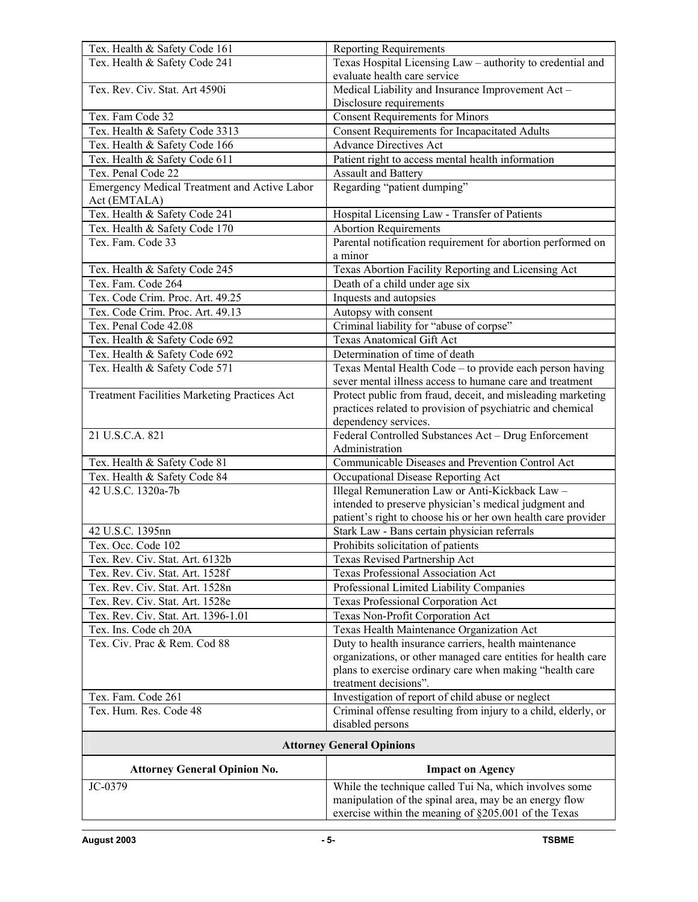| | |
|---|---|
| Tex. Health & Safety Code 161 | Reporting Requirements |
| Tex. Health & Safety Code 241 | Texas Hospital Licensing Law – authority to credential and evaluate health care service |
| Tex. Rev. Civ. Stat. Art 4590i | Medical Liability and Insurance Improvement Act – Disclosure requirements |
| Tex. Fam Code 32 | Consent Requirements for Minors |
| Tex. Health & Safety Code 3313 | Consent Requirements for Incapacitated Adults |
| Tex. Health & Safety Code 166 | Advance Directives Act |
| Tex. Health & Safety Code 611 | Patient right to access mental health information |
| Tex. Penal Code 22 | Assault and Battery |
| Emergency Medical Treatment and Active Labor Act (EMTALA) | Regarding "patient dumping" |
| Tex. Health & Safety Code 241 | Hospital Licensing Law - Transfer of Patients |
| Tex. Health & Safety Code 170 | Abortion Requirements |
| Tex. Fam. Code 33 | Parental notification requirement for abortion performed on a minor |
| Tex. Health & Safety Code 245 | Texas Abortion Facility Reporting and Licensing Act |
| Tex. Fam. Code 264 | Death of a child under age six |
| Tex. Code Crim. Proc. Art. 49.25 | Inquests and autopsies |
| Tex. Code Crim. Proc. Art. 49.13 | Autopsy with consent |
| Tex. Penal Code 42.08 | Criminal liability for "abuse of corpse" |
| Tex. Health & Safety Code 692 | Texas Anatomical Gift Act |
| Tex. Health & Safety Code 692 | Determination of time of death |
| Tex. Health & Safety Code 571 | Texas Mental Health Code – to provide each person having sever mental illness access to humane care and treatment |
| Treatment Facilities Marketing Practices Act | Protect public from fraud, deceit, and misleading marketing practices related to provision of psychiatric and chemical dependency services. |
| 21 U.S.C.A. 821 | Federal Controlled Substances Act – Drug Enforcement Administration |
| Tex. Health & Safety Code 81 | Communicable Diseases and Prevention Control Act |
| Tex. Health & Safety Code 84 | Occupational Disease Reporting Act |
| 42 U.S.C. 1320a-7b | Illegal Remuneration Law or Anti-Kickback Law – intended to preserve physician's medical judgment and patient's right to choose his or her own health care provider |
| 42 U.S.C. 1395nn | Stark Law - Bans certain physician referrals |
| Tex. Occ. Code 102 | Prohibits solicitation of patients |
| Tex. Rev. Civ. Stat. Art. 6132b | Texas Revised Partnership Act |
| Tex. Rev. Civ. Stat. Art. 1528f | Texas Professional Association Act |
| Tex. Rev. Civ. Stat. Art. 1528n | Professional Limited Liability Companies |
| Tex. Rev. Civ. Stat. Art. 1528e | Texas Professional Corporation Act |
| Tex. Rev. Civ. Stat. Art. 1396-1.01 | Texas Non-Profit Corporation Act |
| Tex. Ins. Code ch 20A | Texas Health Maintenance Organization Act |
| Tex. Civ. Prac & Rem. Cod 88 | Duty to health insurance carriers, health maintenance organizations, or other managed care entities for health care plans to exercise ordinary care when making "health care treatment decisions". |
| Tex. Fam. Code 261 | Investigation of report of child abuse or neglect |
| Tex. Hum. Res. Code 48 | Criminal offense resulting from injury to a child, elderly, or disabled persons |

**Attorney General Opinions**

| Attorney General Opinion No. | Impact on Agency |
|---|---|
| JC-0379 | While the technique called Tui Na, which involves some manipulation of the spinal area, may be an energy flow exercise within the meaning of §205.001 of the Texas |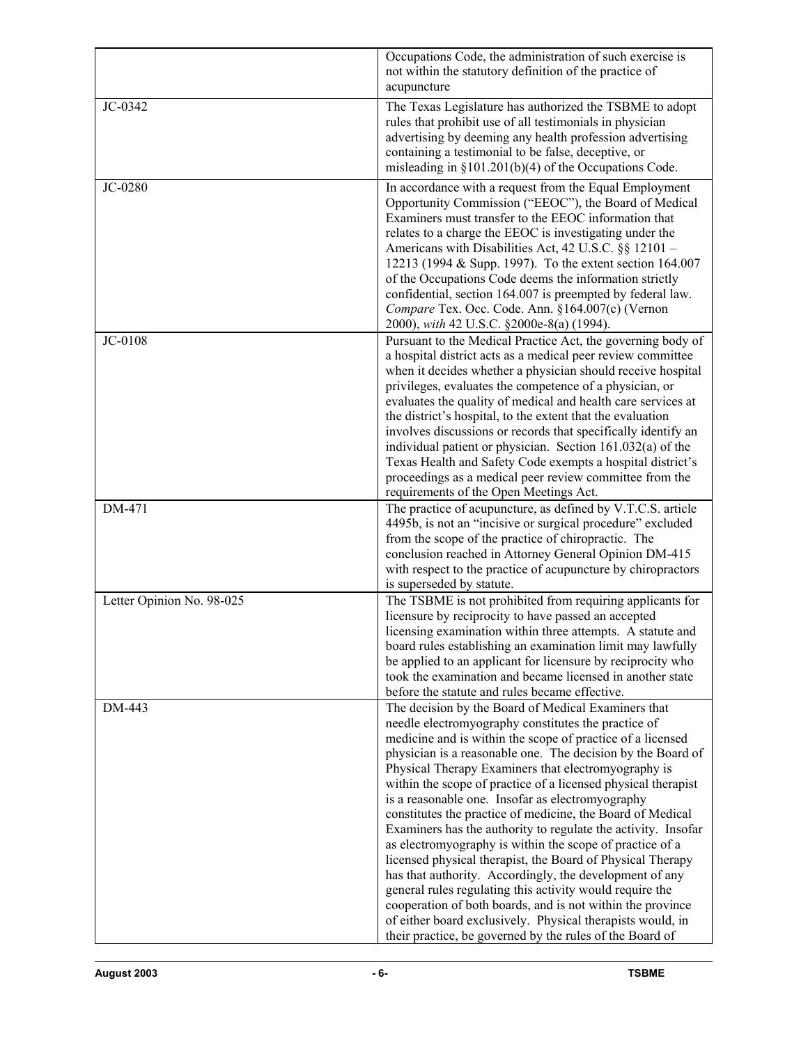| | |
|---|---|
| | Occupations Code, the administration of such exercise is not within the statutory definition of the practice of acupuncture |
| JC-0342 | The Texas Legislature has authorized the TSBME to adopt rules that prohibit use of all testimonials in physician advertising by deeming any health profession advertising containing a testimonial to be false, deceptive, or misleading in §101.201(b)(4) of the Occupations Code. |
| JC-0280 | In accordance with a request from the Equal Employment Opportunity Commission ("EEOC"), the Board of Medical Examiners must transfer to the EEOC information that relates to a charge the EEOC is investigating under the Americans with Disabilities Act, 42 U.S.C. §§ 12101 – 12213 (1994 & Supp. 1997). To the extent section 164.007 of the Occupations Code deems the information strictly confidential, section 164.007 is preempted by federal law. *Compare* Tex. Occ. Code. Ann. §164.007(c) (Vernon 2000), *with* 42 U.S.C. §2000e-8(a) (1994). |
| JC-0108 | Pursuant to the Medical Practice Act, the governing body of a hospital district acts as a medical peer review committee when it decides whether a physician should receive hospital privileges, evaluates the competence of a physician, or evaluates the quality of medical and health care services at the district's hospital, to the extent that the evaluation involves discussions or records that specifically identify an individual patient or physician. Section 161.032(a) of the Texas Health and Safety Code exempts a hospital district's proceedings as a medical peer review committee from the requirements of the Open Meetings Act. |
| DM-471 | The practice of acupuncture, as defined by V.T.C.S. article 4495b, is not an "incisive or surgical procedure" excluded from the scope of the practice of chiropractic. The conclusion reached in Attorney General Opinion DM-415 with respect to the practice of acupuncture by chiropractors is superseded by statute. |
| Letter Opinion No. 98-025 | The TSBME is not prohibited from requiring applicants for licensure by reciprocity to have passed an accepted licensing examination within three attempts. A statute and board rules establishing an examination limit may lawfully be applied to an applicant for licensure by reciprocity who took the examination and became licensed in another state before the statute and rules became effective. |
| DM-443 | The decision by the Board of Medical Examiners that needle electromyography constitutes the practice of medicine and is within the scope of practice of a licensed physician is a reasonable one. The decision by the Board of Physical Therapy Examiners that electromyography is within the scope of practice of a licensed physical therapist is a reasonable one. Insofar as electromyography constitutes the practice of medicine, the Board of Medical Examiners has the authority to regulate the activity. Insofar as electromyography is within the scope of practice of a licensed physical therapist, the Board of Physical Therapy has that authority. Accordingly, the development of any general rules regulating this activity would require the cooperation of both boards, and is not within the province of either board exclusively. Physical therapists would, in their practice, be governed by the rules of the Board of |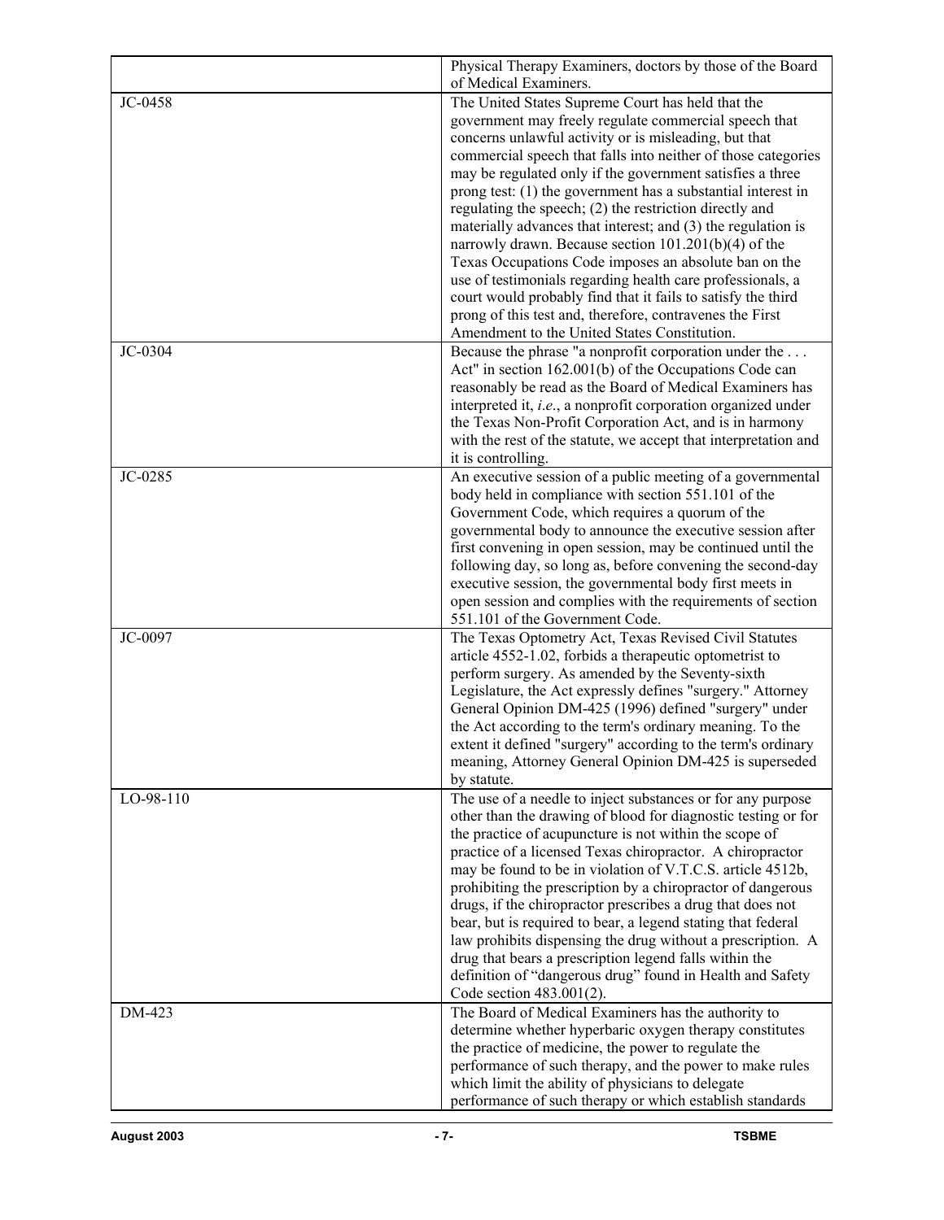| | |
|---|---|
| | Physical Therapy Examiners, doctors by those of the Board of Medical Examiners. |
| JC-0458 | The United States Supreme Court has held that the government may freely regulate commercial speech that concerns unlawful activity or is misleading, but that commercial speech that falls into neither of those categories may be regulated only if the government satisfies a three prong test: (1) the government has a substantial interest in regulating the speech; (2) the restriction directly and materially advances that interest; and (3) the regulation is narrowly drawn. Because section 101.201(b)(4) of the Texas Occupations Code imposes an absolute ban on the use of testimonials regarding health care professionals, a court would probably find that it fails to satisfy the third prong of this test and, therefore, contravenes the First Amendment to the United States Constitution. |
| JC-0304 | Because the phrase "a nonprofit corporation under the . . . Act" in section 162.001(b) of the Occupations Code can reasonably be read as the Board of Medical Examiners has interpreted it, *i.e*., a nonprofit corporation organized under the Texas Non-Profit Corporation Act, and is in harmony with the rest of the statute, we accept that interpretation and it is controlling. |
| JC-0285 | An executive session of a public meeting of a governmental body held in compliance with section 551.101 of the Government Code, which requires a quorum of the governmental body to announce the executive session after first convening in open session, may be continued until the following day, so long as, before convening the second-day executive session, the governmental body first meets in open session and complies with the requirements of section 551.101 of the Government Code. |
| JC-0097 | The Texas Optometry Act, Texas Revised Civil Statutes article 4552-1.02, forbids a therapeutic optometrist to perform surgery. As amended by the Seventy-sixth Legislature, the Act expressly defines "surgery." Attorney General Opinion DM-425 (1996) defined "surgery" under the Act according to the term's ordinary meaning. To the extent it defined "surgery" according to the term's ordinary meaning, Attorney General Opinion DM-425 is superseded by statute. |
| LO-98-110 | The use of a needle to inject substances or for any purpose other than the drawing of blood for diagnostic testing or for the practice of acupuncture is not within the scope of practice of a licensed Texas chiropractor. A chiropractor may be found to be in violation of V.T.C.S. article 4512b, prohibiting the prescription by a chiropractor of dangerous drugs, if the chiropractor prescribes a drug that does not bear, but is required to bear, a legend stating that federal law prohibits dispensing the drug without a prescription. A drug that bears a prescription legend falls within the definition of "dangerous drug" found in Health and Safety Code section 483.001(2). |
| DM-423 | The Board of Medical Examiners has the authority to determine whether hyperbaric oxygen therapy constitutes the practice of medicine, the power to regulate the performance of such therapy, and the power to make rules which limit the ability of physicians to delegate performance of such therapy or which establish standards |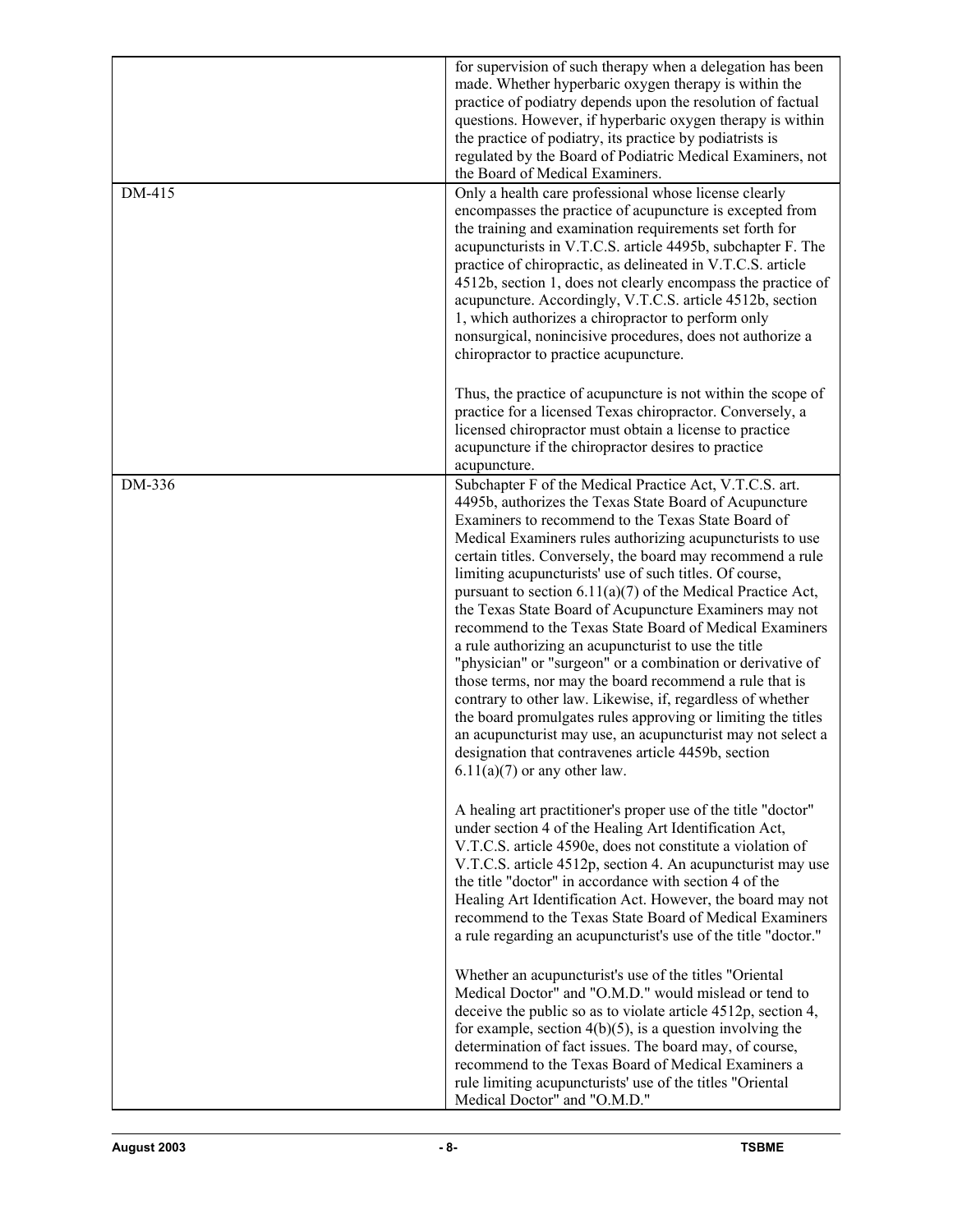| | |
|---|---|
| | for supervision of such therapy when a delegation has been made. Whether hyperbaric oxygen therapy is within the practice of podiatry depends upon the resolution of factual questions. However, if hyperbaric oxygen therapy is within the practice of podiatry, its practice by podiatrists is regulated by the Board of Podiatric Medical Examiners, not the Board of Medical Examiners. |
| DM-415 | Only a health care professional whose license clearly encompasses the practice of acupuncture is excepted from the training and examination requirements set forth for acupuncturists in V.T.C.S. article 4495b, subchapter F. The practice of chiropractic, as delineated in V.T.C.S. article 4512b, section 1, does not clearly encompass the practice of acupuncture. Accordingly, V.T.C.S. article 4512b, section 1, which authorizes a chiropractor to perform only nonsurgical, nonincisive procedures, does not authorize a chiropractor to practice acupuncture.<br><br>Thus, the practice of acupuncture is not within the scope of practice for a licensed Texas chiropractor. Conversely, a licensed chiropractor must obtain a license to practice acupuncture if the chiropractor desires to practice acupuncture. |
| DM-336 | Subchapter F of the Medical Practice Act, V.T.C.S. art. 4495b, authorizes the Texas State Board of Acupuncture Examiners to recommend to the Texas State Board of Medical Examiners rules authorizing acupuncturists to use certain titles. Conversely, the board may recommend a rule limiting acupuncturists' use of such titles. Of course, pursuant to section 6.11(a)(7) of the Medical Practice Act, the Texas State Board of Acupuncture Examiners may not recommend to the Texas State Board of Medical Examiners a rule authorizing an acupuncturist to use the title "physician" or "surgeon" or a combination or derivative of those terms, nor may the board recommend a rule that is contrary to other law. Likewise, if, regardless of whether the board promulgates rules approving or limiting the titles an acupuncturist may use, an acupuncturist may not select a designation that contravenes article 4459b, section 6.11(a)(7) or any other law.<br><br>A healing art practitioner's proper use of the title "doctor" under section 4 of the Healing Art Identification Act, V.T.C.S. article 4590e, does not constitute a violation of V.T.C.S. article 4512p, section 4. An acupuncturist may use the title "doctor" in accordance with section 4 of the Healing Art Identification Act. However, the board may not recommend to the Texas State Board of Medical Examiners a rule regarding an acupuncturist's use of the title "doctor."<br><br>Whether an acupuncturist's use of the titles "Oriental Medical Doctor" and "O.M.D." would mislead or tend to deceive the public so as to violate article 4512p, section 4, for example, section 4(b)(5), is a question involving the determination of fact issues. The board may, of course, recommend to the Texas Board of Medical Examiners a rule limiting acupuncturists' use of the titles "Oriental Medical Doctor" and "O.M.D." |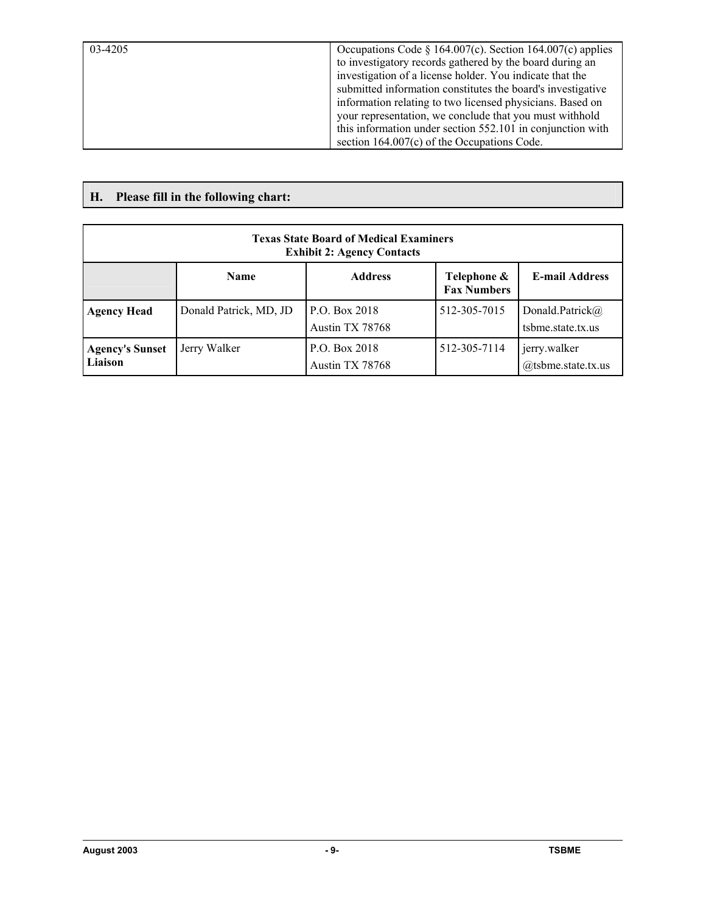| 03-4205 | Occupations Code § 164.007(c). Section 164.007(c) applies to investigatory records gathered by the board during an investigation of a license holder. You indicate that the submitted information constitutes the board's investigative information relating to two licensed physicians. Based on your representation, we conclude that you must withhold this information under section 552.101 in conjunction with section 164.007(c) of the Occupations Code. |
|---|---|

## H. Please fill in the following chart:

**Texas State Board of Medical Examiners**
**Exhibit 2: Agency Contacts**

| | Name | Address | Telephone & Fax Numbers | E-mail Address |
|---|---|---|---|---|
| **Agency Head** | Donald Patrick, MD, JD | P.O. Box 2018 Austin TX 78768 | 512-305-7015 | Donald.Patrick@tsbme.state.tx.us |
| **Agency's Sunset Liaison** | Jerry Walker | P.O. Box 2018 Austin TX 78768 | 512-305-7114 | jerry.walker@tsbme.state.tx.us |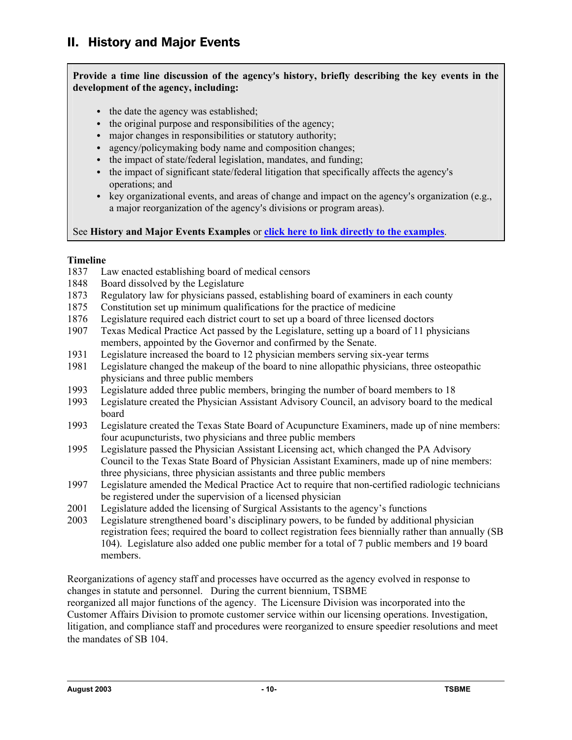## II. History and Major Events

**Provide a time line discussion of the agency's history, briefly describing the key events in the development of the agency, including:**

- the date the agency was established;
- the original purpose and responsibilities of the agency;
- major changes in responsibilities or statutory authority;
- agency/policymaking body name and composition changes;
- the impact of state/federal legislation, mandates, and funding;
- the impact of significant state/federal litigation that specifically affects the agency's operations; and
- key organizational events, and areas of change and impact on the agency's organization (e.g., a major reorganization of the agency's divisions or program areas).

See **History and Major Events Examples** or **click here to link directly to the examples**.

**Timeline**

1837 Law enacted establishing board of medical censors
1848 Board dissolved by the Legislature
1873 Regulatory law for physicians passed, establishing board of examiners in each county
1875 Constitution set up minimum qualifications for the practice of medicine
1876 Legislature required each district court to set up a board of three licensed doctors
1907 Texas Medical Practice Act passed by the Legislature, setting up a board of 11 physicians members, appointed by the Governor and confirmed by the Senate.
1931 Legislature increased the board to 12 physician members serving six-year terms
1981 Legislature changed the makeup of the board to nine allopathic physicians, three osteopathic physicians and three public members
1993 Legislature added three public members, bringing the number of board members to 18
1993 Legislature created the Physician Assistant Advisory Council, an advisory board to the medical board
1993 Legislature created the Texas State Board of Acupuncture Examiners, made up of nine members: four acupuncturists, two physicians and three public members
1995 Legislature passed the Physician Assistant Licensing act, which changed the PA Advisory Council to the Texas State Board of Physician Assistant Examiners, made up of nine members: three physicians, three physician assistants and three public members
1997 Legislature amended the Medical Practice Act to require that non-certified radiologic technicians be registered under the supervision of a licensed physician
2001 Legislature added the licensing of Surgical Assistants to the agency's functions
2003 Legislature strengthened board's disciplinary powers, to be funded by additional physician registration fees; required the board to collect registration fees biennially rather than annually (SB 104). Legislature also added one public member for a total of 7 public members and 19 board members.

Reorganizations of agency staff and processes have occurred as the agency evolved in response to changes in statute and personnel. During the current biennium, TSBME reorganized all major functions of the agency. The Licensure Division was incorporated into the Customer Affairs Division to promote customer service within our licensing operations. Investigation, litigation, and compliance staff and procedures were reorganized to ensure speedier resolutions and meet the mandates of SB 104.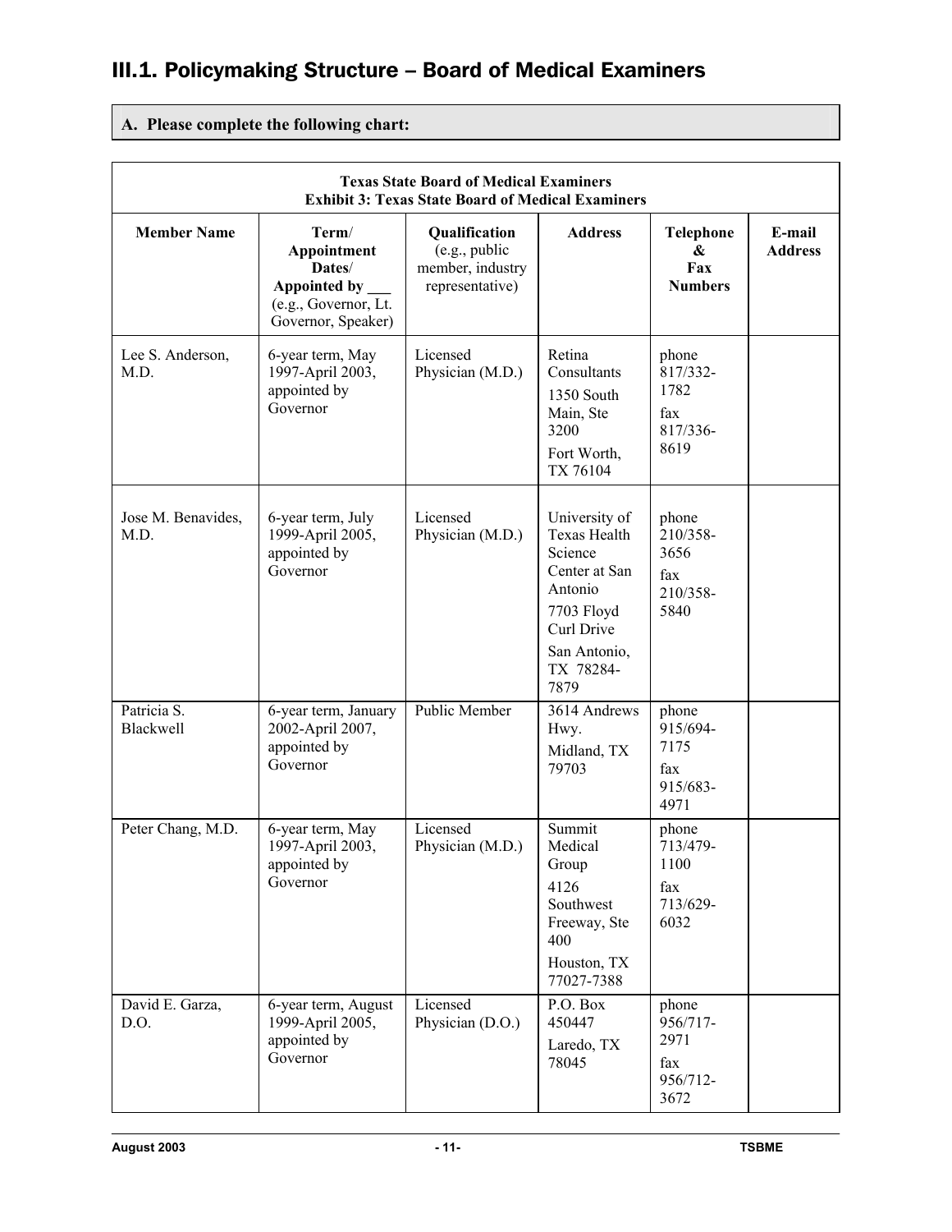## III.1. Policymaking Structure – Board of Medical Examiners

**A. Please complete the following chart:**

| **Texas State Board of Medical Examiners**<br>**Exhibit 3: Texas State Board of Medical Examiners** | | | | | |
|---|---|---|---|---|---|
| **Member Name** | **Term/ Appointment Dates/ Appointed by ___** (e.g., Governor, Lt. Governor, Speaker) | **Qualification** (e.g., public member, industry representative) | **Address** | **Telephone & Fax Numbers** | **E-mail Address** |
| Lee S. Anderson, M.D. | 6-year term, May 1997-April 2003, appointed by Governor | Licensed Physician (M.D.) | Retina Consultants<br>1350 South Main, Ste 3200<br>Fort Worth, TX 76104 | phone 817/332-1782<br>fax 817/336-8619 | |
| Jose M. Benavides, M.D. | 6-year term, July 1999-April 2005, appointed by Governor | Licensed Physician (M.D.) | University of Texas Health Science Center at San Antonio<br>7703 Floyd Curl Drive<br>San Antonio, TX 78284-7879 | phone 210/358-3656<br>fax 210/358-5840 | |
| Patricia S. Blackwell | 6-year term, January 2002-April 2007, appointed by Governor | Public Member | 3614 Andrews Hwy.<br>Midland, TX 79703 | phone 915/694-7175<br>fax 915/683-4971 | |
| Peter Chang, M.D. | 6-year term, May 1997-April 2003, appointed by Governor | Licensed Physician (M.D.) | Summit Medical Group<br>4126 Southwest Freeway, Ste 400<br>Houston, TX 77027-7388 | phone 713/479-1100<br>fax 713/629-6032 | |
| David E. Garza, D.O. | 6-year term, August 1999-April 2005, appointed by Governor | Licensed Physician (D.O.) | P.O. Box 450447<br>Laredo, TX 78045 | phone 956/717-2971<br>fax 956/712-3672 | |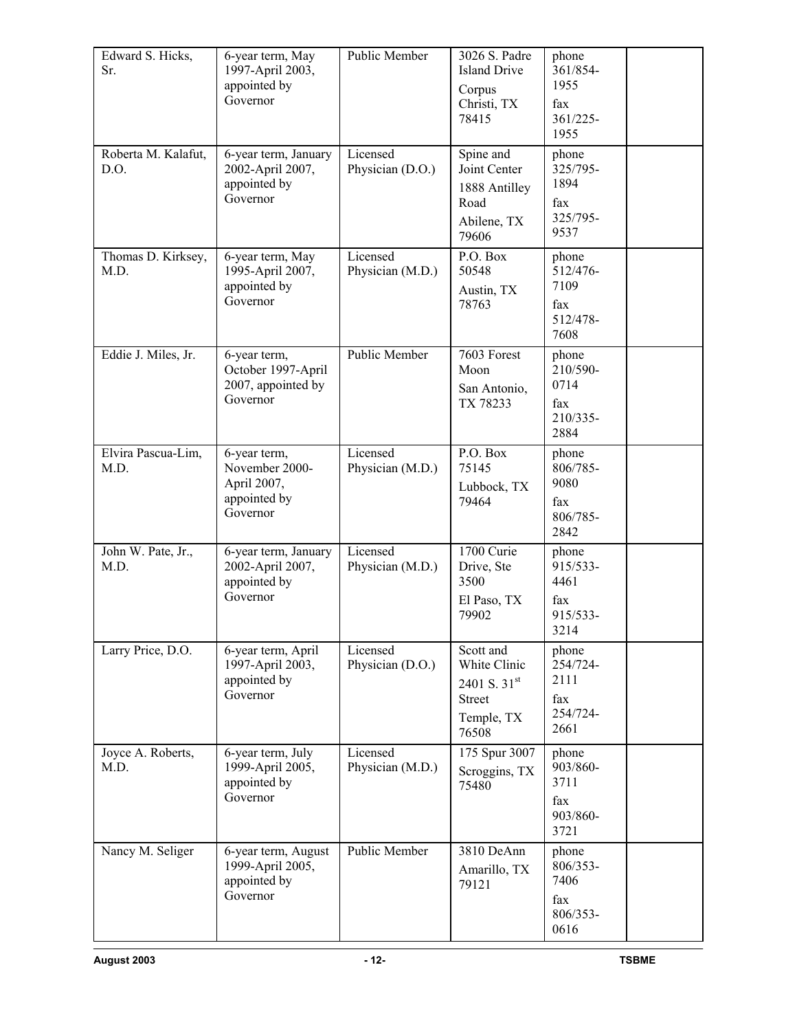| | | | | | |
|---|---|---|---|---|---|
| Edward S. Hicks, Sr. | 6-year term, May 1997-April 2003, appointed by Governor | Public Member | 3026 S. Padre Island Drive<br>Corpus Christi, TX 78415 | phone 361/854-1955<br>fax 361/225-1955 | |
| Roberta M. Kalafut, D.O. | 6-year term, January 2002-April 2007, appointed by Governor | Licensed Physician (D.O.) | Spine and Joint Center<br>1888 Antilley Road<br>Abilene, TX 79606 | phone 325/795-1894<br>fax 325/795-9537 | |
| Thomas D. Kirksey, M.D. | 6-year term, May 1995-April 2007, appointed by Governor | Licensed Physician (M.D.) | P.O. Box 50548<br>Austin, TX 78763 | phone 512/476-7109<br>fax 512/478-7608 | |
| Eddie J. Miles, Jr. | 6-year term, October 1997-April 2007, appointed by Governor | Public Member | 7603 Forest Moon<br>San Antonio, TX 78233 | phone 210/590-0714<br>fax 210/335-2884 | |
| Elvira Pascua-Lim, M.D. | 6-year term, November 2000-April 2007, appointed by Governor | Licensed Physician (M.D.) | P.O. Box 75145<br>Lubbock, TX 79464 | phone 806/785-9080<br>fax 806/785-2842 | |
| John W. Pate, Jr., M.D. | 6-year term, January 2002-April 2007, appointed by Governor | Licensed Physician (M.D.) | 1700 Curie Drive, Ste 3500<br>El Paso, TX 79902 | phone 915/533-4461<br>fax 915/533-3214 | |
| Larry Price, D.O. | 6-year term, April 1997-April 2003, appointed by Governor | Licensed Physician (D.O.) | Scott and White Clinic<br>2401 S. 31st Street<br>Temple, TX 76508 | phone 254/724-2111<br>fax 254/724-2661 | |
| Joyce A. Roberts, M.D. | 6-year term, July 1999-April 2005, appointed by Governor | Licensed Physician (M.D.) | 175 Spur 3007<br>Scroggins, TX 75480 | phone 903/860-3711<br>fax 903/860-3721 | |
| Nancy M. Seliger | 6-year term, August 1999-April 2005, appointed by Governor | Public Member | 3810 DeAnn<br>Amarillo, TX 79121 | phone 806/353-7406<br>fax 806/353-0616 | |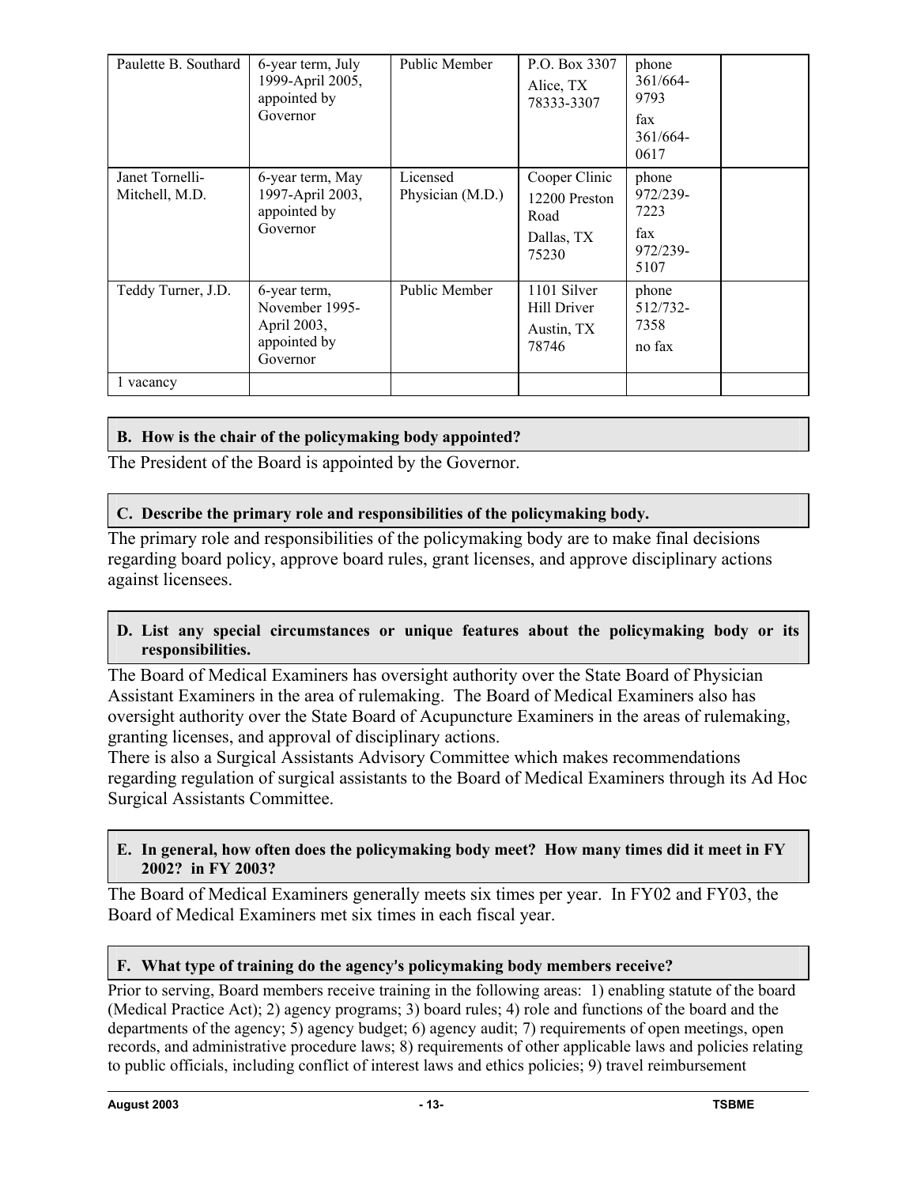| Paulette B. Southard | 6-year term, July 1999-April 2005, appointed by Governor | Public Member | P.O. Box 3307 Alice, TX 78333-3307 | phone 361/664-9793 fax 361/664-0617 | |
|---|---|---|---|---|---|
| Janet Tornelli-Mitchell, M.D. | 6-year term, May 1997-April 2003, appointed by Governor | Licensed Physician (M.D.) | Cooper Clinic 12200 Preston Road Dallas, TX 75230 | phone 972/239-7223 fax 972/239-5107 | |
| Teddy Turner, J.D. | 6-year term, November 1995-April 2003, appointed by Governor | Public Member | 1101 Silver Hill Driver Austin, TX 78746 | phone 512/732-7358 no fax | |
| 1 vacancy | | | | | |

**B. How is the chair of the policymaking body appointed?**

The President of the Board is appointed by the Governor.

**C. Describe the primary role and responsibilities of the policymaking body.**

The primary role and responsibilities of the policymaking body are to make final decisions regarding board policy, approve board rules, grant licenses, and approve disciplinary actions against licensees.

**D. List any special circumstances or unique features about the policymaking body or its responsibilities.**

The Board of Medical Examiners has oversight authority over the State Board of Physician Assistant Examiners in the area of rulemaking. The Board of Medical Examiners also has oversight authority over the State Board of Acupuncture Examiners in the areas of rulemaking, granting licenses, and approval of disciplinary actions.

There is also a Surgical Assistants Advisory Committee which makes recommendations regarding regulation of surgical assistants to the Board of Medical Examiners through its Ad Hoc Surgical Assistants Committee.

**E. In general, how often does the policymaking body meet? How many times did it meet in FY 2002? in FY 2003?**

The Board of Medical Examiners generally meets six times per year. In FY02 and FY03, the Board of Medical Examiners met six times in each fiscal year.

**F. What type of training do the agency's policymaking body members receive?**

Prior to serving, Board members receive training in the following areas: 1) enabling statute of the board (Medical Practice Act); 2) agency programs; 3) board rules; 4) role and functions of the board and the departments of the agency; 5) agency budget; 6) agency audit; 7) requirements of open meetings, open records, and administrative procedure laws; 8) requirements of other applicable laws and policies relating to public officials, including conflict of interest laws and ethics policies; 9) travel reimbursement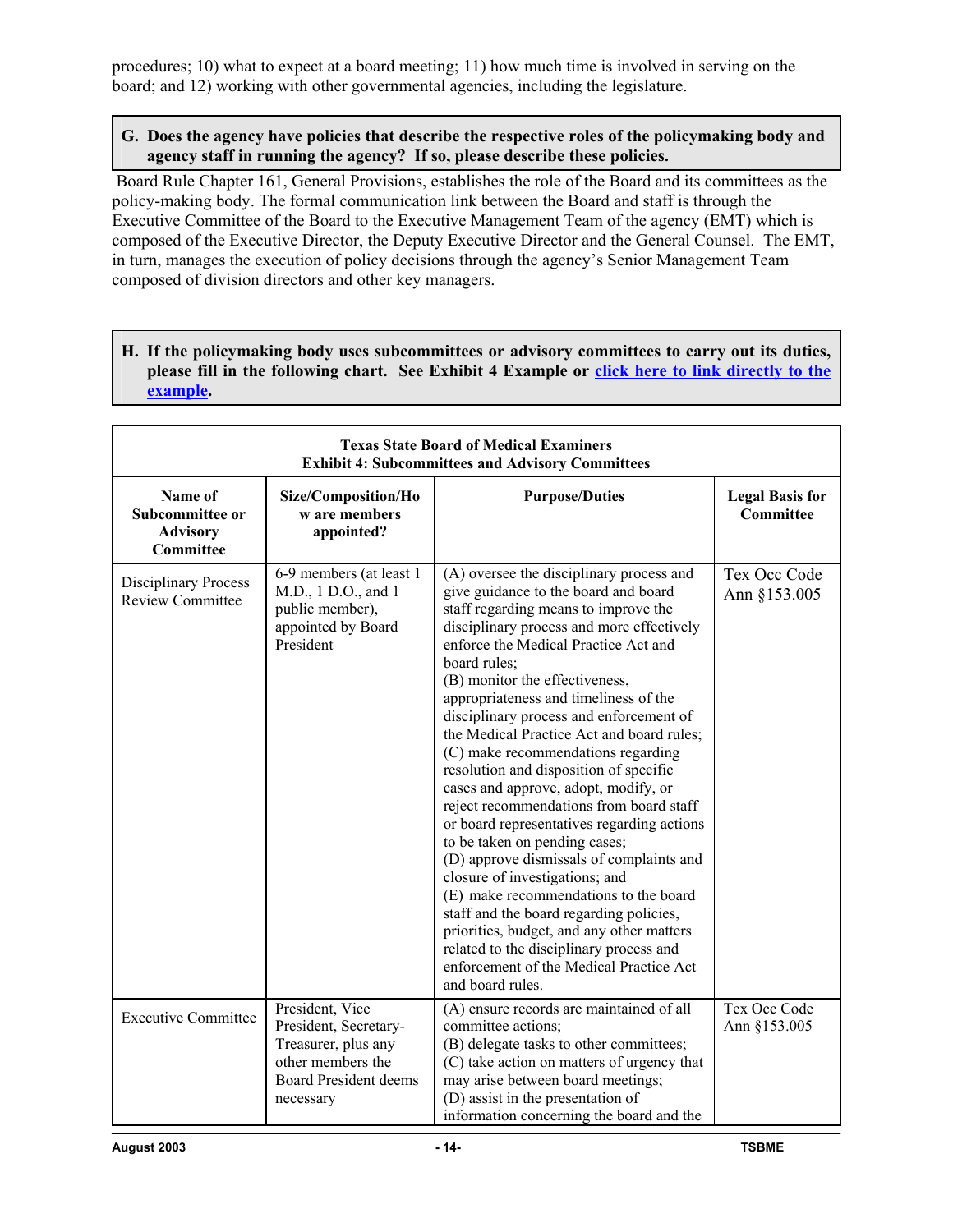procedures; 10) what to expect at a board meeting; 11) how much time is involved in serving on the board; and 12) working with other governmental agencies, including the legislature.

**G. Does the agency have policies that describe the respective roles of the policymaking body and agency staff in running the agency? If so, please describe these policies.**

Board Rule Chapter 161, General Provisions, establishes the role of the Board and its committees as the policy-making body. The formal communication link between the Board and staff is through the Executive Committee of the Board to the Executive Management Team of the agency (EMT) which is composed of the Executive Director, the Deputy Executive Director and the General Counsel. The EMT, in turn, manages the execution of policy decisions through the agency's Senior Management Team composed of division directors and other key managers.

**H. If the policymaking body uses subcommittees or advisory committees to carry out its duties, please fill in the following chart. See Exhibit 4 Example or [click here to link directly to the example](#).**

**Texas State Board of Medical Examiners**
**Exhibit 4: Subcommittees and Advisory Committees**

| Name of Subcommittee or Advisory Committee | Size/Composition/How are members appointed? | Purpose/Duties | Legal Basis for Committee |
|---|---|---|---|
| Disciplinary Process Review Committee | 6-9 members (at least 1 M.D., 1 D.O., and 1 public member), appointed by Board President | (A) oversee the disciplinary process and give guidance to the board and board staff regarding means to improve the disciplinary process and more effectively enforce the Medical Practice Act and board rules;<br>(B) monitor the effectiveness, appropriateness and timeliness of the disciplinary process and enforcement of the Medical Practice Act and board rules;<br>(C) make recommendations regarding resolution and disposition of specific cases and approve, adopt, modify, or reject recommendations from board staff or board representatives regarding actions to be taken on pending cases;<br>(D) approve dismissals of complaints and closure of investigations; and<br>(E) make recommendations to the board staff and the board regarding policies, priorities, budget, and any other matters related to the disciplinary process and enforcement of the Medical Practice Act and board rules. | Tex Occ Code Ann §153.005 |
| Executive Committee | President, Vice President, Secretary-Treasurer, plus any other members the Board President deems necessary | (A) ensure records are maintained of all committee actions;<br>(B) delegate tasks to other committees;<br>(C) take action on matters of urgency that may arise between board meetings;<br>(D) assist in the presentation of information concerning the board and the | Tex Occ Code Ann §153.005 |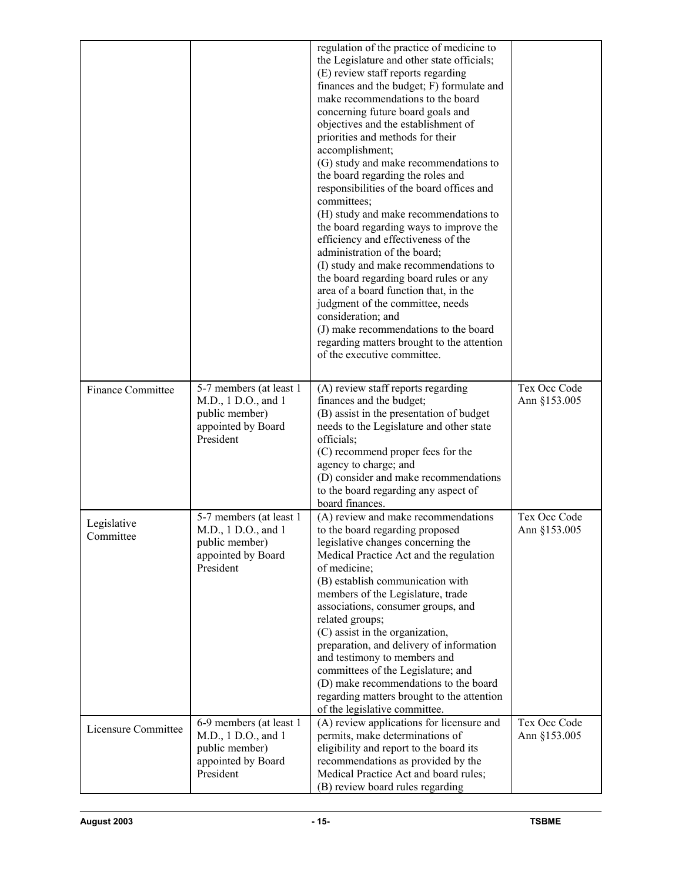| | | | |
|---|---|---|---|
| | | regulation of the practice of medicine to the Legislature and other state officials;<br>(E) review staff reports regarding finances and the budget; F) formulate and make recommendations to the board concerning future board goals and objectives and the establishment of priorities and methods for their accomplishment;<br>(G) study and make recommendations to the board regarding the roles and responsibilities of the board offices and committees;<br>(H) study and make recommendations to the board regarding ways to improve the efficiency and effectiveness of the administration of the board;<br>(I) study and make recommendations to the board regarding board rules or any area of a board function that, in the judgment of the committee, needs consideration; and<br>(J) make recommendations to the board regarding matters brought to the attention of the executive committee. | |
| Finance Committee | 5-7 members (at least 1 M.D., 1 D.O., and 1 public member) appointed by Board President | (A) review staff reports regarding finances and the budget;<br>(B) assist in the presentation of budget needs to the Legislature and other state officials;<br>(C) recommend proper fees for the agency to charge; and<br>(D) consider and make recommendations to the board regarding any aspect of board finances. | Tex Occ Code Ann §153.005 |
| Legislative Committee | 5-7 members (at least 1 M.D., 1 D.O., and 1 public member) appointed by Board President | (A) review and make recommendations to the board regarding proposed legislative changes concerning the Medical Practice Act and the regulation of medicine;<br>(B) establish communication with members of the Legislature, trade associations, consumer groups, and related groups;<br>(C) assist in the organization, preparation, and delivery of information and testimony to members and committees of the Legislature; and<br>(D) make recommendations to the board regarding matters brought to the attention of the legislative committee. | Tex Occ Code Ann §153.005 |
| Licensure Committee | 6-9 members (at least 1 M.D., 1 D.O., and 1 public member) appointed by Board President | (A) review applications for licensure and permits, make determinations of eligibility and report to the board its recommendations as provided by the Medical Practice Act and board rules;<br>(B) review board rules regarding | Tex Occ Code Ann §153.005 |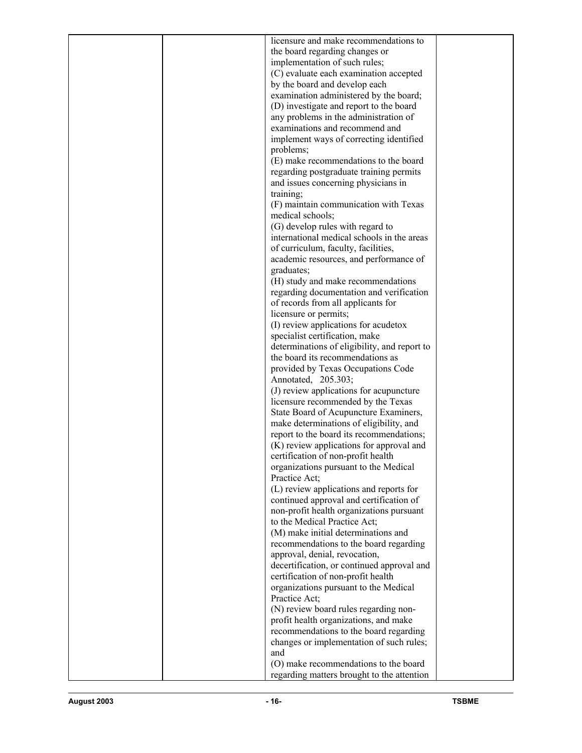| | | licensure and make recommendations to the board regarding changes or implementation of such rules;<br>(C) evaluate each examination accepted by the board and develop each examination administered by the board;<br>(D) investigate and report to the board any problems in the administration of examinations and recommend and implement ways of correcting identified problems;<br>(E) make recommendations to the board regarding postgraduate training permits and issues concerning physicians in training;<br>(F) maintain communication with Texas medical schools;<br>(G) develop rules with regard to international medical schools in the areas of curriculum, faculty, facilities, academic resources, and performance of graduates;<br>(H) study and make recommendations regarding documentation and verification of records from all applicants for licensure or permits;<br>(I) review applications for acudetox specialist certification, make determinations of eligibility, and report to the board its recommendations as provided by Texas Occupations Code Annotated, 205.303;<br>(J) review applications for acupuncture licensure recommended by the Texas State Board of Acupuncture Examiners, make determinations of eligibility, and report to the board its recommendations;<br>(K) review applications for approval and certification of non-profit health organizations pursuant to the Medical Practice Act;<br>(L) review applications and reports for continued approval and certification of non-profit health organizations pursuant to the Medical Practice Act;<br>(M) make initial determinations and recommendations to the board regarding approval, denial, revocation, decertification, or continued approval and certification of non-profit health organizations pursuant to the Medical Practice Act;<br>(N) review board rules regarding non-profit health organizations, and make recommendations to the board regarding changes or implementation of such rules; and<br>(O) make recommendations to the board regarding matters brought to the attention | |
|---|---|---|---|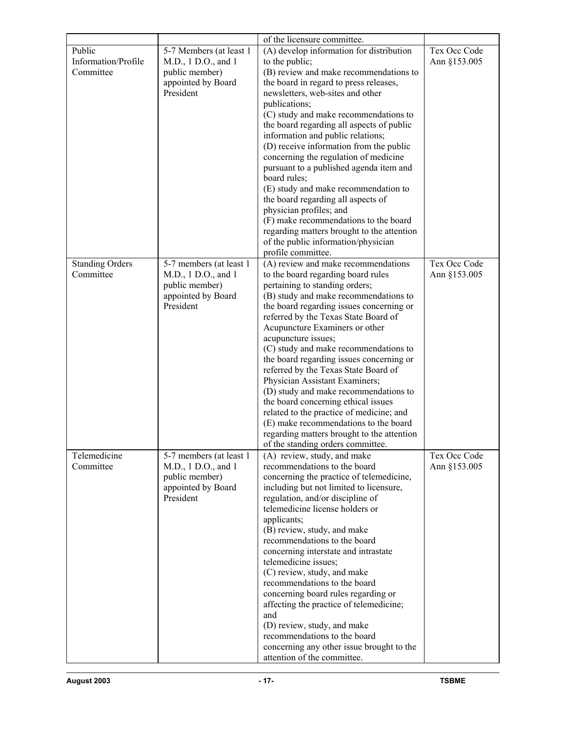| | | of the licensure committee. | |
|---|---|---|---|
| Public Information/Profile Committee | 5-7 Members (at least 1 M.D., 1 D.O., and 1 public member) appointed by Board President | (A) develop information for distribution to the public; (B) review and make recommendations to the board in regard to press releases, newsletters, web-sites and other publications; (C) study and make recommendations to the board regarding all aspects of public information and public relations; (D) receive information from the public concerning the regulation of medicine pursuant to a published agenda item and board rules; (E) study and make recommendation to the board regarding all aspects of physician profiles; and (F) make recommendations to the board regarding matters brought to the attention of the public information/physician profile committee. | Tex Occ Code Ann §153.005 |
| Standing Orders Committee | 5-7 members (at least 1 M.D., 1 D.O., and 1 public member) appointed by Board President | (A) review and make recommendations to the board regarding board rules pertaining to standing orders; (B) study and make recommendations to the board regarding issues concerning or referred by the Texas State Board of Acupuncture Examiners or other acupuncture issues; (C) study and make recommendations to the board regarding issues concerning or referred by the Texas State Board of Physician Assistant Examiners; (D) study and make recommendations to the board concerning ethical issues related to the practice of medicine; and (E) make recommendations to the board regarding matters brought to the attention of the standing orders committee. | Tex Occ Code Ann §153.005 |
| Telemedicine Committee | 5-7 members (at least 1 M.D., 1 D.O., and 1 public member) appointed by Board President | (A) review, study, and make recommendations to the board concerning the practice of telemedicine, including but not limited to licensure, regulation, and/or discipline of telemedicine license holders or applicants; (B) review, study, and make recommendations to the board concerning interstate and intrastate telemedicine issues; (C) review, study, and make recommendations to the board concerning board rules regarding or affecting the practice of telemedicine; and (D) review, study, and make recommendations to the board concerning any other issue brought to the attention of the committee. | Tex Occ Code Ann §153.005 |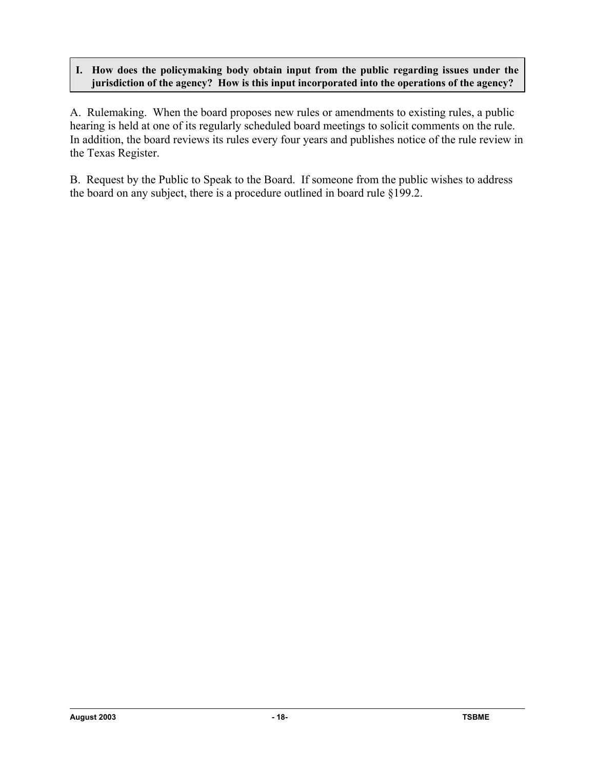**I. How does the policymaking body obtain input from the public regarding issues under the jurisdiction of the agency? How is this input incorporated into the operations of the agency?**

A. Rulemaking. When the board proposes new rules or amendments to existing rules, a public hearing is held at one of its regularly scheduled board meetings to solicit comments on the rule. In addition, the board reviews its rules every four years and publishes notice of the rule review in the Texas Register.

B. Request by the Public to Speak to the Board. If someone from the public wishes to address the board on any subject, there is a procedure outlined in board rule §199.2.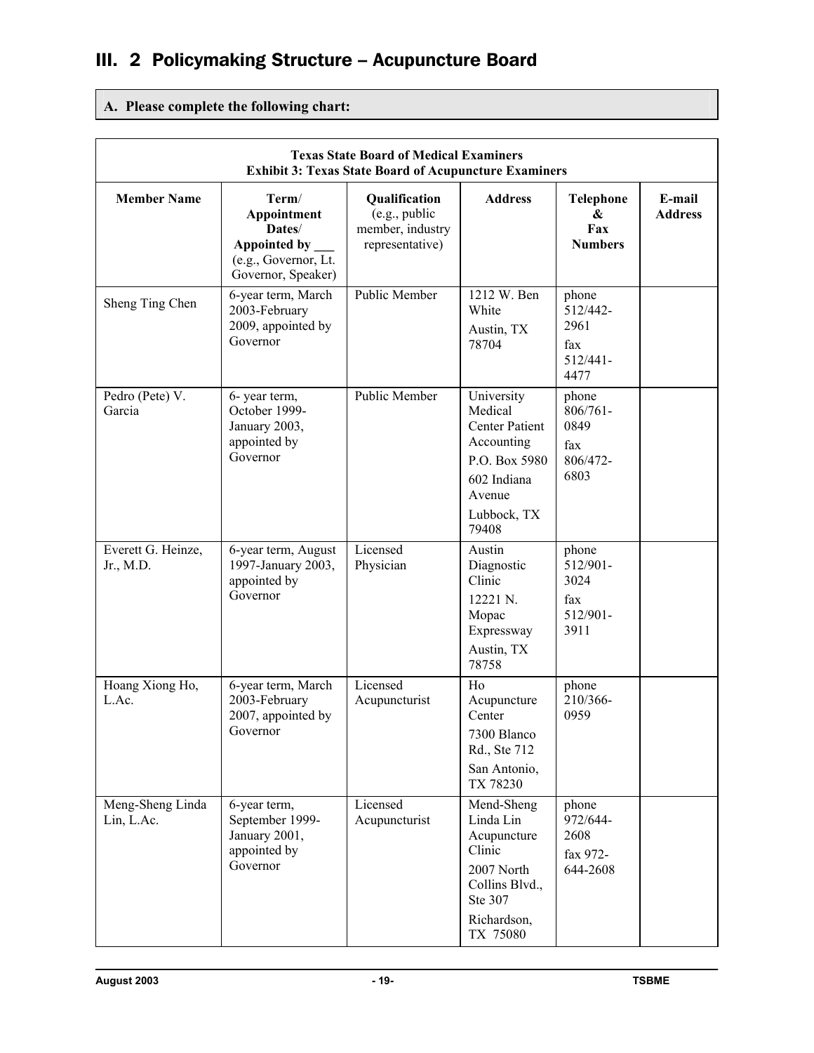# III. 2 Policymaking Structure – Acupuncture Board

**A. Please complete the following chart:**

| Texas State Board of Medical Examiners<br>Exhibit 3: Texas State Board of Acupuncture Examiners | | | | | |
|---|---|---|---|---|---|
| **Member Name** | **Term/ Appointment Dates/ Appointed by ___** (e.g., Governor, Lt. Governor, Speaker) | **Qualification** (e.g., public member, industry representative) | **Address** | **Telephone & Fax Numbers** | **E-mail Address** |
| Sheng Ting Chen | 6-year term, March 2003-February 2009, appointed by Governor | Public Member | 1212 W. Ben White<br>Austin, TX 78704 | phone 512/442-2961<br>fax 512/441-4477 | |
| Pedro (Pete) V. Garcia | 6- year term, October 1999-January 2003, appointed by Governor | Public Member | University Medical Center Patient Accounting<br>P.O. Box 5980<br>602 Indiana Avenue<br>Lubbock, TX 79408 | phone 806/761-0849<br>fax 806/472-6803 | |
| Everett G. Heinze, Jr., M.D. | 6-year term, August 1997-January 2003, appointed by Governor | Licensed Physician | Austin Diagnostic Clinic<br>12221 N. Mopac Expressway<br>Austin, TX 78758 | phone 512/901-3024<br>fax 512/901-3911 | |
| Hoang Xiong Ho, L.Ac. | 6-year term, March 2003-February 2007, appointed by Governor | Licensed Acupuncturist | Ho Acupuncture Center<br>7300 Blanco Rd., Ste 712<br>San Antonio, TX 78230 | phone 210/366-0959 | |
| Meng-Sheng Linda Lin, L.Ac. | 6-year term, September 1999-January 2001, appointed by Governor | Licensed Acupuncturist | Mend-Sheng Linda Lin Acupuncture Clinic<br>2007 North Collins Blvd., Ste 307<br>Richardson, TX 75080 | phone 972/644-2608<br>fax 972-644-2608 | |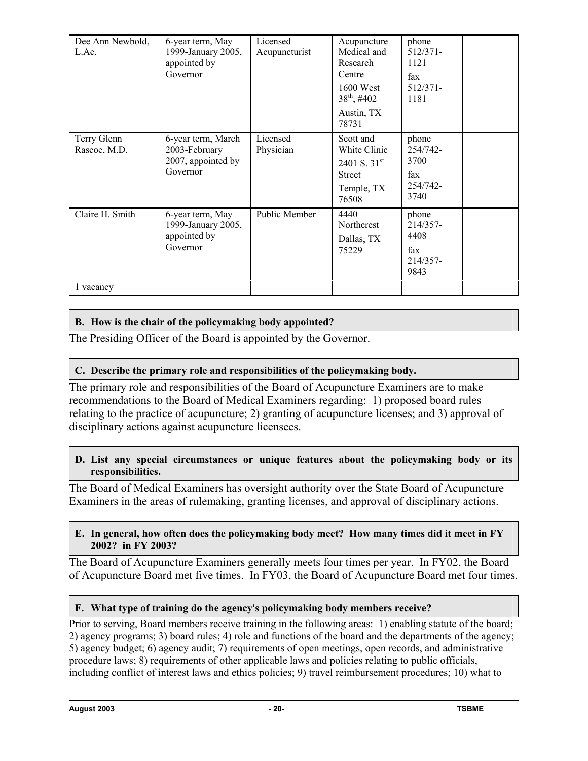| Dee Ann Newbold, L.Ac. | 6-year term, May 1999-January 2005, appointed by Governor | Licensed Acupuncturist | Acupuncture Medical and Research Centre 1600 West 38th, #402 Austin, TX 78731 | phone 512/371-1121 fax 512/371-1181 | |
|---|---|---|---|---|---|
| Terry Glenn Rascoe, M.D. | 6-year term, March 2003-February 2007, appointed by Governor | Licensed Physician | Scott and White Clinic 2401 S. 31st Street Temple, TX 76508 | phone 254/742-3700 fax 254/742-3740 | |
| Claire H. Smith | 6-year term, May 1999-January 2005, appointed by Governor | Public Member | 4440 Northcrest Dallas, TX 75229 | phone 214/357-4408 fax 214/357-9843 | |
| 1 vacancy | | | | | |

**B. How is the chair of the policymaking body appointed?**

The Presiding Officer of the Board is appointed by the Governor.

**C. Describe the primary role and responsibilities of the policymaking body.**

The primary role and responsibilities of the Board of Acupuncture Examiners are to make recommendations to the Board of Medical Examiners regarding: 1) proposed board rules relating to the practice of acupuncture; 2) granting of acupuncture licenses; and 3) approval of disciplinary actions against acupuncture licensees.

**D. List any special circumstances or unique features about the policymaking body or its responsibilities.**

The Board of Medical Examiners has oversight authority over the State Board of Acupuncture Examiners in the areas of rulemaking, granting licenses, and approval of disciplinary actions.

**E. In general, how often does the policymaking body meet? How many times did it meet in FY 2002? in FY 2003?**

The Board of Acupuncture Examiners generally meets four times per year. In FY02, the Board of Acupuncture Board met five times. In FY03, the Board of Acupuncture Board met four times.

**F. What type of training do the agency's policymaking body members receive?**

Prior to serving, Board members receive training in the following areas: 1) enabling statute of the board; 2) agency programs; 3) board rules; 4) role and functions of the board and the departments of the agency; 5) agency budget; 6) agency audit; 7) requirements of open meetings, open records, and administrative procedure laws; 8) requirements of other applicable laws and policies relating to public officials, including conflict of interest laws and ethics policies; 9) travel reimbursement procedures; 10) what to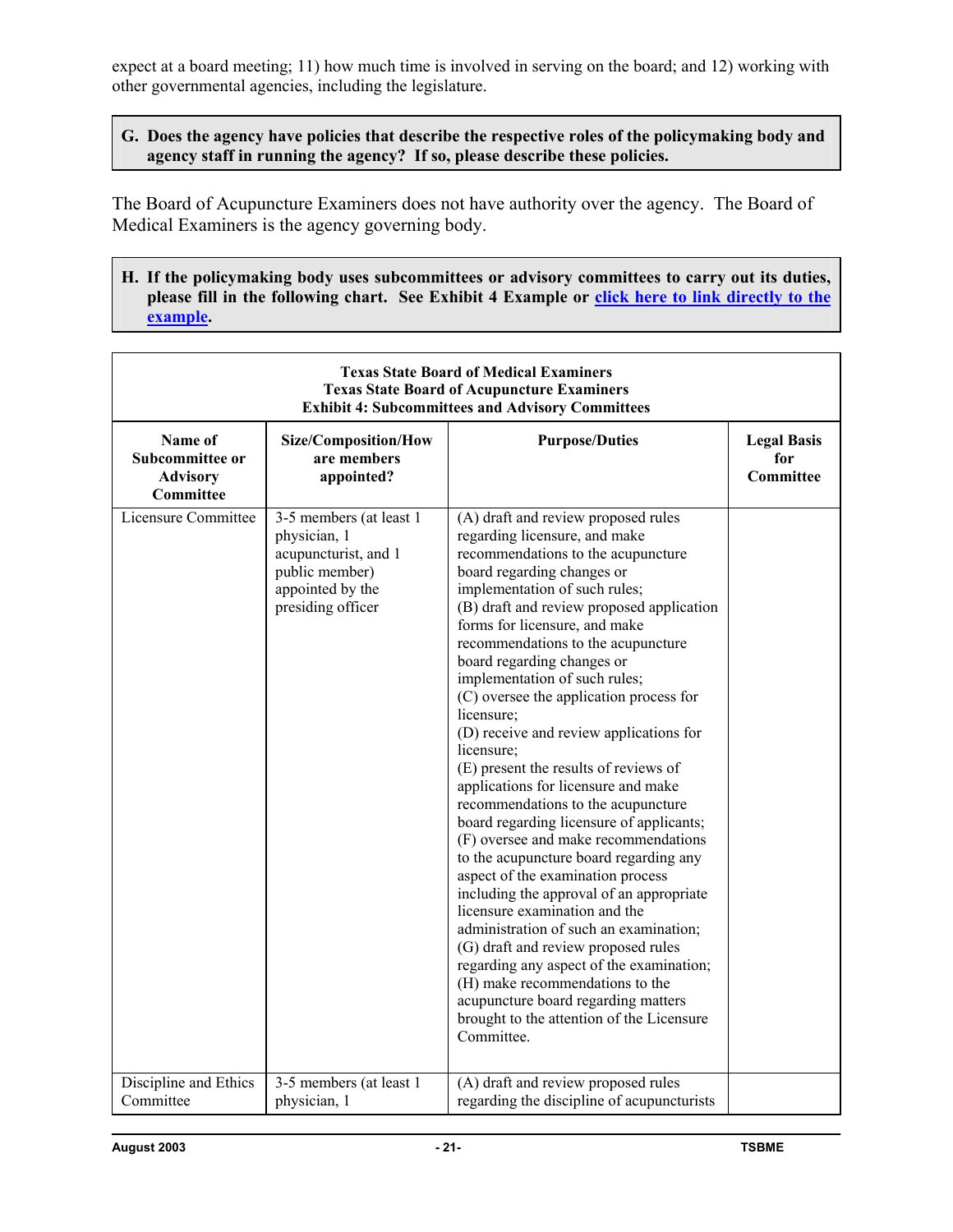expect at a board meeting; 11) how much time is involved in serving on the board; and 12) working with other governmental agencies, including the legislature.

**G. Does the agency have policies that describe the respective roles of the policymaking body and agency staff in running the agency? If so, please describe these policies.**

The Board of Acupuncture Examiners does not have authority over the agency. The Board of Medical Examiners is the agency governing body.

**H. If the policymaking body uses subcommittees or advisory committees to carry out its duties, please fill in the following chart. See Exhibit 4 Example or [click here to link directly to the example](#).**

**Texas State Board of Medical Examiners**
**Texas State Board of Acupuncture Examiners**
**Exhibit 4: Subcommittees and Advisory Committees**

| Name of Subcommittee or Advisory Committee | Size/Composition/How are members appointed? | Purpose/Duties | Legal Basis for Committee |
|---|---|---|---|
| Licensure Committee | 3-5 members (at least 1 physician, 1 acupuncturist, and 1 public member) appointed by the presiding officer | (A) draft and review proposed rules regarding licensure, and make recommendations to the acupuncture board regarding changes or implementation of such rules; (B) draft and review proposed application forms for licensure, and make recommendations to the acupuncture board regarding changes or implementation of such rules; (C) oversee the application process for licensure; (D) receive and review applications for licensure; (E) present the results of reviews of applications for licensure and make recommendations to the acupuncture board regarding licensure of applicants; (F) oversee and make recommendations to the acupuncture board regarding any aspect of the examination process including the approval of an appropriate licensure examination and the administration of such an examination; (G) draft and review proposed rules regarding any aspect of the examination; (H) make recommendations to the acupuncture board regarding matters brought to the attention of the Licensure Committee. | |
| Discipline and Ethics Committee | 3-5 members (at least 1 physician, 1 | (A) draft and review proposed rules regarding the discipline of acupuncturists | |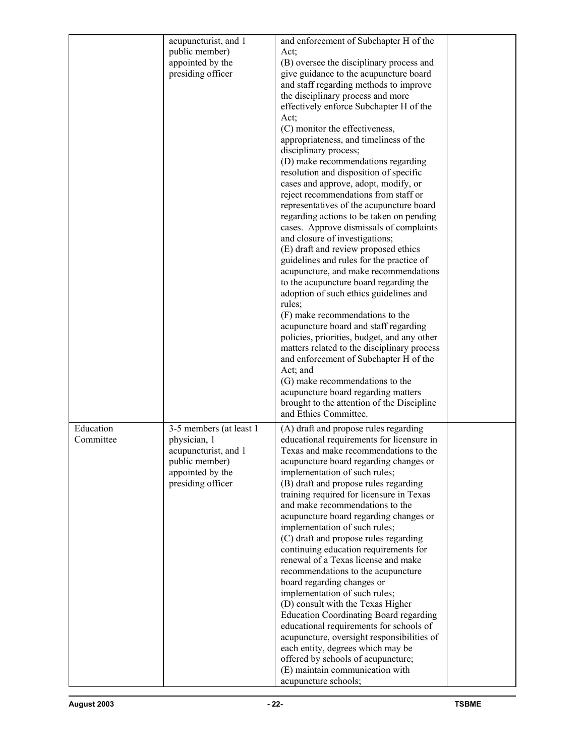| | | | |
|---|---|---|---|
| | acupuncturist, and 1 public member) appointed by the presiding officer | and enforcement of Subchapter H of the Act;<br>(B) oversee the disciplinary process and give guidance to the acupuncture board and staff regarding methods to improve the disciplinary process and more effectively enforce Subchapter H of the Act;<br>(C) monitor the effectiveness, appropriateness, and timeliness of the disciplinary process;<br>(D) make recommendations regarding resolution and disposition of specific cases and approve, adopt, modify, or reject recommendations from staff or representatives of the acupuncture board regarding actions to be taken on pending cases. Approve dismissals of complaints and closure of investigations;<br>(E) draft and review proposed ethics guidelines and rules for the practice of acupuncture, and make recommendations to the acupuncture board regarding the adoption of such ethics guidelines and rules;<br>(F) make recommendations to the acupuncture board and staff regarding policies, priorities, budget, and any other matters related to the disciplinary process and enforcement of Subchapter H of the Act; and<br>(G) make recommendations to the acupuncture board regarding matters brought to the attention of the Discipline and Ethics Committee. | |
| Education Committee | 3-5 members (at least 1 physician, 1 acupuncturist, and 1 public member) appointed by the presiding officer | (A) draft and propose rules regarding educational requirements for licensure in Texas and make recommendations to the acupuncture board regarding changes or implementation of such rules;<br>(B) draft and propose rules regarding training required for licensure in Texas and make recommendations to the acupuncture board regarding changes or implementation of such rules;<br>(C) draft and propose rules regarding continuing education requirements for renewal of a Texas license and make recommendations to the acupuncture board regarding changes or implementation of such rules;<br>(D) consult with the Texas Higher Education Coordinating Board regarding educational requirements for schools of acupuncture, oversight responsibilities of each entity, degrees which may be offered by schools of acupuncture;<br>(E) maintain communication with acupuncture schools; | |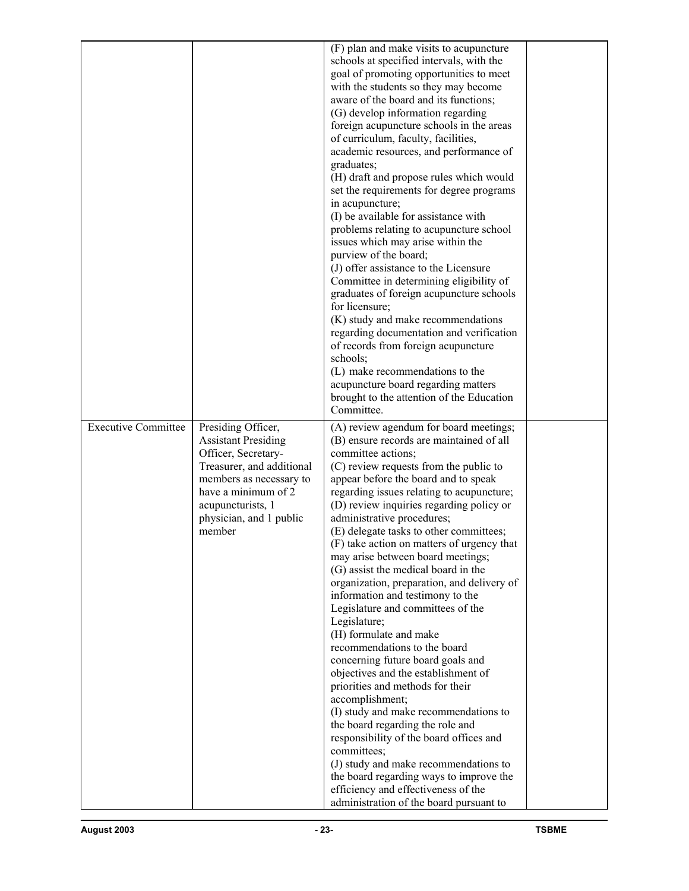| | | | |
|---|---|---|---|
| | | (F) plan and make visits to acupuncture schools at specified intervals, with the goal of promoting opportunities to meet with the students so they may become aware of the board and its functions;<br>(G) develop information regarding foreign acupuncture schools in the areas of curriculum, faculty, facilities, academic resources, and performance of graduates;<br>(H) draft and propose rules which would set the requirements for degree programs in acupuncture;<br>(I) be available for assistance with problems relating to acupuncture school issues which may arise within the purview of the board;<br>(J) offer assistance to the Licensure Committee in determining eligibility of graduates of foreign acupuncture schools for licensure;<br>(K) study and make recommendations regarding documentation and verification of records from foreign acupuncture schools;<br>(L) make recommendations to the acupuncture board regarding matters brought to the attention of the Education Committee. | |
| Executive Committee | Presiding Officer, Assistant Presiding Officer, Secretary-Treasurer, and additional members as necessary to have a minimum of 2 acupuncturists, 1 physician, and 1 public member | (A) review agendum for board meetings;<br>(B) ensure records are maintained of all committee actions;<br>(C) review requests from the public to appear before the board and to speak regarding issues relating to acupuncture;<br>(D) review inquiries regarding policy or administrative procedures;<br>(E) delegate tasks to other committees;<br>(F) take action on matters of urgency that may arise between board meetings;<br>(G) assist the medical board in the organization, preparation, and delivery of information and testimony to the Legislature and committees of the Legislature;<br>(H) formulate and make recommendations to the board concerning future board goals and objectives and the establishment of priorities and methods for their accomplishment;<br>(I) study and make recommendations to the board regarding the role and responsibility of the board offices and committees;<br>(J) study and make recommendations to the board regarding ways to improve the efficiency and effectiveness of the administration of the board pursuant to | |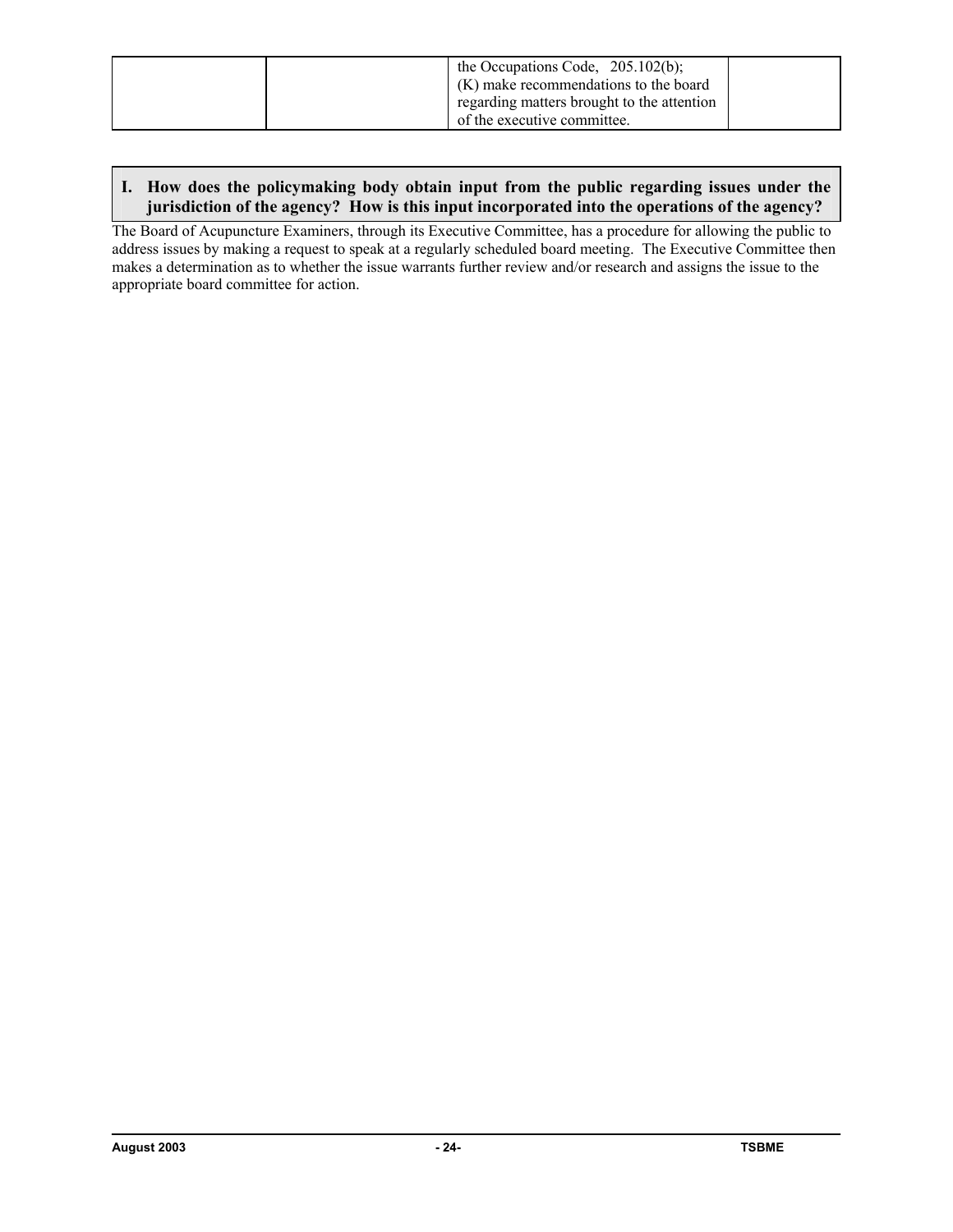|  |  | the Occupations Code, 205.102(b);<br>(K) make recommendations to the board regarding matters brought to the attention of the executive committee. |  |
|---|---|---|---|

**I. How does the policymaking body obtain input from the public regarding issues under the jurisdiction of the agency? How is this input incorporated into the operations of the agency?**

The Board of Acupuncture Examiners, through its Executive Committee, has a procedure for allowing the public to address issues by making a request to speak at a regularly scheduled board meeting. The Executive Committee then makes a determination as to whether the issue warrants further review and/or research and assigns the issue to the appropriate board committee for action.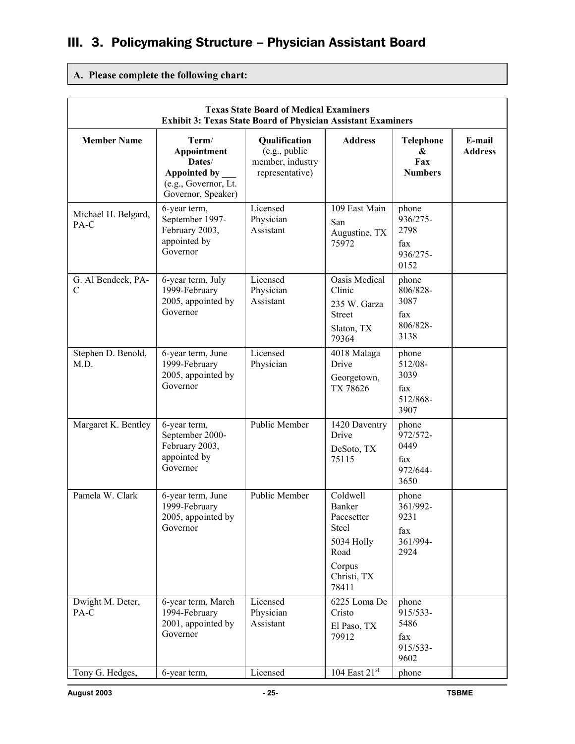# III. 3. Policymaking Structure – Physician Assistant Board

**A. Please complete the following chart:**

| **Texas State Board of Medical Examiners<br>Exhibit 3: Texas State Board of Physician Assistant Examiners** | | | | | |
|---|---|---|---|---|---|
| **Member Name** | **Term/ Appointment Dates/ Appointed by ___** (e.g., Governor, Lt. Governor, Speaker) | **Qualification** (e.g., public member, industry representative) | **Address** | **Telephone & Fax Numbers** | **E-mail Address** |
| Michael H. Belgard, PA-C | 6-year term, September 1997-February 2003, appointed by Governor | Licensed Physician Assistant | 109 East Main<br>San Augustine, TX 75972 | phone 936/275-2798<br>fax 936/275-0152 | |
| G. Al Bendeck, PA-C | 6-year term, July 1999-February 2005, appointed by Governor | Licensed Physician Assistant | Oasis Medical Clinic<br>235 W. Garza Street<br>Slaton, TX 79364 | phone 806/828-3087<br>fax 806/828-3138 | |
| Stephen D. Benold, M.D. | 6-year term, June 1999-February 2005, appointed by Governor | Licensed Physician | 4018 Malaga Drive<br>Georgetown, TX 78626 | phone 512/08-3039<br>fax 512/868-3907 | |
| Margaret K. Bentley | 6-year term, September 2000-February 2003, appointed by Governor | Public Member | 1420 Daventry Drive<br>DeSoto, TX 75115 | phone 972/572-0449<br>fax 972/644-3650 | |
| Pamela W. Clark | 6-year term, June 1999-February 2005, appointed by Governor | Public Member | Coldwell Banker Pacesetter Steel<br>5034 Holly Road<br>Corpus Christi, TX 78411 | phone 361/992-9231<br>fax 361/994-2924 | |
| Dwight M. Deter, PA-C | 6-year term, March 1994-February 2001, appointed by Governor | Licensed Physician Assistant | 6225 Loma De Cristo<br>El Paso, TX 79912 | phone 915/533-5486<br>fax 915/533-9602 | |
| Tony G. Hedges, | 6-year term, | Licensed | 104 East 21st | phone | |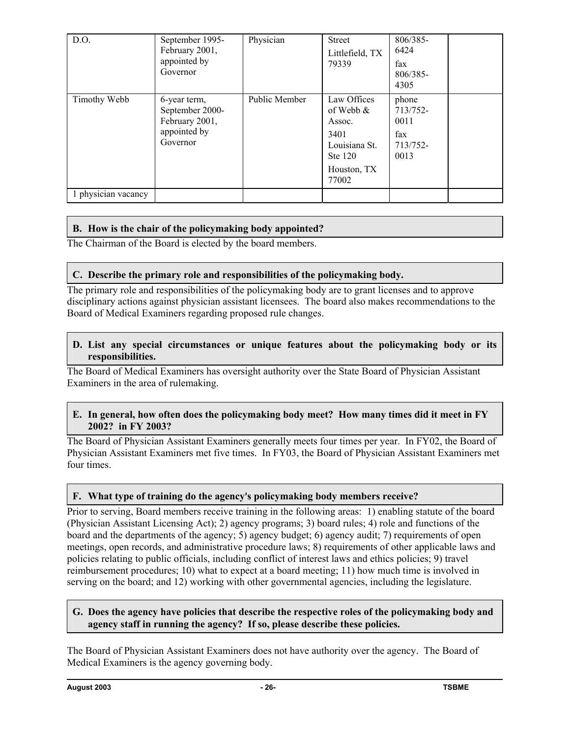| D.O. | September 1995-February 2001, appointed by Governor | Physician | Street Littlefield, TX 79339 | 806/385-6424 fax 806/385-4305 | |
|---|---|---|---|---|---|
| Timothy Webb | 6-year term, September 2000-February 2001, appointed by Governor | Public Member | Law Offices of Webb & Assoc. 3401 Louisiana St. Ste 120 Houston, TX 77002 | phone 713/752-0011 fax 713/752-0013 | |
| 1 physician vacancy | | | | | |

### B. How is the chair of the policymaking body appointed?

The Chairman of the Board is elected by the board members.

### C. Describe the primary role and responsibilities of the policymaking body.

The primary role and responsibilities of the policymaking body are to grant licenses and to approve disciplinary actions against physician assistant licensees. The board also makes recommendations to the Board of Medical Examiners regarding proposed rule changes.

### D. List any special circumstances or unique features about the policymaking body or its responsibilities.

The Board of Medical Examiners has oversight authority over the State Board of Physician Assistant Examiners in the area of rulemaking.

### E. In general, how often does the policymaking body meet? How many times did it meet in FY 2002? in FY 2003?

The Board of Physician Assistant Examiners generally meets four times per year. In FY02, the Board of Physician Assistant Examiners met five times. In FY03, the Board of Physician Assistant Examiners met four times.

### F. What type of training do the agency's policymaking body members receive?

Prior to serving, Board members receive training in the following areas: 1) enabling statute of the board (Physician Assistant Licensing Act); 2) agency programs; 3) board rules; 4) role and functions of the board and the departments of the agency; 5) agency budget; 6) agency audit; 7) requirements of open meetings, open records, and administrative procedure laws; 8) requirements of other applicable laws and policies relating to public officials, including conflict of interest laws and ethics policies; 9) travel reimbursement procedures; 10) what to expect at a board meeting; 11) how much time is involved in serving on the board; and 12) working with other governmental agencies, including the legislature.

### G. Does the agency have policies that describe the respective roles of the policymaking body and agency staff in running the agency? If so, please describe these policies.

The Board of Physician Assistant Examiners does not have authority over the agency. The Board of Medical Examiners is the agency governing body.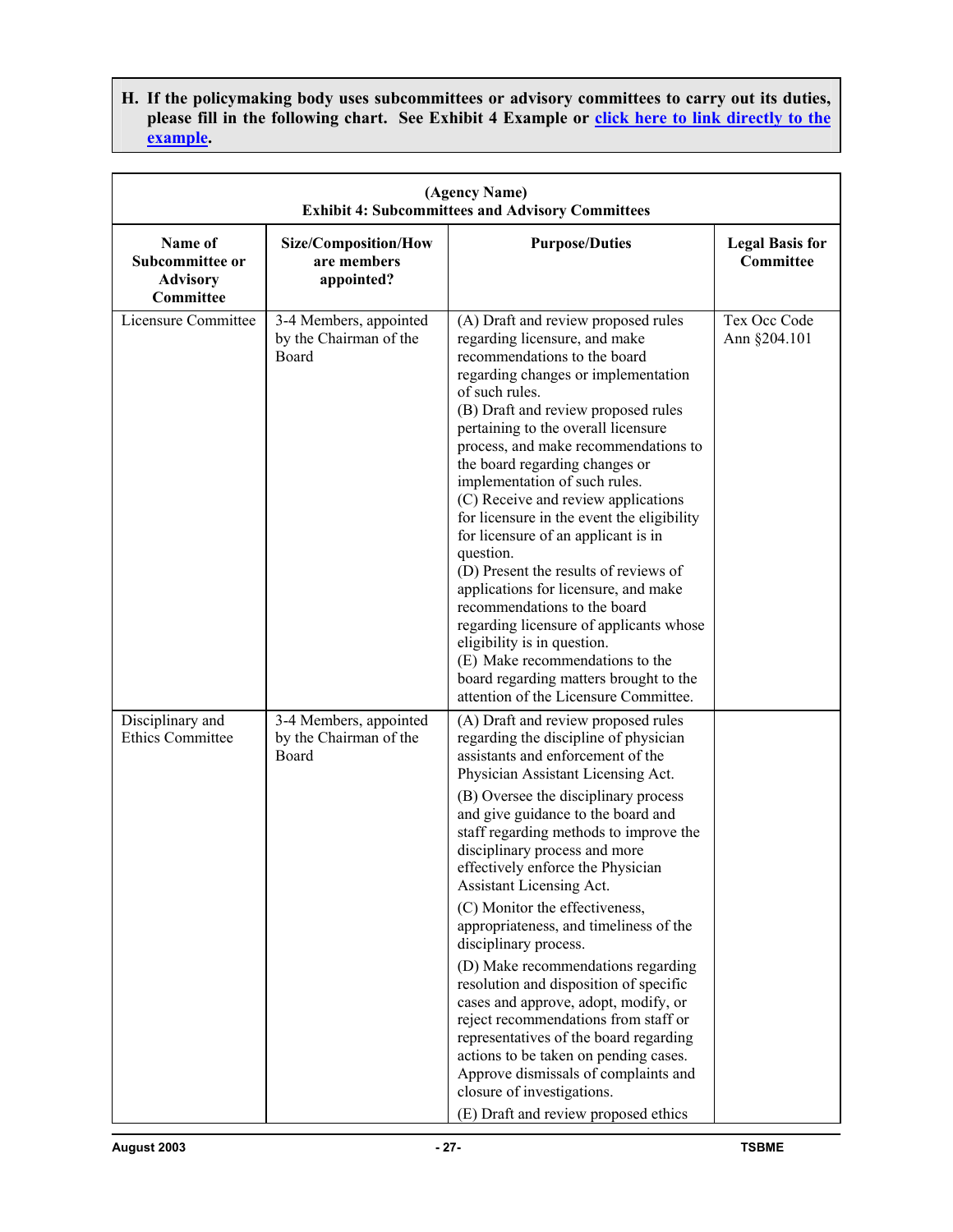**H. If the policymaking body uses subcommittees or advisory committees to carry out its duties, please fill in the following chart. See Exhibit 4 Example or [click here to link directly to the example](#).**

| (Agency Name)<br>Exhibit 4: Subcommittees and Advisory Committees | | | |
|---|---|---|---|
| **Name of Subcommittee or Advisory Committee** | **Size/Composition/How are members appointed?** | **Purpose/Duties** | **Legal Basis for Committee** |
| Licensure Committee | 3-4 Members, appointed by the Chairman of the Board | (A) Draft and review proposed rules regarding licensure, and make recommendations to the board regarding changes or implementation of such rules.<br>(B) Draft and review proposed rules pertaining to the overall licensure process, and make recommendations to the board regarding changes or implementation of such rules.<br>(C) Receive and review applications for licensure in the event the eligibility for licensure of an applicant is in question.<br>(D) Present the results of reviews of applications for licensure, and make recommendations to the board regarding licensure of applicants whose eligibility is in question.<br>(E) Make recommendations to the board regarding matters brought to the attention of the Licensure Committee. | Tex Occ Code Ann §204.101 |
| Disciplinary and Ethics Committee | 3-4 Members, appointed by the Chairman of the Board | (A) Draft and review proposed rules regarding the discipline of physician assistants and enforcement of the Physician Assistant Licensing Act.<br>(B) Oversee the disciplinary process and give guidance to the board and staff regarding methods to improve the disciplinary process and more effectively enforce the Physician Assistant Licensing Act.<br>(C) Monitor the effectiveness, appropriateness, and timeliness of the disciplinary process.<br>(D) Make recommendations regarding resolution and disposition of specific cases and approve, adopt, modify, or reject recommendations from staff or representatives of the board regarding actions to be taken on pending cases. Approve dismissals of complaints and closure of investigations.<br>(E) Draft and review proposed ethics | |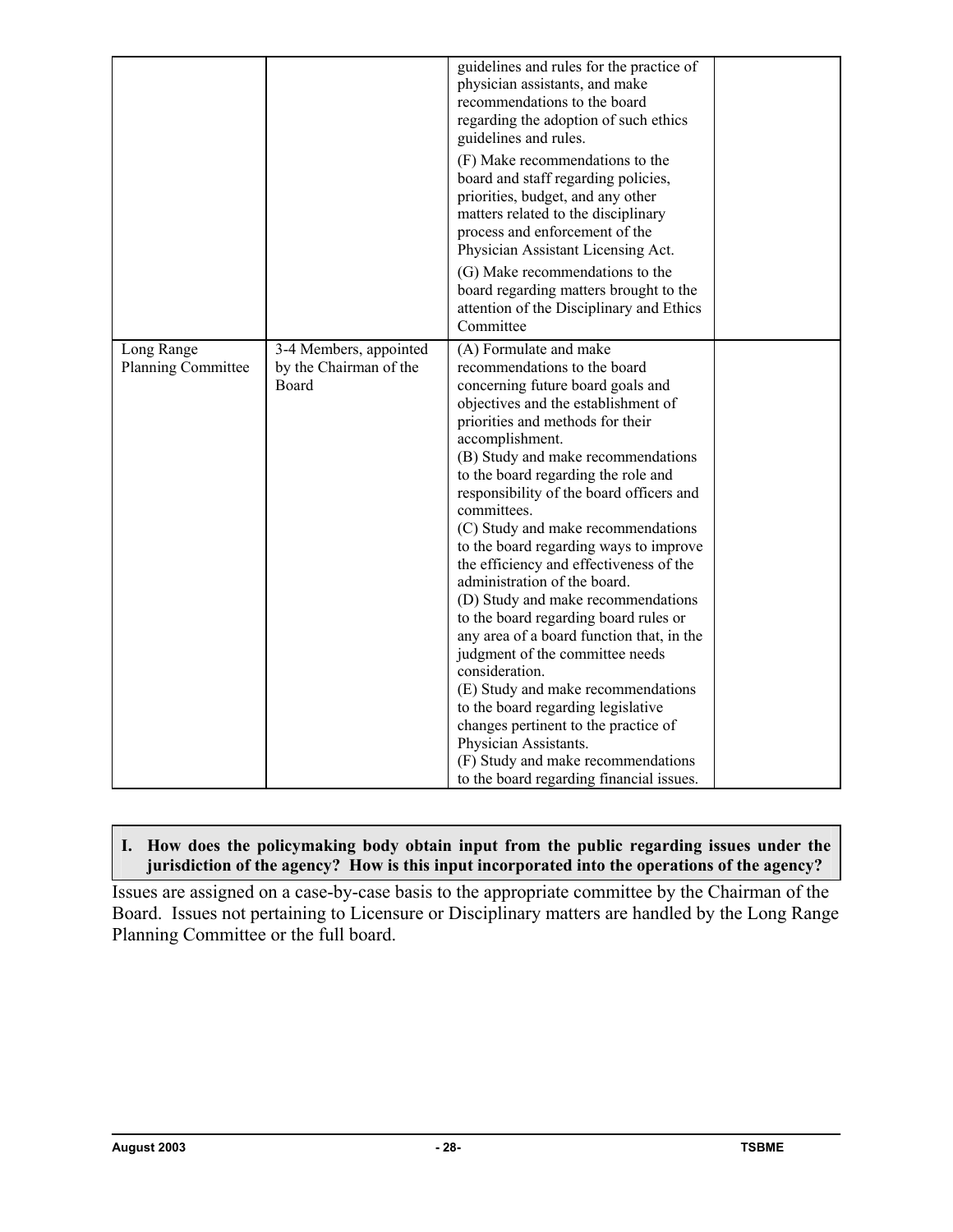| | | | |
|---|---|---|---|
| | | guidelines and rules for the practice of physician assistants, and make recommendations to the board regarding the adoption of such ethics guidelines and rules.<br>(F) Make recommendations to the board and staff regarding policies, priorities, budget, and any other matters related to the disciplinary process and enforcement of the Physician Assistant Licensing Act.<br>(G) Make recommendations to the board regarding matters brought to the attention of the Disciplinary and Ethics Committee | |
| Long Range Planning Committee | 3-4 Members, appointed by the Chairman of the Board | (A) Formulate and make recommendations to the board concerning future board goals and objectives and the establishment of priorities and methods for their accomplishment.<br>(B) Study and make recommendations to the board regarding the role and responsibility of the board officers and committees.<br>(C) Study and make recommendations to the board regarding ways to improve the efficiency and effectiveness of the administration of the board.<br>(D) Study and make recommendations to the board regarding board rules or any area of a board function that, in the judgment of the committee needs consideration.<br>(E) Study and make recommendations to the board regarding legislative changes pertinent to the practice of Physician Assistants.<br>(F) Study and make recommendations to the board regarding financial issues. | |

**I. How does the policymaking body obtain input from the public regarding issues under the jurisdiction of the agency? How is this input incorporated into the operations of the agency?**

Issues are assigned on a case-by-case basis to the appropriate committee by the Chairman of the Board. Issues not pertaining to Licensure or Disciplinary matters are handled by the Long Range Planning Committee or the full board.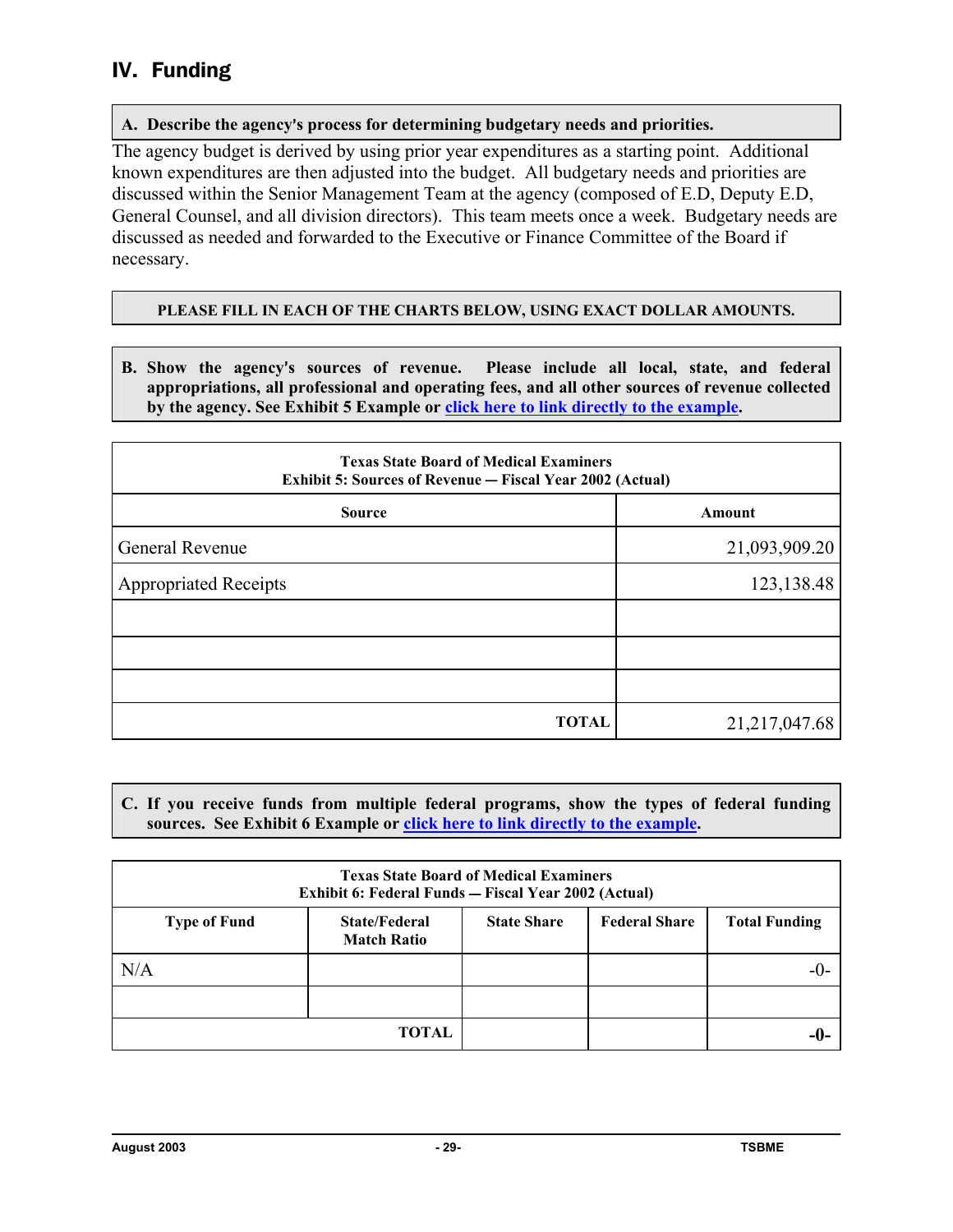## IV. Funding

**A. Describe the agency's process for determining budgetary needs and priorities.**

The agency budget is derived by using prior year expenditures as a starting point. Additional known expenditures are then adjusted into the budget. All budgetary needs and priorities are discussed within the Senior Management Team at the agency (composed of E.D, Deputy E.D, General Counsel, and all division directors). This team meets once a week. Budgetary needs are discussed as needed and forwarded to the Executive or Finance Committee of the Board if necessary.

**PLEASE FILL IN EACH OF THE CHARTS BELOW, USING EXACT DOLLAR AMOUNTS.**

**B. Show the agency's sources of revenue. Please include all local, state, and federal appropriations, all professional and operating fees, and all other sources of revenue collected by the agency. See Exhibit 5 Example or click here to link directly to the example.**

**Texas State Board of Medical Examiners**
**Exhibit 5: Sources of Revenue — Fiscal Year 2002 (Actual)**

| Source | Amount |
|---|---|
| General Revenue | 21,093,909.20 |
| Appropriated Receipts | 123,138.48 |
| | |
| | |
| | |
| **TOTAL** | 21,217,047.68 |

**C. If you receive funds from multiple federal programs, show the types of federal funding sources. See Exhibit 6 Example or click here to link directly to the example.**

**Texas State Board of Medical Examiners**
**Exhibit 6: Federal Funds — Fiscal Year 2002 (Actual)**

| Type of Fund | State/Federal Match Ratio | State Share | Federal Share | Total Funding |
|---|---|---|---|---|
| N/A | | | | -0- |
| | | | | |
| | **TOTAL** | | | **-0-** |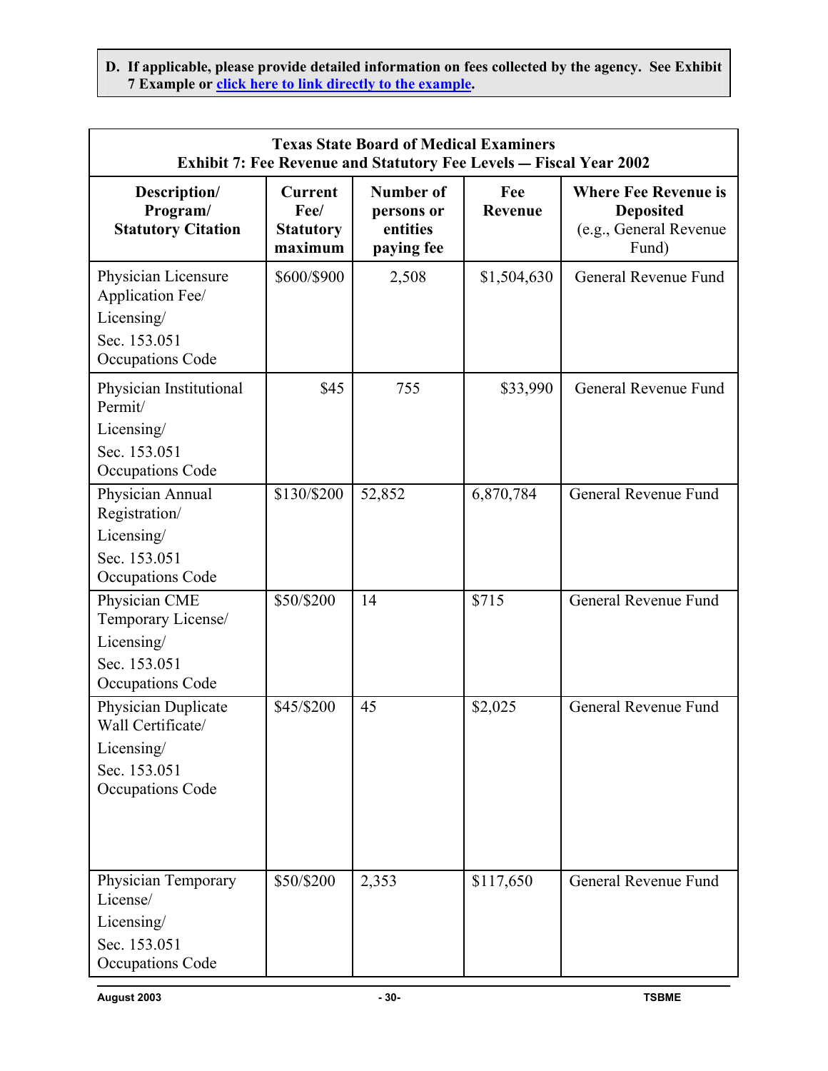**D. If applicable, please provide detailed information on fees collected by the agency. See Exhibit 7 Example or click here to link directly to the example.**

| Texas State Board of Medical Examiners<br>Exhibit 7: Fee Revenue and Statutory Fee Levels — Fiscal Year 2002 | | | | |
|---|---|---|---|---|
| **Description/ Program/ Statutory Citation** | **Current Fee/ Statutory maximum** | **Number of persons or entities paying fee** | **Fee Revenue** | **Where Fee Revenue is Deposited** (e.g., General Revenue Fund) |
| Physician Licensure Application Fee/ Licensing/ Sec. 153.051 Occupations Code | $600/$900 | 2,508 | $1,504,630 | General Revenue Fund |
| Physician Institutional Permit/ Licensing/ Sec. 153.051 Occupations Code | $45 | 755 | $33,990 | General Revenue Fund |
| Physician Annual Registration/ Licensing/ Sec. 153.051 Occupations Code | $130/$200 | 52,852 | 6,870,784 | General Revenue Fund |
| Physician CME Temporary License/ Licensing/ Sec. 153.051 Occupations Code | $50/$200 | 14 | $715 | General Revenue Fund |
| Physician Duplicate Wall Certificate/ Licensing/ Sec. 153.051 Occupations Code | $45/$200 | 45 | $2,025 | General Revenue Fund |
| Physician Temporary License/ Licensing/ Sec. 153.051 Occupations Code | $50/$200 | 2,353 | $117,650 | General Revenue Fund |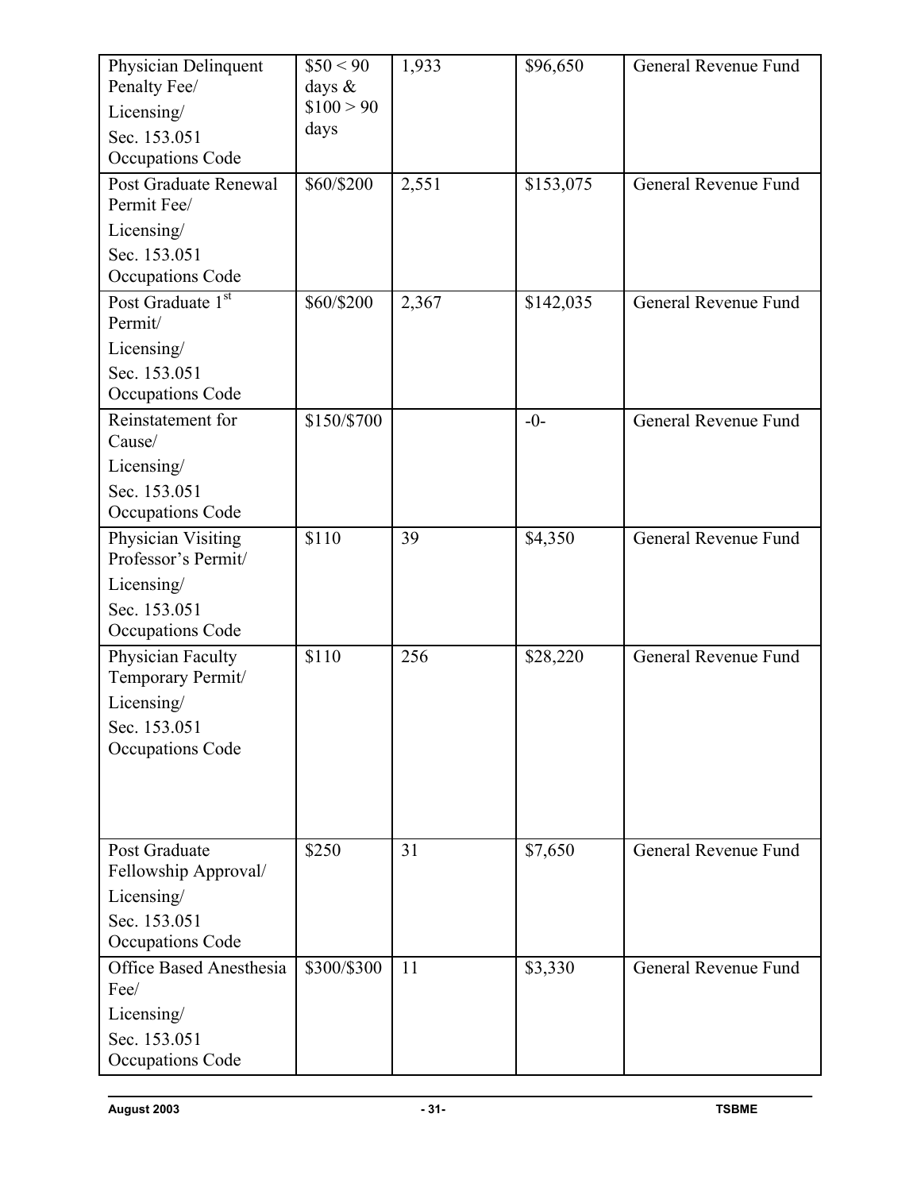| | | | | |
|---|---|---|---|---|
| Physician Delinquent Penalty Fee/<br>Licensing/<br>Sec. 153.051 Occupations Code | $50 < 90 days & $100 > 90 days | 1,933 | $96,650 | General Revenue Fund |
| Post Graduate Renewal Permit Fee/<br>Licensing/<br>Sec. 153.051 Occupations Code | $60/$200 | 2,551 | $153,075 | General Revenue Fund |
| Post Graduate 1st Permit/<br>Licensing/<br>Sec. 153.051 Occupations Code | $60/$200 | 2,367 | $142,035 | General Revenue Fund |
| Reinstatement for Cause/<br>Licensing/<br>Sec. 153.051 Occupations Code | $150/$700 | | -0- | General Revenue Fund |
| Physician Visiting Professor's Permit/<br>Licensing/<br>Sec. 153.051 Occupations Code | $110 | 39 | $4,350 | General Revenue Fund |
| Physician Faculty Temporary Permit/<br>Licensing/<br>Sec. 153.051 Occupations Code | $110 | 256 | $28,220 | General Revenue Fund |
| Post Graduate Fellowship Approval/<br>Licensing/<br>Sec. 153.051 Occupations Code | $250 | 31 | $7,650 | General Revenue Fund |
| Office Based Anesthesia Fee/<br>Licensing/<br>Sec. 153.051 Occupations Code | $300/$300 | 11 | $3,330 | General Revenue Fund |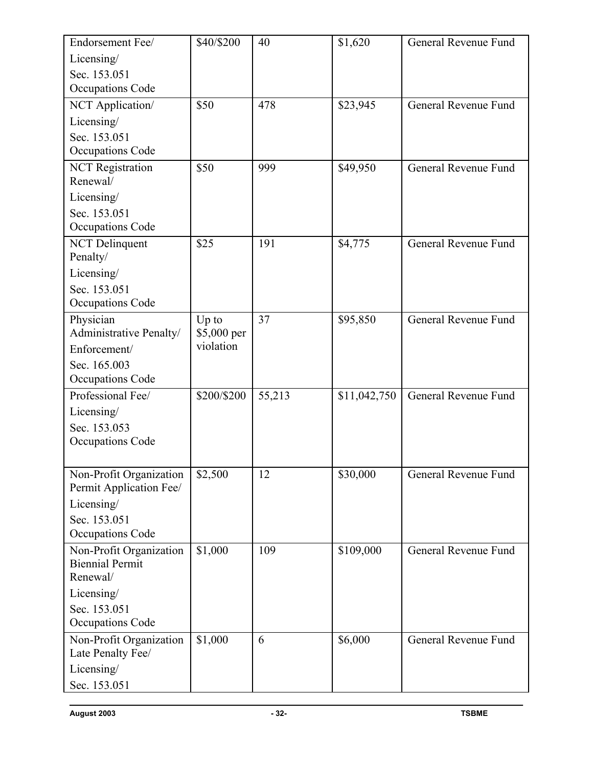| | | | | |
|---|---|---|---|---|
| Endorsement Fee/ Licensing/ Sec. 153.051 Occupations Code | $40/$200 | 40 | $1,620 | General Revenue Fund |
| NCT Application/ Licensing/ Sec. 153.051 Occupations Code | $50 | 478 | $23,945 | General Revenue Fund |
| NCT Registration Renewal/ Licensing/ Sec. 153.051 Occupations Code | $50 | 999 | $49,950 | General Revenue Fund |
| NCT Delinquent Penalty/ Licensing/ Sec. 153.051 Occupations Code | $25 | 191 | $4,775 | General Revenue Fund |
| Physician Administrative Penalty/ Enforcement/ Sec. 165.003 Occupations Code | Up to $5,000 per violation | 37 | $95,850 | General Revenue Fund |
| Professional Fee/ Licensing/ Sec. 153.053 Occupations Code | $200/$200 | 55,213 | $11,042,750 | General Revenue Fund |
| Non-Profit Organization Permit Application Fee/ Licensing/ Sec. 153.051 Occupations Code | $2,500 | 12 | $30,000 | General Revenue Fund |
| Non-Profit Organization Biennial Permit Renewal/ Licensing/ Sec. 153.051 Occupations Code | $1,000 | 109 | $109,000 | General Revenue Fund |
| Non-Profit Organization Late Penalty Fee/ Licensing/ Sec. 153.051 | $1,000 | 6 | $6,000 | General Revenue Fund |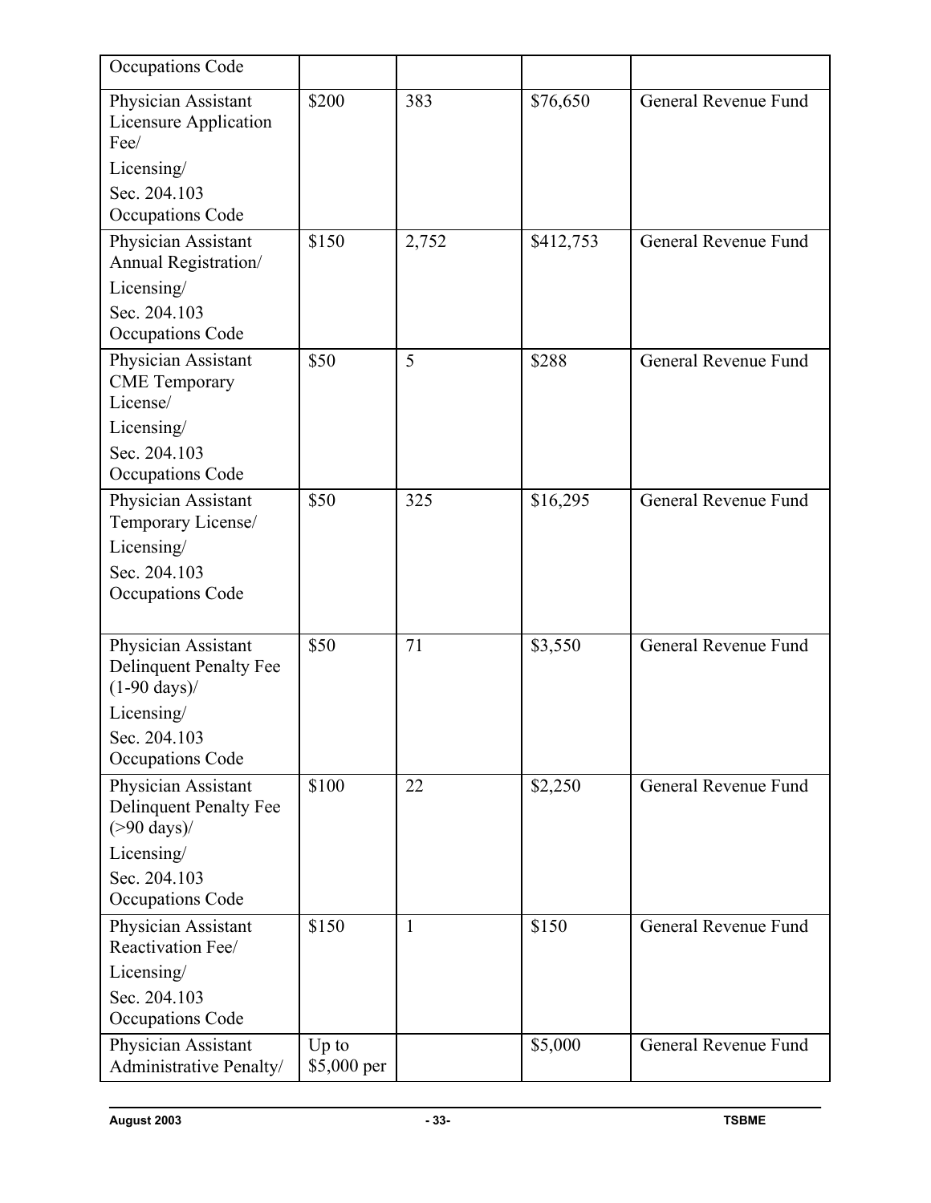| | | | | |
|---|---|---|---|---|
| Occupations Code | | | | |
| Physician Assistant Licensure Application Fee/ Licensing/ Sec. 204.103 Occupations Code | $200 | 383 | $76,650 | General Revenue Fund |
| Physician Assistant Annual Registration/ Licensing/ Sec. 204.103 Occupations Code | $150 | 2,752 | $412,753 | General Revenue Fund |
| Physician Assistant CME Temporary License/ Licensing/ Sec. 204.103 Occupations Code | $50 | 5 | $288 | General Revenue Fund |
| Physician Assistant Temporary License/ Licensing/ Sec. 204.103 Occupations Code | $50 | 325 | $16,295 | General Revenue Fund |
| Physician Assistant Delinquent Penalty Fee (1-90 days)/ Licensing/ Sec. 204.103 Occupations Code | $50 | 71 | $3,550 | General Revenue Fund |
| Physician Assistant Delinquent Penalty Fee (>90 days)/ Licensing/ Sec. 204.103 Occupations Code | $100 | 22 | $2,250 | General Revenue Fund |
| Physician Assistant Reactivation Fee/ Licensing/ Sec. 204.103 Occupations Code | $150 | 1 | $150 | General Revenue Fund |
| Physician Assistant Administrative Penalty/ | Up to $5,000 per | | $5,000 | General Revenue Fund |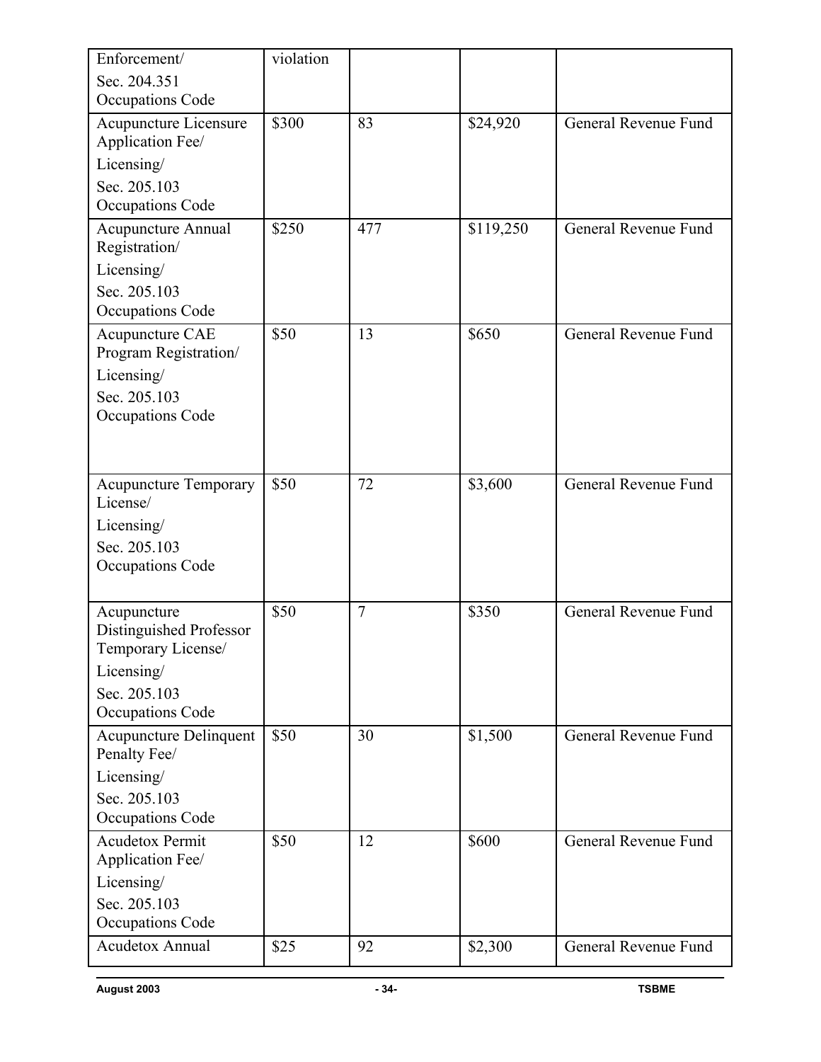| Enforcement/ Sec. 204.351 Occupations Code | violation | | | |
|---|---|---|---|---|
| Acupuncture Licensure Application Fee/ Licensing/ Sec. 205.103 Occupations Code | \$300 | 83 | \$24,920 | General Revenue Fund |
| Acupuncture Annual Registration/ Licensing/ Sec. 205.103 Occupations Code | \$250 | 477 | \$119,250 | General Revenue Fund |
| Acupuncture CAE Program Registration/ Licensing/ Sec. 205.103 Occupations Code | \$50 | 13 | \$650 | General Revenue Fund |
| Acupuncture Temporary License/ Licensing/ Sec. 205.103 Occupations Code | \$50 | 72 | \$3,600 | General Revenue Fund |
| Acupuncture Distinguished Professor Temporary License/ Licensing/ Sec. 205.103 Occupations Code | \$50 | 7 | \$350 | General Revenue Fund |
| Acupuncture Delinquent Penalty Fee/ Licensing/ Sec. 205.103 Occupations Code | \$50 | 30 | \$1,500 | General Revenue Fund |
| Acudetox Permit Application Fee/ Licensing/ Sec. 205.103 Occupations Code | \$50 | 12 | \$600 | General Revenue Fund |
| Acudetox Annual | \$25 | 92 | \$2,300 | General Revenue Fund |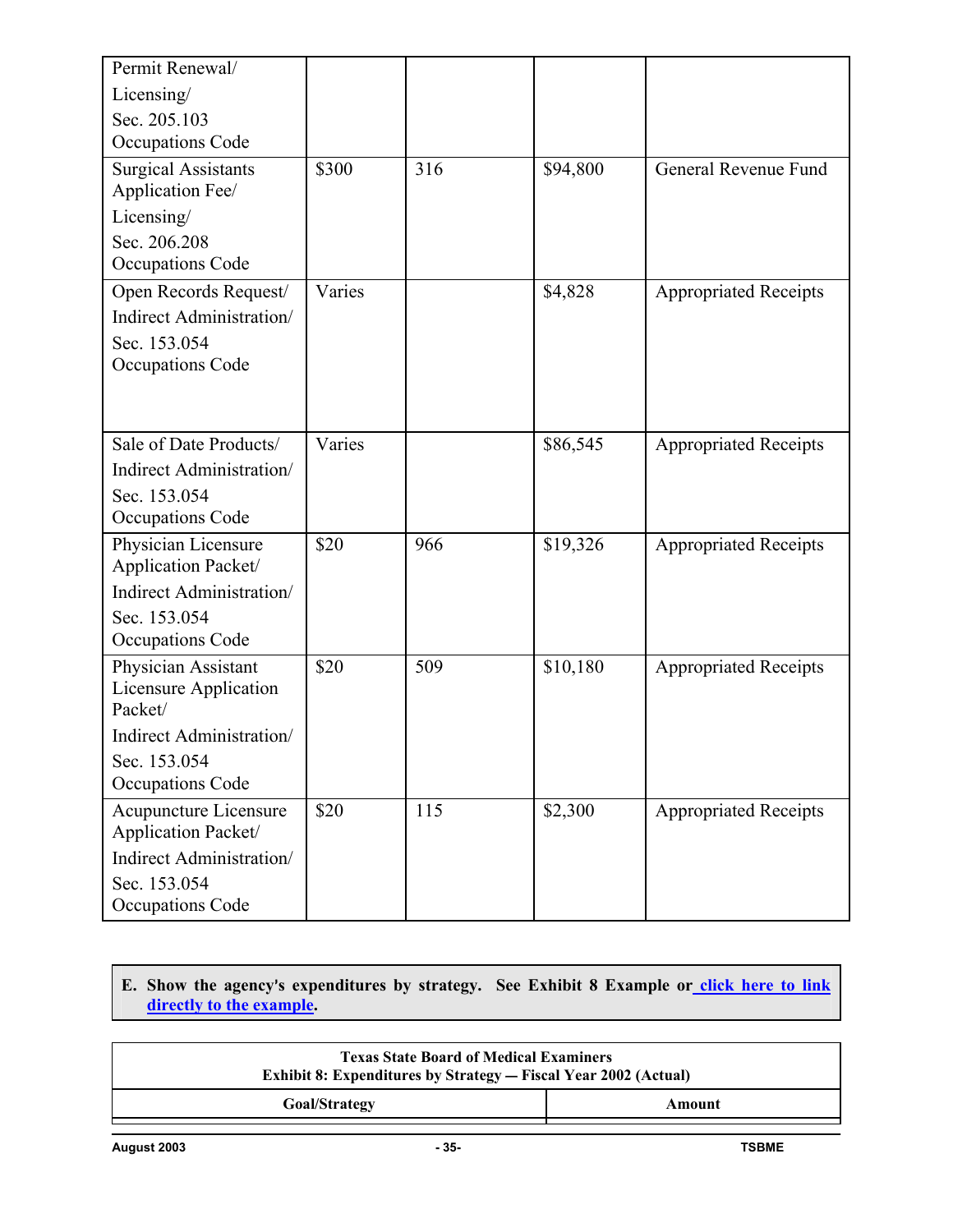| | | | | |
|---|---|---|---|---|
| Permit Renewal/ Licensing/ Sec. 205.103 Occupations Code | | | | |
| Surgical Assistants Application Fee/ Licensing/ Sec. 206.208 Occupations Code | $300 | 316 | $94,800 | General Revenue Fund |
| Open Records Request/ Indirect Administration/ Sec. 153.054 Occupations Code | Varies | | $4,828 | Appropriated Receipts |
| Sale of Date Products/ Indirect Administration/ Sec. 153.054 Occupations Code | Varies | | $86,545 | Appropriated Receipts |
| Physician Licensure Application Packet/ Indirect Administration/ Sec. 153.054 Occupations Code | $20 | 966 | $19,326 | Appropriated Receipts |
| Physician Assistant Licensure Application Packet/ Indirect Administration/ Sec. 153.054 Occupations Code | $20 | 509 | $10,180 | Appropriated Receipts |
| Acupuncture Licensure Application Packet/ Indirect Administration/ Sec. 153.054 Occupations Code | $20 | 115 | $2,300 | Appropriated Receipts |

**E. Show the agency's expenditures by strategy. See Exhibit 8 Example or click here to link directly to the example.**

| Texas State Board of Medical Examiners<br>Exhibit 8: Expenditures by Strategy — Fiscal Year 2002 (Actual) | |
|---|---|
| **Goal/Strategy** | **Amount** |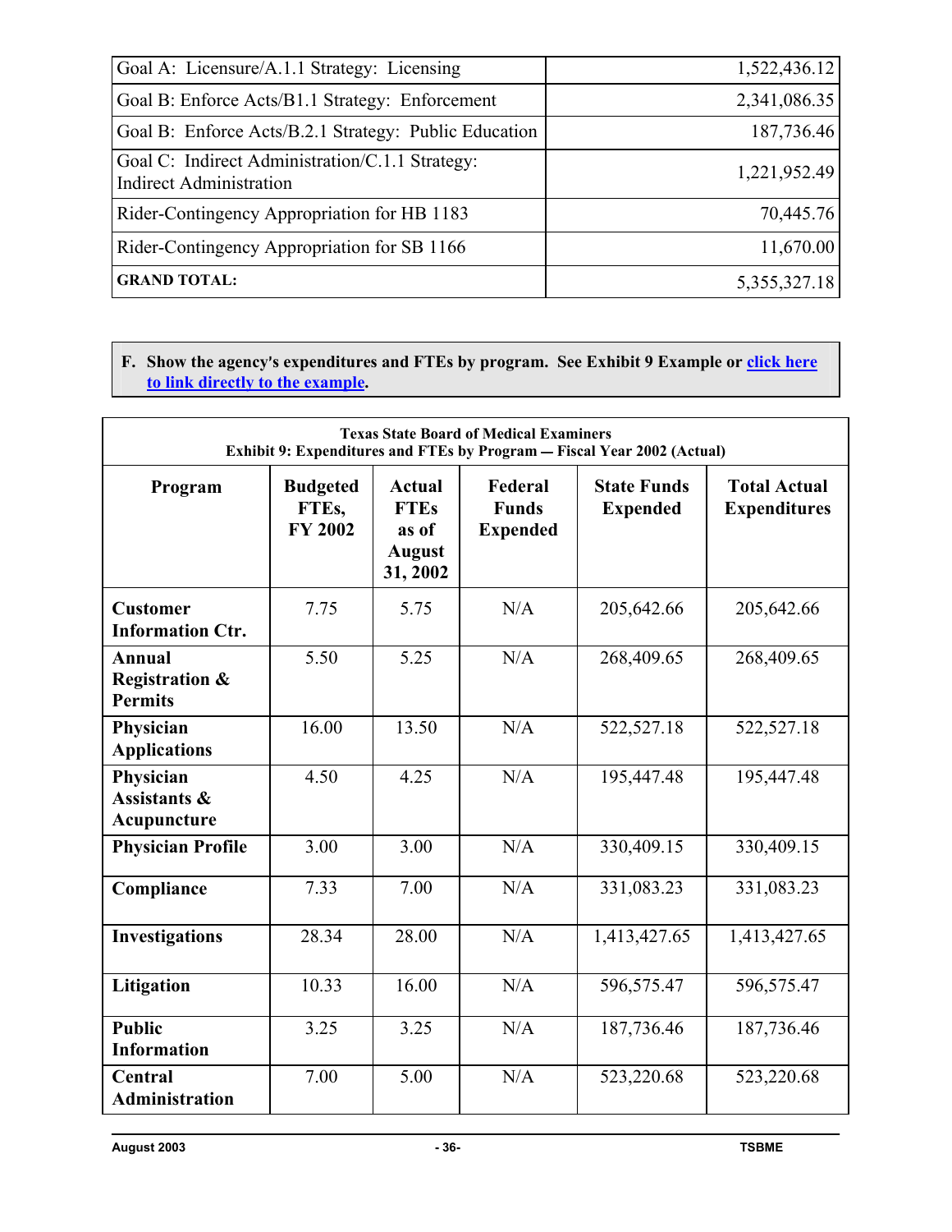| | |
|---|---|
| Goal A: Licensure/A.1.1 Strategy: Licensing | 1,522,436.12 |
| Goal B: Enforce Acts/B1.1 Strategy: Enforcement | 2,341,086.35 |
| Goal B: Enforce Acts/B.2.1 Strategy: Public Education | 187,736.46 |
| Goal C: Indirect Administration/C.1.1 Strategy: Indirect Administration | 1,221,952.49 |
| Rider-Contingency Appropriation for HB 1183 | 70,445.76 |
| Rider-Contingency Appropriation for SB 1166 | 11,670.00 |
| **GRAND TOTAL:** | 5,355,327.18 |

**F. Show the agency's expenditures and FTEs by program. See Exhibit 9 Example or click here to link directly to the example.**

**Texas State Board of Medical Examiners**
**Exhibit 9: Expenditures and FTEs by Program — Fiscal Year 2002 (Actual)**

| Program | Budgeted FTEs, FY 2002 | Actual FTEs as of August 31, 2002 | Federal Funds Expended | State Funds Expended | Total Actual Expenditures |
|---|---|---|---|---|---|
| **Customer Information Ctr.** | 7.75 | 5.75 | N/A | 205,642.66 | 205,642.66 |
| **Annual Registration & Permits** | 5.50 | 5.25 | N/A | 268,409.65 | 268,409.65 |
| **Physician Applications** | 16.00 | 13.50 | N/A | 522,527.18 | 522,527.18 |
| **Physician Assistants & Acupuncture** | 4.50 | 4.25 | N/A | 195,447.48 | 195,447.48 |
| **Physician Profile** | 3.00 | 3.00 | N/A | 330,409.15 | 330,409.15 |
| **Compliance** | 7.33 | 7.00 | N/A | 331,083.23 | 331,083.23 |
| **Investigations** | 28.34 | 28.00 | N/A | 1,413,427.65 | 1,413,427.65 |
| **Litigation** | 10.33 | 16.00 | N/A | 596,575.47 | 596,575.47 |
| **Public Information** | 3.25 | 3.25 | N/A | 187,736.46 | 187,736.46 |
| **Central Administration** | 7.00 | 5.00 | N/A | 523,220.68 | 523,220.68 |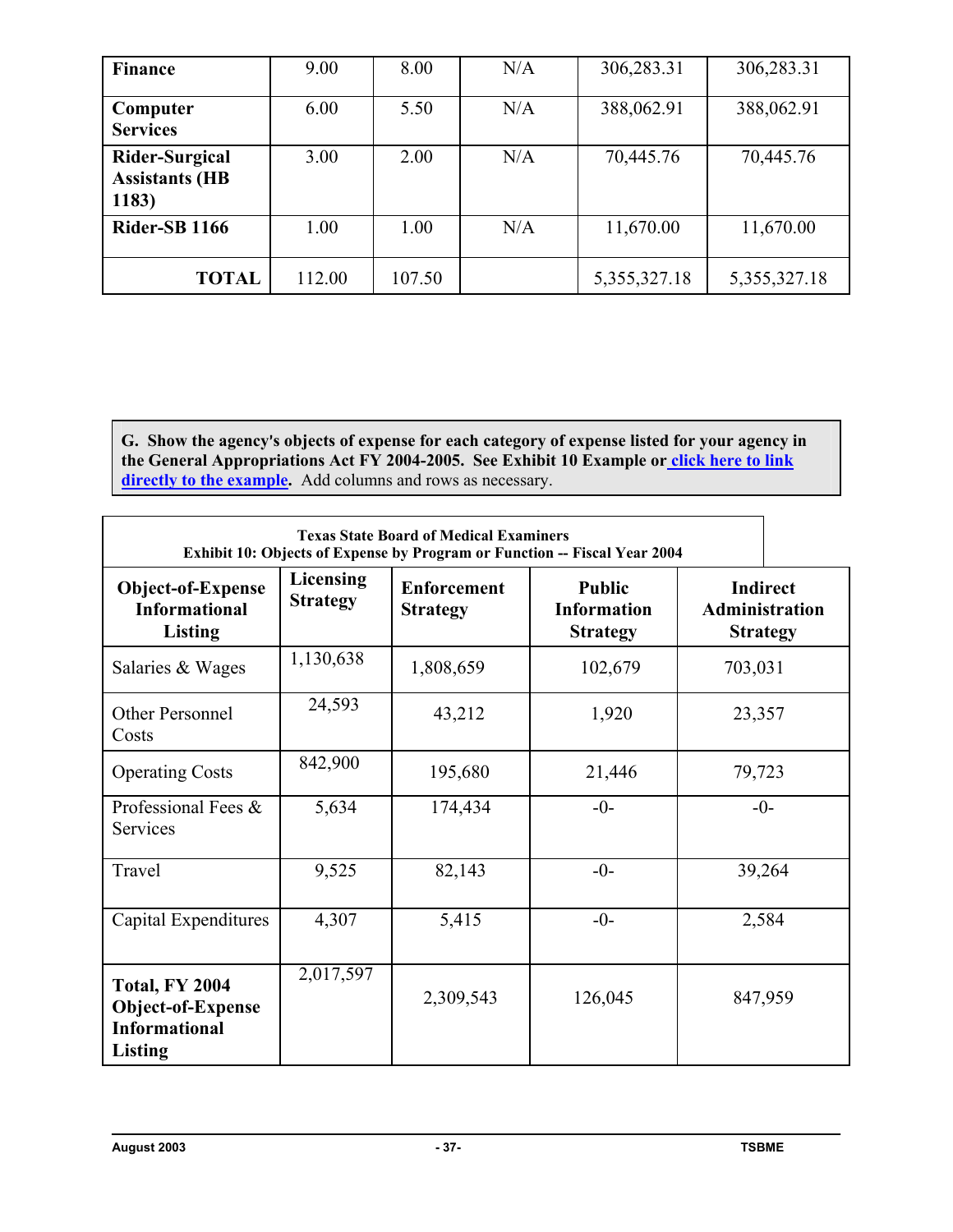| Finance | 9.00 | 8.00 | N/A | 306,283.31 | 306,283.31 |
|---|---|---|---|---|---|
| Computer Services | 6.00 | 5.50 | N/A | 388,062.91 | 388,062.91 |
| Rider-Surgical Assistants (HB 1183) | 3.00 | 2.00 | N/A | 70,445.76 | 70,445.76 |
| Rider-SB 1166 | 1.00 | 1.00 | N/A | 11,670.00 | 11,670.00 |
| **TOTAL** | 112.00 | 107.50 | | 5,355,327.18 | 5,355,327.18 |

**G. Show the agency's objects of expense for each category of expense listed for your agency in the General Appropriations Act FY 2004-2005. See Exhibit 10 Example or click here to link directly to the example.** Add columns and rows as necessary.

**Texas State Board of Medical Examiners**
**Exhibit 10: Objects of Expense by Program or Function -- Fiscal Year 2004**

| Object-of-Expense Informational Listing | Licensing Strategy | Enforcement Strategy | Public Information Strategy | Indirect Administration Strategy |
|---|---|---|---|---|
| Salaries & Wages | 1,130,638 | 1,808,659 | 102,679 | 703,031 |
| Other Personnel Costs | 24,593 | 43,212 | 1,920 | 23,357 |
| Operating Costs | 842,900 | 195,680 | 21,446 | 79,723 |
| Professional Fees & Services | 5,634 | 174,434 | -0- | -0- |
| Travel | 9,525 | 82,143 | -0- | 39,264 |
| Capital Expenditures | 4,307 | 5,415 | -0- | 2,584 |
| **Total, FY 2004 Object-of-Expense Informational Listing** | 2,017,597 | 2,309,543 | 126,045 | 847,959 |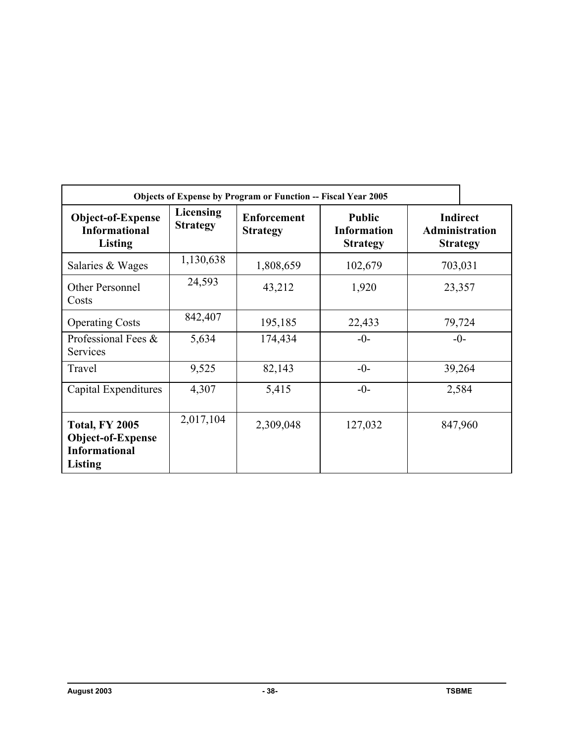| Objects of Expense by Program or Function -- Fiscal Year 2005 | | | | |
|---|---|---|---|---|
| **Object-of-Expense Informational Listing** | **Licensing Strategy** | **Enforcement Strategy** | **Public Information Strategy** | **Indirect Administration Strategy** |
| Salaries & Wages | 1,130,638 | 1,808,659 | 102,679 | 703,031 |
| Other Personnel Costs | 24,593 | 43,212 | 1,920 | 23,357 |
| Operating Costs | 842,407 | 195,185 | 22,433 | 79,724 |
| Professional Fees & Services | 5,634 | 174,434 | -0- | -0- |
| Travel | 9,525 | 82,143 | -0- | 39,264 |
| Capital Expenditures | 4,307 | 5,415 | -0- | 2,584 |
| **Total, FY 2005 Object-of-Expense Informational Listing** | 2,017,104 | 2,309,048 | 127,032 | 847,960 |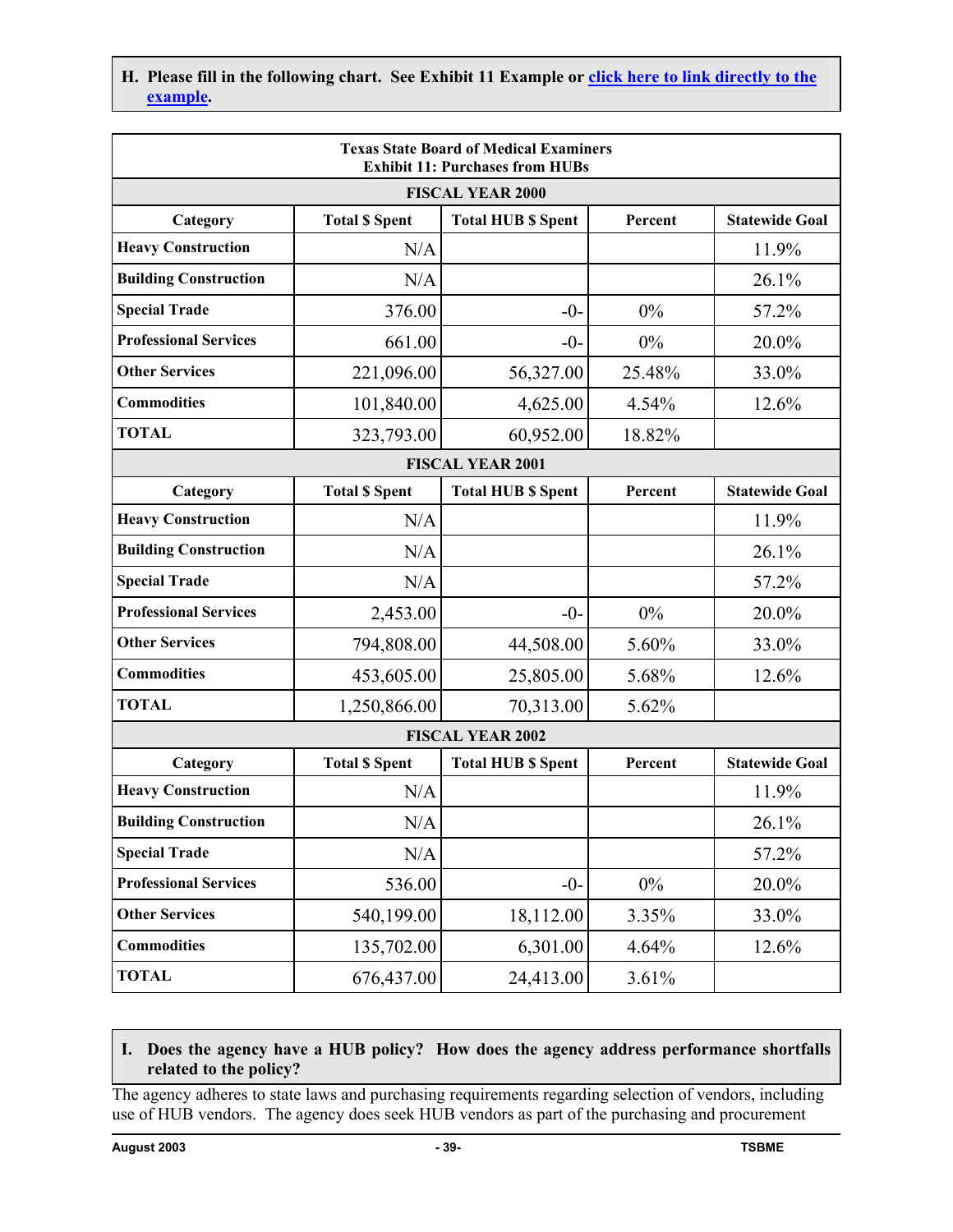**H. Please fill in the following chart. See Exhibit 11 Example or [click here to link directly to the example](#).**

| Texas State Board of Medical Examiners<br>Exhibit 11: Purchases from HUBs | | | | |
|---|---|---|---|---|
| **FISCAL YEAR 2000** | | | | |
| **Category** | **Total $ Spent** | **Total HUB $ Spent** | **Percent** | **Statewide Goal** |
| **Heavy Construction** | N/A | | | 11.9% |
| **Building Construction** | N/A | | | 26.1% |
| **Special Trade** | 376.00 | -0- | 0% | 57.2% |
| **Professional Services** | 661.00 | -0- | 0% | 20.0% |
| **Other Services** | 221,096.00 | 56,327.00 | 25.48% | 33.0% |
| **Commodities** | 101,840.00 | 4,625.00 | 4.54% | 12.6% |
| **TOTAL** | 323,793.00 | 60,952.00 | 18.82% | |
| **FISCAL YEAR 2001** | | | | |
| **Category** | **Total $ Spent** | **Total HUB $ Spent** | **Percent** | **Statewide Goal** |
| **Heavy Construction** | N/A | | | 11.9% |
| **Building Construction** | N/A | | | 26.1% |
| **Special Trade** | N/A | | | 57.2% |
| **Professional Services** | 2,453.00 | -0- | 0% | 20.0% |
| **Other Services** | 794,808.00 | 44,508.00 | 5.60% | 33.0% |
| **Commodities** | 453,605.00 | 25,805.00 | 5.68% | 12.6% |
| **TOTAL** | 1,250,866.00 | 70,313.00 | 5.62% | |
| **FISCAL YEAR 2002** | | | | |
| **Category** | **Total $ Spent** | **Total HUB $ Spent** | **Percent** | **Statewide Goal** |
| **Heavy Construction** | N/A | | | 11.9% |
| **Building Construction** | N/A | | | 26.1% |
| **Special Trade** | N/A | | | 57.2% |
| **Professional Services** | 536.00 | -0- | 0% | 20.0% |
| **Other Services** | 540,199.00 | 18,112.00 | 3.35% | 33.0% |
| **Commodities** | 135,702.00 | 6,301.00 | 4.64% | 12.6% |
| **TOTAL** | 676,437.00 | 24,413.00 | 3.61% | |

**I. Does the agency have a HUB policy? How does the agency address performance shortfalls related to the policy?**

The agency adheres to state laws and purchasing requirements regarding selection of vendors, including use of HUB vendors. The agency does seek HUB vendors as part of the purchasing and procurement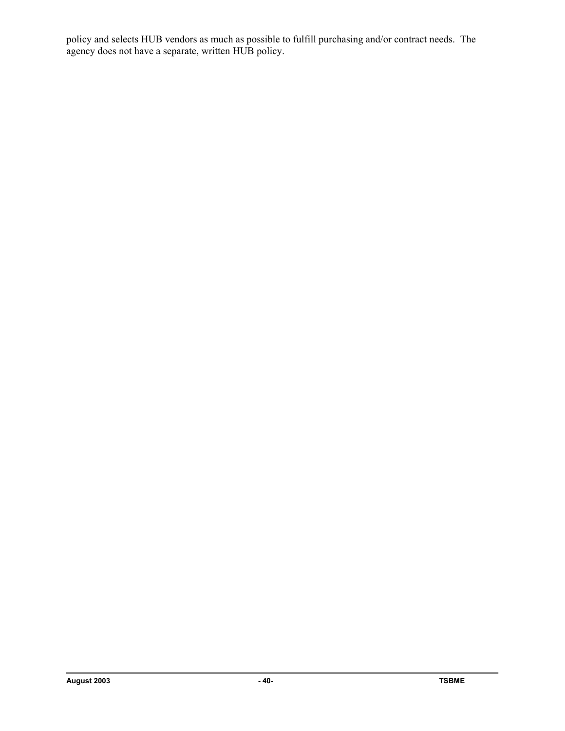policy and selects HUB vendors as much as possible to fulfill purchasing and/or contract needs. The agency does not have a separate, written HUB policy.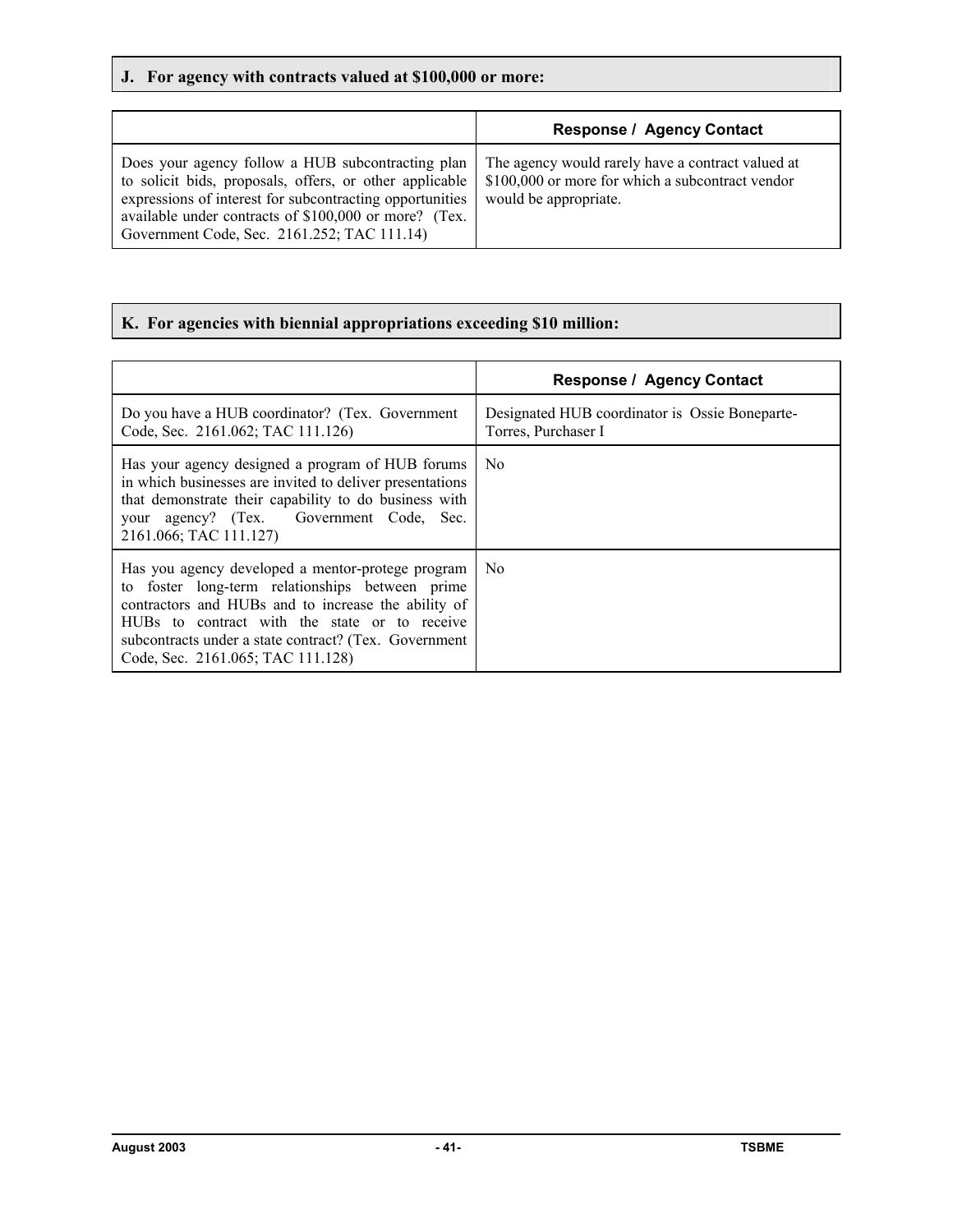## J. For agency with contracts valued at $100,000 or more:

| | Response / Agency Contact |
|---|---|
| Does your agency follow a HUB subcontracting plan to solicit bids, proposals, offers, or other applicable expressions of interest for subcontracting opportunities available under contracts of $100,000 or more? (Tex. Government Code, Sec. 2161.252; TAC 111.14) | The agency would rarely have a contract valued at $100,000 or more for which a subcontract vendor would be appropriate. |

## K. For agencies with biennial appropriations exceeding $10 million:

| | Response / Agency Contact |
|---|---|
| Do you have a HUB coordinator? (Tex. Government Code, Sec. 2161.062; TAC 111.126) | Designated HUB coordinator is Ossie Boneparte-Torres, Purchaser I |
| Has your agency designed a program of HUB forums in which businesses are invited to deliver presentations that demonstrate their capability to do business with your agency? (Tex. Government Code, Sec. 2161.066; TAC 111.127) | No |
| Has you agency developed a mentor-protege program to foster long-term relationships between prime contractors and HUBs and to increase the ability of HUBs to contract with the state or to receive subcontracts under a state contract? (Tex. Government Code, Sec. 2161.065; TAC 111.128) | No |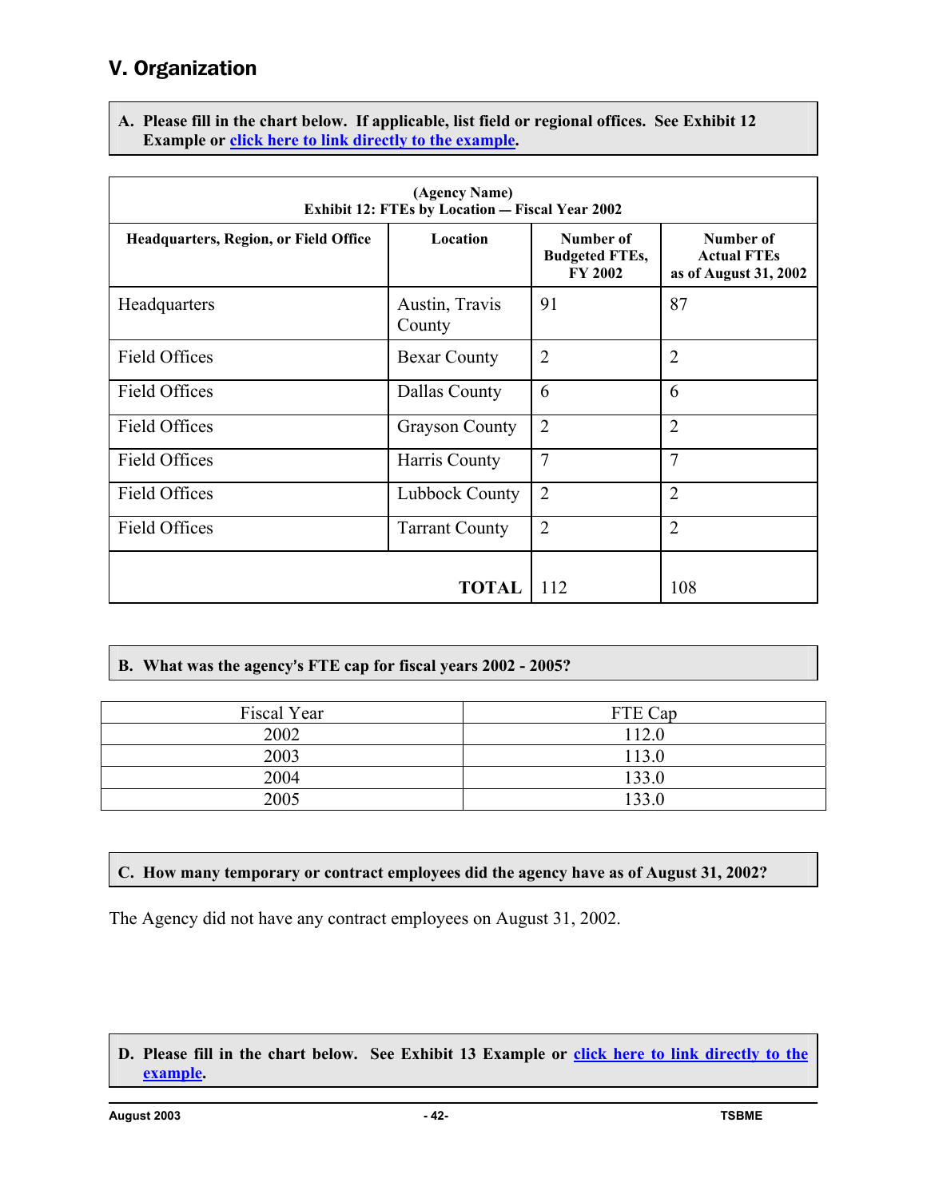## V. Organization

**A. Please fill in the chart below. If applicable, list field or regional offices. See Exhibit 12 Example or click here to link directly to the example.**

**(Agency Name)**
**Exhibit 12: FTEs by Location — Fiscal Year 2002**

| Headquarters, Region, or Field Office | Location | Number of Budgeted FTEs, FY 2002 | Number of Actual FTEs as of August 31, 2002 |
|---|---|---|---|
| Headquarters | Austin, Travis County | 91 | 87 |
| Field Offices | Bexar County | 2 | 2 |
| Field Offices | Dallas County | 6 | 6 |
| Field Offices | Grayson County | 2 | 2 |
| Field Offices | Harris County | 7 | 7 |
| Field Offices | Lubbock County | 2 | 2 |
| Field Offices | Tarrant County | 2 | 2 |
| | **TOTAL** | 112 | 108 |

**B. What was the agency's FTE cap for fiscal years 2002 - 2005?**

| Fiscal Year | FTE Cap |
|---|---|
| 2002 | 112.0 |
| 2003 | 113.0 |
| 2004 | 133.0 |
| 2005 | 133.0 |

**C. How many temporary or contract employees did the agency have as of August 31, 2002?**

The Agency did not have any contract employees on August 31, 2002.

**D. Please fill in the chart below. See Exhibit 13 Example or click here to link directly to the example.**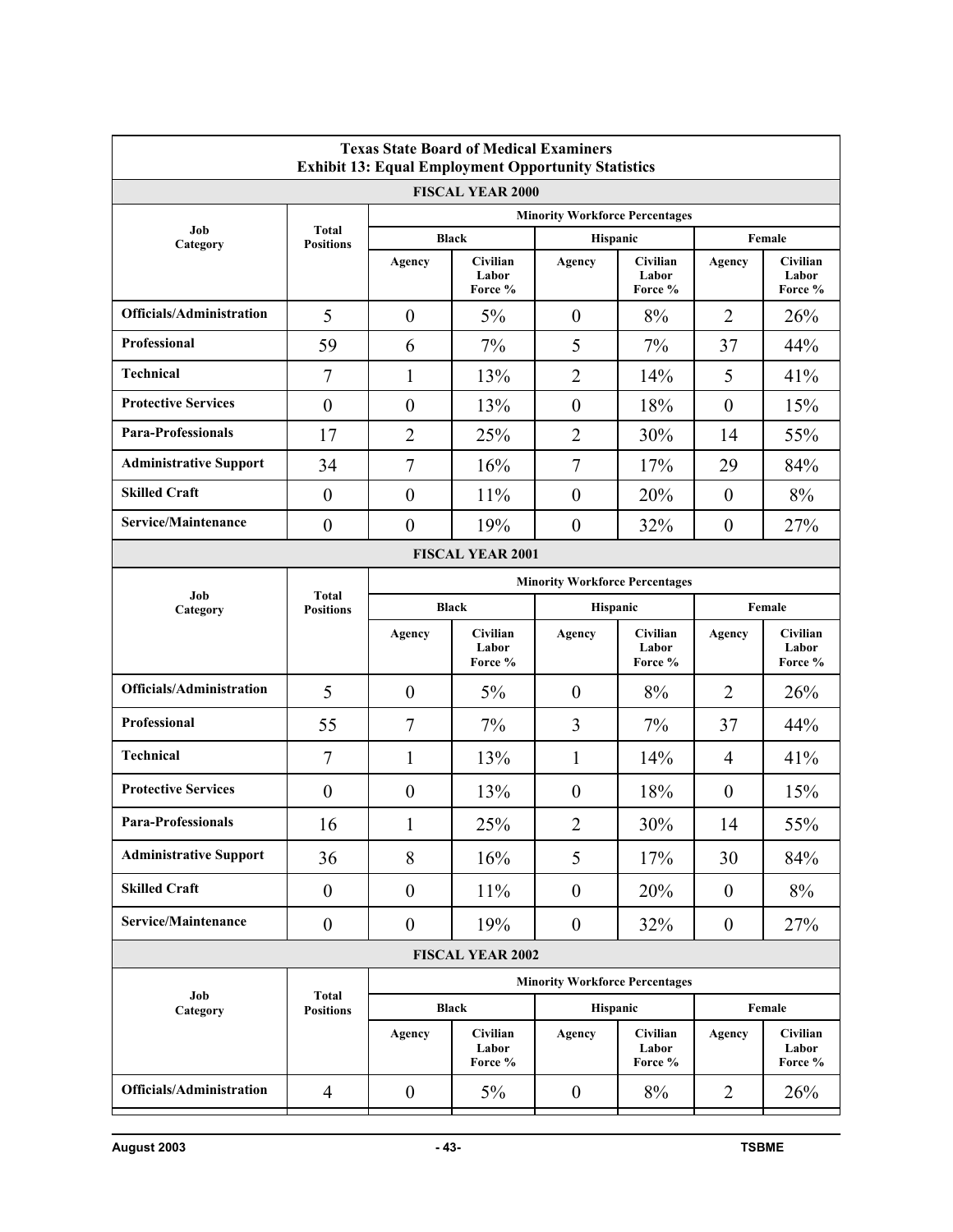**Texas State Board of Medical Examiners**
**Exhibit 13: Equal Employment Opportunity Statistics**

**FISCAL YEAR 2000**

| Job Category | Total Positions | Minority Workforce Percentages | | | | | |
|---|---|---|---|---|---|---|---|
| | | Black | | Hispanic | | Female | |
| | | Agency | Civilian Labor Force % | Agency | Civilian Labor Force % | Agency | Civilian Labor Force % |
| **Officials/Administration** | 5 | 0 | 5% | 0 | 8% | 2 | 26% |
| **Professional** | 59 | 6 | 7% | 5 | 7% | 37 | 44% |
| **Technical** | 7 | 1 | 13% | 2 | 14% | 5 | 41% |
| **Protective Services** | 0 | 0 | 13% | 0 | 18% | 0 | 15% |
| **Para-Professionals** | 17 | 2 | 25% | 2 | 30% | 14 | 55% |
| **Administrative Support** | 34 | 7 | 16% | 7 | 17% | 29 | 84% |
| **Skilled Craft** | 0 | 0 | 11% | 0 | 20% | 0 | 8% |
| **Service/Maintenance** | 0 | 0 | 19% | 0 | 32% | 0 | 27% |

**FISCAL YEAR 2001**

| Job Category | Total Positions | Minority Workforce Percentages | | | | | |
|---|---|---|---|---|---|---|---|
| | | Black | | Hispanic | | Female | |
| | | Agency | Civilian Labor Force % | Agency | Civilian Labor Force % | Agency | Civilian Labor Force % |
| **Officials/Administration** | 5 | 0 | 5% | 0 | 8% | 2 | 26% |
| **Professional** | 55 | 7 | 7% | 3 | 7% | 37 | 44% |
| **Technical** | 7 | 1 | 13% | 1 | 14% | 4 | 41% |
| **Protective Services** | 0 | 0 | 13% | 0 | 18% | 0 | 15% |
| **Para-Professionals** | 16 | 1 | 25% | 2 | 30% | 14 | 55% |
| **Administrative Support** | 36 | 8 | 16% | 5 | 17% | 30 | 84% |
| **Skilled Craft** | 0 | 0 | 11% | 0 | 20% | 0 | 8% |
| **Service/Maintenance** | 0 | 0 | 19% | 0 | 32% | 0 | 27% |

**FISCAL YEAR 2002**

| Job Category | Total Positions | Minority Workforce Percentages | | | | | |
|---|---|---|---|---|---|---|---|
| | | Black | | Hispanic | | Female | |
| | | Agency | Civilian Labor Force % | Agency | Civilian Labor Force % | Agency | Civilian Labor Force % |
| **Officials/Administration** | 4 | 0 | 5% | 0 | 8% | 2 | 26% |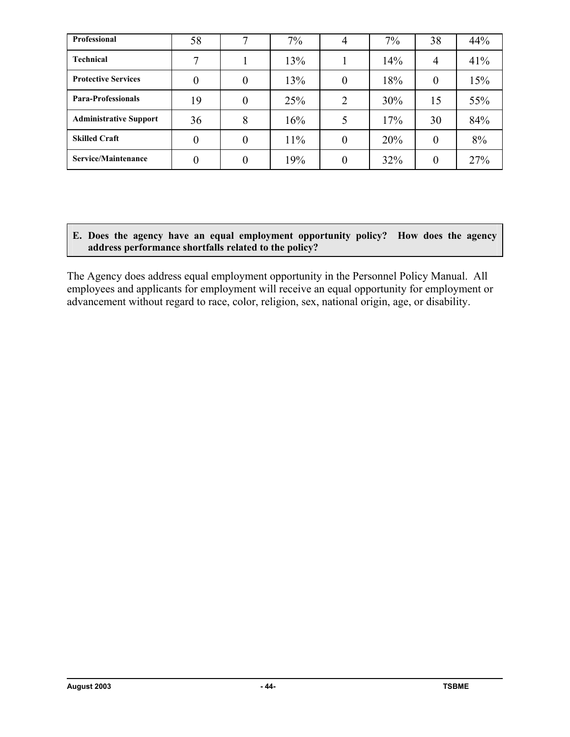| | | | | | | | |
|---|---|---|---|---|---|---|---|
| **Professional** | 58 | 7 | 7% | 4 | 7% | 38 | 44% |
| **Technical** | 7 | 1 | 13% | 1 | 14% | 4 | 41% |
| **Protective Services** | 0 | 0 | 13% | 0 | 18% | 0 | 15% |
| **Para-Professionals** | 19 | 0 | 25% | 2 | 30% | 15 | 55% |
| **Administrative Support** | 36 | 8 | 16% | 5 | 17% | 30 | 84% |
| **Skilled Craft** | 0 | 0 | 11% | 0 | 20% | 0 | 8% |
| **Service/Maintenance** | 0 | 0 | 19% | 0 | 32% | 0 | 27% |

**E. Does the agency have an equal employment opportunity policy? How does the agency address performance shortfalls related to the policy?**

The Agency does address equal employment opportunity in the Personnel Policy Manual. All employees and applicants for employment will receive an equal opportunity for employment or advancement without regard to race, color, religion, sex, national origin, age, or disability.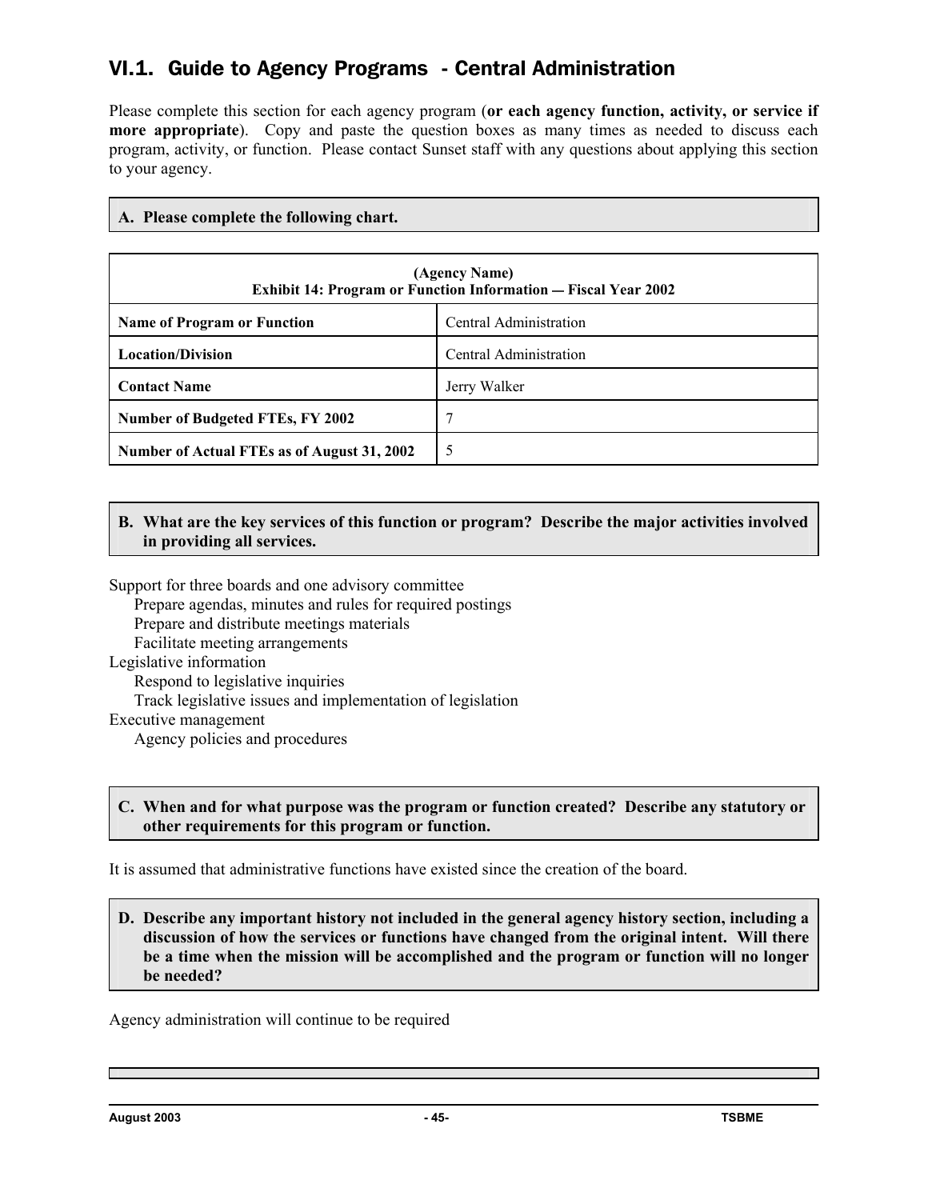## VI.1. Guide to Agency Programs - Central Administration

Please complete this section for each agency program (**or each agency function, activity, or service if more appropriate**). Copy and paste the question boxes as many times as needed to discuss each program, activity, or function. Please contact Sunset staff with any questions about applying this section to your agency.

**A. Please complete the following chart.**

| (Agency Name)<br>Exhibit 14: Program or Function Information — Fiscal Year 2002 | |
|---|---|
| **Name of Program or Function** | Central Administration |
| **Location/Division** | Central Administration |
| **Contact Name** | Jerry Walker |
| **Number of Budgeted FTEs, FY 2002** | 7 |
| **Number of Actual FTEs as of August 31, 2002** | 5 |

**B. What are the key services of this function or program? Describe the major activities involved in providing all services.**

Support for three boards and one advisory committee
- Prepare agendas, minutes and rules for required postings
- Prepare and distribute meetings materials
- Facilitate meeting arrangements

Legislative information
- Respond to legislative inquiries
- Track legislative issues and implementation of legislation

Executive management
- Agency policies and procedures

**C. When and for what purpose was the program or function created? Describe any statutory or other requirements for this program or function.**

It is assumed that administrative functions have existed since the creation of the board.

**D. Describe any important history not included in the general agency history section, including a discussion of how the services or functions have changed from the original intent. Will there be a time when the mission will be accomplished and the program or function will no longer be needed?**

Agency administration will continue to be required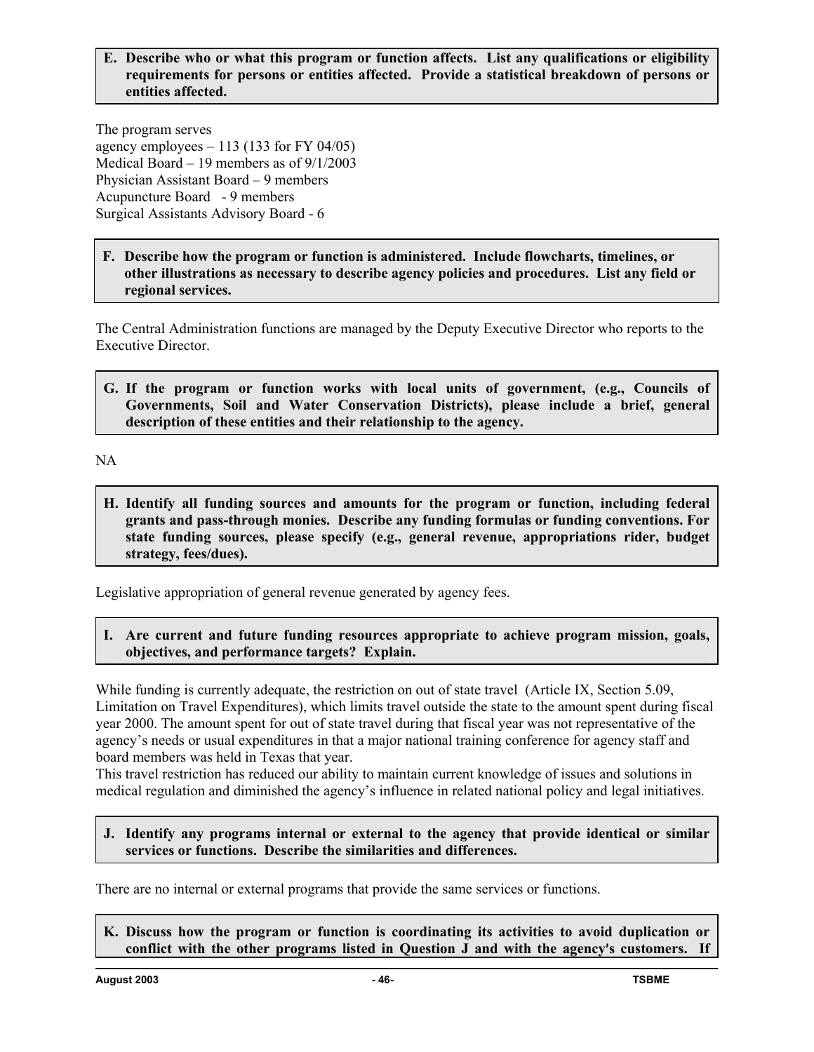**E. Describe who or what this program or function affects. List any qualifications or eligibility requirements for persons or entities affected. Provide a statistical breakdown of persons or entities affected.**

The program serves
agency employees – 113 (133 for FY 04/05)
Medical Board – 19 members as of 9/1/2003
Physician Assistant Board – 9 members
Acupuncture Board - 9 members
Surgical Assistants Advisory Board - 6

**F. Describe how the program or function is administered. Include flowcharts, timelines, or other illustrations as necessary to describe agency policies and procedures. List any field or regional services.**

The Central Administration functions are managed by the Deputy Executive Director who reports to the Executive Director.

**G. If the program or function works with local units of government, (e.g., Councils of Governments, Soil and Water Conservation Districts), please include a brief, general description of these entities and their relationship to the agency.**

NA

**H. Identify all funding sources and amounts for the program or function, including federal grants and pass-through monies. Describe any funding formulas or funding conventions. For state funding sources, please specify (e.g., general revenue, appropriations rider, budget strategy, fees/dues).**

Legislative appropriation of general revenue generated by agency fees.

**I. Are current and future funding resources appropriate to achieve program mission, goals, objectives, and performance targets? Explain.**

While funding is currently adequate, the restriction on out of state travel (Article IX, Section 5.09, Limitation on Travel Expenditures), which limits travel outside the state to the amount spent during fiscal year 2000. The amount spent for out of state travel during that fiscal year was not representative of the agency's needs or usual expenditures in that a major national training conference for agency staff and board members was held in Texas that year.
This travel restriction has reduced our ability to maintain current knowledge of issues and solutions in medical regulation and diminished the agency's influence in related national policy and legal initiatives.

**J. Identify any programs internal or external to the agency that provide identical or similar services or functions. Describe the similarities and differences.**

There are no internal or external programs that provide the same services or functions.

**K. Discuss how the program or function is coordinating its activities to avoid duplication or conflict with the other programs listed in Question J and with the agency's customers. If**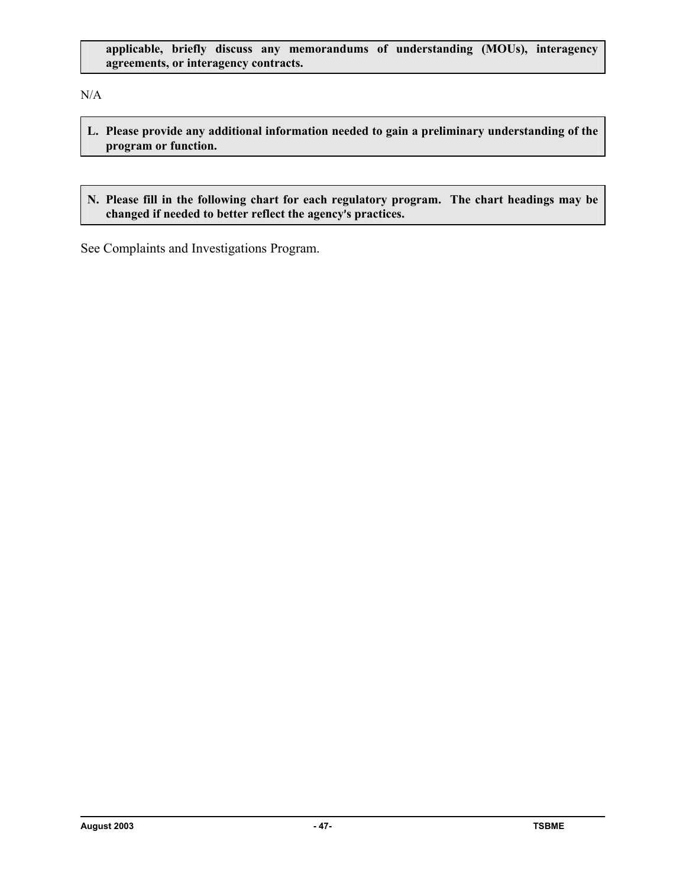**applicable, briefly discuss any memorandums of understanding (MOUs), interagency agreements, or interagency contracts.**

N/A

**L. Please provide any additional information needed to gain a preliminary understanding of the program or function.**

**N. Please fill in the following chart for each regulatory program. The chart headings may be changed if needed to better reflect the agency's practices.**

See Complaints and Investigations Program.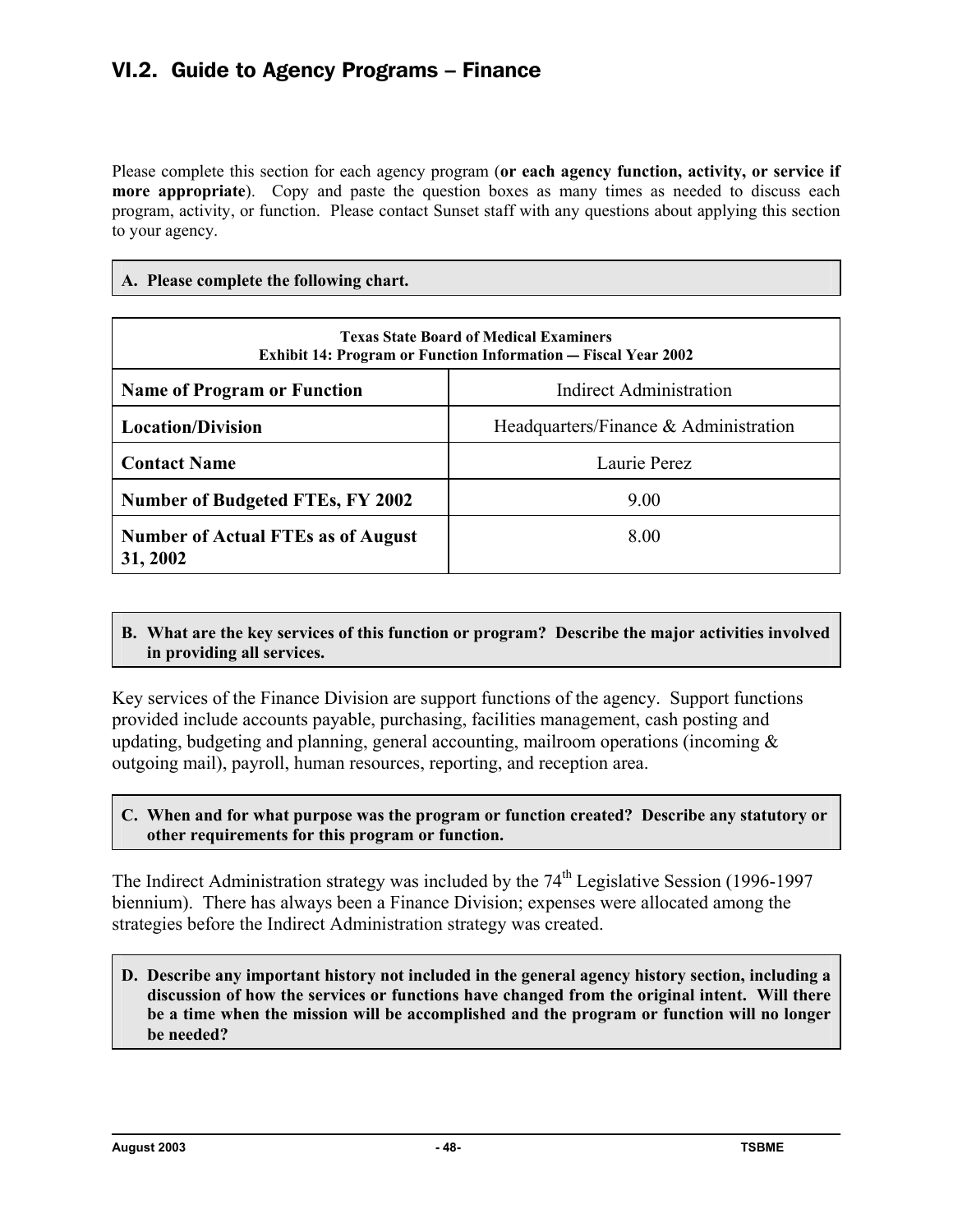## VI.2. Guide to Agency Programs – Finance

Please complete this section for each agency program (**or each agency function, activity, or service if more appropriate**). Copy and paste the question boxes as many times as needed to discuss each program, activity, or function. Please contact Sunset staff with any questions about applying this section to your agency.

**A. Please complete the following chart.**

| Texas State Board of Medical Examiners<br>Exhibit 14: Program or Function Information — Fiscal Year 2002 | |
|---|---|
| **Name of Program or Function** | Indirect Administration |
| **Location/Division** | Headquarters/Finance & Administration |
| **Contact Name** | Laurie Perez |
| **Number of Budgeted FTEs, FY 2002** | 9.00 |
| **Number of Actual FTEs as of August 31, 2002** | 8.00 |

**B. What are the key services of this function or program? Describe the major activities involved in providing all services.**

Key services of the Finance Division are support functions of the agency. Support functions provided include accounts payable, purchasing, facilities management, cash posting and updating, budgeting and planning, general accounting, mailroom operations (incoming & outgoing mail), payroll, human resources, reporting, and reception area.

**C. When and for what purpose was the program or function created? Describe any statutory or other requirements for this program or function.**

The Indirect Administration strategy was included by the 74th Legislative Session (1996-1997 biennium). There has always been a Finance Division; expenses were allocated among the strategies before the Indirect Administration strategy was created.

**D. Describe any important history not included in the general agency history section, including a discussion of how the services or functions have changed from the original intent. Will there be a time when the mission will be accomplished and the program or function will no longer be needed?**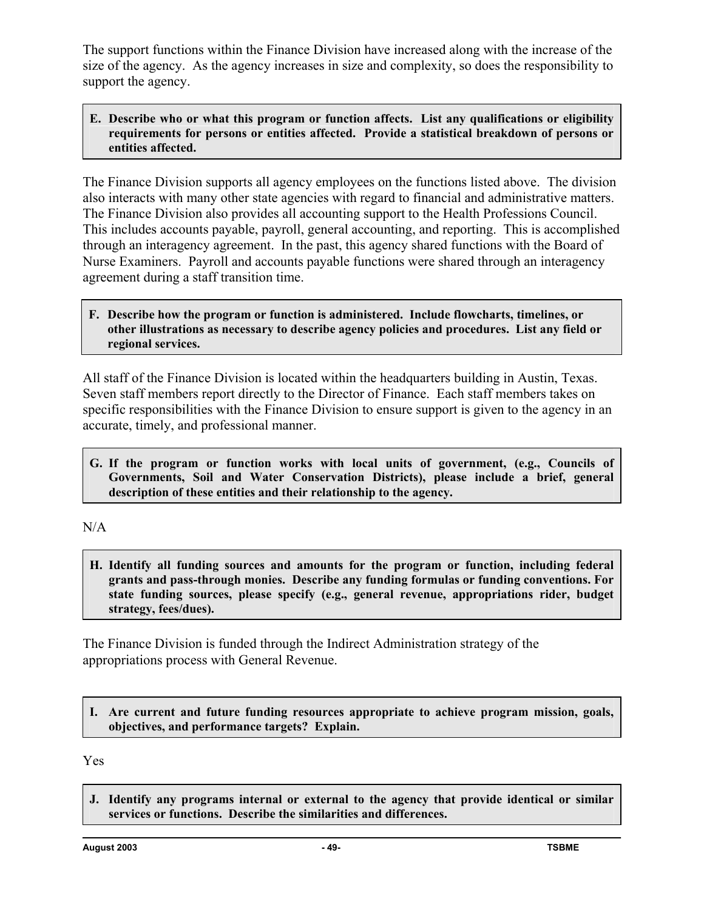The support functions within the Finance Division have increased along with the increase of the size of the agency. As the agency increases in size and complexity, so does the responsibility to support the agency.

**E. Describe who or what this program or function affects. List any qualifications or eligibility requirements for persons or entities affected. Provide a statistical breakdown of persons or entities affected.**

The Finance Division supports all agency employees on the functions listed above. The division also interacts with many other state agencies with regard to financial and administrative matters. The Finance Division also provides all accounting support to the Health Professions Council. This includes accounts payable, payroll, general accounting, and reporting. This is accomplished through an interagency agreement. In the past, this agency shared functions with the Board of Nurse Examiners. Payroll and accounts payable functions were shared through an interagency agreement during a staff transition time.

**F. Describe how the program or function is administered. Include flowcharts, timelines, or other illustrations as necessary to describe agency policies and procedures. List any field or regional services.**

All staff of the Finance Division is located within the headquarters building in Austin, Texas. Seven staff members report directly to the Director of Finance. Each staff members takes on specific responsibilities with the Finance Division to ensure support is given to the agency in an accurate, timely, and professional manner.

**G. If the program or function works with local units of government, (e.g., Councils of Governments, Soil and Water Conservation Districts), please include a brief, general description of these entities and their relationship to the agency.**

N/A

**H. Identify all funding sources and amounts for the program or function, including federal grants and pass-through monies. Describe any funding formulas or funding conventions. For state funding sources, please specify (e.g., general revenue, appropriations rider, budget strategy, fees/dues).**

The Finance Division is funded through the Indirect Administration strategy of the appropriations process with General Revenue.

**I. Are current and future funding resources appropriate to achieve program mission, goals, objectives, and performance targets? Explain.**

Yes

**J. Identify any programs internal or external to the agency that provide identical or similar services or functions. Describe the similarities and differences.**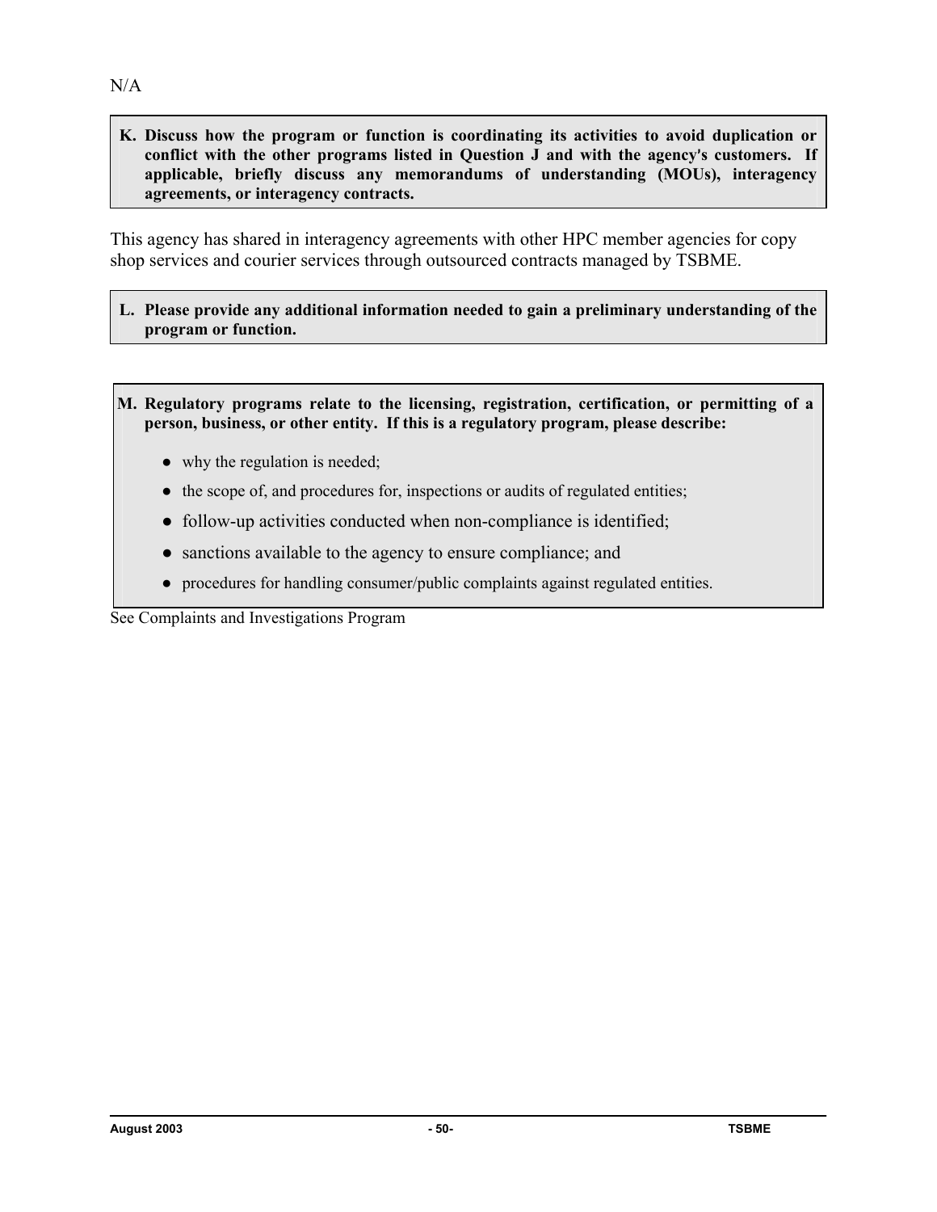N/A

**K. Discuss how the program or function is coordinating its activities to avoid duplication or conflict with the other programs listed in Question J and with the agency's customers. If applicable, briefly discuss any memorandums of understanding (MOUs), interagency agreements, or interagency contracts.**

This agency has shared in interagency agreements with other HPC member agencies for copy shop services and courier services through outsourced contracts managed by TSBME.

**L. Please provide any additional information needed to gain a preliminary understanding of the program or function.**

**M. Regulatory programs relate to the licensing, registration, certification, or permitting of a person, business, or other entity. If this is a regulatory program, please describe:**

- why the regulation is needed;
- the scope of, and procedures for, inspections or audits of regulated entities;
- follow-up activities conducted when non-compliance is identified;
- sanctions available to the agency to ensure compliance; and
- procedures for handling consumer/public complaints against regulated entities.

See Complaints and Investigations Program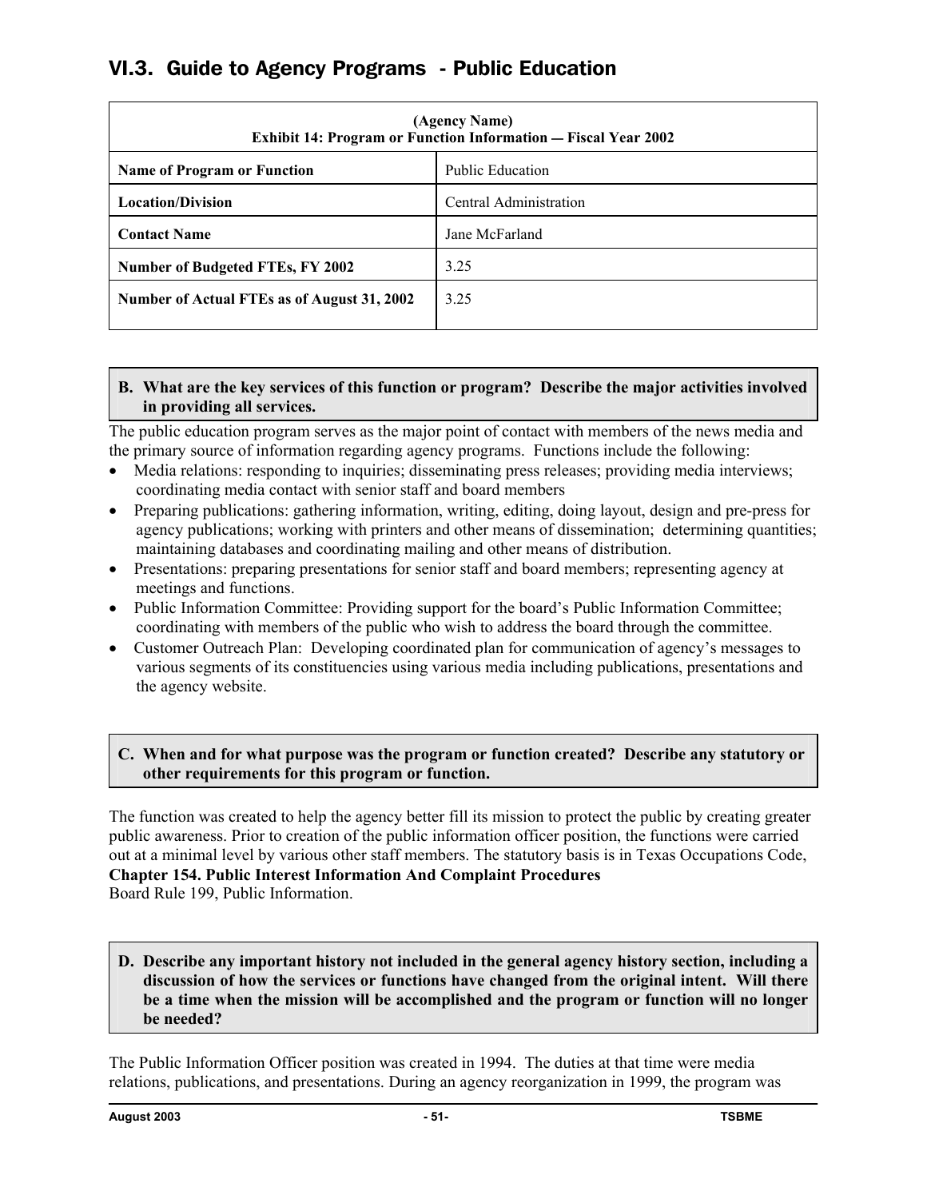## VI.3. Guide to Agency Programs - Public Education

| (Agency Name) Exhibit 14: Program or Function Information — Fiscal Year 2002 | |
|---|---|
| **Name of Program or Function** | Public Education |
| **Location/Division** | Central Administration |
| **Contact Name** | Jane McFarland |
| **Number of Budgeted FTEs, FY 2002** | 3.25 |
| **Number of Actual FTEs as of August 31, 2002** | 3.25 |

**B. What are the key services of this function or program? Describe the major activities involved in providing all services.**

The public education program serves as the major point of contact with members of the news media and the primary source of information regarding agency programs. Functions include the following:

- Media relations: responding to inquiries; disseminating press releases; providing media interviews; coordinating media contact with senior staff and board members
- Preparing publications: gathering information, writing, editing, doing layout, design and pre-press for agency publications; working with printers and other means of dissemination; determining quantities; maintaining databases and coordinating mailing and other means of distribution.
- Presentations: preparing presentations for senior staff and board members; representing agency at meetings and functions.
- Public Information Committee: Providing support for the board's Public Information Committee; coordinating with members of the public who wish to address the board through the committee.
- Customer Outreach Plan: Developing coordinated plan for communication of agency's messages to various segments of its constituencies using various media including publications, presentations and the agency website.

**C. When and for what purpose was the program or function created? Describe any statutory or other requirements for this program or function.**

The function was created to help the agency better fill its mission to protect the public by creating greater public awareness. Prior to creation of the public information officer position, the functions were carried out at a minimal level by various other staff members. The statutory basis is in Texas Occupations Code, **Chapter 154. Public Interest Information And Complaint Procedures**
Board Rule 199, Public Information.

**D. Describe any important history not included in the general agency history section, including a discussion of how the services or functions have changed from the original intent. Will there be a time when the mission will be accomplished and the program or function will no longer be needed?**

The Public Information Officer position was created in 1994. The duties at that time were media relations, publications, and presentations. During an agency reorganization in 1999, the program was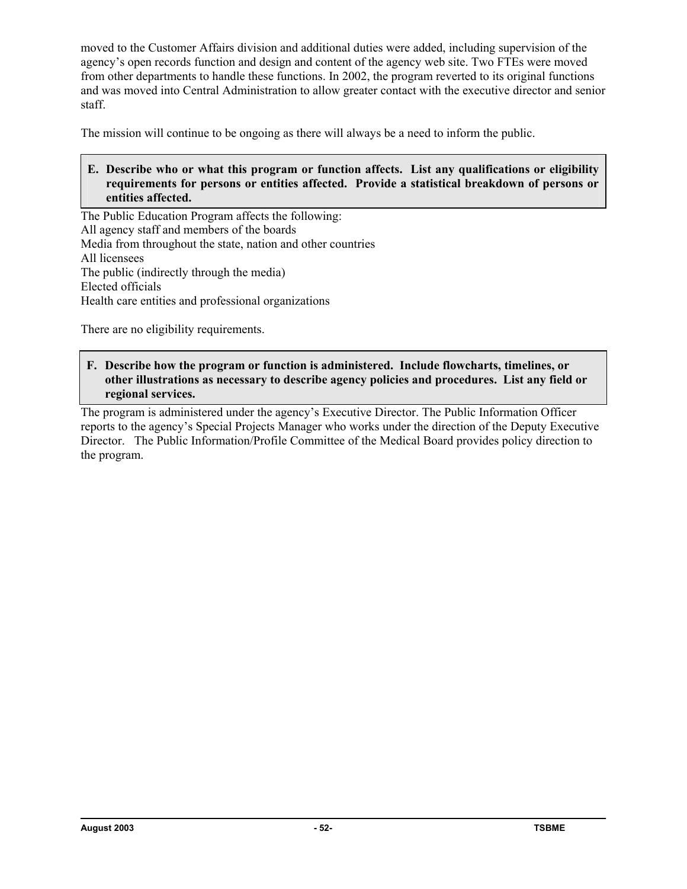moved to the Customer Affairs division and additional duties were added, including supervision of the agency's open records function and design and content of the agency web site. Two FTEs were moved from other departments to handle these functions. In 2002, the program reverted to its original functions and was moved into Central Administration to allow greater contact with the executive director and senior staff.

The mission will continue to be ongoing as there will always be a need to inform the public.

**E. Describe who or what this program or function affects. List any qualifications or eligibility requirements for persons or entities affected. Provide a statistical breakdown of persons or entities affected.**

The Public Education Program affects the following:
All agency staff and members of the boards
Media from throughout the state, nation and other countries
All licensees
The public (indirectly through the media)
Elected officials
Health care entities and professional organizations

There are no eligibility requirements.

**F. Describe how the program or function is administered. Include flowcharts, timelines, or other illustrations as necessary to describe agency policies and procedures. List any field or regional services.**

The program is administered under the agency's Executive Director. The Public Information Officer reports to the agency's Special Projects Manager who works under the direction of the Deputy Executive Director. The Public Information/Profile Committee of the Medical Board provides policy direction to the program.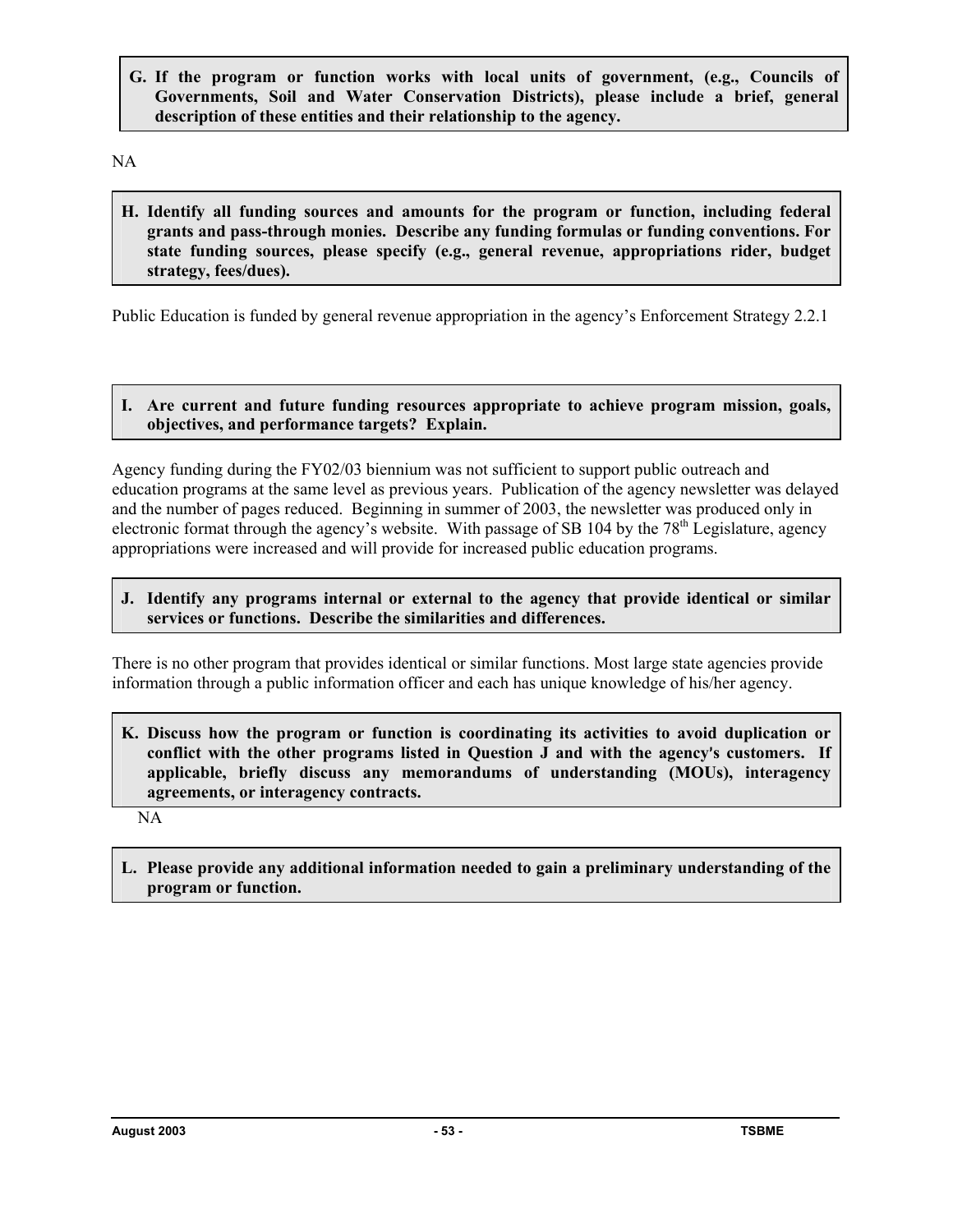**G. If the program or function works with local units of government, (e.g., Councils of Governments, Soil and Water Conservation Districts), please include a brief, general description of these entities and their relationship to the agency.**

NA

**H. Identify all funding sources and amounts for the program or function, including federal grants and pass-through monies. Describe any funding formulas or funding conventions. For state funding sources, please specify (e.g., general revenue, appropriations rider, budget strategy, fees/dues).**

Public Education is funded by general revenue appropriation in the agency's Enforcement Strategy 2.2.1

**I. Are current and future funding resources appropriate to achieve program mission, goals, objectives, and performance targets? Explain.**

Agency funding during the FY02/03 biennium was not sufficient to support public outreach and education programs at the same level as previous years. Publication of the agency newsletter was delayed and the number of pages reduced. Beginning in summer of 2003, the newsletter was produced only in electronic format through the agency's website. With passage of SB 104 by the 78th Legislature, agency appropriations were increased and will provide for increased public education programs.

**J. Identify any programs internal or external to the agency that provide identical or similar services or functions. Describe the similarities and differences.**

There is no other program that provides identical or similar functions. Most large state agencies provide information through a public information officer and each has unique knowledge of his/her agency.

**K. Discuss how the program or function is coordinating its activities to avoid duplication or conflict with the other programs listed in Question J and with the agency's customers. If applicable, briefly discuss any memorandums of understanding (MOUs), interagency agreements, or interagency contracts.**

NA

**L. Please provide any additional information needed to gain a preliminary understanding of the program or function.**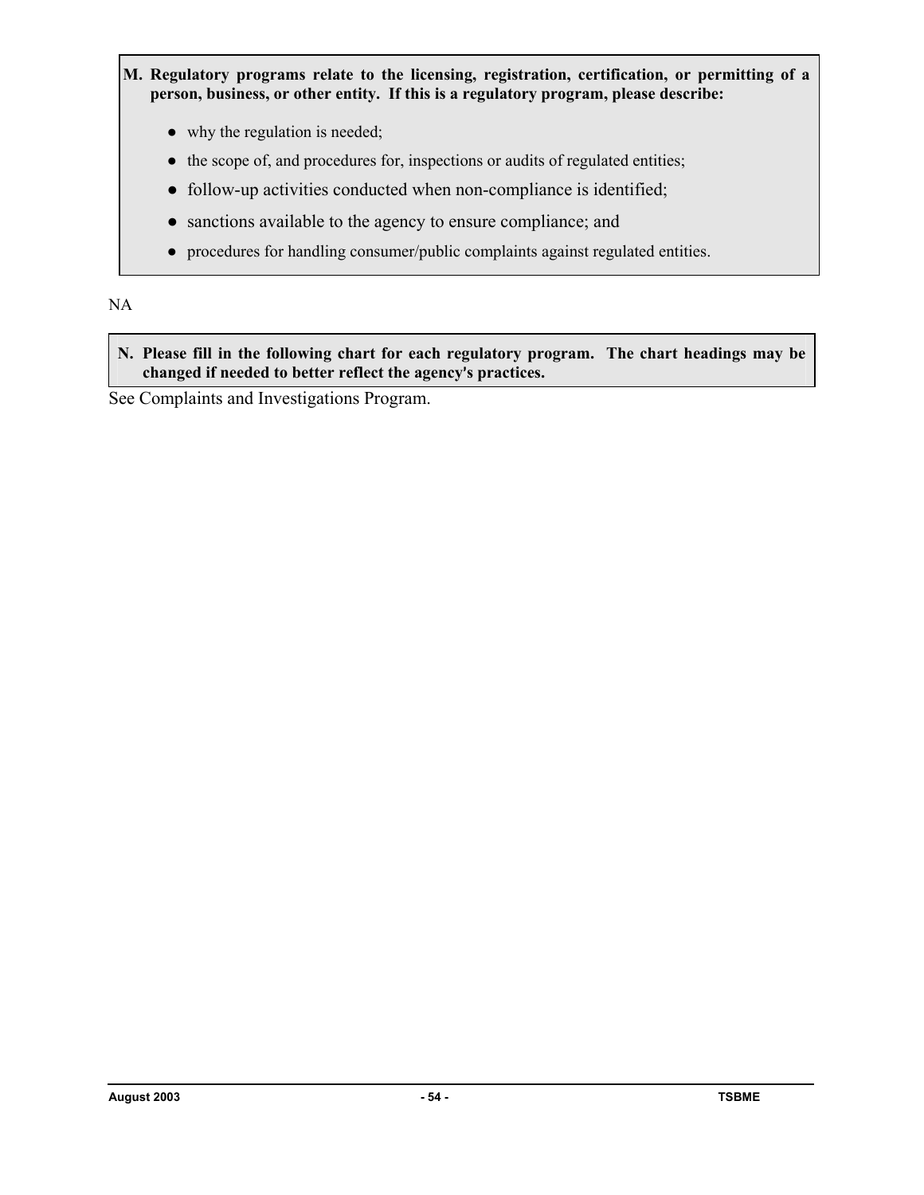**M. Regulatory programs relate to the licensing, registration, certification, or permitting of a person, business, or other entity. If this is a regulatory program, please describe:**

- why the regulation is needed;
- the scope of, and procedures for, inspections or audits of regulated entities;
- follow-up activities conducted when non-compliance is identified;
- sanctions available to the agency to ensure compliance; and
- procedures for handling consumer/public complaints against regulated entities.

NA

**N. Please fill in the following chart for each regulatory program. The chart headings may be changed if needed to better reflect the agency's practices.**

See Complaints and Investigations Program.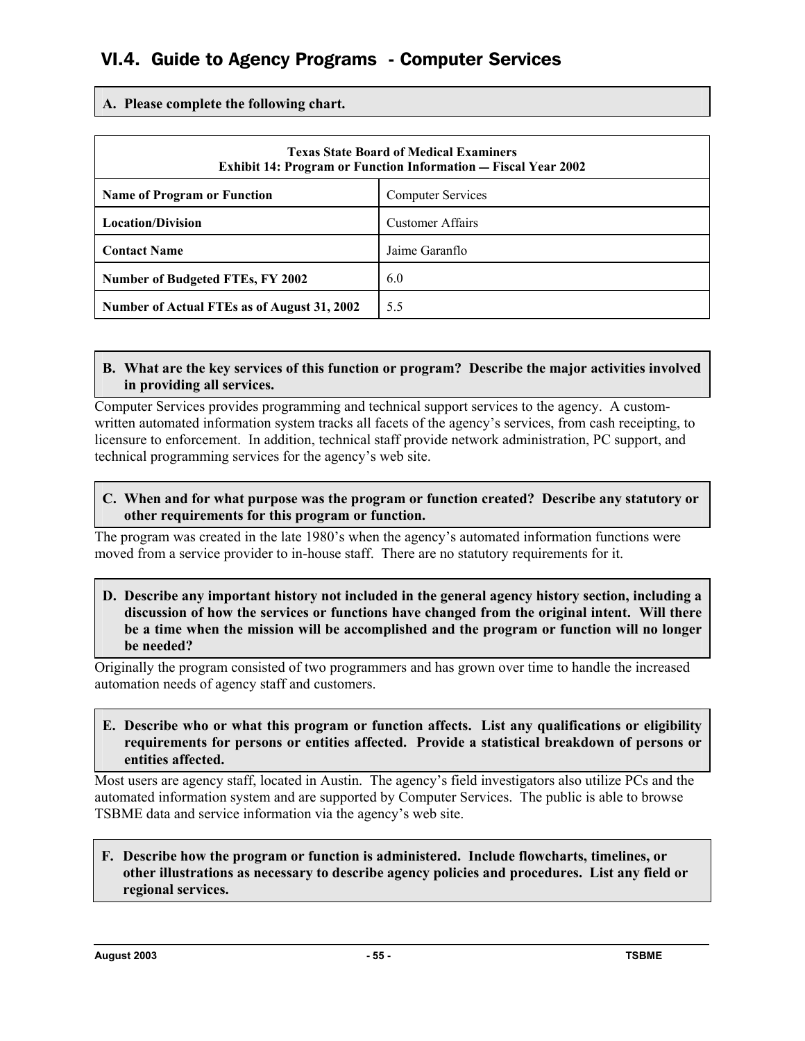## VI.4. Guide to Agency Programs - Computer Services

**A. Please complete the following chart.**

| Texas State Board of Medical Examiners<br>Exhibit 14: Program or Function Information — Fiscal Year 2002 | |
|---|---|
| **Name of Program or Function** | Computer Services |
| **Location/Division** | Customer Affairs |
| **Contact Name** | Jaime Garanflo |
| **Number of Budgeted FTEs, FY 2002** | 6.0 |
| **Number of Actual FTEs as of August 31, 2002** | 5.5 |

**B. What are the key services of this function or program? Describe the major activities involved in providing all services.**

Computer Services provides programming and technical support services to the agency. A custom-written automated information system tracks all facets of the agency's services, from cash receipting, to licensure to enforcement. In addition, technical staff provide network administration, PC support, and technical programming services for the agency's web site.

**C. When and for what purpose was the program or function created? Describe any statutory or other requirements for this program or function.**

The program was created in the late 1980's when the agency's automated information functions were moved from a service provider to in-house staff. There are no statutory requirements for it.

**D. Describe any important history not included in the general agency history section, including a discussion of how the services or functions have changed from the original intent. Will there be a time when the mission will be accomplished and the program or function will no longer be needed?**

Originally the program consisted of two programmers and has grown over time to handle the increased automation needs of agency staff and customers.

**E. Describe who or what this program or function affects. List any qualifications or eligibility requirements for persons or entities affected. Provide a statistical breakdown of persons or entities affected.**

Most users are agency staff, located in Austin. The agency's field investigators also utilize PCs and the automated information system and are supported by Computer Services. The public is able to browse TSBME data and service information via the agency's web site.

**F. Describe how the program or function is administered. Include flowcharts, timelines, or other illustrations as necessary to describe agency policies and procedures. List any field or regional services.**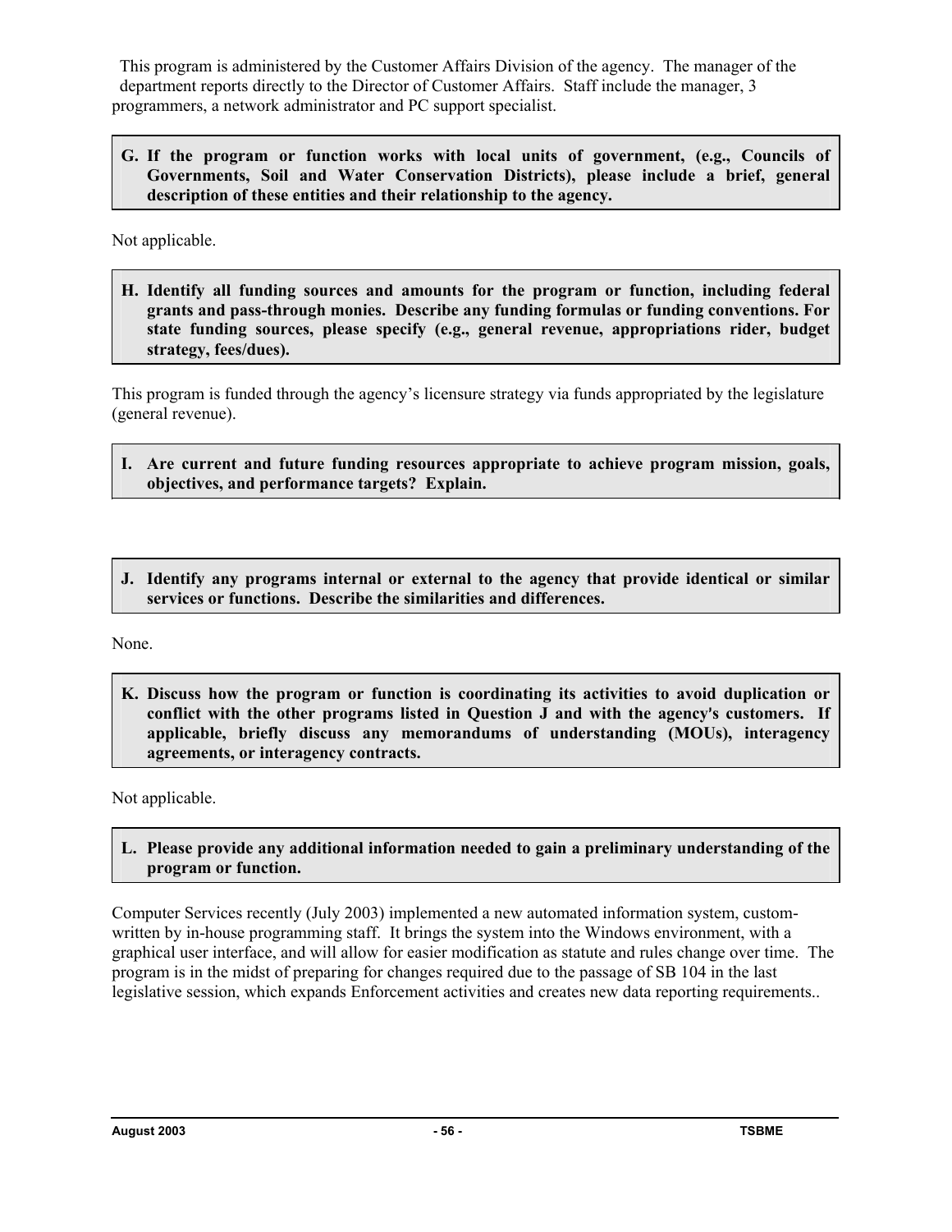This program is administered by the Customer Affairs Division of the agency. The manager of the department reports directly to the Director of Customer Affairs. Staff include the manager, 3 programmers, a network administrator and PC support specialist.

**G. If the program or function works with local units of government, (e.g., Councils of Governments, Soil and Water Conservation Districts), please include a brief, general description of these entities and their relationship to the agency.**

Not applicable.

**H. Identify all funding sources and amounts for the program or function, including federal grants and pass-through monies. Describe any funding formulas or funding conventions. For state funding sources, please specify (e.g., general revenue, appropriations rider, budget strategy, fees/dues).**

This program is funded through the agency's licensure strategy via funds appropriated by the legislature (general revenue).

**I. Are current and future funding resources appropriate to achieve program mission, goals, objectives, and performance targets? Explain.**

**J. Identify any programs internal or external to the agency that provide identical or similar services or functions. Describe the similarities and differences.**

None.

**K. Discuss how the program or function is coordinating its activities to avoid duplication or conflict with the other programs listed in Question J and with the agency's customers. If applicable, briefly discuss any memorandums of understanding (MOUs), interagency agreements, or interagency contracts.**

Not applicable.

**L. Please provide any additional information needed to gain a preliminary understanding of the program or function.**

Computer Services recently (July 2003) implemented a new automated information system, custom-written by in-house programming staff. It brings the system into the Windows environment, with a graphical user interface, and will allow for easier modification as statute and rules change over time. The program is in the midst of preparing for changes required due to the passage of SB 104 in the last legislative session, which expands Enforcement activities and creates new data reporting requirements..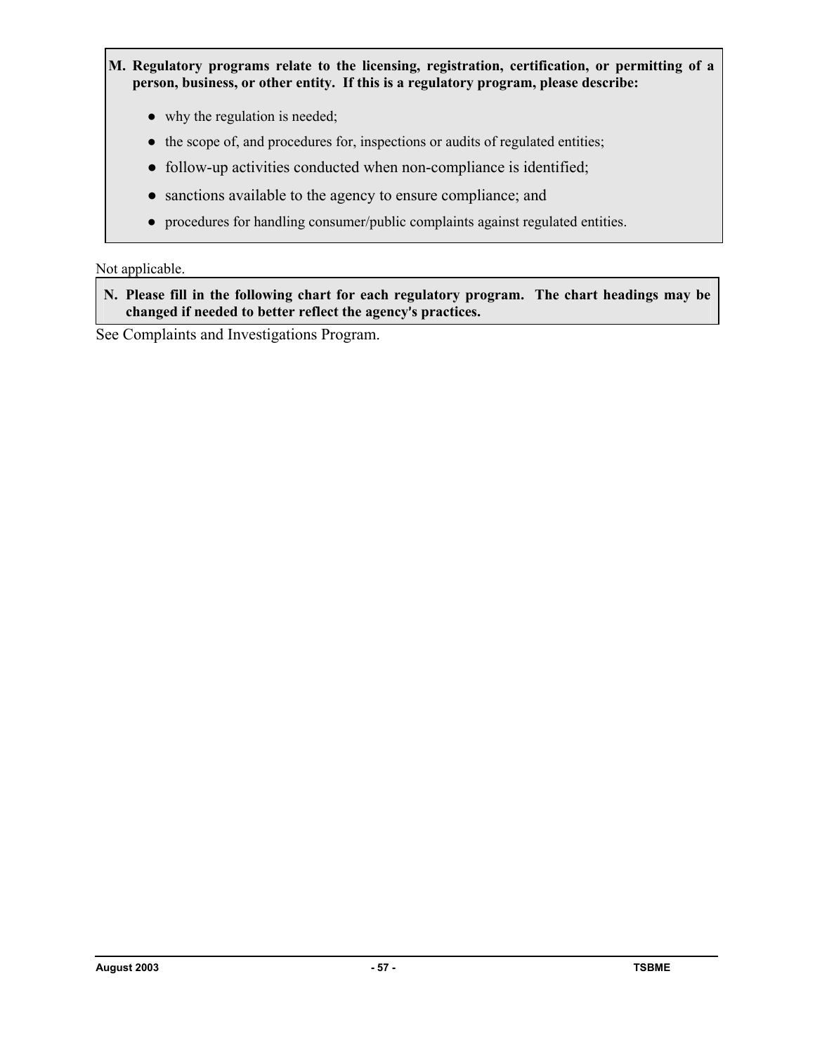**M. Regulatory programs relate to the licensing, registration, certification, or permitting of a person, business, or other entity. If this is a regulatory program, please describe:**

- why the regulation is needed;
- the scope of, and procedures for, inspections or audits of regulated entities;
- follow-up activities conducted when non-compliance is identified;
- sanctions available to the agency to ensure compliance; and
- procedures for handling consumer/public complaints against regulated entities.

Not applicable.

**N. Please fill in the following chart for each regulatory program. The chart headings may be changed if needed to better reflect the agency's practices.**

See Complaints and Investigations Program.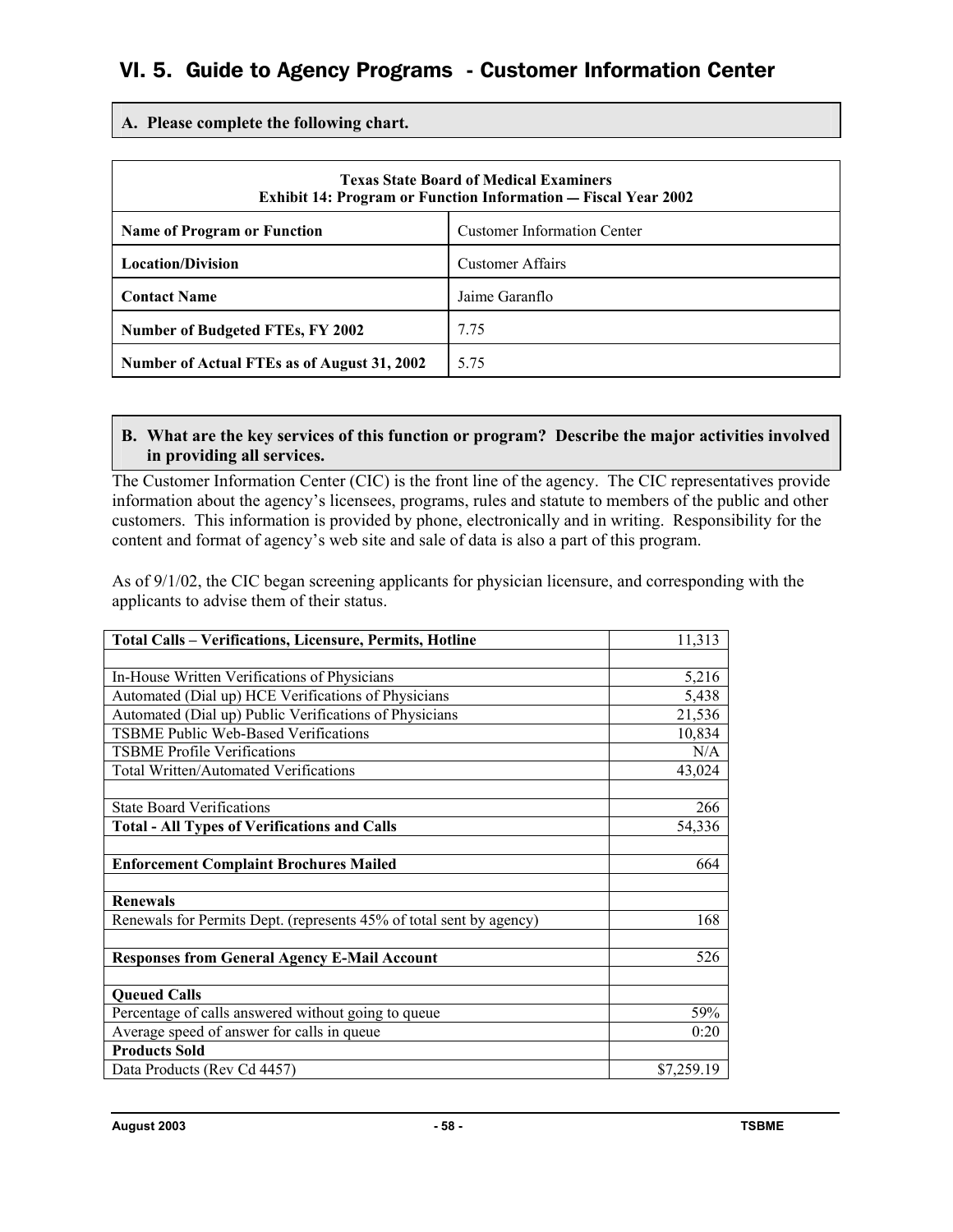## VI. 5. Guide to Agency Programs - Customer Information Center

**A. Please complete the following chart.**

| Texas State Board of Medical Examiners<br>Exhibit 14: Program or Function Information — Fiscal Year 2002 | |
|---|---|
| **Name of Program or Function** | Customer Information Center |
| **Location/Division** | Customer Affairs |
| **Contact Name** | Jaime Garanflo |
| **Number of Budgeted FTEs, FY 2002** | 7.75 |
| **Number of Actual FTEs as of August 31, 2002** | 5.75 |

**B. What are the key services of this function or program? Describe the major activities involved in providing all services.**

The Customer Information Center (CIC) is the front line of the agency. The CIC representatives provide information about the agency's licensees, programs, rules and statute to members of the public and other customers. This information is provided by phone, electronically and in writing. Responsibility for the content and format of agency's web site and sale of data is also a part of this program.

As of 9/1/02, the CIC began screening applicants for physician licensure, and corresponding with the applicants to advise them of their status.

| **Total Calls – Verifications, Licensure, Permits, Hotline** | 11,313 |
|---|---|
| | |
| In-House Written Verifications of Physicians | 5,216 |
| Automated (Dial up) HCE Verifications of Physicians | 5,438 |
| Automated (Dial up) Public Verifications of Physicians | 21,536 |
| TSBME Public Web-Based Verifications | 10,834 |
| TSBME Profile Verifications | N/A |
| Total Written/Automated Verifications | 43,024 |
| | |
| State Board Verifications | 266 |
| **Total - All Types of Verifications and Calls** | 54,336 |
| | |
| **Enforcement Complaint Brochures Mailed** | 664 |
| | |
| **Renewals** | |
| Renewals for Permits Dept. (represents 45% of total sent by agency) | 168 |
| | |
| **Responses from General Agency E-Mail Account** | 526 |
| | |
| **Queued Calls** | |
| Percentage of calls answered without going to queue | 59% |
| Average speed of answer for calls in queue | 0:20 |
| **Products Sold** | |
| Data Products (Rev Cd 4457) | $7,259.19 |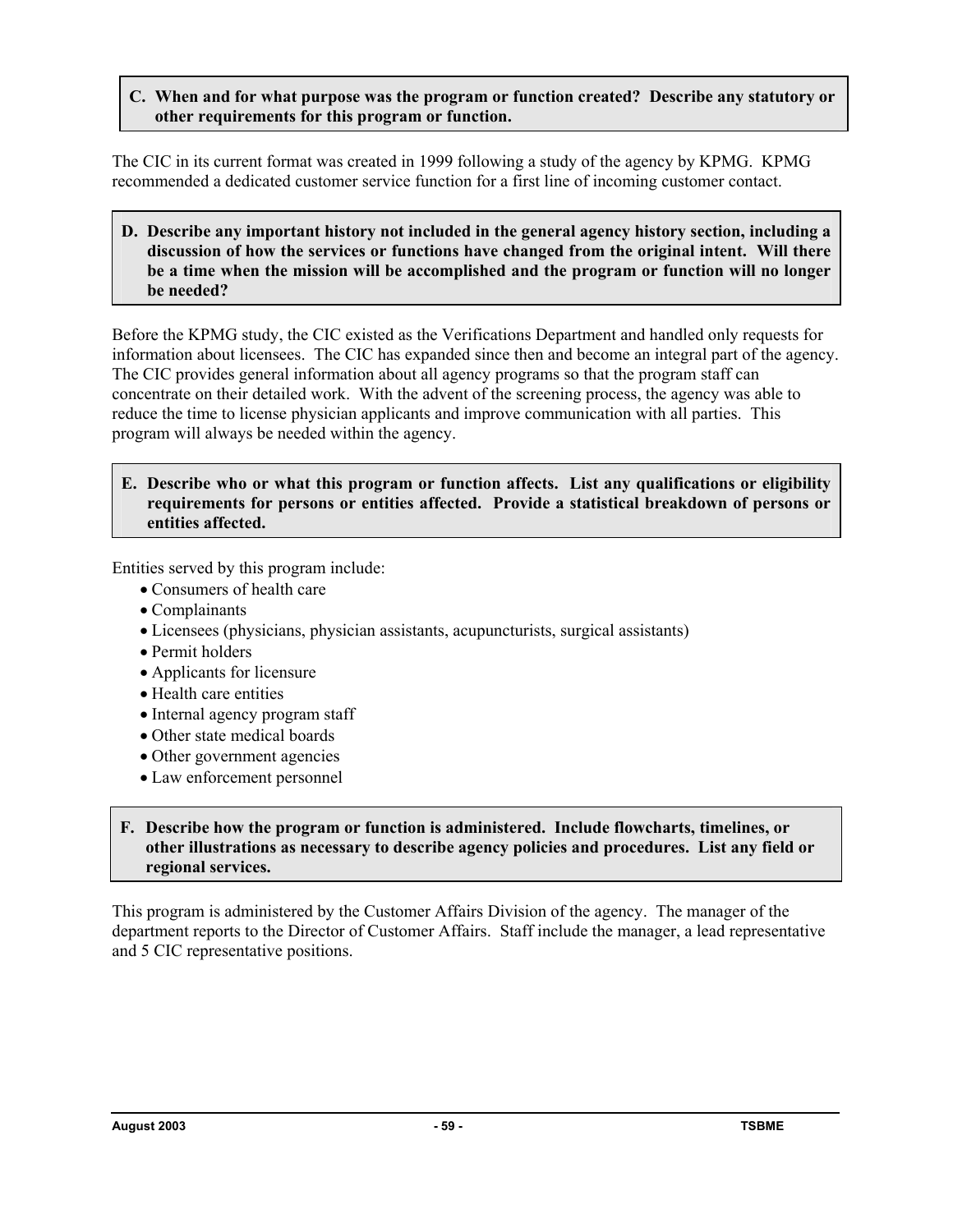**C. When and for what purpose was the program or function created? Describe any statutory or other requirements for this program or function.**

The CIC in its current format was created in 1999 following a study of the agency by KPMG. KPMG recommended a dedicated customer service function for a first line of incoming customer contact.

**D. Describe any important history not included in the general agency history section, including a discussion of how the services or functions have changed from the original intent. Will there be a time when the mission will be accomplished and the program or function will no longer be needed?**

Before the KPMG study, the CIC existed as the Verifications Department and handled only requests for information about licensees. The CIC has expanded since then and become an integral part of the agency. The CIC provides general information about all agency programs so that the program staff can concentrate on their detailed work. With the advent of the screening process, the agency was able to reduce the time to license physician applicants and improve communication with all parties. This program will always be needed within the agency.

**E. Describe who or what this program or function affects. List any qualifications or eligibility requirements for persons or entities affected. Provide a statistical breakdown of persons or entities affected.**

Entities served by this program include:

- Consumers of health care
- Complainants
- Licensees (physicians, physician assistants, acupuncturists, surgical assistants)
- Permit holders
- Applicants for licensure
- Health care entities
- Internal agency program staff
- Other state medical boards
- Other government agencies
- Law enforcement personnel

**F. Describe how the program or function is administered. Include flowcharts, timelines, or other illustrations as necessary to describe agency policies and procedures. List any field or regional services.**

This program is administered by the Customer Affairs Division of the agency. The manager of the department reports to the Director of Customer Affairs. Staff include the manager, a lead representative and 5 CIC representative positions.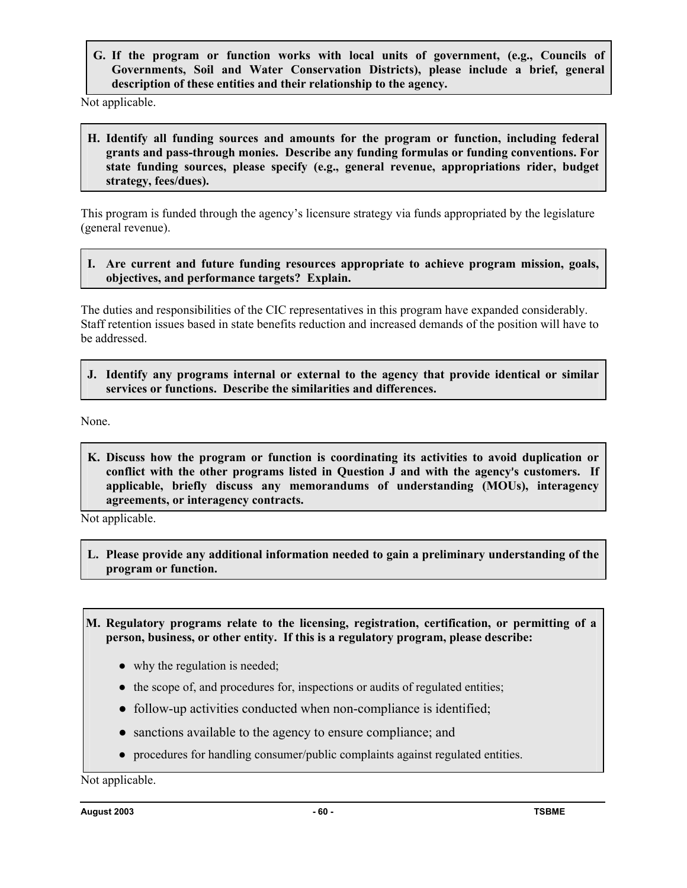**G. If the program or function works with local units of government, (e.g., Councils of Governments, Soil and Water Conservation Districts), please include a brief, general description of these entities and their relationship to the agency.**

Not applicable.

**H. Identify all funding sources and amounts for the program or function, including federal grants and pass-through monies. Describe any funding formulas or funding conventions. For state funding sources, please specify (e.g., general revenue, appropriations rider, budget strategy, fees/dues).**

This program is funded through the agency's licensure strategy via funds appropriated by the legislature (general revenue).

**I. Are current and future funding resources appropriate to achieve program mission, goals, objectives, and performance targets? Explain.**

The duties and responsibilities of the CIC representatives in this program have expanded considerably. Staff retention issues based in state benefits reduction and increased demands of the position will have to be addressed.

**J. Identify any programs internal or external to the agency that provide identical or similar services or functions. Describe the similarities and differences.**

None.

**K. Discuss how the program or function is coordinating its activities to avoid duplication or conflict with the other programs listed in Question J and with the agency's customers. If applicable, briefly discuss any memorandums of understanding (MOUs), interagency agreements, or interagency contracts.**

Not applicable.

**L. Please provide any additional information needed to gain a preliminary understanding of the program or function.**

**M. Regulatory programs relate to the licensing, registration, certification, or permitting of a person, business, or other entity. If this is a regulatory program, please describe:**

- why the regulation is needed;
- the scope of, and procedures for, inspections or audits of regulated entities;
- follow-up activities conducted when non-compliance is identified;
- sanctions available to the agency to ensure compliance; and
- procedures for handling consumer/public complaints against regulated entities.

Not applicable.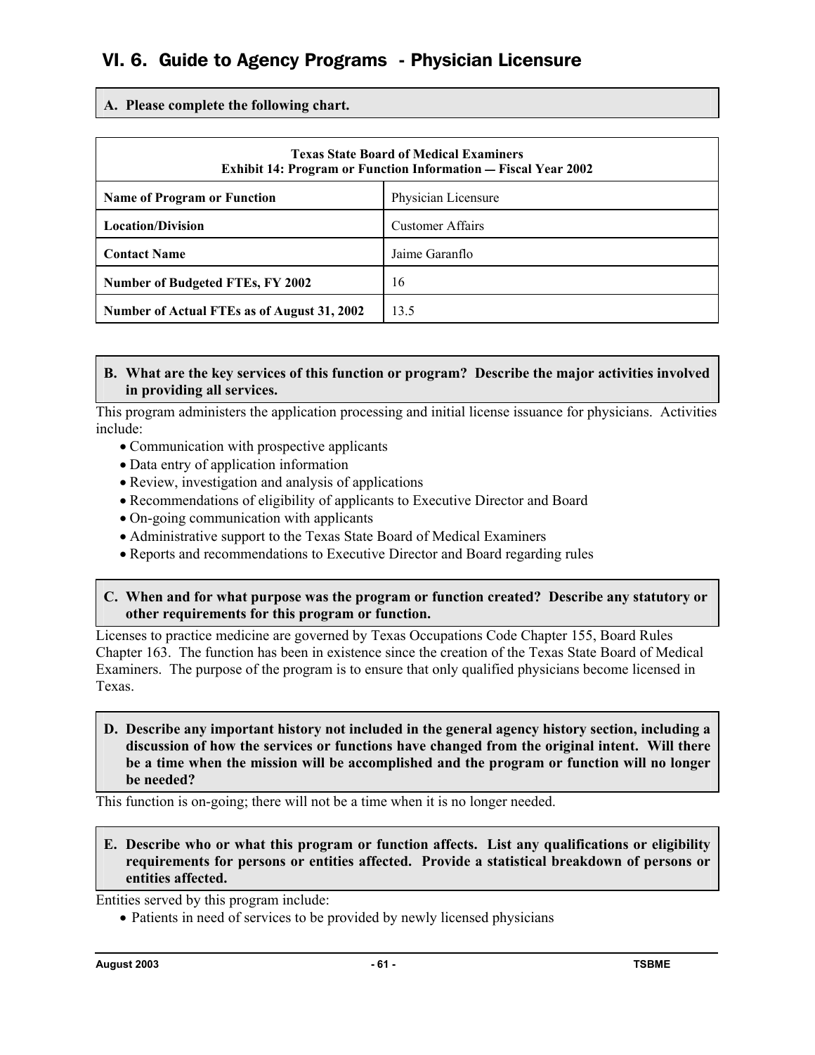# VI. 6. Guide to Agency Programs - Physician Licensure

**A. Please complete the following chart.**

| Texas State Board of Medical Examiners<br>Exhibit 14: Program or Function Information — Fiscal Year 2002 | |
|---|---|
| **Name of Program or Function** | Physician Licensure |
| **Location/Division** | Customer Affairs |
| **Contact Name** | Jaime Garanflo |
| **Number of Budgeted FTEs, FY 2002** | 16 |
| **Number of Actual FTEs as of August 31, 2002** | 13.5 |

**B. What are the key services of this function or program? Describe the major activities involved in providing all services.**

This program administers the application processing and initial license issuance for physicians. Activities include:

- Communication with prospective applicants
- Data entry of application information
- Review, investigation and analysis of applications
- Recommendations of eligibility of applicants to Executive Director and Board
- On-going communication with applicants
- Administrative support to the Texas State Board of Medical Examiners
- Reports and recommendations to Executive Director and Board regarding rules

**C. When and for what purpose was the program or function created? Describe any statutory or other requirements for this program or function.**

Licenses to practice medicine are governed by Texas Occupations Code Chapter 155, Board Rules Chapter 163. The function has been in existence since the creation of the Texas State Board of Medical Examiners. The purpose of the program is to ensure that only qualified physicians become licensed in Texas.

**D. Describe any important history not included in the general agency history section, including a discussion of how the services or functions have changed from the original intent. Will there be a time when the mission will be accomplished and the program or function will no longer be needed?**

This function is on-going; there will not be a time when it is no longer needed.

**E. Describe who or what this program or function affects. List any qualifications or eligibility requirements for persons or entities affected. Provide a statistical breakdown of persons or entities affected.**

Entities served by this program include:

- Patients in need of services to be provided by newly licensed physicians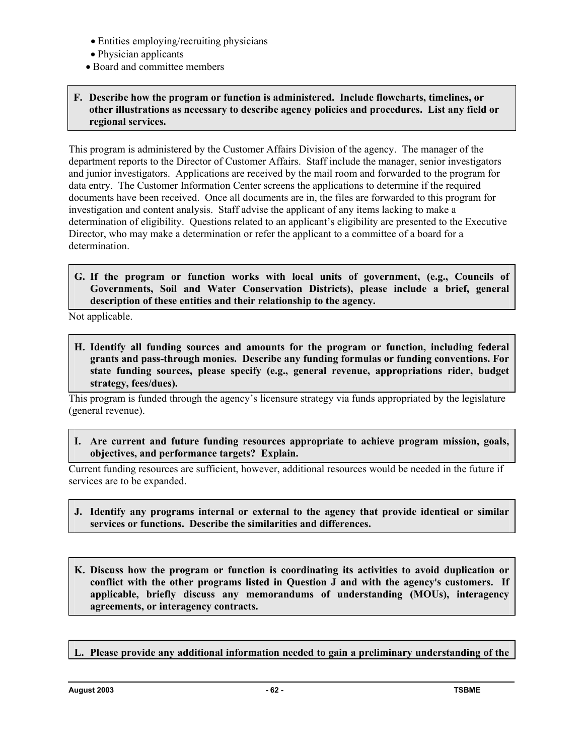- Entities employing/recruiting physicians
- Physician applicants
- Board and committee members

**F. Describe how the program or function is administered. Include flowcharts, timelines, or other illustrations as necessary to describe agency policies and procedures. List any field or regional services.**

This program is administered by the Customer Affairs Division of the agency. The manager of the department reports to the Director of Customer Affairs. Staff include the manager, senior investigators and junior investigators. Applications are received by the mail room and forwarded to the program for data entry. The Customer Information Center screens the applications to determine if the required documents have been received. Once all documents are in, the files are forwarded to this program for investigation and content analysis. Staff advise the applicant of any items lacking to make a determination of eligibility. Questions related to an applicant's eligibility are presented to the Executive Director, who may make a determination or refer the applicant to a committee of a board for a determination.

**G. If the program or function works with local units of government, (e.g., Councils of Governments, Soil and Water Conservation Districts), please include a brief, general description of these entities and their relationship to the agency.**

Not applicable.

**H. Identify all funding sources and amounts for the program or function, including federal grants and pass-through monies. Describe any funding formulas or funding conventions. For state funding sources, please specify (e.g., general revenue, appropriations rider, budget strategy, fees/dues).**

This program is funded through the agency's licensure strategy via funds appropriated by the legislature (general revenue).

**I. Are current and future funding resources appropriate to achieve program mission, goals, objectives, and performance targets? Explain.**

Current funding resources are sufficient, however, additional resources would be needed in the future if services are to be expanded.

**J. Identify any programs internal or external to the agency that provide identical or similar services or functions. Describe the similarities and differences.**

**K. Discuss how the program or function is coordinating its activities to avoid duplication or conflict with the other programs listed in Question J and with the agency's customers. If applicable, briefly discuss any memorandums of understanding (MOUs), interagency agreements, or interagency contracts.**

**L. Please provide any additional information needed to gain a preliminary understanding of the**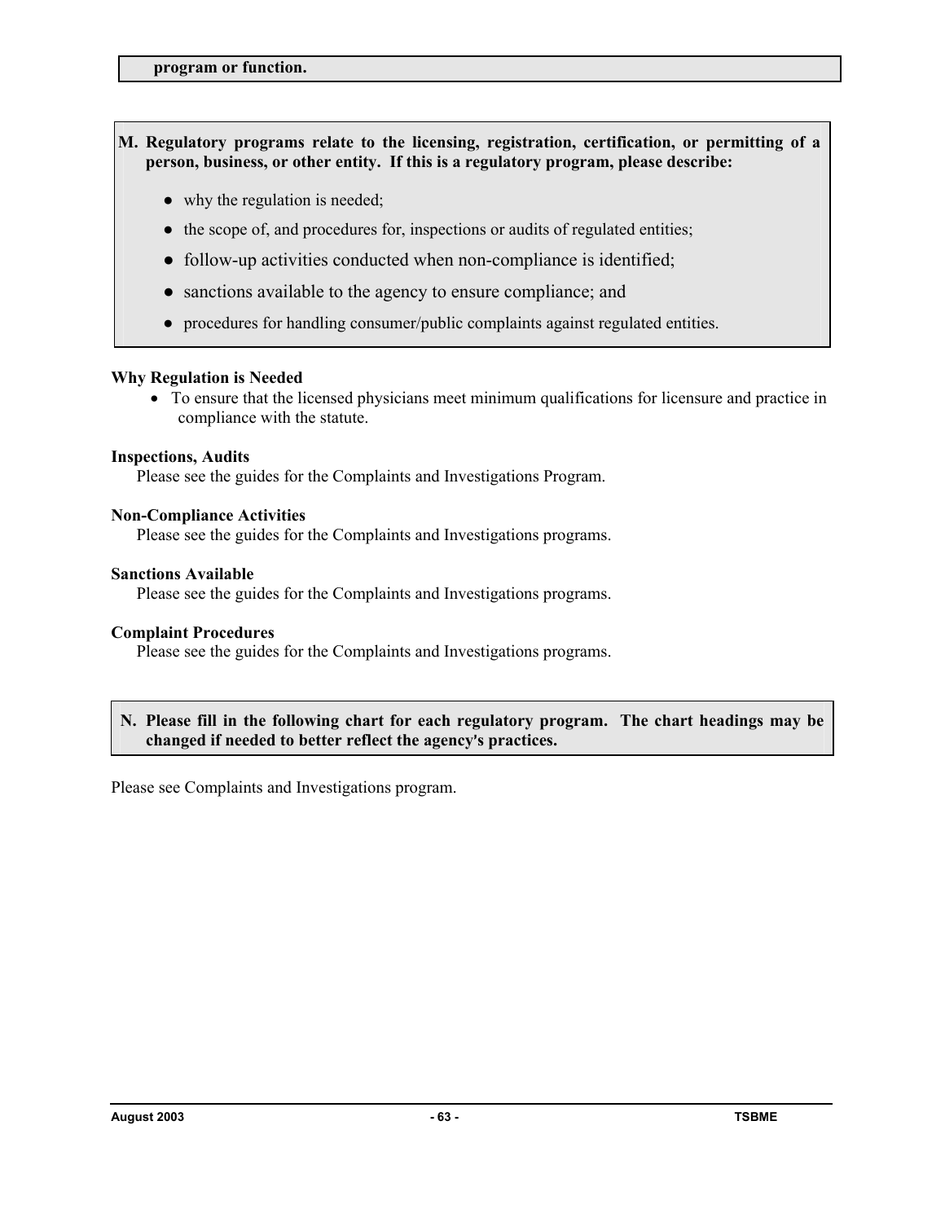**program or function.**

**M. Regulatory programs relate to the licensing, registration, certification, or permitting of a person, business, or other entity. If this is a regulatory program, please describe:**

- why the regulation is needed;
- the scope of, and procedures for, inspections or audits of regulated entities;
- follow-up activities conducted when non-compliance is identified;
- sanctions available to the agency to ensure compliance; and
- procedures for handling consumer/public complaints against regulated entities.

**Why Regulation is Needed**

- To ensure that the licensed physicians meet minimum qualifications for licensure and practice in compliance with the statute.

**Inspections, Audits**

Please see the guides for the Complaints and Investigations Program.

**Non-Compliance Activities**

Please see the guides for the Complaints and Investigations programs.

**Sanctions Available**

Please see the guides for the Complaints and Investigations programs.

**Complaint Procedures**

Please see the guides for the Complaints and Investigations programs.

**N. Please fill in the following chart for each regulatory program. The chart headings may be changed if needed to better reflect the agency's practices.**

Please see Complaints and Investigations program.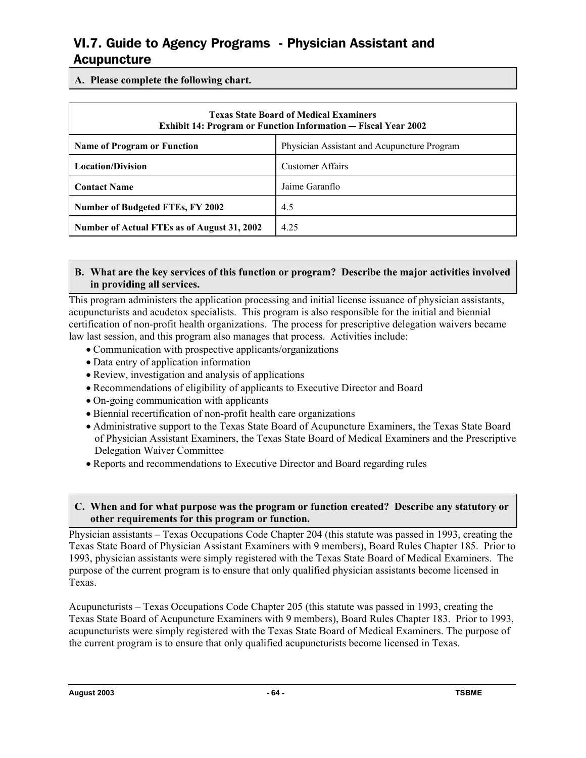## VI.7. Guide to Agency Programs - Physician Assistant and Acupuncture

**A. Please complete the following chart.**

| Texas State Board of Medical Examiners<br>Exhibit 14: Program or Function Information — Fiscal Year 2002 | |
|---|---|
| **Name of Program or Function** | Physician Assistant and Acupuncture Program |
| **Location/Division** | Customer Affairs |
| **Contact Name** | Jaime Garanflo |
| **Number of Budgeted FTEs, FY 2002** | 4.5 |
| **Number of Actual FTEs as of August 31, 2002** | 4.25 |

**B. What are the key services of this function or program? Describe the major activities involved in providing all services.**

This program administers the application processing and initial license issuance of physician assistants, acupuncturists and acudetox specialists. This program is also responsible for the initial and biennial certification of non-profit health organizations. The process for prescriptive delegation waivers became law last session, and this program also manages that process. Activities include:

- Communication with prospective applicants/organizations
- Data entry of application information
- Review, investigation and analysis of applications
- Recommendations of eligibility of applicants to Executive Director and Board
- On-going communication with applicants
- Biennial recertification of non-profit health care organizations
- Administrative support to the Texas State Board of Acupuncture Examiners, the Texas State Board of Physician Assistant Examiners, the Texas State Board of Medical Examiners and the Prescriptive Delegation Waiver Committee
- Reports and recommendations to Executive Director and Board regarding rules

**C. When and for what purpose was the program or function created? Describe any statutory or other requirements for this program or function.**

Physician assistants – Texas Occupations Code Chapter 204 (this statute was passed in 1993, creating the Texas State Board of Physician Assistant Examiners with 9 members), Board Rules Chapter 185. Prior to 1993, physician assistants were simply registered with the Texas State Board of Medical Examiners. The purpose of the current program is to ensure that only qualified physician assistants become licensed in Texas.

Acupuncturists – Texas Occupations Code Chapter 205 (this statute was passed in 1993, creating the Texas State Board of Acupuncture Examiners with 9 members), Board Rules Chapter 183. Prior to 1993, acupuncturists were simply registered with the Texas State Board of Medical Examiners. The purpose of the current program is to ensure that only qualified acupuncturists become licensed in Texas.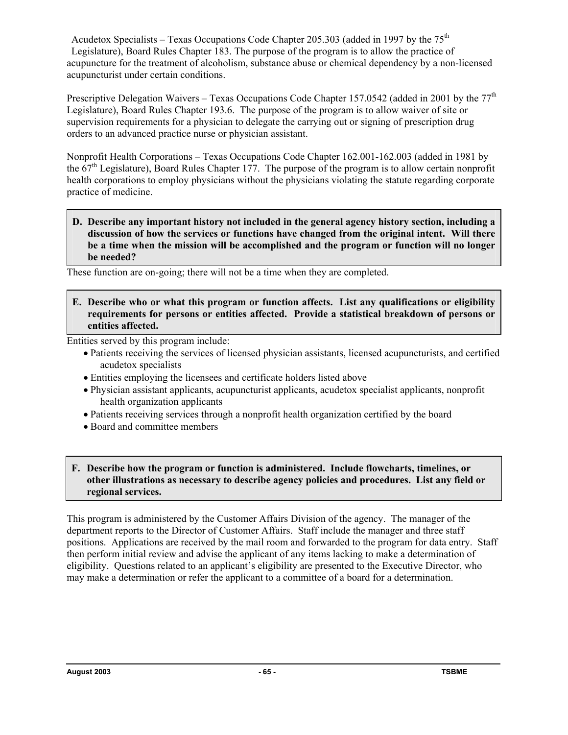Acudetox Specialists – Texas Occupations Code Chapter 205.303 (added in 1997 by the 75th Legislature), Board Rules Chapter 183. The purpose of the program is to allow the practice of acupuncture for the treatment of alcoholism, substance abuse or chemical dependency by a non-licensed acupuncturist under certain conditions.

Prescriptive Delegation Waivers – Texas Occupations Code Chapter 157.0542 (added in 2001 by the 77th Legislature), Board Rules Chapter 193.6. The purpose of the program is to allow waiver of site or supervision requirements for a physician to delegate the carrying out or signing of prescription drug orders to an advanced practice nurse or physician assistant.

Nonprofit Health Corporations – Texas Occupations Code Chapter 162.001-162.003 (added in 1981 by the 67th Legislature), Board Rules Chapter 177. The purpose of the program is to allow certain nonprofit health corporations to employ physicians without the physicians violating the statute regarding corporate practice of medicine.

**D. Describe any important history not included in the general agency history section, including a discussion of how the services or functions have changed from the original intent. Will there be a time when the mission will be accomplished and the program or function will no longer be needed?**

These function are on-going; there will not be a time when they are completed.

**E. Describe who or what this program or function affects. List any qualifications or eligibility requirements for persons or entities affected. Provide a statistical breakdown of persons or entities affected.**

Entities served by this program include:

- Patients receiving the services of licensed physician assistants, licensed acupuncturists, and certified acudetox specialists
- Entities employing the licensees and certificate holders listed above
- Physician assistant applicants, acupuncturist applicants, acudetox specialist applicants, nonprofit health organization applicants
- Patients receiving services through a nonprofit health organization certified by the board
- Board and committee members

**F. Describe how the program or function is administered. Include flowcharts, timelines, or other illustrations as necessary to describe agency policies and procedures. List any field or regional services.**

This program is administered by the Customer Affairs Division of the agency. The manager of the department reports to the Director of Customer Affairs. Staff include the manager and three staff positions. Applications are received by the mail room and forwarded to the program for data entry. Staff then perform initial review and advise the applicant of any items lacking to make a determination of eligibility. Questions related to an applicant's eligibility are presented to the Executive Director, who may make a determination or refer the applicant to a committee of a board for a determination.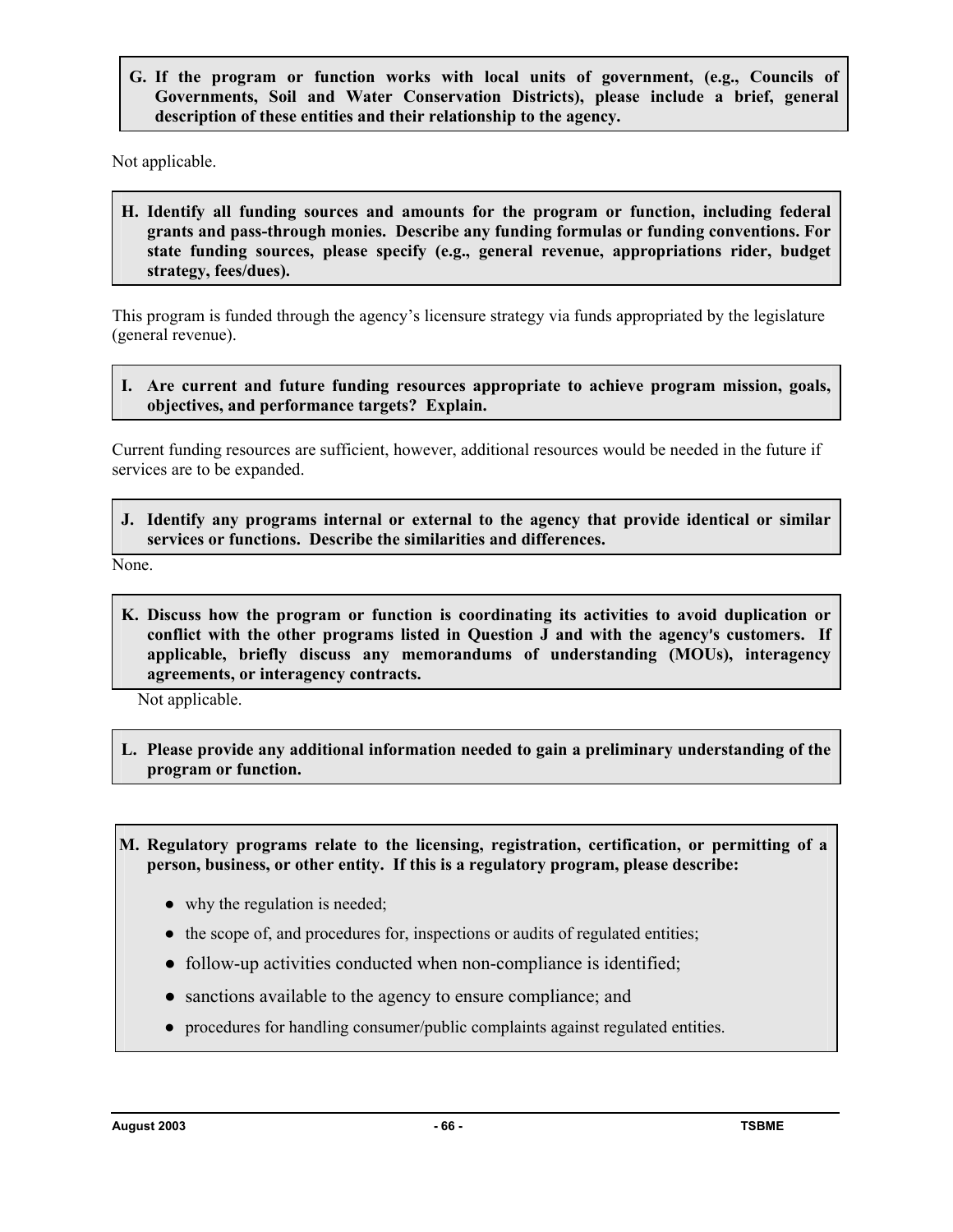**G. If the program or function works with local units of government, (e.g., Councils of Governments, Soil and Water Conservation Districts), please include a brief, general description of these entities and their relationship to the agency.**

Not applicable.

**H. Identify all funding sources and amounts for the program or function, including federal grants and pass-through monies. Describe any funding formulas or funding conventions. For state funding sources, please specify (e.g., general revenue, appropriations rider, budget strategy, fees/dues).**

This program is funded through the agency's licensure strategy via funds appropriated by the legislature (general revenue).

**I. Are current and future funding resources appropriate to achieve program mission, goals, objectives, and performance targets? Explain.**

Current funding resources are sufficient, however, additional resources would be needed in the future if services are to be expanded.

**J. Identify any programs internal or external to the agency that provide identical or similar services or functions. Describe the similarities and differences.**

None.

**K. Discuss how the program or function is coordinating its activities to avoid duplication or conflict with the other programs listed in Question J and with the agency's customers. If applicable, briefly discuss any memorandums of understanding (MOUs), interagency agreements, or interagency contracts.**

Not applicable.

**L. Please provide any additional information needed to gain a preliminary understanding of the program or function.**

**M. Regulatory programs relate to the licensing, registration, certification, or permitting of a person, business, or other entity. If this is a regulatory program, please describe:**

- why the regulation is needed;
- the scope of, and procedures for, inspections or audits of regulated entities;
- follow-up activities conducted when non-compliance is identified;
- sanctions available to the agency to ensure compliance; and
- procedures for handling consumer/public complaints against regulated entities.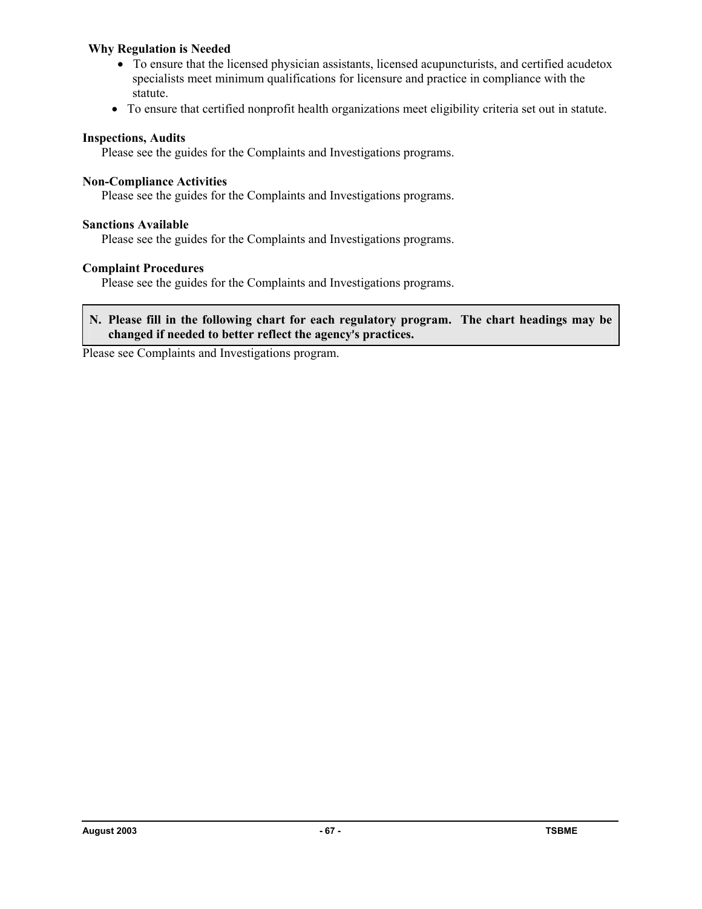**Why Regulation is Needed**

- To ensure that the licensed physician assistants, licensed acupuncturists, and certified acudetox specialists meet minimum qualifications for licensure and practice in compliance with the statute.
- To ensure that certified nonprofit health organizations meet eligibility criteria set out in statute.

**Inspections, Audits**

Please see the guides for the Complaints and Investigations programs.

**Non-Compliance Activities**

Please see the guides for the Complaints and Investigations programs.

**Sanctions Available**

Please see the guides for the Complaints and Investigations programs.

**Complaint Procedures**

Please see the guides for the Complaints and Investigations programs.

**N. Please fill in the following chart for each regulatory program. The chart headings may be changed if needed to better reflect the agency's practices.**

Please see Complaints and Investigations program.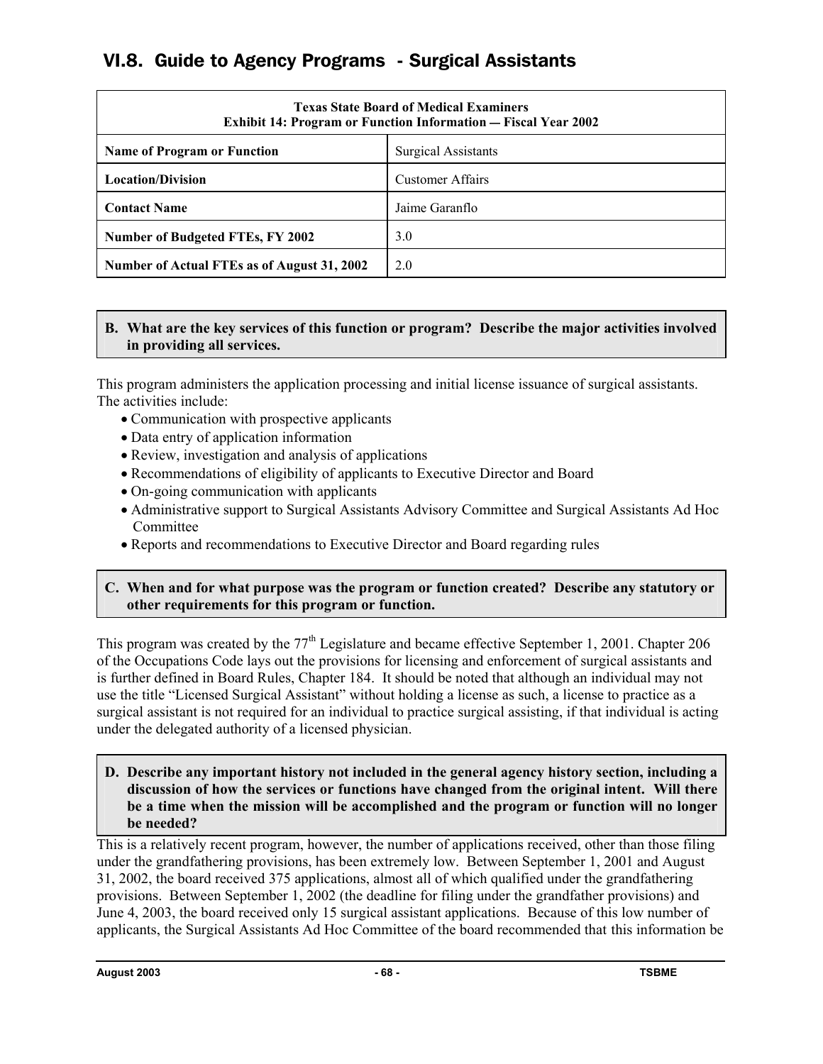## VI.8. Guide to Agency Programs - Surgical Assistants

| Texas State Board of Medical Examiners<br>Exhibit 14: Program or Function Information — Fiscal Year 2002 | |
|---|---|
| **Name of Program or Function** | Surgical Assistants |
| **Location/Division** | Customer Affairs |
| **Contact Name** | Jaime Garanflo |
| **Number of Budgeted FTEs, FY 2002** | 3.0 |
| **Number of Actual FTEs as of August 31, 2002** | 2.0 |

**B. What are the key services of this function or program? Describe the major activities involved in providing all services.**

This program administers the application processing and initial license issuance of surgical assistants. The activities include:

- Communication with prospective applicants
- Data entry of application information
- Review, investigation and analysis of applications
- Recommendations of eligibility of applicants to Executive Director and Board
- On-going communication with applicants
- Administrative support to Surgical Assistants Advisory Committee and Surgical Assistants Ad Hoc Committee
- Reports and recommendations to Executive Director and Board regarding rules

**C. When and for what purpose was the program or function created? Describe any statutory or other requirements for this program or function.**

This program was created by the 77th Legislature and became effective September 1, 2001. Chapter 206 of the Occupations Code lays out the provisions for licensing and enforcement of surgical assistants and is further defined in Board Rules, Chapter 184. It should be noted that although an individual may not use the title "Licensed Surgical Assistant" without holding a license as such, a license to practice as a surgical assistant is not required for an individual to practice surgical assisting, if that individual is acting under the delegated authority of a licensed physician.

**D. Describe any important history not included in the general agency history section, including a discussion of how the services or functions have changed from the original intent. Will there be a time when the mission will be accomplished and the program or function will no longer be needed?**

This is a relatively recent program, however, the number of applications received, other than those filing under the grandfathering provisions, has been extremely low. Between September 1, 2001 and August 31, 2002, the board received 375 applications, almost all of which qualified under the grandfathering provisions. Between September 1, 2002 (the deadline for filing under the grandfather provisions) and June 4, 2003, the board received only 15 surgical assistant applications. Because of this low number of applicants, the Surgical Assistants Ad Hoc Committee of the board recommended that this information be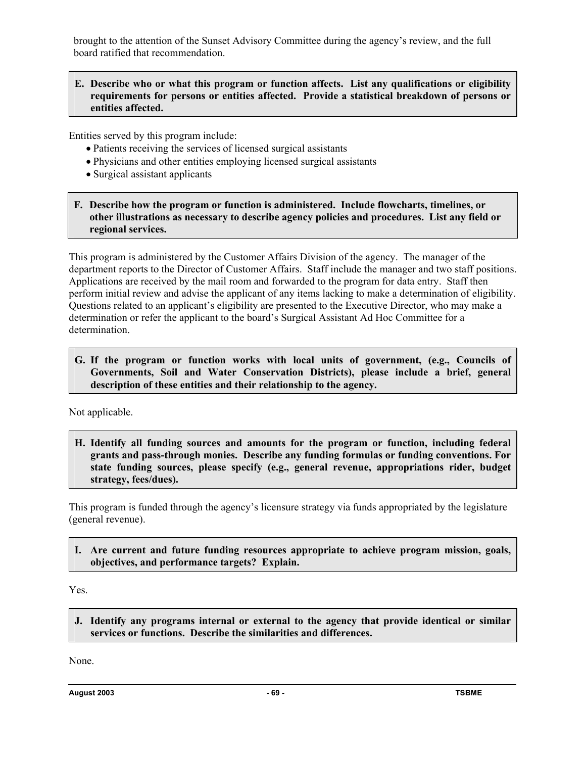brought to the attention of the Sunset Advisory Committee during the agency's review, and the full board ratified that recommendation.

**E. Describe who or what this program or function affects. List any qualifications or eligibility requirements for persons or entities affected. Provide a statistical breakdown of persons or entities affected.**

Entities served by this program include:

- Patients receiving the services of licensed surgical assistants
- Physicians and other entities employing licensed surgical assistants
- Surgical assistant applicants

**F. Describe how the program or function is administered. Include flowcharts, timelines, or other illustrations as necessary to describe agency policies and procedures. List any field or regional services.**

This program is administered by the Customer Affairs Division of the agency. The manager of the department reports to the Director of Customer Affairs. Staff include the manager and two staff positions. Applications are received by the mail room and forwarded to the program for data entry. Staff then perform initial review and advise the applicant of any items lacking to make a determination of eligibility. Questions related to an applicant's eligibility are presented to the Executive Director, who may make a determination or refer the applicant to the board's Surgical Assistant Ad Hoc Committee for a determination.

**G. If the program or function works with local units of government, (e.g., Councils of Governments, Soil and Water Conservation Districts), please include a brief, general description of these entities and their relationship to the agency.**

Not applicable.

**H. Identify all funding sources and amounts for the program or function, including federal grants and pass-through monies. Describe any funding formulas or funding conventions. For state funding sources, please specify (e.g., general revenue, appropriations rider, budget strategy, fees/dues).**

This program is funded through the agency's licensure strategy via funds appropriated by the legislature (general revenue).

**I. Are current and future funding resources appropriate to achieve program mission, goals, objectives, and performance targets? Explain.**

Yes.

**J. Identify any programs internal or external to the agency that provide identical or similar services or functions. Describe the similarities and differences.**

None.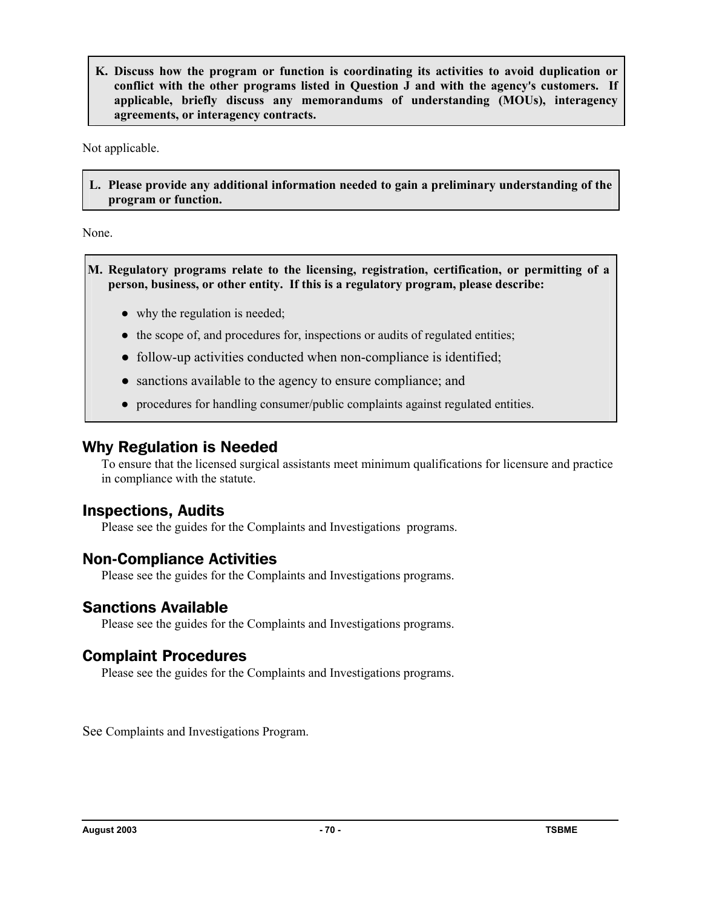**K. Discuss how the program or function is coordinating its activities to avoid duplication or conflict with the other programs listed in Question J and with the agency's customers. If applicable, briefly discuss any memorandums of understanding (MOUs), interagency agreements, or interagency contracts.**

Not applicable.

**L. Please provide any additional information needed to gain a preliminary understanding of the program or function.**

None.

**M. Regulatory programs relate to the licensing, registration, certification, or permitting of a person, business, or other entity. If this is a regulatory program, please describe:**

- why the regulation is needed;
- the scope of, and procedures for, inspections or audits of regulated entities;
- follow-up activities conducted when non-compliance is identified;
- sanctions available to the agency to ensure compliance; and
- procedures for handling consumer/public complaints against regulated entities.

## Why Regulation is Needed

To ensure that the licensed surgical assistants meet minimum qualifications for licensure and practice in compliance with the statute.

## Inspections, Audits

Please see the guides for the Complaints and Investigations programs.

## Non-Compliance Activities

Please see the guides for the Complaints and Investigations programs.

## Sanctions Available

Please see the guides for the Complaints and Investigations programs.

## Complaint Procedures

Please see the guides for the Complaints and Investigations programs.

See Complaints and Investigations Program.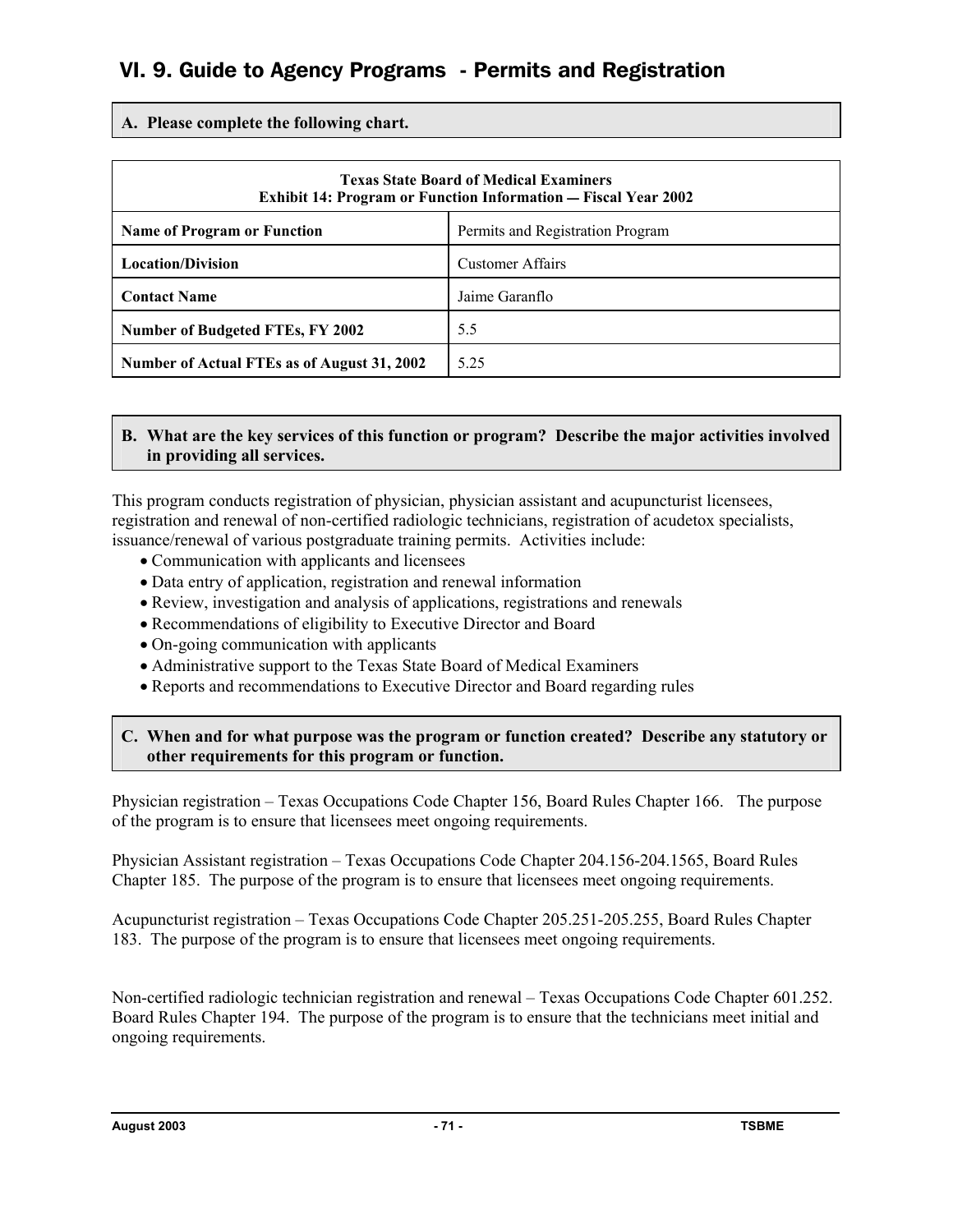## VI. 9. Guide to Agency Programs - Permits and Registration

**A. Please complete the following chart.**

| Texas State Board of Medical Examiners<br>Exhibit 14: Program or Function Information — Fiscal Year 2002 | |
|---|---|
| **Name of Program or Function** | Permits and Registration Program |
| **Location/Division** | Customer Affairs |
| **Contact Name** | Jaime Garanflo |
| **Number of Budgeted FTEs, FY 2002** | 5.5 |
| **Number of Actual FTEs as of August 31, 2002** | 5.25 |

**B. What are the key services of this function or program? Describe the major activities involved in providing all services.**

This program conducts registration of physician, physician assistant and acupuncturist licensees, registration and renewal of non-certified radiologic technicians, registration of acudetox specialists, issuance/renewal of various postgraduate training permits. Activities include:

- Communication with applicants and licensees
- Data entry of application, registration and renewal information
- Review, investigation and analysis of applications, registrations and renewals
- Recommendations of eligibility to Executive Director and Board
- On-going communication with applicants
- Administrative support to the Texas State Board of Medical Examiners
- Reports and recommendations to Executive Director and Board regarding rules

**C. When and for what purpose was the program or function created? Describe any statutory or other requirements for this program or function.**

Physician registration – Texas Occupations Code Chapter 156, Board Rules Chapter 166. The purpose of the program is to ensure that licensees meet ongoing requirements.

Physician Assistant registration – Texas Occupations Code Chapter 204.156-204.1565, Board Rules Chapter 185. The purpose of the program is to ensure that licensees meet ongoing requirements.

Acupuncturist registration – Texas Occupations Code Chapter 205.251-205.255, Board Rules Chapter 183. The purpose of the program is to ensure that licensees meet ongoing requirements.

Non-certified radiologic technician registration and renewal – Texas Occupations Code Chapter 601.252. Board Rules Chapter 194. The purpose of the program is to ensure that the technicians meet initial and ongoing requirements.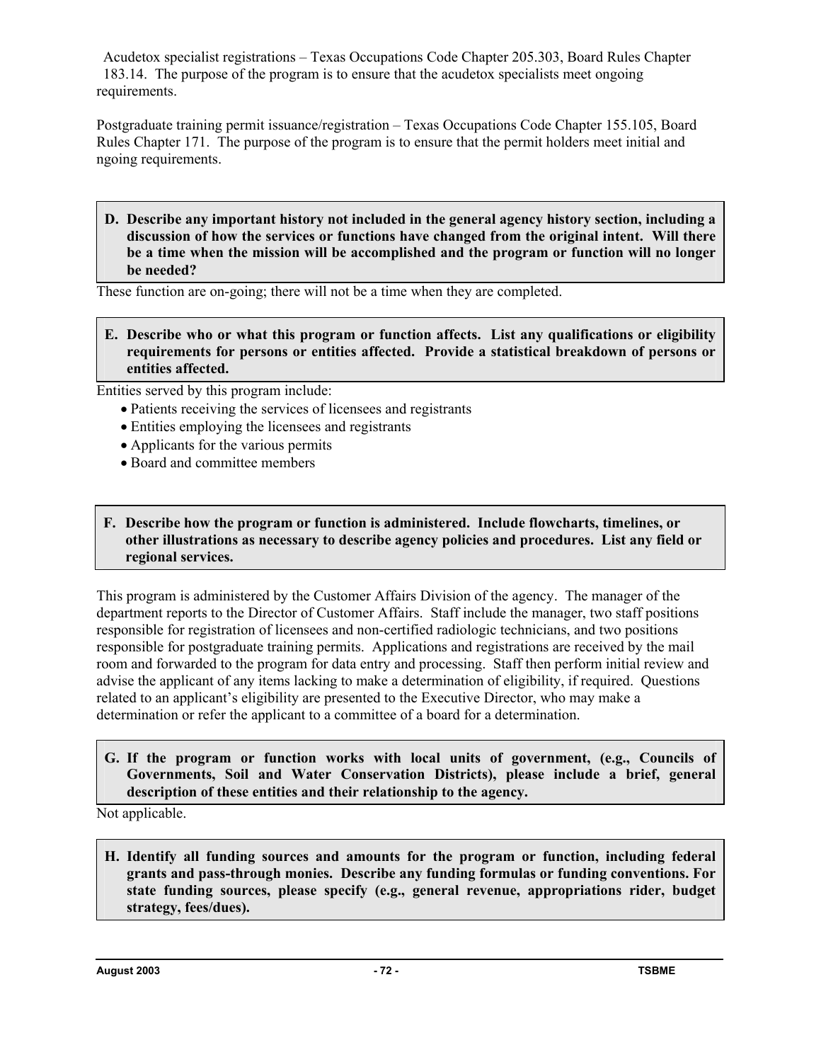Acudetox specialist registrations – Texas Occupations Code Chapter 205.303, Board Rules Chapter 183.14. The purpose of the program is to ensure that the acudetox specialists meet ongoing requirements.

Postgraduate training permit issuance/registration – Texas Occupations Code Chapter 155.105, Board Rules Chapter 171. The purpose of the program is to ensure that the permit holders meet initial and ngoing requirements.

**D. Describe any important history not included in the general agency history section, including a discussion of how the services or functions have changed from the original intent. Will there be a time when the mission will be accomplished and the program or function will no longer be needed?**

These function are on-going; there will not be a time when they are completed.

**E. Describe who or what this program or function affects. List any qualifications or eligibility requirements for persons or entities affected. Provide a statistical breakdown of persons or entities affected.**

Entities served by this program include:

- Patients receiving the services of licensees and registrants
- Entities employing the licensees and registrants
- Applicants for the various permits
- Board and committee members

**F. Describe how the program or function is administered. Include flowcharts, timelines, or other illustrations as necessary to describe agency policies and procedures. List any field or regional services.**

This program is administered by the Customer Affairs Division of the agency. The manager of the department reports to the Director of Customer Affairs. Staff include the manager, two staff positions responsible for registration of licensees and non-certified radiologic technicians, and two positions responsible for postgraduate training permits. Applications and registrations are received by the mail room and forwarded to the program for data entry and processing. Staff then perform initial review and advise the applicant of any items lacking to make a determination of eligibility, if required. Questions related to an applicant's eligibility are presented to the Executive Director, who may make a determination or refer the applicant to a committee of a board for a determination.

**G. If the program or function works with local units of government, (e.g., Councils of Governments, Soil and Water Conservation Districts), please include a brief, general description of these entities and their relationship to the agency.**

Not applicable.

**H. Identify all funding sources and amounts for the program or function, including federal grants and pass-through monies. Describe any funding formulas or funding conventions. For state funding sources, please specify (e.g., general revenue, appropriations rider, budget strategy, fees/dues).**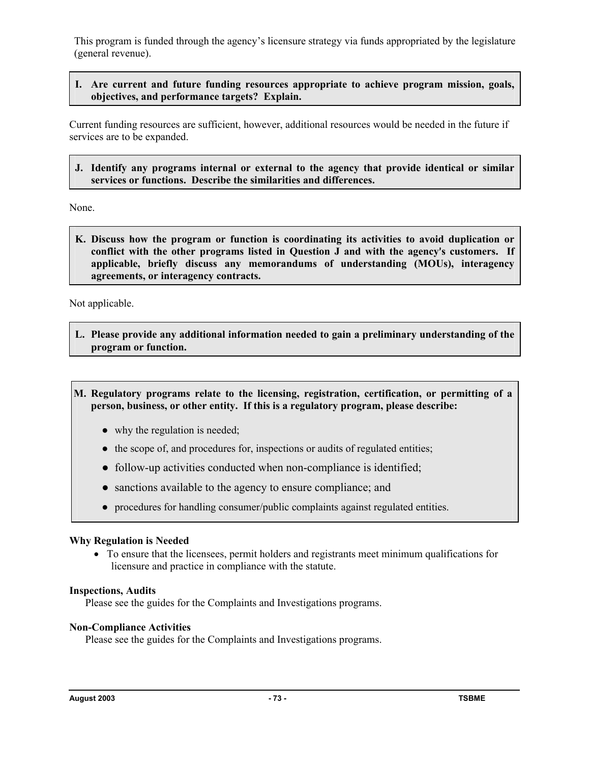This program is funded through the agency's licensure strategy via funds appropriated by the legislature (general revenue).

**I. Are current and future funding resources appropriate to achieve program mission, goals, objectives, and performance targets? Explain.**

Current funding resources are sufficient, however, additional resources would be needed in the future if services are to be expanded.

**J. Identify any programs internal or external to the agency that provide identical or similar services or functions. Describe the similarities and differences.**

None.

**K. Discuss how the program or function is coordinating its activities to avoid duplication or conflict with the other programs listed in Question J and with the agency's customers. If applicable, briefly discuss any memorandums of understanding (MOUs), interagency agreements, or interagency contracts.**

Not applicable.

**L. Please provide any additional information needed to gain a preliminary understanding of the program or function.**

**M. Regulatory programs relate to the licensing, registration, certification, or permitting of a person, business, or other entity. If this is a regulatory program, please describe:**

- why the regulation is needed;
- the scope of, and procedures for, inspections or audits of regulated entities;
- follow-up activities conducted when non-compliance is identified;
- sanctions available to the agency to ensure compliance; and
- procedures for handling consumer/public complaints against regulated entities.

**Why Regulation is Needed**

- To ensure that the licensees, permit holders and registrants meet minimum qualifications for licensure and practice in compliance with the statute.

**Inspections, Audits**

Please see the guides for the Complaints and Investigations programs.

**Non-Compliance Activities**

Please see the guides for the Complaints and Investigations programs.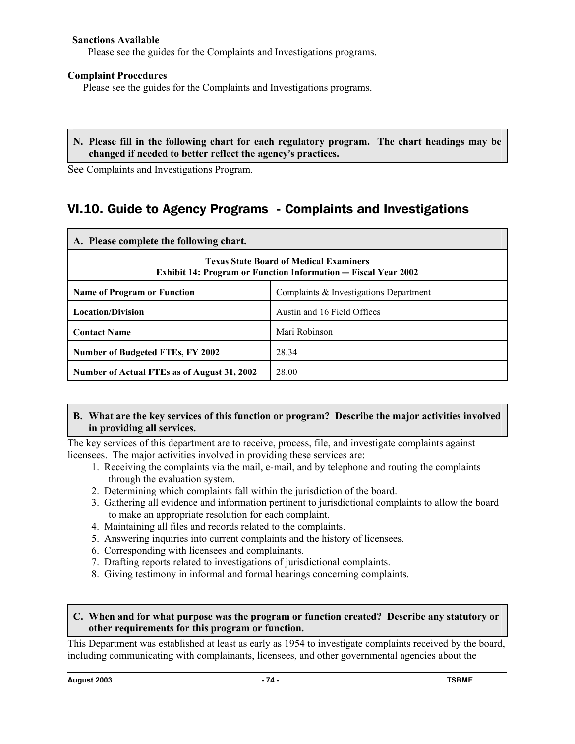**Sanctions Available**

Please see the guides for the Complaints and Investigations programs.

**Complaint Procedures**

Please see the guides for the Complaints and Investigations programs.

**N. Please fill in the following chart for each regulatory program. The chart headings may be changed if needed to better reflect the agency's practices.**

See Complaints and Investigations Program.

## VI.10. Guide to Agency Programs - Complaints and Investigations

**A. Please complete the following chart.**

| Texas State Board of Medical Examiners<br>Exhibit 14: Program or Function Information — Fiscal Year 2002 | |
|---|---|
| **Name of Program or Function** | Complaints & Investigations Department |
| **Location/Division** | Austin and 16 Field Offices |
| **Contact Name** | Mari Robinson |
| **Number of Budgeted FTEs, FY 2002** | 28.34 |
| **Number of Actual FTEs as of August 31, 2002** | 28.00 |

**B. What are the key services of this function or program? Describe the major activities involved in providing all services.**

The key services of this department are to receive, process, file, and investigate complaints against licensees. The major activities involved in providing these services are:

1. Receiving the complaints via the mail, e-mail, and by telephone and routing the complaints through the evaluation system.
2. Determining which complaints fall within the jurisdiction of the board.
3. Gathering all evidence and information pertinent to jurisdictional complaints to allow the board to make an appropriate resolution for each complaint.
4. Maintaining all files and records related to the complaints.
5. Answering inquiries into current complaints and the history of licensees.
6. Corresponding with licensees and complainants.
7. Drafting reports related to investigations of jurisdictional complaints.
8. Giving testimony in informal and formal hearings concerning complaints.

**C. When and for what purpose was the program or function created? Describe any statutory or other requirements for this program or function.**

This Department was established at least as early as 1954 to investigate complaints received by the board, including communicating with complainants, licensees, and other governmental agencies about the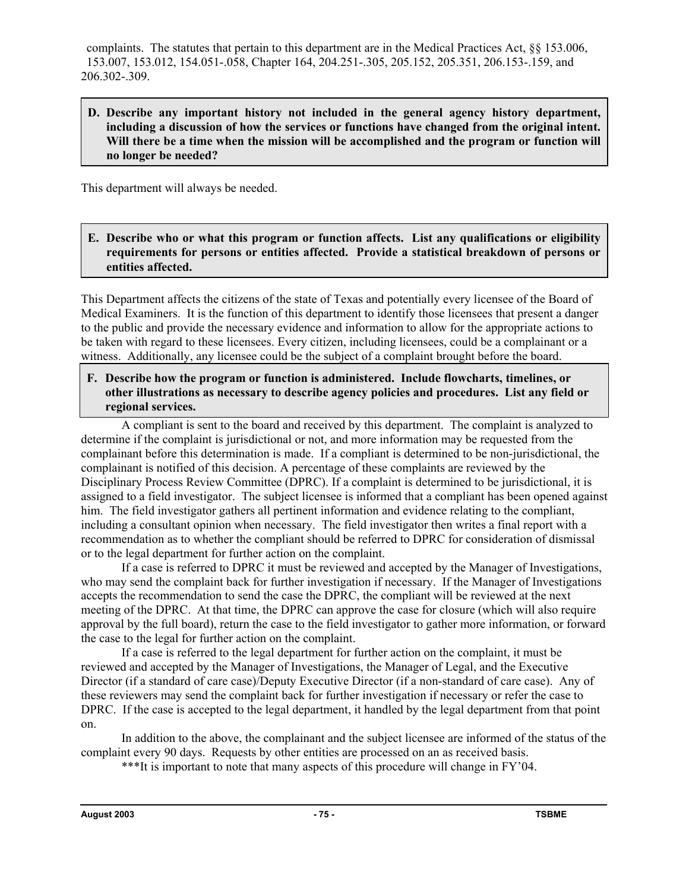complaints. The statutes that pertain to this department are in the Medical Practices Act, §§ 153.006, 153.007, 153.012, 154.051-.058, Chapter 164, 204.251-.305, 205.152, 205.351, 206.153-.159, and 206.302-.309.

**D. Describe any important history not included in the general agency history department, including a discussion of how the services or functions have changed from the original intent. Will there be a time when the mission will be accomplished and the program or function will no longer be needed?**

This department will always be needed.

**E. Describe who or what this program or function affects. List any qualifications or eligibility requirements for persons or entities affected. Provide a statistical breakdown of persons or entities affected.**

This Department affects the citizens of the state of Texas and potentially every licensee of the Board of Medical Examiners. It is the function of this department to identify those licensees that present a danger to the public and provide the necessary evidence and information to allow for the appropriate actions to be taken with regard to these licensees. Every citizen, including licensees, could be a complainant or a witness. Additionally, any licensee could be the subject of a complaint brought before the board.

**F. Describe how the program or function is administered. Include flowcharts, timelines, or other illustrations as necessary to describe agency policies and procedures. List any field or regional services.**

A compliant is sent to the board and received by this department. The complaint is analyzed to determine if the complaint is jurisdictional or not, and more information may be requested from the complainant before this determination is made. If a compliant is determined to be non-jurisdictional, the complainant is notified of this decision. A percentage of these complaints are reviewed by the Disciplinary Process Review Committee (DPRC). If a complaint is determined to be jurisdictional, it is assigned to a field investigator. The subject licensee is informed that a compliant has been opened against him. The field investigator gathers all pertinent information and evidence relating to the compliant, including a consultant opinion when necessary. The field investigator then writes a final report with a recommendation as to whether the compliant should be referred to DPRC for consideration of dismissal or to the legal department for further action on the complaint.

If a case is referred to DPRC it must be reviewed and accepted by the Manager of Investigations, who may send the complaint back for further investigation if necessary. If the Manager of Investigations accepts the recommendation to send the case the DPRC, the compliant will be reviewed at the next meeting of the DPRC. At that time, the DPRC can approve the case for closure (which will also require approval by the full board), return the case to the field investigator to gather more information, or forward the case to the legal for further action on the complaint.

If a case is referred to the legal department for further action on the complaint, it must be reviewed and accepted by the Manager of Investigations, the Manager of Legal, and the Executive Director (if a standard of care case)/Deputy Executive Director (if a non-standard of care case). Any of these reviewers may send the complaint back for further investigation if necessary or refer the case to DPRC. If the case is accepted to the legal department, it handled by the legal department from that point on.

In addition to the above, the complainant and the subject licensee are informed of the status of the complaint every 90 days. Requests by other entities are processed on an as received basis.

***It is important to note that many aspects of this procedure will change in FY'04.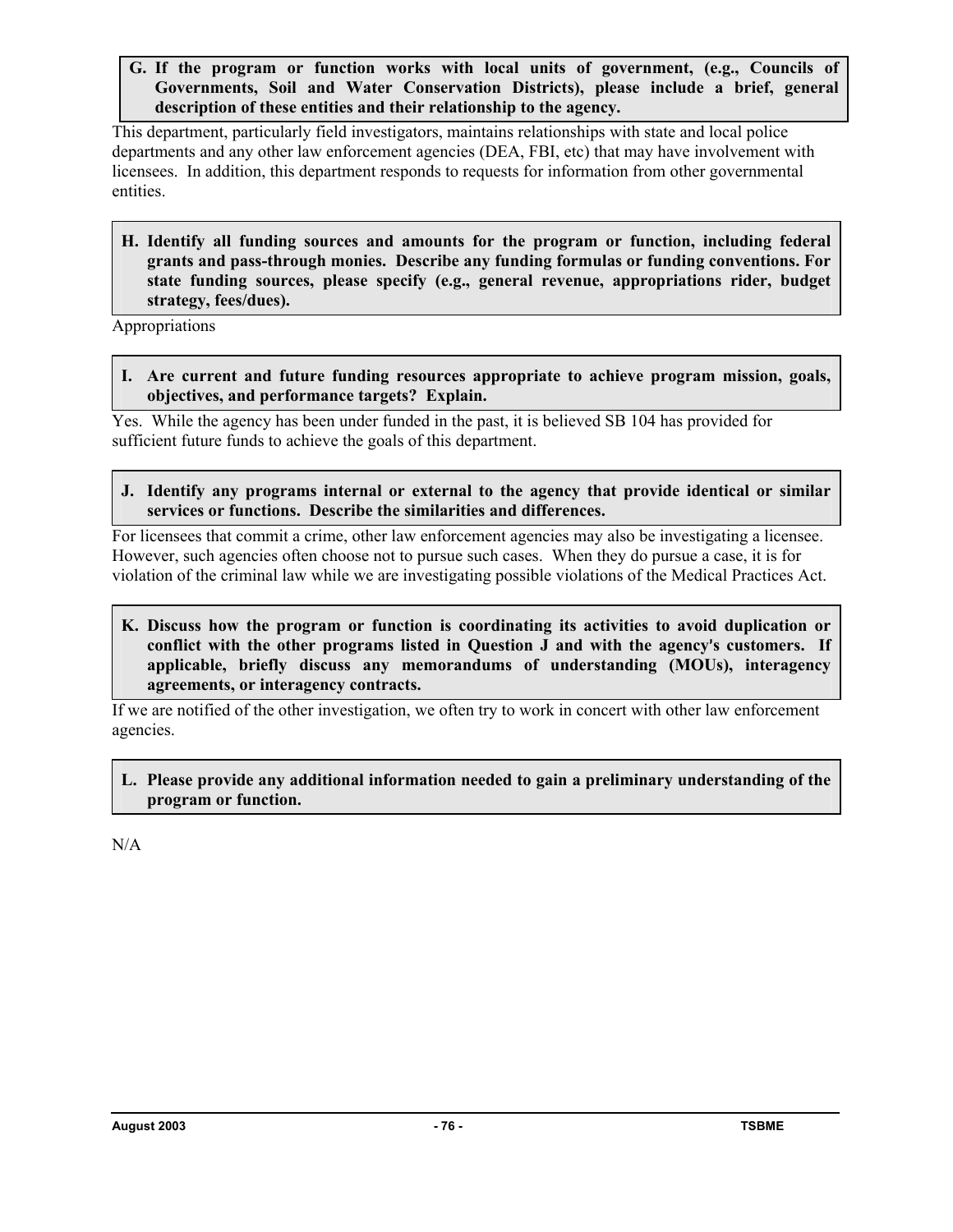**G. If the program or function works with local units of government, (e.g., Councils of Governments, Soil and Water Conservation Districts), please include a brief, general description of these entities and their relationship to the agency.**

This department, particularly field investigators, maintains relationships with state and local police departments and any other law enforcement agencies (DEA, FBI, etc) that may have involvement with licensees. In addition, this department responds to requests for information from other governmental entities.

**H. Identify all funding sources and amounts for the program or function, including federal grants and pass-through monies. Describe any funding formulas or funding conventions. For state funding sources, please specify (e.g., general revenue, appropriations rider, budget strategy, fees/dues).**

Appropriations

**I. Are current and future funding resources appropriate to achieve program mission, goals, objectives, and performance targets? Explain.**

Yes. While the agency has been under funded in the past, it is believed SB 104 has provided for sufficient future funds to achieve the goals of this department.

**J. Identify any programs internal or external to the agency that provide identical or similar services or functions. Describe the similarities and differences.**

For licensees that commit a crime, other law enforcement agencies may also be investigating a licensee. However, such agencies often choose not to pursue such cases. When they do pursue a case, it is for violation of the criminal law while we are investigating possible violations of the Medical Practices Act.

**K. Discuss how the program or function is coordinating its activities to avoid duplication or conflict with the other programs listed in Question J and with the agency's customers. If applicable, briefly discuss any memorandums of understanding (MOUs), interagency agreements, or interagency contracts.**

If we are notified of the other investigation, we often try to work in concert with other law enforcement agencies.

**L. Please provide any additional information needed to gain a preliminary understanding of the program or function.**

N/A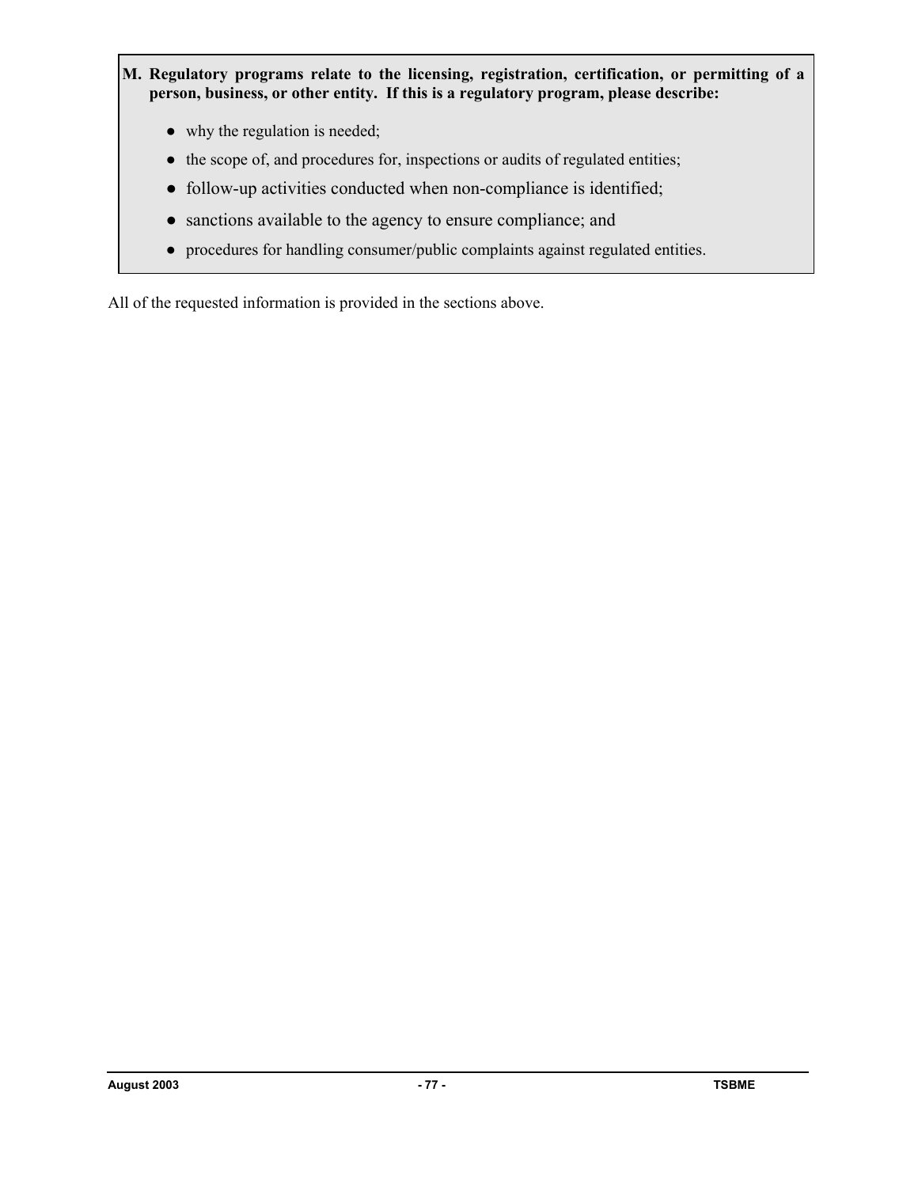**M. Regulatory programs relate to the licensing, registration, certification, or permitting of a person, business, or other entity. If this is a regulatory program, please describe:**

- why the regulation is needed;
- the scope of, and procedures for, inspections or audits of regulated entities;
- follow-up activities conducted when non-compliance is identified;
- sanctions available to the agency to ensure compliance; and
- procedures for handling consumer/public complaints against regulated entities.

All of the requested information is provided in the sections above.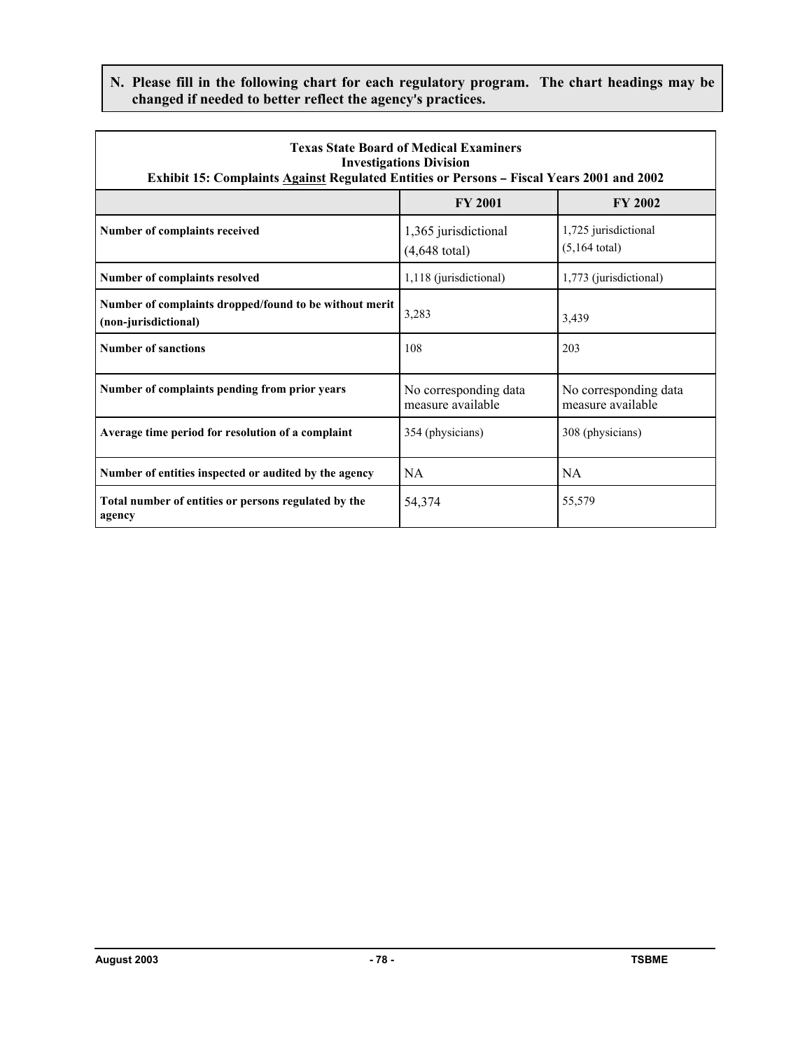**N. Please fill in the following chart for each regulatory program. The chart headings may be changed if needed to better reflect the agency's practices.**

| Texas State Board of Medical Examiners<br>Investigations Division<br>Exhibit 15: Complaints Against Regulated Entities or Persons – Fiscal Years 2001 and 2002 | | |
|---|---|---|
| | **FY 2001** | **FY 2002** |
| **Number of complaints received** | 1,365 jurisdictional (4,648 total) | 1,725 jurisdictional (5,164 total) |
| **Number of complaints resolved** | 1,118 (jurisdictional) | 1,773 (jurisdictional) |
| **Number of complaints dropped/found to be without merit (non-jurisdictional)** | 3,283 | 3,439 |
| **Number of sanctions** | 108 | 203 |
| **Number of complaints pending from prior years** | No corresponding data measure available | No corresponding data measure available |
| **Average time period for resolution of a complaint** | 354 (physicians) | 308 (physicians) |
| **Number of entities inspected or audited by the agency** | NA | NA |
| **Total number of entities or persons regulated by the agency** | 54,374 | 55,579 |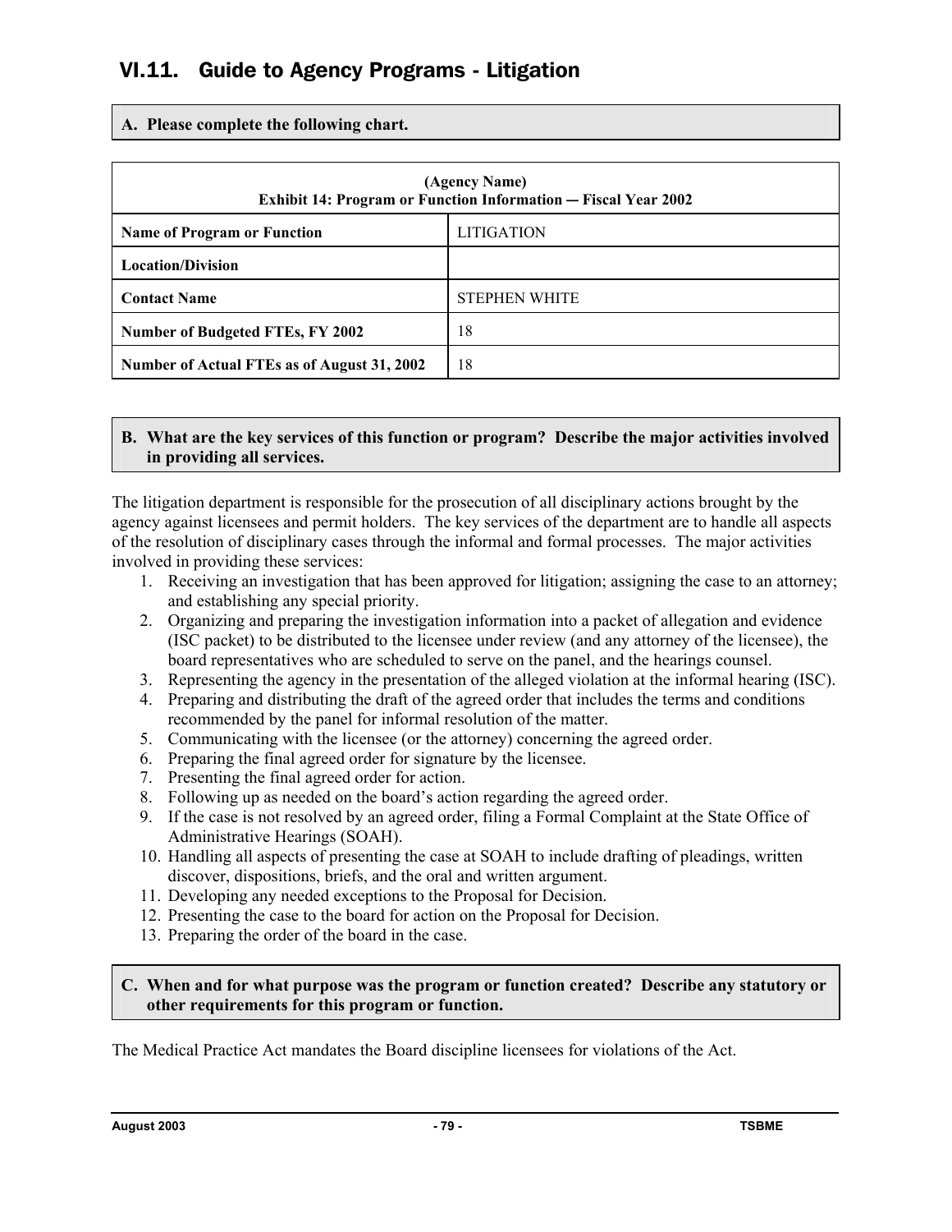# VI.11. Guide to Agency Programs - Litigation

**A. Please complete the following chart.**

| (Agency Name)<br>Exhibit 14: Program or Function Information — Fiscal Year 2002 | |
|---|---|
| **Name of Program or Function** | LITIGATION |
| **Location/Division** | |
| **Contact Name** | STEPHEN WHITE |
| **Number of Budgeted FTEs, FY 2002** | 18 |
| **Number of Actual FTEs as of August 31, 2002** | 18 |

**B. What are the key services of this function or program? Describe the major activities involved in providing all services.**

The litigation department is responsible for the prosecution of all disciplinary actions brought by the agency against licensees and permit holders. The key services of the department are to handle all aspects of the resolution of disciplinary cases through the informal and formal processes. The major activities involved in providing these services:

1. Receiving an investigation that has been approved for litigation; assigning the case to an attorney; and establishing any special priority.
2. Organizing and preparing the investigation information into a packet of allegation and evidence (ISC packet) to be distributed to the licensee under review (and any attorney of the licensee), the board representatives who are scheduled to serve on the panel, and the hearings counsel.
3. Representing the agency in the presentation of the alleged violation at the informal hearing (ISC).
4. Preparing and distributing the draft of the agreed order that includes the terms and conditions recommended by the panel for informal resolution of the matter.
5. Communicating with the licensee (or the attorney) concerning the agreed order.
6. Preparing the final agreed order for signature by the licensee.
7. Presenting the final agreed order for action.
8. Following up as needed on the board's action regarding the agreed order.
9. If the case is not resolved by an agreed order, filing a Formal Complaint at the State Office of Administrative Hearings (SOAH).
10. Handling all aspects of presenting the case at SOAH to include drafting of pleadings, written discover, dispositions, briefs, and the oral and written argument.
11. Developing any needed exceptions to the Proposal for Decision.
12. Presenting the case to the board for action on the Proposal for Decision.
13. Preparing the order of the board in the case.

**C. When and for what purpose was the program or function created? Describe any statutory or other requirements for this program or function.**

The Medical Practice Act mandates the Board discipline licensees for violations of the Act.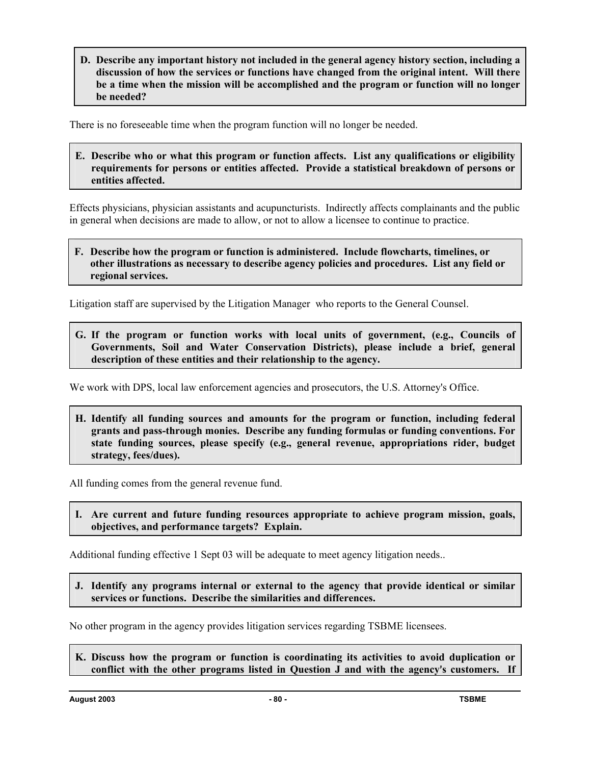**D. Describe any important history not included in the general agency history section, including a discussion of how the services or functions have changed from the original intent. Will there be a time when the mission will be accomplished and the program or function will no longer be needed?**

There is no foreseeable time when the program function will no longer be needed.

**E. Describe who or what this program or function affects. List any qualifications or eligibility requirements for persons or entities affected. Provide a statistical breakdown of persons or entities affected.**

Effects physicians, physician assistants and acupuncturists. Indirectly affects complainants and the public in general when decisions are made to allow, or not to allow a licensee to continue to practice.

**F. Describe how the program or function is administered. Include flowcharts, timelines, or other illustrations as necessary to describe agency policies and procedures. List any field or regional services.**

Litigation staff are supervised by the Litigation Manager who reports to the General Counsel.

**G. If the program or function works with local units of government, (e.g., Councils of Governments, Soil and Water Conservation Districts), please include a brief, general description of these entities and their relationship to the agency.**

We work with DPS, local law enforcement agencies and prosecutors, the U.S. Attorney's Office.

**H. Identify all funding sources and amounts for the program or function, including federal grants and pass-through monies. Describe any funding formulas or funding conventions. For state funding sources, please specify (e.g., general revenue, appropriations rider, budget strategy, fees/dues).**

All funding comes from the general revenue fund.

**I. Are current and future funding resources appropriate to achieve program mission, goals, objectives, and performance targets? Explain.**

Additional funding effective 1 Sept 03 will be adequate to meet agency litigation needs..

**J. Identify any programs internal or external to the agency that provide identical or similar services or functions. Describe the similarities and differences.**

No other program in the agency provides litigation services regarding TSBME licensees.

**K. Discuss how the program or function is coordinating its activities to avoid duplication or conflict with the other programs listed in Question J and with the agency's customers. If**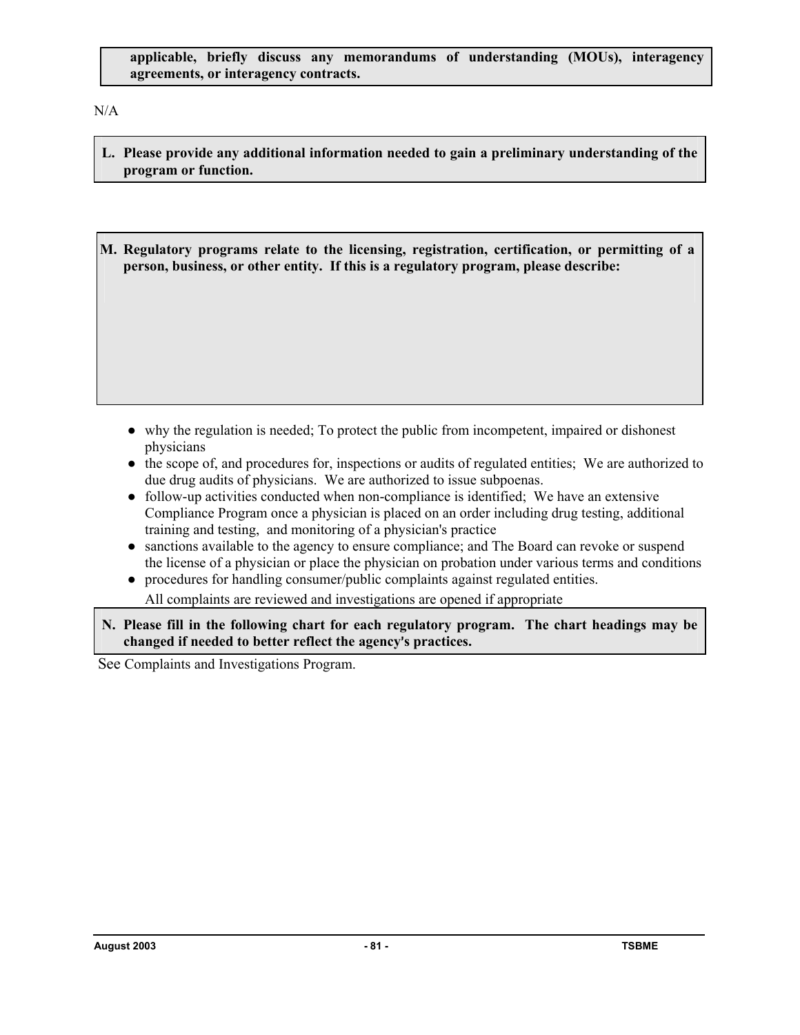**applicable, briefly discuss any memorandums of understanding (MOUs), interagency agreements, or interagency contracts.**

N/A

**L. Please provide any additional information needed to gain a preliminary understanding of the program or function.**

**M. Regulatory programs relate to the licensing, registration, certification, or permitting of a person, business, or other entity. If this is a regulatory program, please describe:**

- why the regulation is needed; To protect the public from incompetent, impaired or dishonest physicians
- the scope of, and procedures for, inspections or audits of regulated entities; We are authorized to due drug audits of physicians. We are authorized to issue subpoenas.
- follow-up activities conducted when non-compliance is identified; We have an extensive Compliance Program once a physician is placed on an order including drug testing, additional training and testing, and monitoring of a physician's practice
- sanctions available to the agency to ensure compliance; and The Board can revoke or suspend the license of a physician or place the physician on probation under various terms and conditions
- procedures for handling consumer/public complaints against regulated entities.

  All complaints are reviewed and investigations are opened if appropriate

**N. Please fill in the following chart for each regulatory program. The chart headings may be changed if needed to better reflect the agency's practices.**

See Complaints and Investigations Program.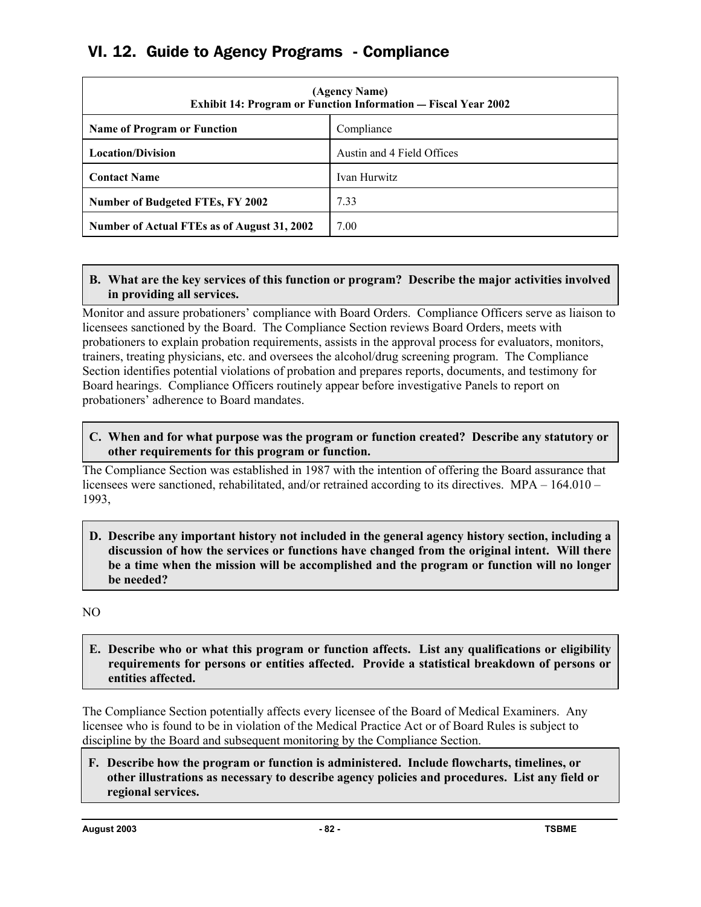## VI. 12. Guide to Agency Programs - Compliance

| (Agency Name) Exhibit 14: Program or Function Information — Fiscal Year 2002 | |
|---|---|
| **Name of Program or Function** | Compliance |
| **Location/Division** | Austin and 4 Field Offices |
| **Contact Name** | Ivan Hurwitz |
| **Number of Budgeted FTEs, FY 2002** | 7.33 |
| **Number of Actual FTEs as of August 31, 2002** | 7.00 |

**B. What are the key services of this function or program? Describe the major activities involved in providing all services.**

Monitor and assure probationers' compliance with Board Orders. Compliance Officers serve as liaison to licensees sanctioned by the Board. The Compliance Section reviews Board Orders, meets with probationers to explain probation requirements, assists in the approval process for evaluators, monitors, trainers, treating physicians, etc. and oversees the alcohol/drug screening program. The Compliance Section identifies potential violations of probation and prepares reports, documents, and testimony for Board hearings. Compliance Officers routinely appear before investigative Panels to report on probationers' adherence to Board mandates.

**C. When and for what purpose was the program or function created? Describe any statutory or other requirements for this program or function.**

The Compliance Section was established in 1987 with the intention of offering the Board assurance that licensees were sanctioned, rehabilitated, and/or retrained according to its directives. MPA – 164.010 – 1993,

**D. Describe any important history not included in the general agency history section, including a discussion of how the services or functions have changed from the original intent. Will there be a time when the mission will be accomplished and the program or function will no longer be needed?**

NO

**E. Describe who or what this program or function affects. List any qualifications or eligibility requirements for persons or entities affected. Provide a statistical breakdown of persons or entities affected.**

The Compliance Section potentially affects every licensee of the Board of Medical Examiners. Any licensee who is found to be in violation of the Medical Practice Act or of Board Rules is subject to discipline by the Board and subsequent monitoring by the Compliance Section.

**F. Describe how the program or function is administered. Include flowcharts, timelines, or other illustrations as necessary to describe agency policies and procedures. List any field or regional services.**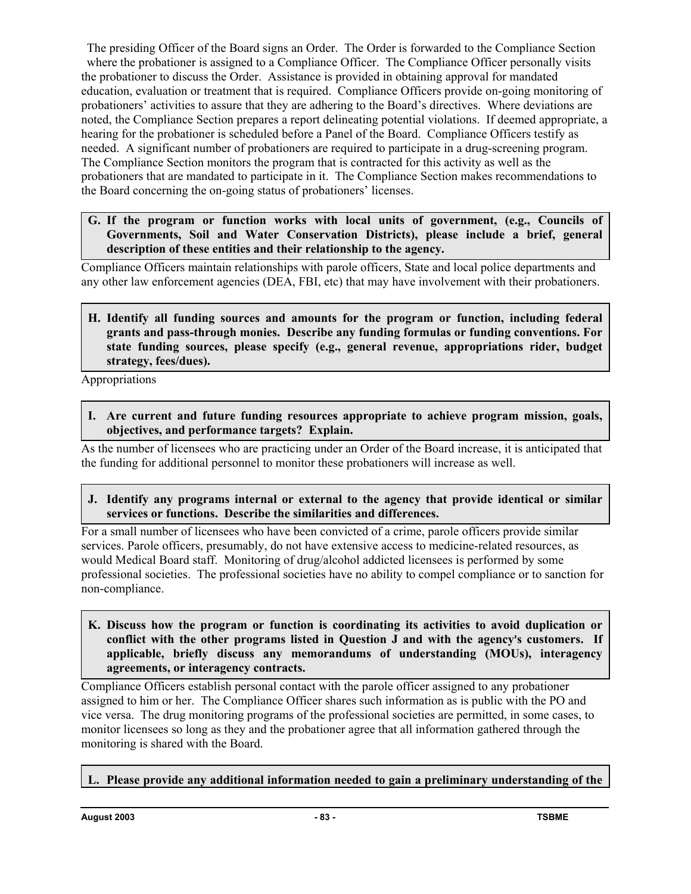The presiding Officer of the Board signs an Order. The Order is forwarded to the Compliance Section where the probationer is assigned to a Compliance Officer. The Compliance Officer personally visits the probationer to discuss the Order. Assistance is provided in obtaining approval for mandated education, evaluation or treatment that is required. Compliance Officers provide on-going monitoring of probationers' activities to assure that they are adhering to the Board's directives. Where deviations are noted, the Compliance Section prepares a report delineating potential violations. If deemed appropriate, a hearing for the probationer is scheduled before a Panel of the Board. Compliance Officers testify as needed. A significant number of probationers are required to participate in a drug-screening program. The Compliance Section monitors the program that is contracted for this activity as well as the probationers that are mandated to participate in it. The Compliance Section makes recommendations to the Board concerning the on-going status of probationers' licenses.

**G. If the program or function works with local units of government, (e.g., Councils of Governments, Soil and Water Conservation Districts), please include a brief, general description of these entities and their relationship to the agency.**

Compliance Officers maintain relationships with parole officers, State and local police departments and any other law enforcement agencies (DEA, FBI, etc) that may have involvement with their probationers.

**H. Identify all funding sources and amounts for the program or function, including federal grants and pass-through monies. Describe any funding formulas or funding conventions. For state funding sources, please specify (e.g., general revenue, appropriations rider, budget strategy, fees/dues).**

Appropriations

**I. Are current and future funding resources appropriate to achieve program mission, goals, objectives, and performance targets? Explain.**

As the number of licensees who are practicing under an Order of the Board increase, it is anticipated that the funding for additional personnel to monitor these probationers will increase as well.

**J. Identify any programs internal or external to the agency that provide identical or similar services or functions. Describe the similarities and differences.**

For a small number of licensees who have been convicted of a crime, parole officers provide similar services. Parole officers, presumably, do not have extensive access to medicine-related resources, as would Medical Board staff. Monitoring of drug/alcohol addicted licensees is performed by some professional societies. The professional societies have no ability to compel compliance or to sanction for non-compliance.

**K. Discuss how the program or function is coordinating its activities to avoid duplication or conflict with the other programs listed in Question J and with the agency's customers. If applicable, briefly discuss any memorandums of understanding (MOUs), interagency agreements, or interagency contracts.**

Compliance Officers establish personal contact with the parole officer assigned to any probationer assigned to him or her. The Compliance Officer shares such information as is public with the PO and vice versa. The drug monitoring programs of the professional societies are permitted, in some cases, to monitor licensees so long as they and the probationer agree that all information gathered through the monitoring is shared with the Board.

**L. Please provide any additional information needed to gain a preliminary understanding of the**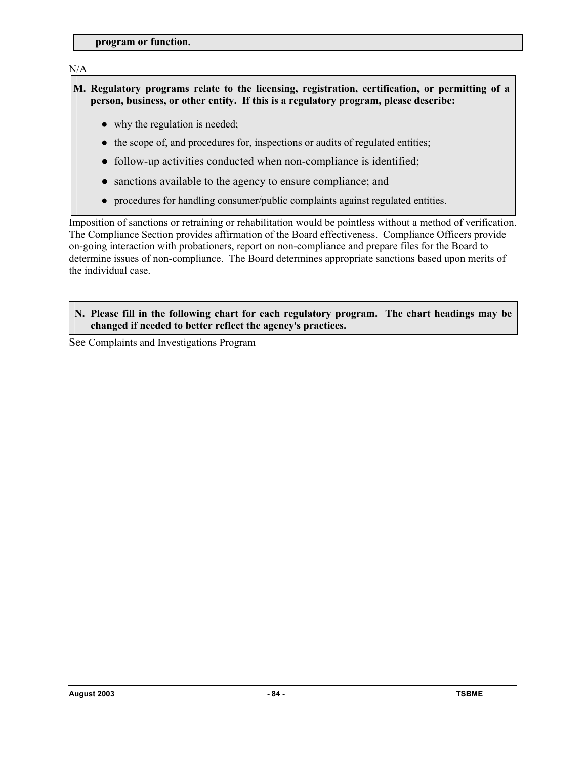**program or function.**

N/A

**M. Regulatory programs relate to the licensing, registration, certification, or permitting of a person, business, or other entity. If this is a regulatory program, please describe:**

- why the regulation is needed;
- the scope of, and procedures for, inspections or audits of regulated entities;
- follow-up activities conducted when non-compliance is identified;
- sanctions available to the agency to ensure compliance; and
- procedures for handling consumer/public complaints against regulated entities.

Imposition of sanctions or retraining or rehabilitation would be pointless without a method of verification. The Compliance Section provides affirmation of the Board effectiveness. Compliance Officers provide on-going interaction with probationers, report on non-compliance and prepare files for the Board to determine issues of non-compliance. The Board determines appropriate sanctions based upon merits of the individual case.

**N. Please fill in the following chart for each regulatory program. The chart headings may be changed if needed to better reflect the agency's practices.**

See Complaints and Investigations Program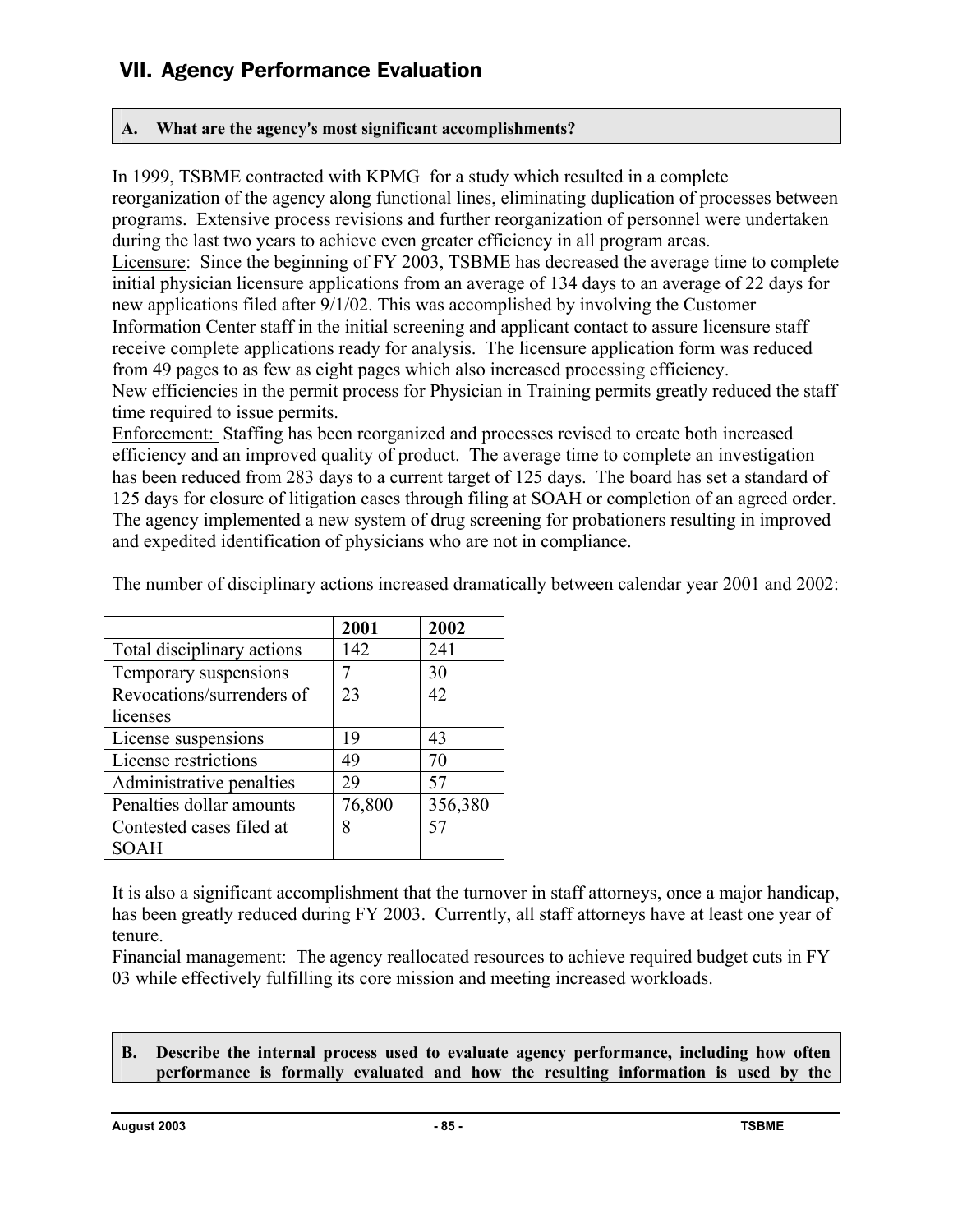## VII. Agency Performance Evaluation

**A. What are the agency's most significant accomplishments?**

In 1999, TSBME contracted with KPMG for a study which resulted in a complete reorganization of the agency along functional lines, eliminating duplication of processes between programs. Extensive process revisions and further reorganization of personnel were undertaken during the last two years to achieve even greater efficiency in all program areas.

<u>Licensure</u>: Since the beginning of FY 2003, TSBME has decreased the average time to complete initial physician licensure applications from an average of 134 days to an average of 22 days for new applications filed after 9/1/02. This was accomplished by involving the Customer Information Center staff in the initial screening and applicant contact to assure licensure staff receive complete applications ready for analysis. The licensure application form was reduced from 49 pages to as few as eight pages which also increased processing efficiency.

New efficiencies in the permit process for Physician in Training permits greatly reduced the staff time required to issue permits.

<u>Enforcement:</u> Staffing has been reorganized and processes revised to create both increased efficiency and an improved quality of product. The average time to complete an investigation has been reduced from 283 days to a current target of 125 days. The board has set a standard of 125 days for closure of litigation cases through filing at SOAH or completion of an agreed order. The agency implemented a new system of drug screening for probationers resulting in improved and expedited identification of physicians who are not in compliance.

The number of disciplinary actions increased dramatically between calendar year 2001 and 2002:

| | **2001** | **2002** |
|---|---|---|
| Total disciplinary actions | 142 | 241 |
| Temporary suspensions | 7 | 30 |
| Revocations/surrenders of licenses | 23 | 42 |
| License suspensions | 19 | 43 |
| License restrictions | 49 | 70 |
| Administrative penalties | 29 | 57 |
| Penalties dollar amounts | 76,800 | 356,380 |
| Contested cases filed at SOAH | 8 | 57 |

It is also a significant accomplishment that the turnover in staff attorneys, once a major handicap, has been greatly reduced during FY 2003. Currently, all staff attorneys have at least one year of tenure.

Financial management: The agency reallocated resources to achieve required budget cuts in FY 03 while effectively fulfilling its core mission and meeting increased workloads.

**B. Describe the internal process used to evaluate agency performance, including how often performance is formally evaluated and how the resulting information is used by the**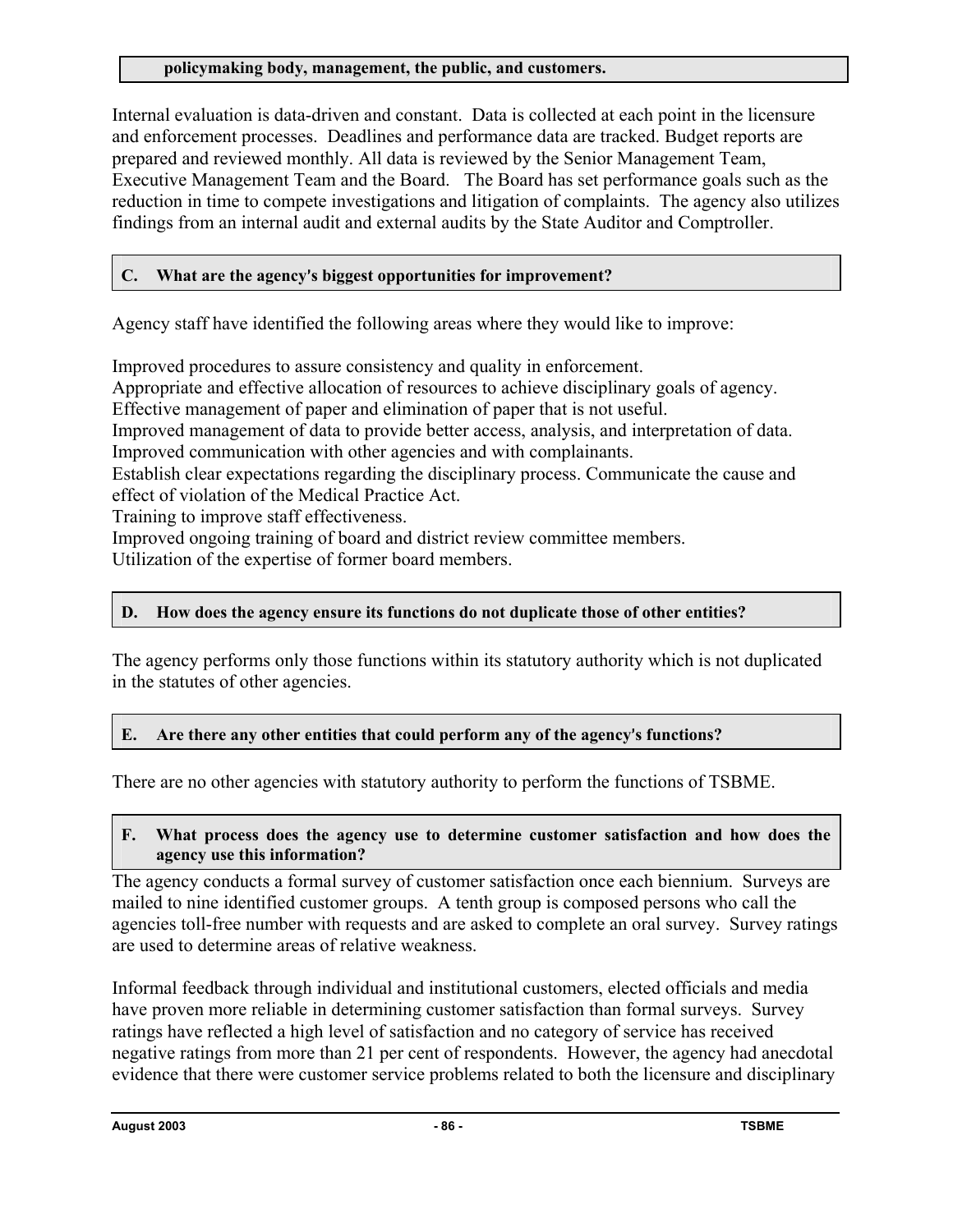**policymaking body, management, the public, and customers.**

Internal evaluation is data-driven and constant. Data is collected at each point in the licensure and enforcement processes. Deadlines and performance data are tracked. Budget reports are prepared and reviewed monthly. All data is reviewed by the Senior Management Team, Executive Management Team and the Board. The Board has set performance goals such as the reduction in time to compete investigations and litigation of complaints. The agency also utilizes findings from an internal audit and external audits by the State Auditor and Comptroller.

**C. What are the agency's biggest opportunities for improvement?**

Agency staff have identified the following areas where they would like to improve:

Improved procedures to assure consistency and quality in enforcement.
Appropriate and effective allocation of resources to achieve disciplinary goals of agency.
Effective management of paper and elimination of paper that is not useful.
Improved management of data to provide better access, analysis, and interpretation of data.
Improved communication with other agencies and with complainants.
Establish clear expectations regarding the disciplinary process. Communicate the cause and effect of violation of the Medical Practice Act.
Training to improve staff effectiveness.
Improved ongoing training of board and district review committee members.
Utilization of the expertise of former board members.

**D. How does the agency ensure its functions do not duplicate those of other entities?**

The agency performs only those functions within its statutory authority which is not duplicated in the statutes of other agencies.

**E. Are there any other entities that could perform any of the agency's functions?**

There are no other agencies with statutory authority to perform the functions of TSBME.

**F. What process does the agency use to determine customer satisfaction and how does the agency use this information?**

The agency conducts a formal survey of customer satisfaction once each biennium. Surveys are mailed to nine identified customer groups. A tenth group is composed persons who call the agencies toll-free number with requests and are asked to complete an oral survey. Survey ratings are used to determine areas of relative weakness.

Informal feedback through individual and institutional customers, elected officials and media have proven more reliable in determining customer satisfaction than formal surveys. Survey ratings have reflected a high level of satisfaction and no category of service has received negative ratings from more than 21 per cent of respondents. However, the agency had anecdotal evidence that there were customer service problems related to both the licensure and disciplinary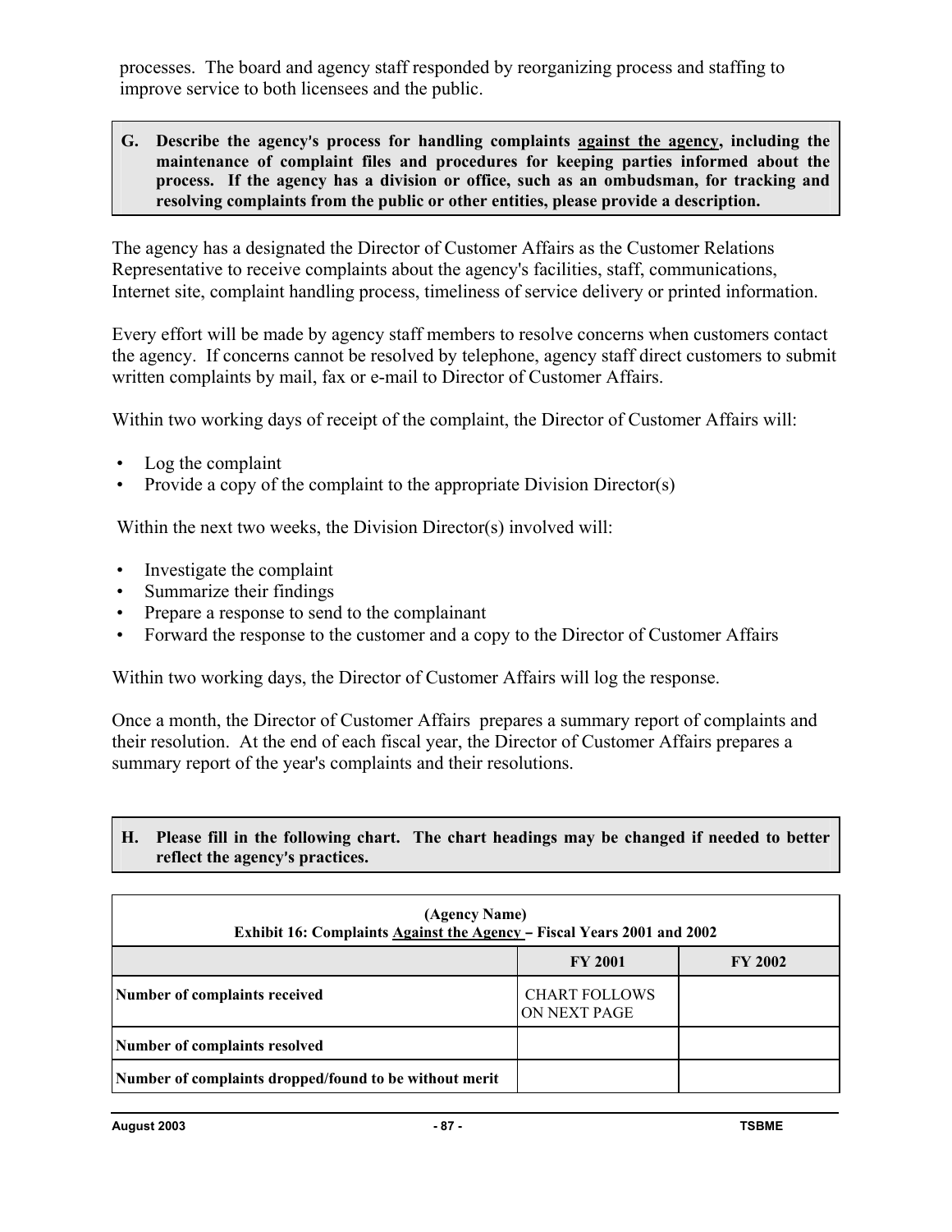processes. The board and agency staff responded by reorganizing process and staffing to improve service to both licensees and the public.

**G. Describe the agency's process for handling complaints against the agency, including the maintenance of complaint files and procedures for keeping parties informed about the process. If the agency has a division or office, such as an ombudsman, for tracking and resolving complaints from the public or other entities, please provide a description.**

The agency has a designated the Director of Customer Affairs as the Customer Relations Representative to receive complaints about the agency's facilities, staff, communications, Internet site, complaint handling process, timeliness of service delivery or printed information.

Every effort will be made by agency staff members to resolve concerns when customers contact the agency. If concerns cannot be resolved by telephone, agency staff direct customers to submit written complaints by mail, fax or e-mail to Director of Customer Affairs.

Within two working days of receipt of the complaint, the Director of Customer Affairs will:

- Log the complaint
- Provide a copy of the complaint to the appropriate Division Director(s)

Within the next two weeks, the Division Director(s) involved will:

- Investigate the complaint
- Summarize their findings
- Prepare a response to send to the complainant
- Forward the response to the customer and a copy to the Director of Customer Affairs

Within two working days, the Director of Customer Affairs will log the response.

Once a month, the Director of Customer Affairs prepares a summary report of complaints and their resolution. At the end of each fiscal year, the Director of Customer Affairs prepares a summary report of the year's complaints and their resolutions.

**H. Please fill in the following chart. The chart headings may be changed if needed to better reflect the agency's practices.**

**(Agency Name)**
**Exhibit 16: Complaints Against the Agency – Fiscal Years 2001 and 2002**

| | FY 2001 | FY 2002 |
|---|---|---|
| **Number of complaints received** | CHART FOLLOWS ON NEXT PAGE | |
| **Number of complaints resolved** | | |
| **Number of complaints dropped/found to be without merit** | | |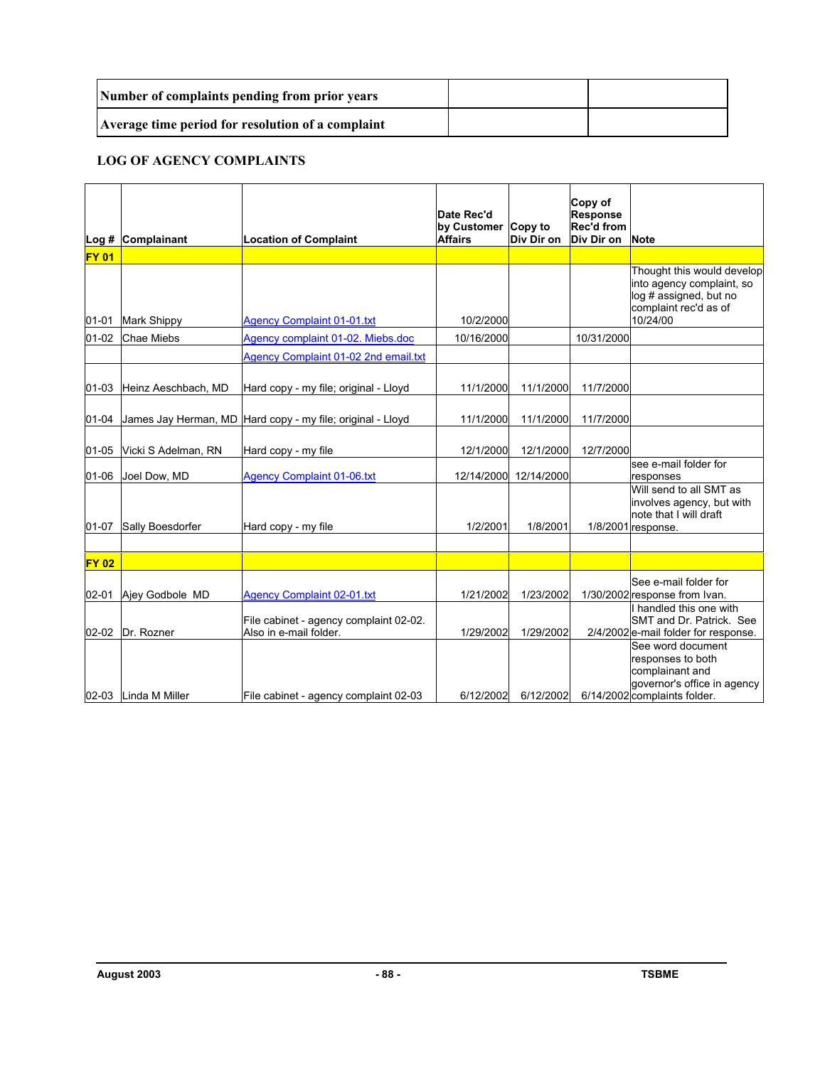| Number of complaints pending from prior years | | |
|---|---|---|
| Average time period for resolution of a complaint | | |

**LOG OF AGENCY COMPLAINTS**

| Log # | Complainant | Location of Complaint | Date Rec'd by Customer Affairs | Copy to Div Dir on | Copy of Response Rec'd from Div Dir on | Note |
|---|---|---|---|---|---|---|
| **FY 01** | | | | | | |
| 01-01 | Mark Shippy | Agency Complaint 01-01.txt | 10/2/2000 | | | Thought this would develop into agency complaint, so log # assigned, but no complaint rec'd as of 10/24/00 |
| 01-02 | Chae Miebs | Agency complaint 01-02. Miebs.doc | 10/16/2000 | | 10/31/2000 | |
| | | Agency Complaint 01-02 2nd email.txt | | | | |
| 01-03 | Heinz Aeschbach, MD | Hard copy - my file; original - Lloyd | 11/1/2000 | 11/1/2000 | 11/7/2000 | |
| 01-04 | James Jay Herman, MD | Hard copy - my file; original - Lloyd | 11/1/2000 | 11/1/2000 | 11/7/2000 | |
| 01-05 | Vicki S Adelman, RN | Hard copy - my file | 12/1/2000 | 12/1/2000 | 12/7/2000 | |
| 01-06 | Joel Dow, MD | Agency Complaint 01-06.txt | 12/14/2000 | 12/14/2000 | | see e-mail folder for responses |
| 01-07 | Sally Boesdorfer | Hard copy - my file | 1/2/2001 | 1/8/2001 | 1/8/2001 | Will send to all SMT as involves agency, but with note that I will draft response. |
| | | | | | | |
| **FY 02** | | | | | | |
| 02-01 | Ajey Godbole MD | Agency Complaint 02-01.txt | 1/21/2002 | 1/23/2002 | 1/30/2002 | See e-mail folder for response from Ivan. |
| 02-02 | Dr. Rozner | File cabinet - agency complaint 02-02. Also in e-mail folder. | 1/29/2002 | 1/29/2002 | 2/4/2002 | I handled this one with SMT and Dr. Patrick. See e-mail folder for response. |
| 02-03 | Linda M Miller | File cabinet - agency complaint 02-03 | 6/12/2002 | 6/12/2002 | 6/14/2002 | See word document responses to both complainant and governor's office in agency complaints folder. |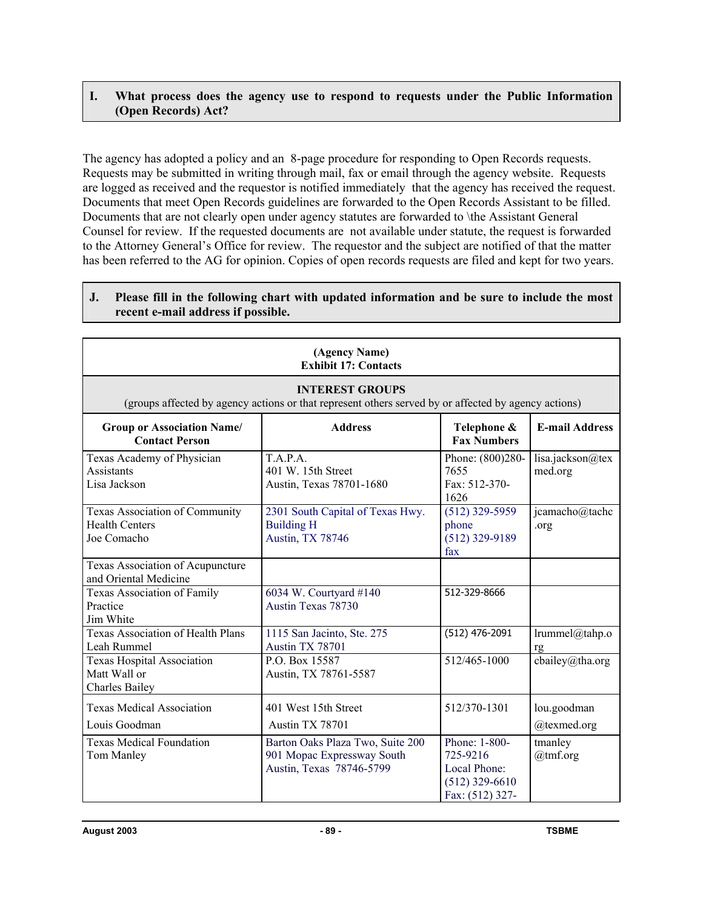**I. What process does the agency use to respond to requests under the Public Information (Open Records) Act?**

The agency has adopted a policy and an 8-page procedure for responding to Open Records requests. Requests may be submitted in writing through mail, fax or email through the agency website. Requests are logged as received and the requestor is notified immediately that the agency has received the request. Documents that meet Open Records guidelines are forwarded to the Open Records Assistant to be filled. Documents that are not clearly open under agency statutes are forwarded to \the Assistant General Counsel for review. If the requested documents are not available under statute, the request is forwarded to the Attorney General's Office for review. The requestor and the subject are notified of that the matter has been referred to the AG for opinion. Copies of open records requests are filed and kept for two years.

**J. Please fill in the following chart with updated information and be sure to include the most recent e-mail address if possible.**

| (Agency Name)<br>Exhibit 17: Contacts | | | |
|---|---|---|---|
| **INTEREST GROUPS**<br>(groups affected by agency actions or that represent others served by or affected by agency actions) | | | |
| **Group or Association Name/ Contact Person** | **Address** | **Telephone & Fax Numbers** | **E-mail Address** |
| Texas Academy of Physician Assistants<br>Lisa Jackson | T.A.P.A.<br>401 W. 15th Street<br>Austin, Texas 78701-1680 | Phone: (800)280-7655<br>Fax: 512-370-1626 | lisa.jackson@texmed.org |
| Texas Association of Community Health Centers<br>Joe Comacho | 2301 South Capital of Texas Hwy.<br>Building H<br>Austin, TX 78746 | (512) 329-5959 phone<br>(512) 329-9189 fax | jcamacho@tachc.org |
| Texas Association of Acupuncture and Oriental Medicine | | | |
| Texas Association of Family Practice<br>Jim White | 6034 W. Courtyard #140<br>Austin Texas 78730 | 512-329-8666 | |
| Texas Association of Health Plans<br>Leah Rummel | 1115 San Jacinto, Ste. 275<br>Austin TX 78701 | (512) 476-2091 | lrummel@tahp.org |
| Texas Hospital Association<br>Matt Wall or<br>Charles Bailey | P.O. Box 15587<br>Austin, TX 78761-5587 | 512/465-1000 | cbailey@tha.org |
| Texas Medical Association<br>Louis Goodman | 401 West 15th Street<br>Austin TX 78701 | 512/370-1301 | lou.goodman@texmed.org |
| Texas Medical Foundation<br>Tom Manley | Barton Oaks Plaza Two, Suite 200<br>901 Mopac Expressway South<br>Austin, Texas 78746-5799 | Phone: 1-800-725-9216<br>Local Phone: (512) 329-6610<br>Fax: (512) 327- | tmanley@tmf.org |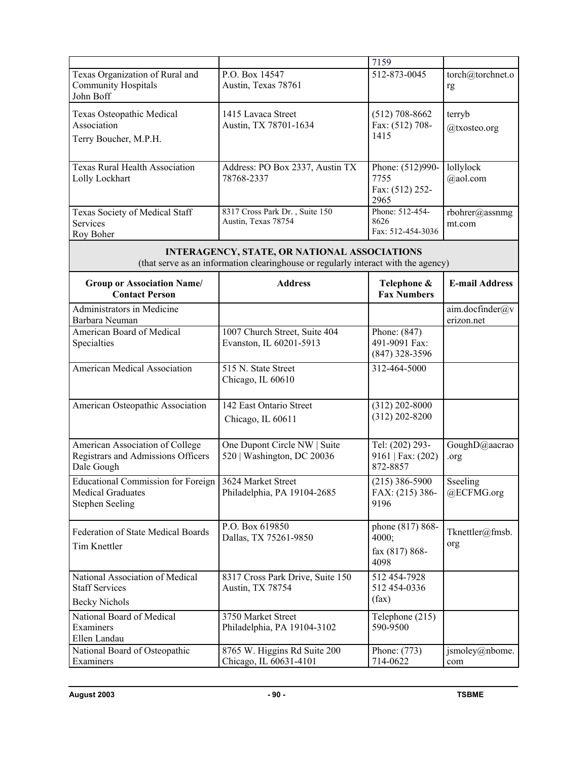| | | 7159 | |
|---|---|---|---|
| Texas Organization of Rural and Community Hospitals<br>John Boff | P.O. Box 14547<br>Austin, Texas 78761 | 512-873-0045 | torch@torchnet.org |
| Texas Osteopathic Medical Association<br>Terry Boucher, M.P.H. | 1415 Lavaca Street<br>Austin, TX 78701-1634 | (512) 708-8662<br>Fax: (512) 708-1415 | terryb@txosteo.org |
| Texas Rural Health Association<br>Lolly Lockhart | Address: PO Box 2337, Austin TX 78768-2337 | Phone: (512)990-7755<br>Fax: (512) 252-2965 | lollylock@aol.com |
| Texas Society of Medical Staff Services<br>Roy Boher | 8317 Cross Park Dr. , Suite 150<br>Austin, Texas 78754 | Phone: 512-454-8626<br>Fax: 512-454-3036 | rbohrer@assnmgmt.com |

**INTERAGENCY, STATE, OR NATIONAL ASSOCIATIONS**
(that serve as an information clearinghouse or regularly interact with the agency)

| Group or Association Name/ Contact Person | Address | Telephone & Fax Numbers | E-mail Address |
|---|---|---|---|
| Administrators in Medicine<br>Barbara Neuman | | | aim.docfinder@verizon.net |
| American Board of Medical Specialties | 1007 Church Street, Suite 404<br>Evanston, IL 60201-5913 | Phone: (847) 491-9091 Fax: (847) 328-3596 | |
| American Medical Association | 515 N. State Street<br>Chicago, IL 60610 | 312-464-5000 | |
| American Osteopathic Association | 142 East Ontario Street<br>Chicago, IL 60611 | (312) 202-8000<br>(312) 202-8200 | |
| American Association of College Registrars and Admissions Officers<br>Dale Gough | One Dupont Circle NW \| Suite 520 \| Washington, DC 20036 | Tel: (202) 293-9161 \| Fax: (202) 872-8857 | GoughD@aacrao.org |
| Educational Commission for Foreign Medical Graduates<br>Stephen Seeling | 3624 Market Street<br>Philadelphia, PA 19104-2685 | (215) 386-5900<br>FAX: (215) 386-9196 | Sseeling@ECFMG.org |
| Federation of State Medical Boards<br>Tim Knettler | P.O. Box 619850<br>Dallas, TX 75261-9850 | phone (817) 868-4000;<br>fax (817) 868-4098 | Tknettler@fmsb.org |
| National Association of Medical Staff Services<br>Becky Nichols | 8317 Cross Park Drive, Suite 150<br>Austin, TX 78754 | 512 454-7928<br>512 454-0336 (fax) | |
| National Board of Medical Examiners<br>Ellen Landau | 3750 Market Street<br>Philadelphia, PA 19104-3102 | Telephone (215) 590-9500 | |
| National Board of Osteopathic Examiners | 8765 W. Higgins Rd Suite 200<br>Chicago, IL 60631-4101 | Phone: (773) 714-0622 | jsmoley@nbome.com |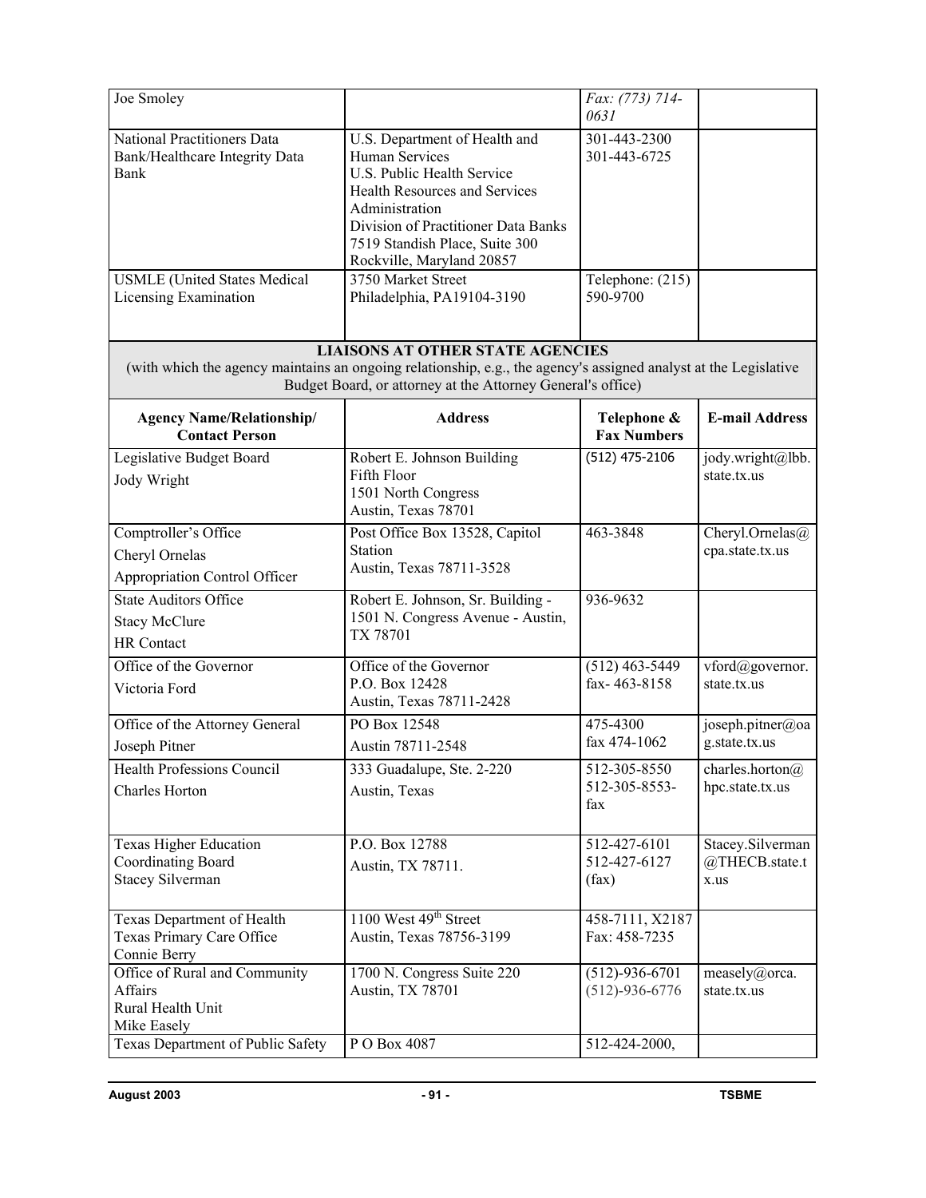| | | | |
|---|---|---|---|
| Joe Smoley | | *Fax: (773) 714-0631* | |
| National Practitioners Data Bank/Healthcare Integrity Data Bank | U.S. Department of Health and Human Services<br>U.S. Public Health Service<br>Health Resources and Services Administration<br>Division of Practitioner Data Banks<br>7519 Standish Place, Suite 300<br>Rockville, Maryland 20857 | 301-443-2300<br>301-443-6725 | |
| USMLE (United States Medical Licensing Examination | 3750 Market Street<br>Philadelphia, PA19104-3190 | Telephone: (215) 590-9700 | |

**LIAISONS AT OTHER STATE AGENCIES**
(with which the agency maintains an ongoing relationship, e.g., the agency's assigned analyst at the Legislative Budget Board, or attorney at the Attorney General's office)

| Agency Name/Relationship/ Contact Person | Address | Telephone & Fax Numbers | E-mail Address |
|---|---|---|---|
| Legislative Budget Board<br>Jody Wright | Robert E. Johnson Building<br>Fifth Floor<br>1501 North Congress<br>Austin, Texas 78701 | (512) 475-2106 | jody.wright@lbb.state.tx.us |
| Comptroller's Office<br>Cheryl Ornelas<br>Appropriation Control Officer | Post Office Box 13528, Capitol Station<br>Austin, Texas 78711-3528 | 463-3848 | Cheryl.Ornelas@cpa.state.tx.us |
| State Auditors Office<br>Stacy McClure<br>HR Contact | Robert E. Johnson, Sr. Building - 1501 N. Congress Avenue - Austin, TX 78701 | 936-9632 | |
| Office of the Governor<br>Victoria Ford | Office of the Governor<br>P.O. Box 12428<br>Austin, Texas 78711-2428 | (512) 463-5449<br>fax- 463-8158 | vford@governor.state.tx.us |
| Office of the Attorney General<br>Joseph Pitner | PO Box 12548<br>Austin 78711-2548 | 475-4300<br>fax 474-1062 | joseph.pitner@oag.state.tx.us |
| Health Professions Council<br>Charles Horton | 333 Guadalupe, Ste. 2-220<br>Austin, Texas | 512-305-8550<br>512-305-8553-fax | charles.horton@hpc.state.tx.us |
| Texas Higher Education Coordinating Board<br>Stacey Silverman | P.O. Box 12788<br>Austin, TX 78711. | 512-427-6101<br>512-427-6127 (fax) | Stacey.Silverman@THECB.state.tx.us |
| Texas Department of Health<br>Texas Primary Care Office<br>Connie Berry | 1100 West 49th Street<br>Austin, Texas 78756-3199 | 458-7111, X2187<br>Fax: 458-7235 | |
| Office of Rural and Community Affairs<br>Rural Health Unit<br>Mike Easely | 1700 N. Congress Suite 220<br>Austin, TX 78701 | (512)-936-6701<br>(512)-936-6776 | measely@orca.state.tx.us |
| Texas Department of Public Safety | P O Box 4087 | 512-424-2000, | |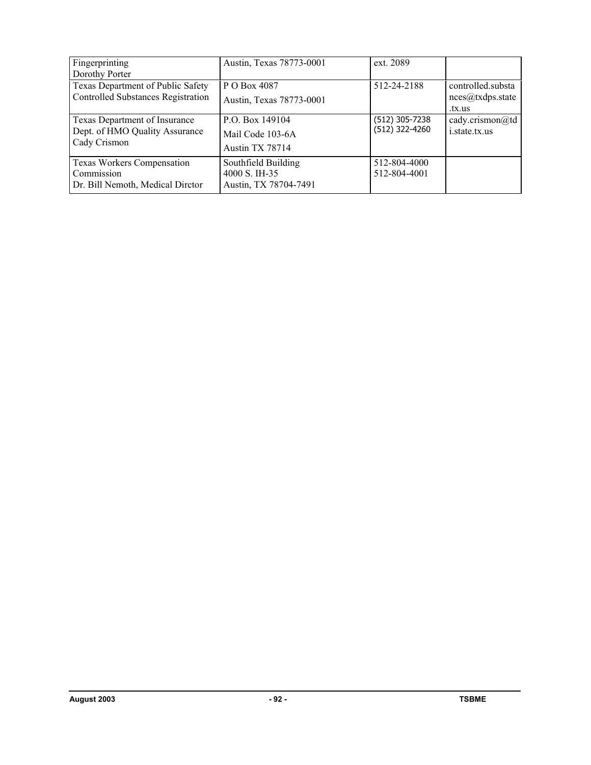| Fingerprinting<br>Dorothy Porter | Austin, Texas 78773-0001 | ext. 2089 | |
|---|---|---|---|
| Texas Department of Public Safety<br>Controlled Substances Registration | P O Box 4087<br>Austin, Texas 78773-0001 | 512-24-2188 | controlled.substances@txdps.state.tx.us |
| Texas Department of Insurance<br>Dept. of HMO Quality Assurance<br>Cady Crismon | P.O. Box 149104<br>Mail Code 103-6A<br>Austin TX 78714 | (512) 305-7238<br>(512) 322-4260 | cady.crismon@tdi.state.tx.us |
| Texas Workers Compensation Commission<br>Dr. Bill Nemoth, Medical Dirctor | Southfield Building<br>4000 S. IH-35<br>Austin, TX 78704-7491 | 512-804-4000<br>512-804-4001 | |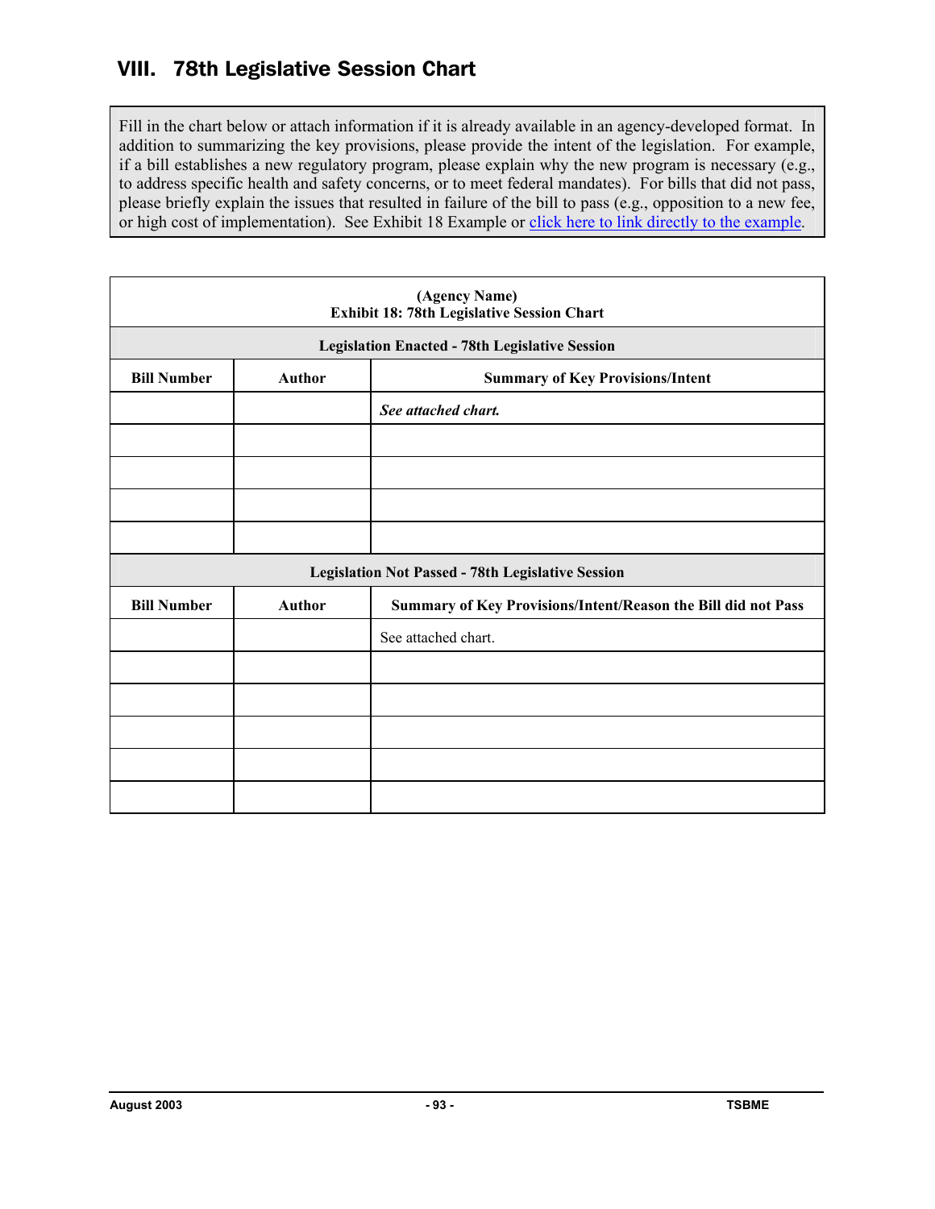## VIII. 78th Legislative Session Chart

Fill in the chart below or attach information if it is already available in an agency-developed format. In addition to summarizing the key provisions, please provide the intent of the legislation. For example, if a bill establishes a new regulatory program, please explain why the new program is necessary (e.g., to address specific health and safety concerns, or to meet federal mandates). For bills that did not pass, please briefly explain the issues that resulted in failure of the bill to pass (e.g., opposition to a new fee, or high cost of implementation). See Exhibit 18 Example or click here to link directly to the example.

| **(Agency Name)<br>Exhibit 18: 78th Legislative Session Chart** | | |
|---|---|---|
| **Legislation Enacted - 78th Legislative Session** | | |
| **Bill Number** | **Author** | **Summary of Key Provisions/Intent** |
| | | ***See attached chart.*** |
| | | |
| | | |
| | | |
| | | |
| **Legislation Not Passed - 78th Legislative Session** | | |
| **Bill Number** | **Author** | **Summary of Key Provisions/Intent/Reason the Bill did not Pass** |
| | | See attached chart. |
| | | |
| | | |
| | | |
| | | |
| | | |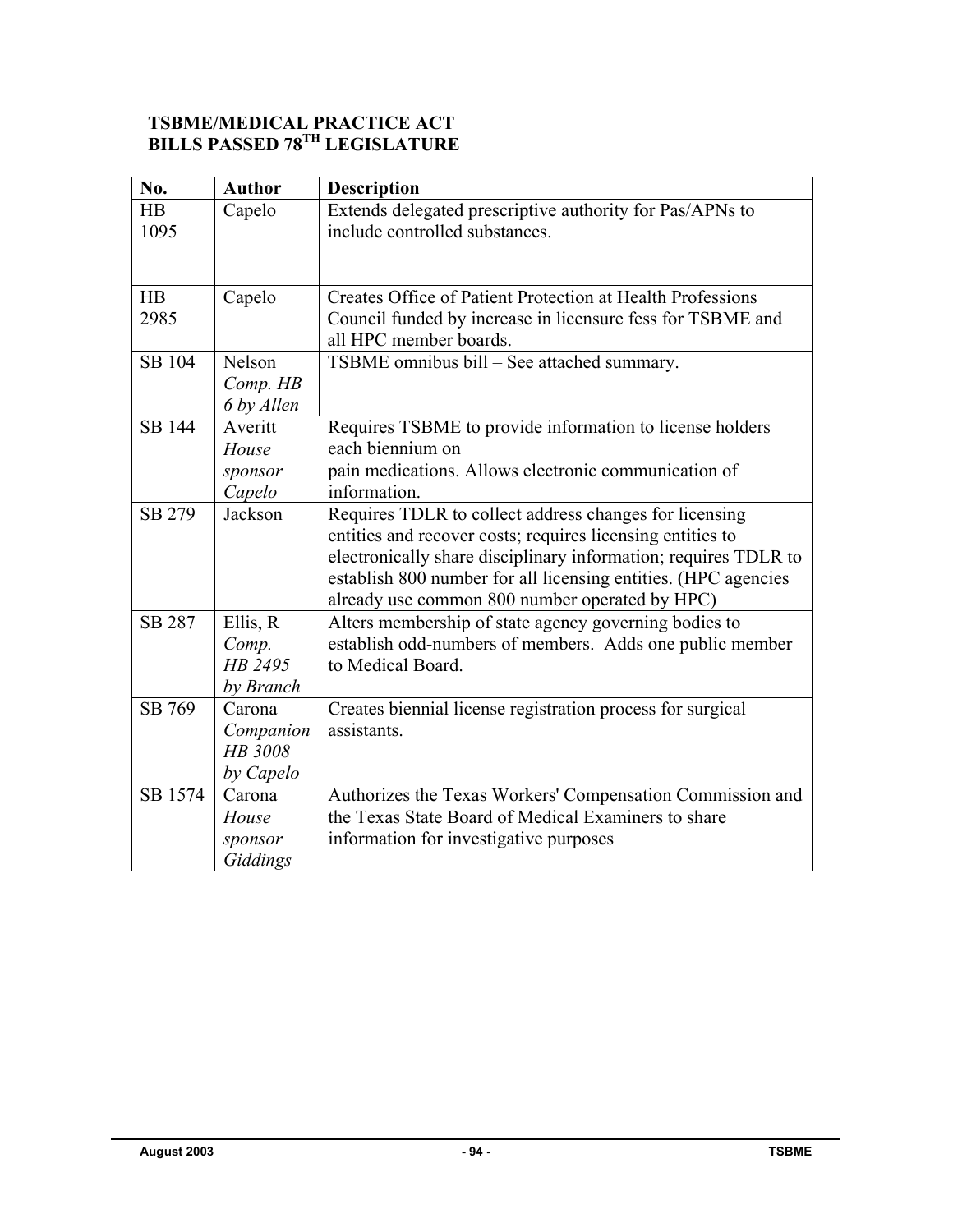**TSBME/MEDICAL PRACTICE ACT**
**BILLS PASSED 78TH LEGISLATURE**

| No. | Author | Description |
|---|---|---|
| HB 1095 | Capelo | Extends delegated prescriptive authority for Pas/APNs to include controlled substances. |
| HB 2985 | Capelo | Creates Office of Patient Protection at Health Professions Council funded by increase in licensure fess for TSBME and all HPC member boards. |
| SB 104 | Nelson *Comp. HB 6 by Allen* | TSBME omnibus bill – See attached summary. |
| SB 144 | Averitt *House sponsor Capelo* | Requires TSBME to provide information to license holders each biennium on pain medications. Allows electronic communication of information. |
| SB 279 | Jackson | Requires TDLR to collect address changes for licensing entities and recover costs; requires licensing entities to electronically share disciplinary information; requires TDLR to establish 800 number for all licensing entities. (HPC agencies already use common 800 number operated by HPC) |
| SB 287 | Ellis, R *Comp. HB 2495 by Branch* | Alters membership of state agency governing bodies to establish odd-numbers of members. Adds one public member to Medical Board. |
| SB 769 | Carona *Companion HB 3008 by Capelo* | Creates biennial license registration process for surgical assistants. |
| SB 1574 | Carona *House sponsor Giddings* | Authorizes the Texas Workers' Compensation Commission and the Texas State Board of Medical Examiners to share information for investigative purposes |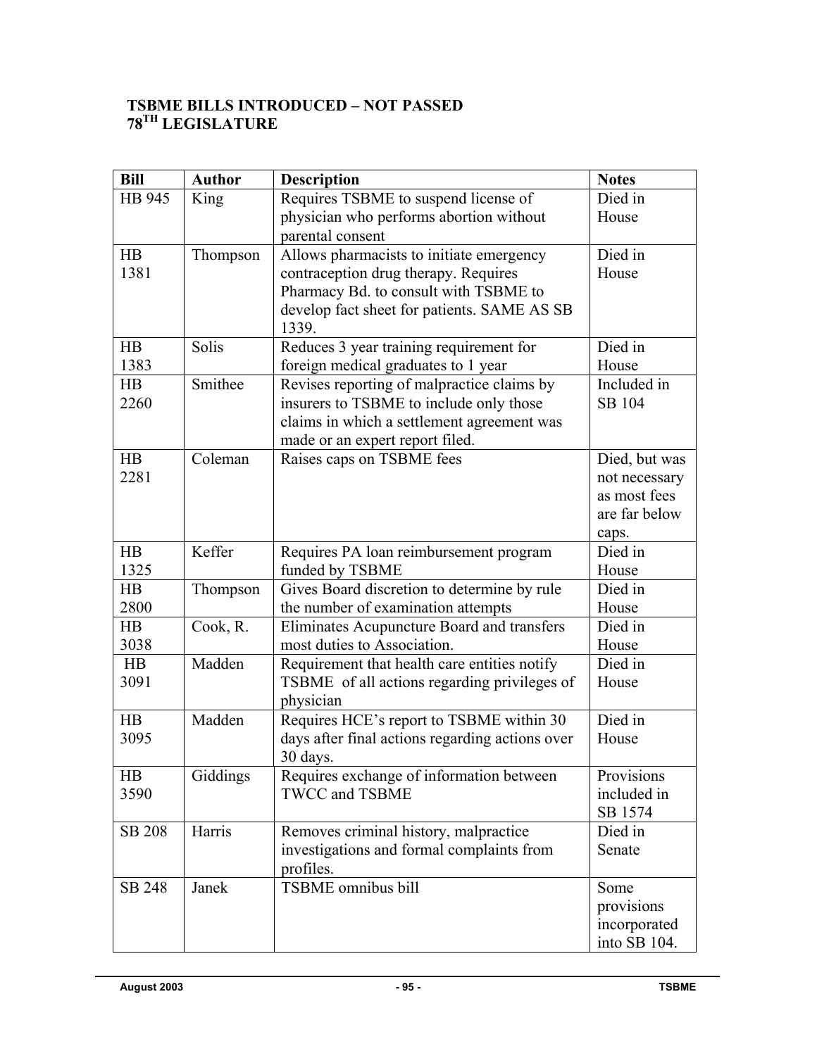# TSBME BILLS INTRODUCED – NOT PASSED
# 78TH LEGISLATURE

| Bill | Author | Description | Notes |
| --- | --- | --- | --- |
| HB 945 | King | Requires TSBME to suspend license of physician who performs abortion without parental consent | Died in House |
| HB 1381 | Thompson | Allows pharmacists to initiate emergency contraception drug therapy. Requires Pharmacy Bd. to consult with TSBME to develop fact sheet for patients. SAME AS SB 1339. | Died in House |
| HB 1383 | Solis | Reduces 3 year training requirement for foreign medical graduates to 1 year | Died in House |
| HB 2260 | Smithee | Revises reporting of malpractice claims by insurers to TSBME to include only those claims in which a settlement agreement was made or an expert report filed. | Included in SB 104 |
| HB 2281 | Coleman | Raises caps on TSBME fees | Died, but was not necessary as most fees are far below caps. |
| HB 1325 | Keffer | Requires PA loan reimbursement program funded by TSBME | Died in House |
| HB 2800 | Thompson | Gives Board discretion to determine by rule the number of examination attempts | Died in House |
| HB 3038 | Cook, R. | Eliminates Acupuncture Board and transfers most duties to Association. | Died in House |
| HB 3091 | Madden | Requirement that health care entities notify TSBME of all actions regarding privileges of physician | Died in House |
| HB 3095 | Madden | Requires HCE's report to TSBME within 30 days after final actions regarding actions over 30 days. | Died in House |
| HB 3590 | Giddings | Requires exchange of information between TWCC and TSBME | Provisions included in SB 1574 |
| SB 208 | Harris | Removes criminal history, malpractice investigations and formal complaints from profiles. | Died in Senate |
| SB 248 | Janek | TSBME omnibus bill | Some provisions incorporated into SB 104. |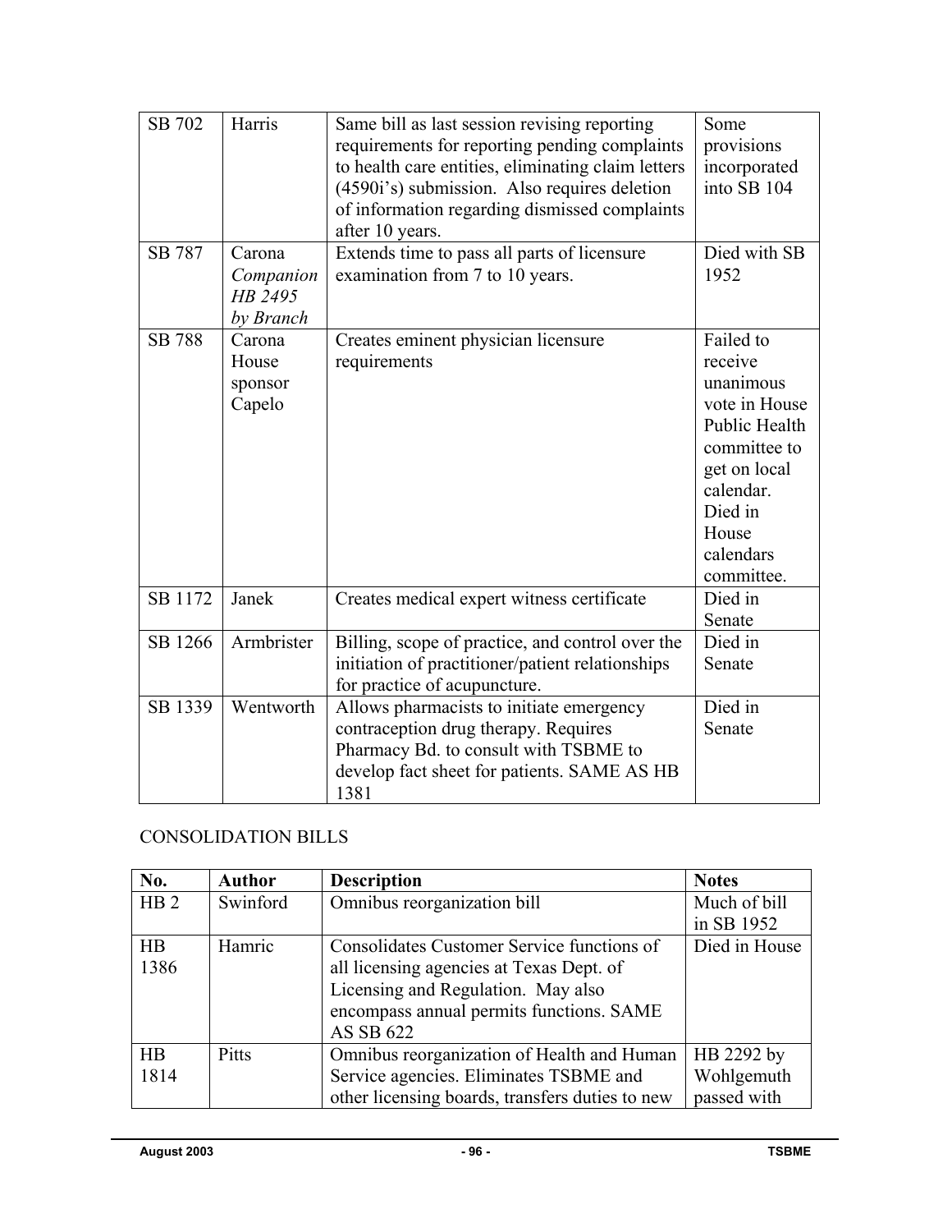| | | | |
|---|---|---|---|
| SB 702 | Harris | Same bill as last session revising reporting requirements for reporting pending complaints to health care entities, eliminating claim letters (4590i's) submission. Also requires deletion of information regarding dismissed complaints after 10 years. | Some provisions incorporated into SB 104 |
| SB 787 | Carona *Companion HB 2495 by Branch* | Extends time to pass all parts of licensure examination from 7 to 10 years. | Died with SB 1952 |
| SB 788 | Carona House sponsor Capelo | Creates eminent physician licensure requirements | Failed to receive unanimous vote in House Public Health committee to get on local calendar. Died in House calendars committee. |
| SB 1172 | Janek | Creates medical expert witness certificate | Died in Senate |
| SB 1266 | Armbrister | Billing, scope of practice, and control over the initiation of practitioner/patient relationships for practice of acupuncture. | Died in Senate |
| SB 1339 | Wentworth | Allows pharmacists to initiate emergency contraception drug therapy. Requires Pharmacy Bd. to consult with TSBME to develop fact sheet for patients. SAME AS HB 1381 | Died in Senate |

CONSOLIDATION BILLS

| No. | Author | Description | Notes |
|---|---|---|---|
| HB 2 | Swinford | Omnibus reorganization bill | Much of bill in SB 1952 |
| HB 1386 | Hamric | Consolidates Customer Service functions of all licensing agencies at Texas Dept. of Licensing and Regulation. May also encompass annual permits functions. SAME AS SB 622 | Died in House |
| HB 1814 | Pitts | Omnibus reorganization of Health and Human Service agencies. Eliminates TSBME and other licensing boards, transfers duties to new | HB 2292 by Wohlgemuth passed with |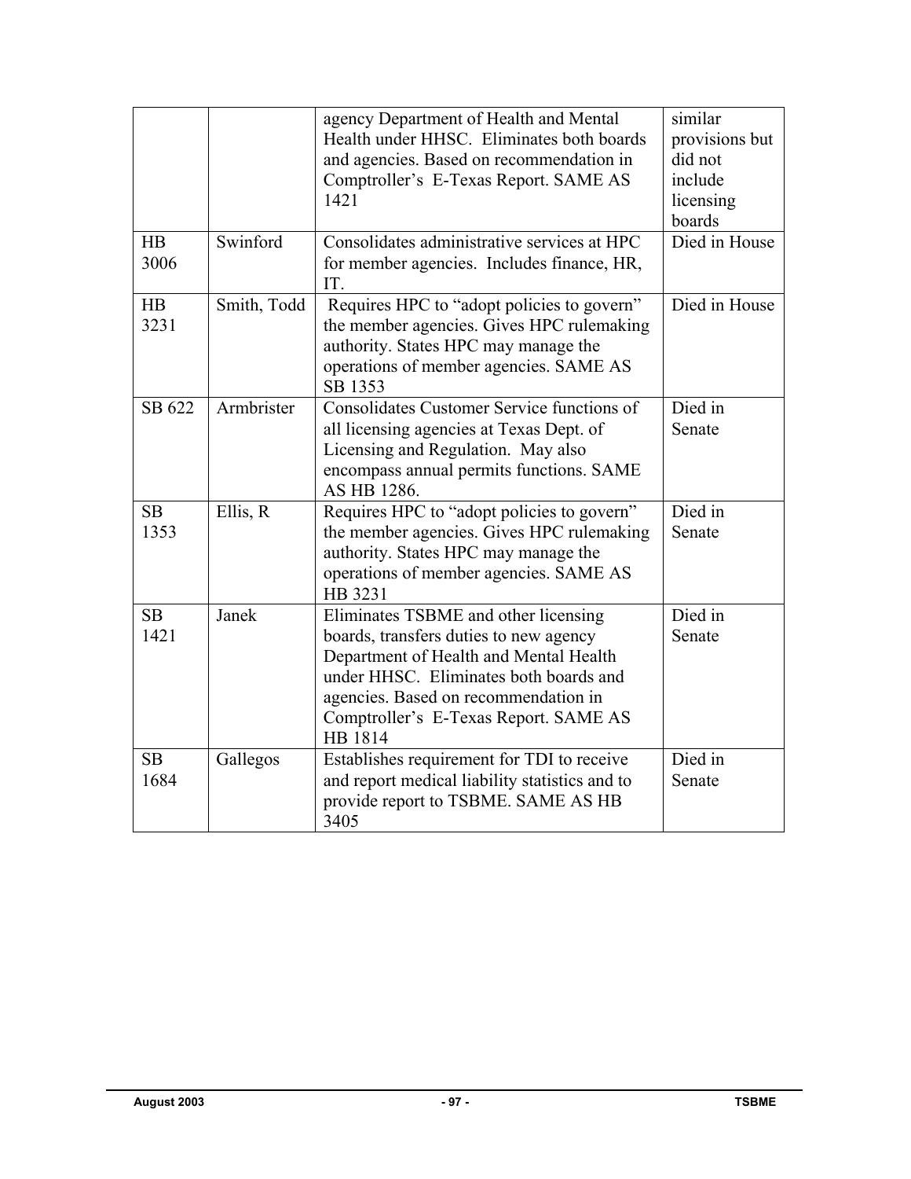| | | | |
|---|---|---|---|
| | | agency Department of Health and Mental Health under HHSC. Eliminates both boards and agencies. Based on recommendation in Comptroller's E-Texas Report. SAME AS 1421 | similar provisions but did not include licensing boards |
| HB 3006 | Swinford | Consolidates administrative services at HPC for member agencies. Includes finance, HR, IT. | Died in House |
| HB 3231 | Smith, Todd | Requires HPC to "adopt policies to govern" the member agencies. Gives HPC rulemaking authority. States HPC may manage the operations of member agencies. SAME AS SB 1353 | Died in House |
| SB 622 | Armbrister | Consolidates Customer Service functions of all licensing agencies at Texas Dept. of Licensing and Regulation. May also encompass annual permits functions. SAME AS HB 1286. | Died in Senate |
| SB 1353 | Ellis, R | Requires HPC to "adopt policies to govern" the member agencies. Gives HPC rulemaking authority. States HPC may manage the operations of member agencies. SAME AS HB 3231 | Died in Senate |
| SB 1421 | Janek | Eliminates TSBME and other licensing boards, transfers duties to new agency Department of Health and Mental Health under HHSC. Eliminates both boards and agencies. Based on recommendation in Comptroller's E-Texas Report. SAME AS HB 1814 | Died in Senate |
| SB 1684 | Gallegos | Establishes requirement for TDI to receive and report medical liability statistics and to provide report to TSBME. SAME AS HB 3405 | Died in Senate |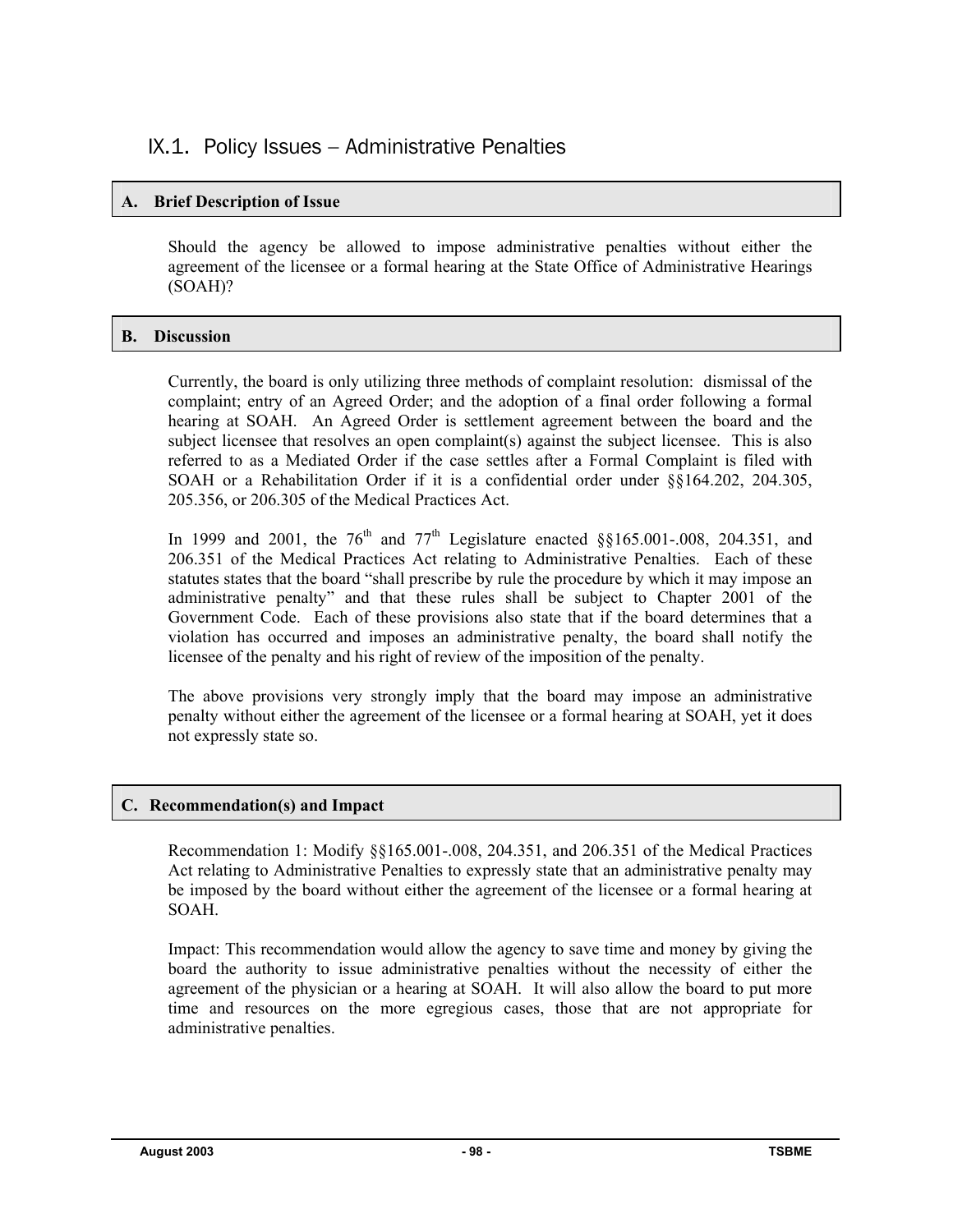## IX.1. Policy Issues – Administrative Penalties

### A. Brief Description of Issue

Should the agency be allowed to impose administrative penalties without either the agreement of the licensee or a formal hearing at the State Office of Administrative Hearings (SOAH)?

### B. Discussion

Currently, the board is only utilizing three methods of complaint resolution: dismissal of the complaint; entry of an Agreed Order; and the adoption of a final order following a formal hearing at SOAH. An Agreed Order is settlement agreement between the board and the subject licensee that resolves an open complaint(s) against the subject licensee. This is also referred to as a Mediated Order if the case settles after a Formal Complaint is filed with SOAH or a Rehabilitation Order if it is a confidential order under §§164.202, 204.305, 205.356, or 206.305 of the Medical Practices Act.

In 1999 and 2001, the 76th and 77th Legislature enacted §§165.001-.008, 204.351, and 206.351 of the Medical Practices Act relating to Administrative Penalties. Each of these statutes states that the board "shall prescribe by rule the procedure by which it may impose an administrative penalty" and that these rules shall be subject to Chapter 2001 of the Government Code. Each of these provisions also state that if the board determines that a violation has occurred and imposes an administrative penalty, the board shall notify the licensee of the penalty and his right of review of the imposition of the penalty.

The above provisions very strongly imply that the board may impose an administrative penalty without either the agreement of the licensee or a formal hearing at SOAH, yet it does not expressly state so.

### C. Recommendation(s) and Impact

Recommendation 1: Modify §§165.001-.008, 204.351, and 206.351 of the Medical Practices Act relating to Administrative Penalties to expressly state that an administrative penalty may be imposed by the board without either the agreement of the licensee or a formal hearing at SOAH.

Impact: This recommendation would allow the agency to save time and money by giving the board the authority to issue administrative penalties without the necessity of either the agreement of the physician or a hearing at SOAH. It will also allow the board to put more time and resources on the more egregious cases, those that are not appropriate for administrative penalties.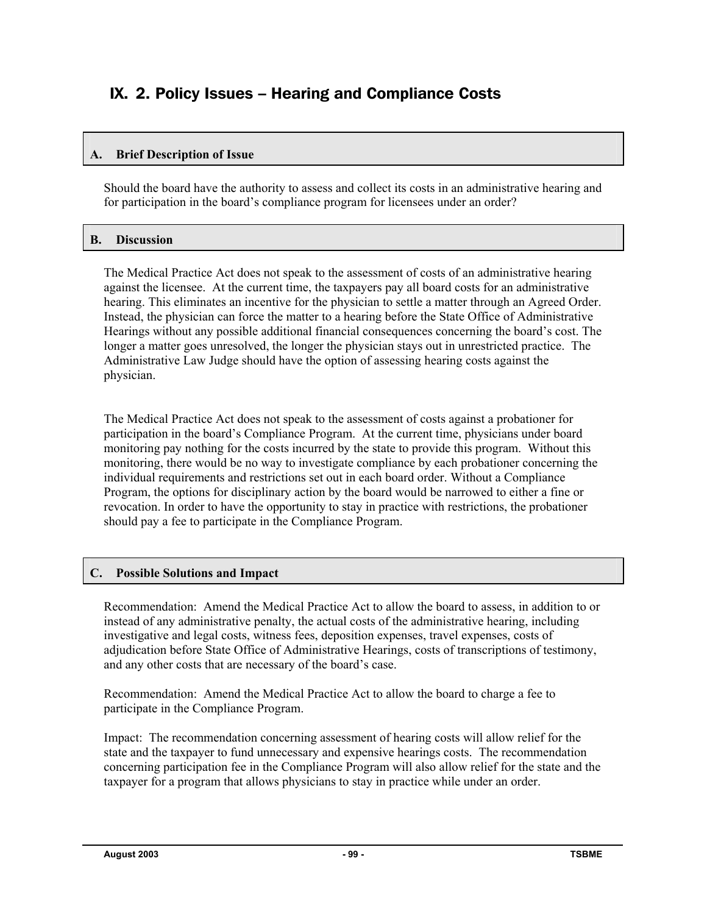# IX. 2. Policy Issues – Hearing and Compliance Costs

## A. Brief Description of Issue

Should the board have the authority to assess and collect its costs in an administrative hearing and for participation in the board's compliance program for licensees under an order?

## B. Discussion

The Medical Practice Act does not speak to the assessment of costs of an administrative hearing against the licensee. At the current time, the taxpayers pay all board costs for an administrative hearing. This eliminates an incentive for the physician to settle a matter through an Agreed Order. Instead, the physician can force the matter to a hearing before the State Office of Administrative Hearings without any possible additional financial consequences concerning the board's cost. The longer a matter goes unresolved, the longer the physician stays out in unrestricted practice. The Administrative Law Judge should have the option of assessing hearing costs against the physician.

The Medical Practice Act does not speak to the assessment of costs against a probationer for participation in the board's Compliance Program. At the current time, physicians under board monitoring pay nothing for the costs incurred by the state to provide this program. Without this monitoring, there would be no way to investigate compliance by each probationer concerning the individual requirements and restrictions set out in each board order. Without a Compliance Program, the options for disciplinary action by the board would be narrowed to either a fine or revocation. In order to have the opportunity to stay in practice with restrictions, the probationer should pay a fee to participate in the Compliance Program.

## C. Possible Solutions and Impact

Recommendation: Amend the Medical Practice Act to allow the board to assess, in addition to or instead of any administrative penalty, the actual costs of the administrative hearing, including investigative and legal costs, witness fees, deposition expenses, travel expenses, costs of adjudication before State Office of Administrative Hearings, costs of transcriptions of testimony, and any other costs that are necessary of the board's case.

Recommendation: Amend the Medical Practice Act to allow the board to charge a fee to participate in the Compliance Program.

Impact: The recommendation concerning assessment of hearing costs will allow relief for the state and the taxpayer to fund unnecessary and expensive hearings costs. The recommendation concerning participation fee in the Compliance Program will also allow relief for the state and the taxpayer for a program that allows physicians to stay in practice while under an order.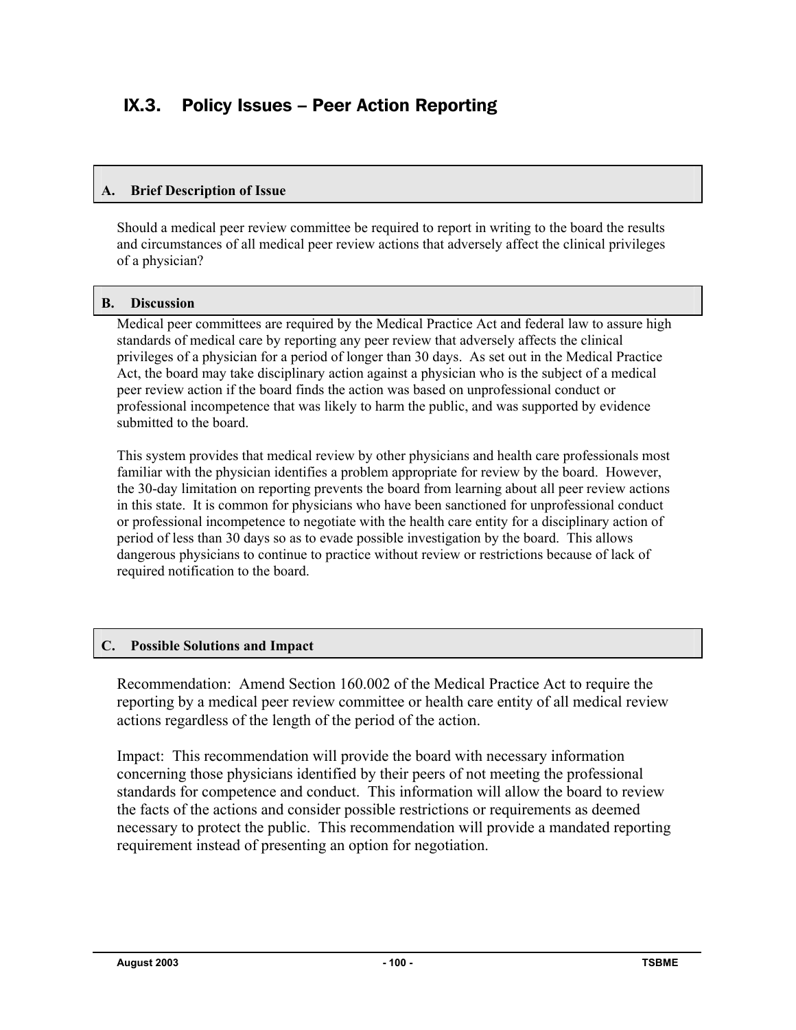## IX.3. Policy Issues – Peer Action Reporting

### A. Brief Description of Issue

Should a medical peer review committee be required to report in writing to the board the results and circumstances of all medical peer review actions that adversely affect the clinical privileges of a physician?

### B. Discussion

Medical peer committees are required by the Medical Practice Act and federal law to assure high standards of medical care by reporting any peer review that adversely affects the clinical privileges of a physician for a period of longer than 30 days. As set out in the Medical Practice Act, the board may take disciplinary action against a physician who is the subject of a medical peer review action if the board finds the action was based on unprofessional conduct or professional incompetence that was likely to harm the public, and was supported by evidence submitted to the board.

This system provides that medical review by other physicians and health care professionals most familiar with the physician identifies a problem appropriate for review by the board. However, the 30-day limitation on reporting prevents the board from learning about all peer review actions in this state. It is common for physicians who have been sanctioned for unprofessional conduct or professional incompetence to negotiate with the health care entity for a disciplinary action of period of less than 30 days so as to evade possible investigation by the board. This allows dangerous physicians to continue to practice without review or restrictions because of lack of required notification to the board.

### C. Possible Solutions and Impact

Recommendation: Amend Section 160.002 of the Medical Practice Act to require the reporting by a medical peer review committee or health care entity of all medical review actions regardless of the length of the period of the action.

Impact: This recommendation will provide the board with necessary information concerning those physicians identified by their peers of not meeting the professional standards for competence and conduct. This information will allow the board to review the facts of the actions and consider possible restrictions or requirements as deemed necessary to protect the public. This recommendation will provide a mandated reporting requirement instead of presenting an option for negotiation.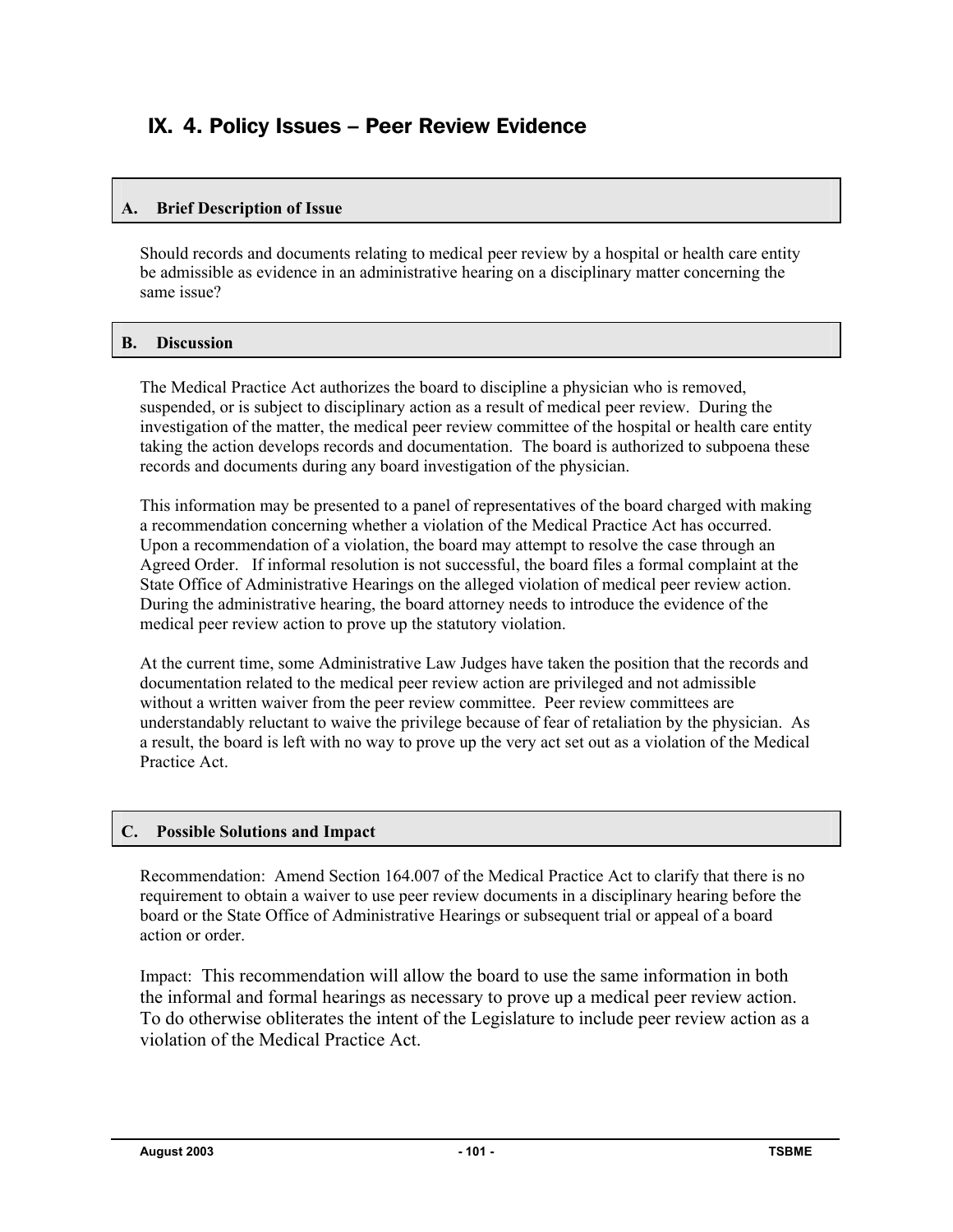# IX. 4. Policy Issues – Peer Review Evidence

### A. Brief Description of Issue

Should records and documents relating to medical peer review by a hospital or health care entity be admissible as evidence in an administrative hearing on a disciplinary matter concerning the same issue?

### B. Discussion

The Medical Practice Act authorizes the board to discipline a physician who is removed, suspended, or is subject to disciplinary action as a result of medical peer review. During the investigation of the matter, the medical peer review committee of the hospital or health care entity taking the action develops records and documentation. The board is authorized to subpoena these records and documents during any board investigation of the physician.

This information may be presented to a panel of representatives of the board charged with making a recommendation concerning whether a violation of the Medical Practice Act has occurred. Upon a recommendation of a violation, the board may attempt to resolve the case through an Agreed Order. If informal resolution is not successful, the board files a formal complaint at the State Office of Administrative Hearings on the alleged violation of medical peer review action. During the administrative hearing, the board attorney needs to introduce the evidence of the medical peer review action to prove up the statutory violation.

At the current time, some Administrative Law Judges have taken the position that the records and documentation related to the medical peer review action are privileged and not admissible without a written waiver from the peer review committee. Peer review committees are understandably reluctant to waive the privilege because of fear of retaliation by the physician. As a result, the board is left with no way to prove up the very act set out as a violation of the Medical Practice Act.

### C. Possible Solutions and Impact

Recommendation: Amend Section 164.007 of the Medical Practice Act to clarify that there is no requirement to obtain a waiver to use peer review documents in a disciplinary hearing before the board or the State Office of Administrative Hearings or subsequent trial or appeal of a board action or order.

Impact: This recommendation will allow the board to use the same information in both the informal and formal hearings as necessary to prove up a medical peer review action. To do otherwise obliterates the intent of the Legislature to include peer review action as a violation of the Medical Practice Act.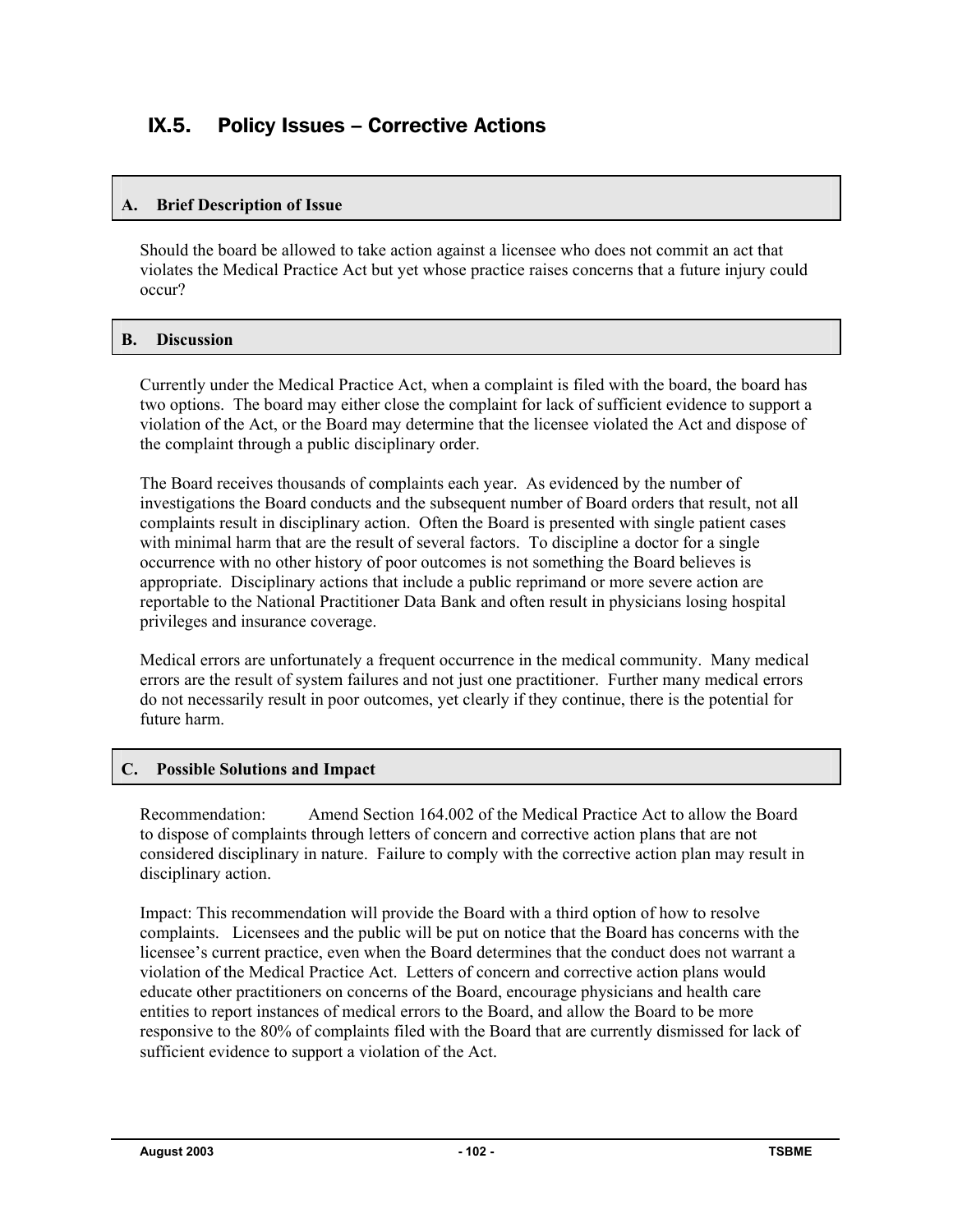# IX.5. Policy Issues – Corrective Actions

## A. Brief Description of Issue

Should the board be allowed to take action against a licensee who does not commit an act that violates the Medical Practice Act but yet whose practice raises concerns that a future injury could occur?

## B. Discussion

Currently under the Medical Practice Act, when a complaint is filed with the board, the board has two options. The board may either close the complaint for lack of sufficient evidence to support a violation of the Act, or the Board may determine that the licensee violated the Act and dispose of the complaint through a public disciplinary order.

The Board receives thousands of complaints each year. As evidenced by the number of investigations the Board conducts and the subsequent number of Board orders that result, not all complaints result in disciplinary action. Often the Board is presented with single patient cases with minimal harm that are the result of several factors. To discipline a doctor for a single occurrence with no other history of poor outcomes is not something the Board believes is appropriate. Disciplinary actions that include a public reprimand or more severe action are reportable to the National Practitioner Data Bank and often result in physicians losing hospital privileges and insurance coverage.

Medical errors are unfortunately a frequent occurrence in the medical community. Many medical errors are the result of system failures and not just one practitioner. Further many medical errors do not necessarily result in poor outcomes, yet clearly if they continue, there is the potential for future harm.

## C. Possible Solutions and Impact

Recommendation: Amend Section 164.002 of the Medical Practice Act to allow the Board to dispose of complaints through letters of concern and corrective action plans that are not considered disciplinary in nature. Failure to comply with the corrective action plan may result in disciplinary action.

Impact: This recommendation will provide the Board with a third option of how to resolve complaints. Licensees and the public will be put on notice that the Board has concerns with the licensee's current practice, even when the Board determines that the conduct does not warrant a violation of the Medical Practice Act. Letters of concern and corrective action plans would educate other practitioners on concerns of the Board, encourage physicians and health care entities to report instances of medical errors to the Board, and allow the Board to be more responsive to the 80% of complaints filed with the Board that are currently dismissed for lack of sufficient evidence to support a violation of the Act.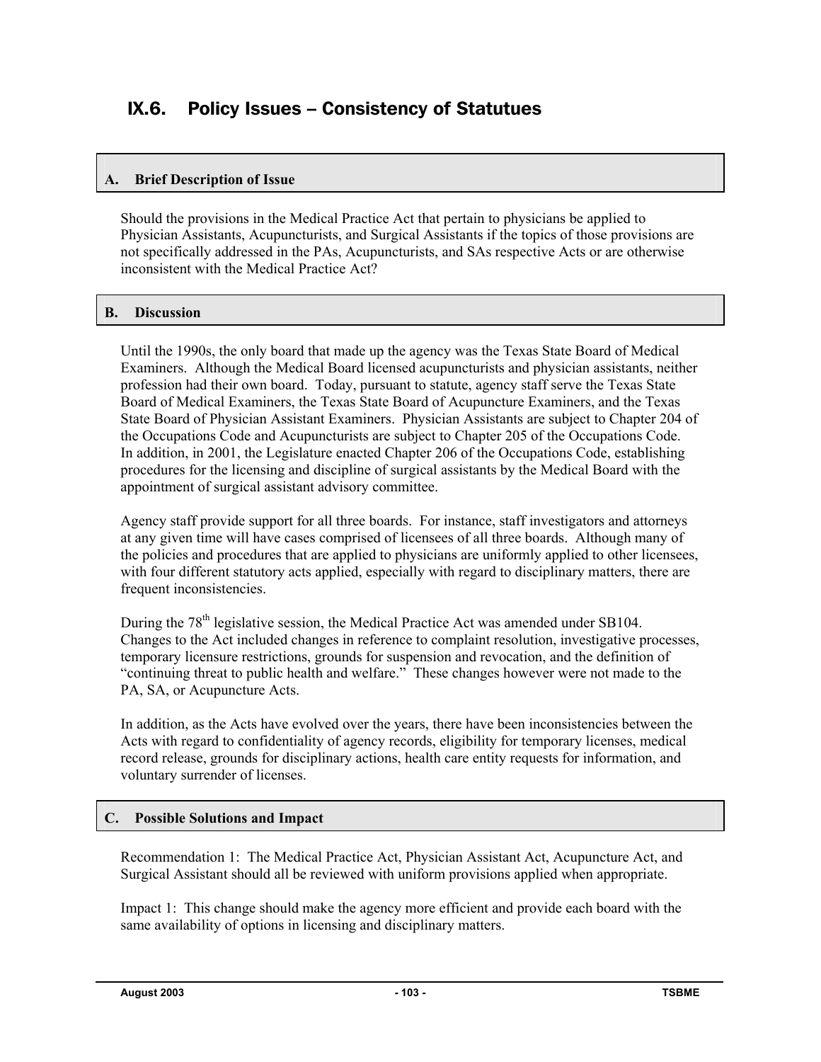# IX.6. Policy Issues – Consistency of Statutes

## A. Brief Description of Issue

Should the provisions in the Medical Practice Act that pertain to physicians be applied to Physician Assistants, Acupuncturists, and Surgical Assistants if the topics of those provisions are not specifically addressed in the PAs, Acupuncturists, and SAs respective Acts or are otherwise inconsistent with the Medical Practice Act?

## B. Discussion

Until the 1990s, the only board that made up the agency was the Texas State Board of Medical Examiners. Although the Medical Board licensed acupuncturists and physician assistants, neither profession had their own board. Today, pursuant to statute, agency staff serve the Texas State Board of Medical Examiners, the Texas State Board of Acupuncture Examiners, and the Texas State Board of Physician Assistant Examiners. Physician Assistants are subject to Chapter 204 of the Occupations Code and Acupuncturists are subject to Chapter 205 of the Occupations Code. In addition, in 2001, the Legislature enacted Chapter 206 of the Occupations Code, establishing procedures for the licensing and discipline of surgical assistants by the Medical Board with the appointment of surgical assistant advisory committee.

Agency staff provide support for all three boards. For instance, staff investigators and attorneys at any given time will have cases comprised of licensees of all three boards. Although many of the policies and procedures that are applied to physicians are uniformly applied to other licensees, with four different statutory acts applied, especially with regard to disciplinary matters, there are frequent inconsistencies.

During the 78th legislative session, the Medical Practice Act was amended under SB104. Changes to the Act included changes in reference to complaint resolution, investigative processes, temporary licensure restrictions, grounds for suspension and revocation, and the definition of "continuing threat to public health and welfare." These changes however were not made to the PA, SA, or Acupuncture Acts.

In addition, as the Acts have evolved over the years, there have been inconsistencies between the Acts with regard to confidentiality of agency records, eligibility for temporary licenses, medical record release, grounds for disciplinary actions, health care entity requests for information, and voluntary surrender of licenses.

## C. Possible Solutions and Impact

Recommendation 1: The Medical Practice Act, Physician Assistant Act, Acupuncture Act, and Surgical Assistant should all be reviewed with uniform provisions applied when appropriate.

Impact 1: This change should make the agency more efficient and provide each board with the same availability of options in licensing and disciplinary matters.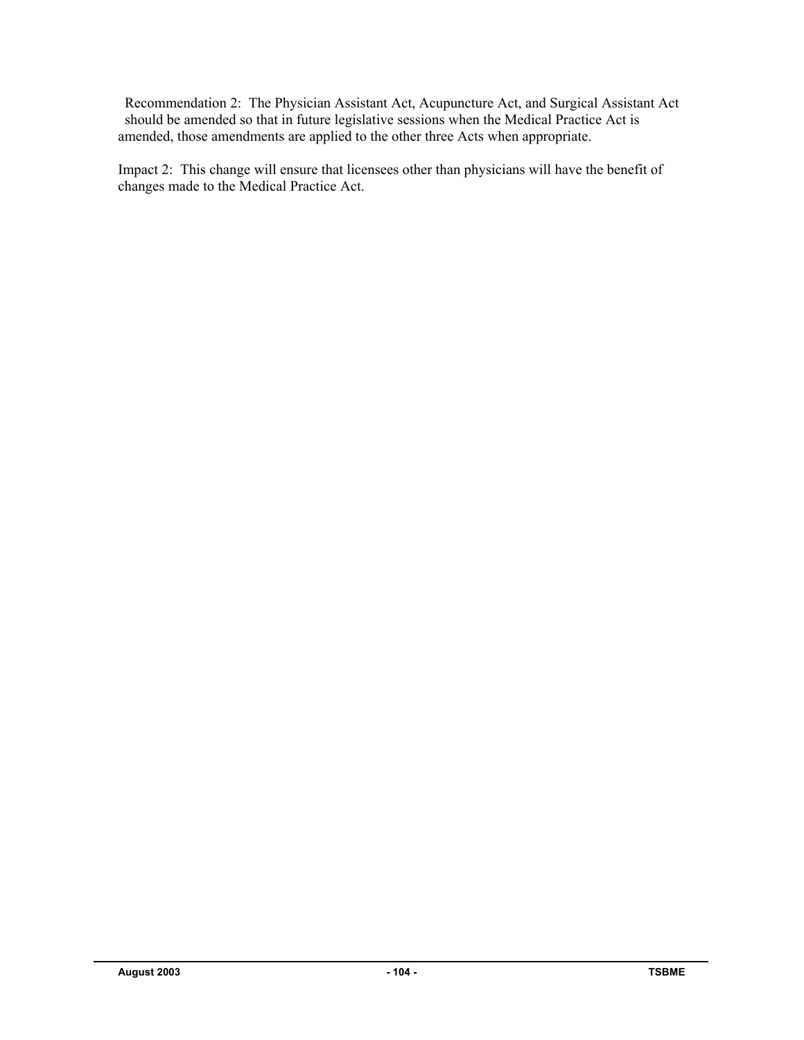Recommendation 2: The Physician Assistant Act, Acupuncture Act, and Surgical Assistant Act should be amended so that in future legislative sessions when the Medical Practice Act is amended, those amendments are applied to the other three Acts when appropriate.

Impact 2: This change will ensure that licensees other than physicians will have the benefit of changes made to the Medical Practice Act.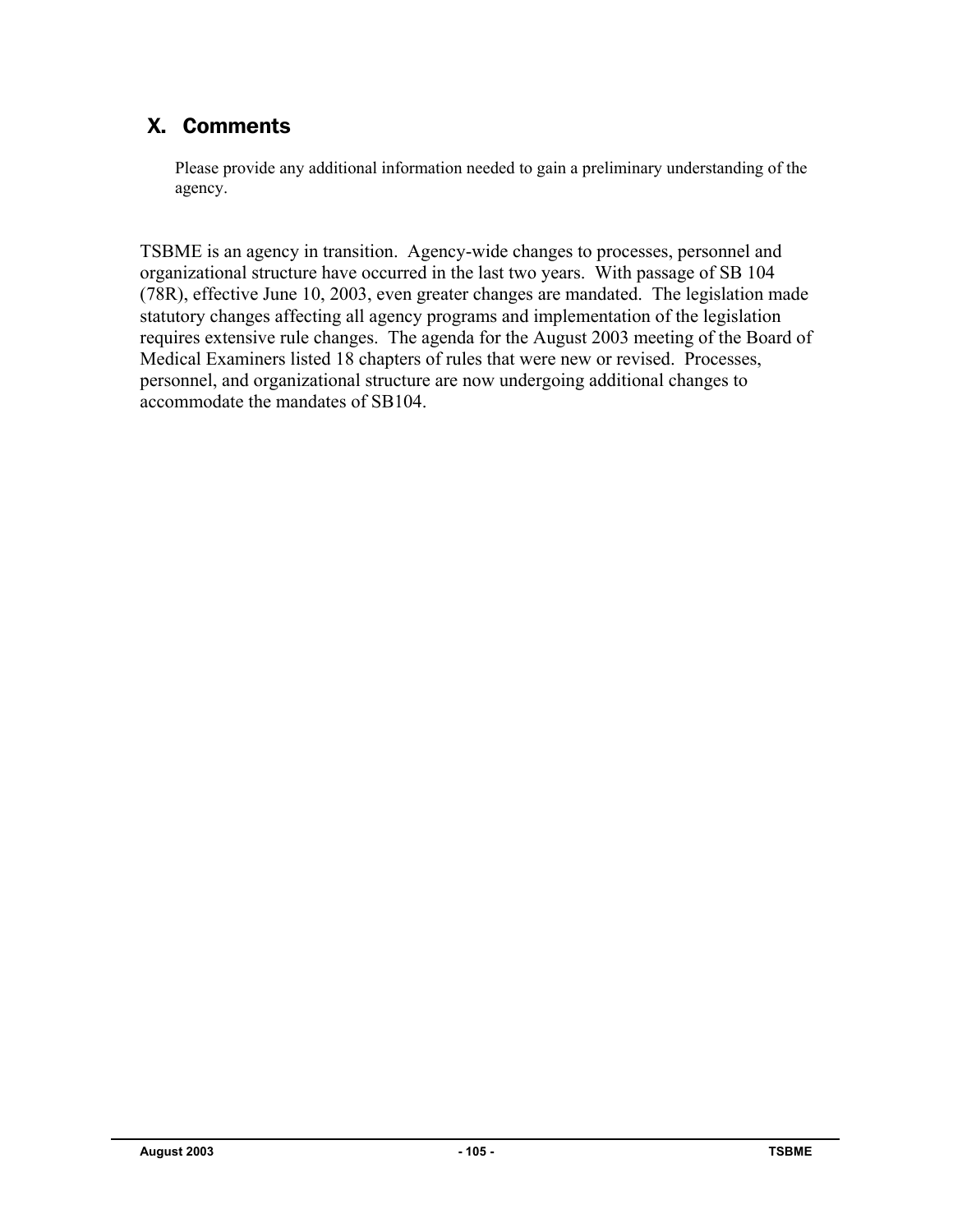## X. Comments

Please provide any additional information needed to gain a preliminary understanding of the agency.

TSBME is an agency in transition. Agency-wide changes to processes, personnel and organizational structure have occurred in the last two years. With passage of SB 104 (78R), effective June 10, 2003, even greater changes are mandated. The legislation made statutory changes affecting all agency programs and implementation of the legislation requires extensive rule changes. The agenda for the August 2003 meeting of the Board of Medical Examiners listed 18 chapters of rules that were new or revised. Processes, personnel, and organizational structure are now undergoing additional changes to accommodate the mandates of SB104.